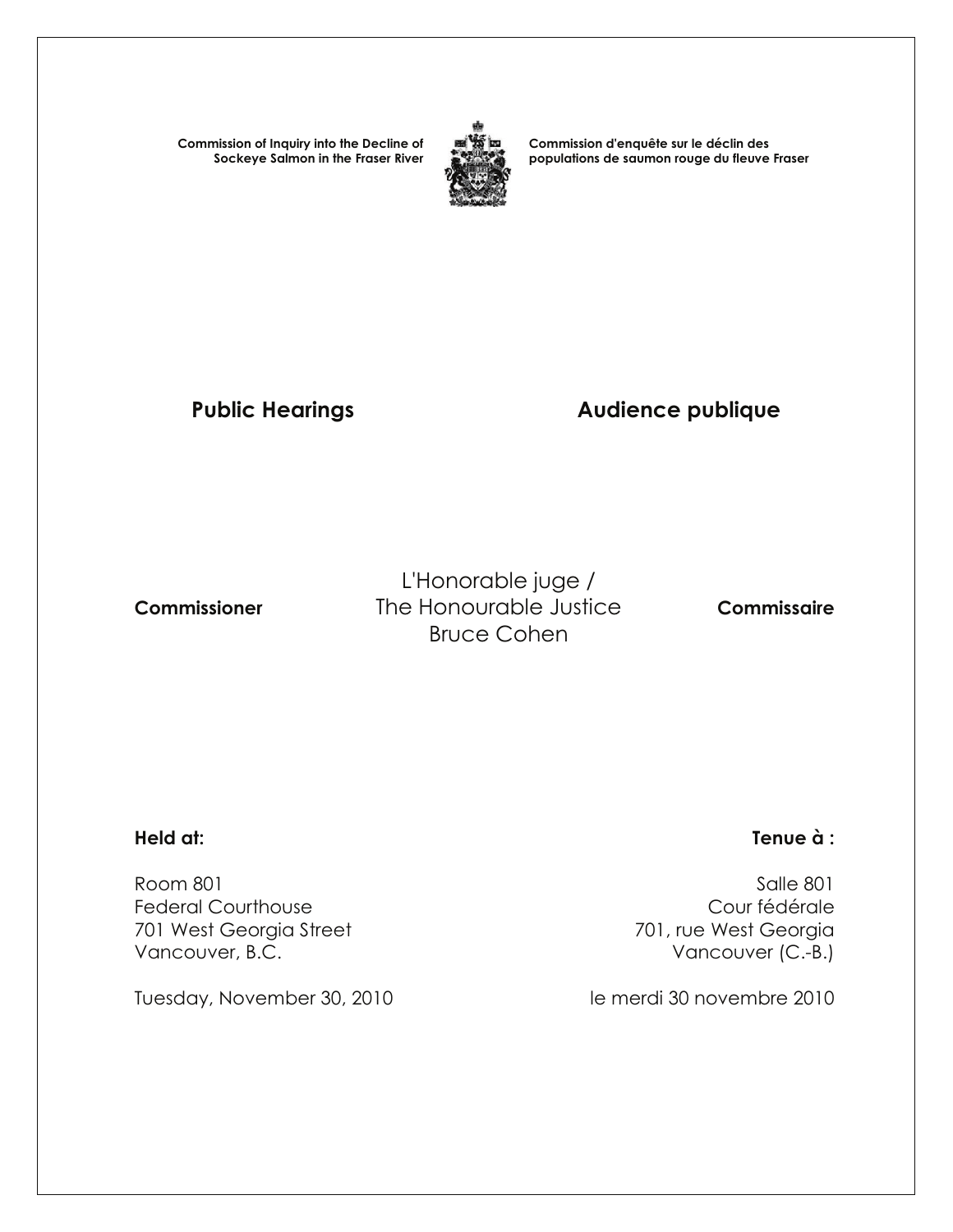**Commission of Inquiry into the Decline of Sockeye Salmon in the Fraser River**

**Commission d'enquête sur le déclin des populations de saumon rouge du fleuve Fraser**

## Public Hearings

## Audience publique

**Commissioner**

L'Honorable juge /
The Honourable Justice
Bruce Cohen

**Commissaire**

**Held at:**

Room 801
Federal Courthouse
701 West Georgia Street
Vancouver, B.C.

Tuesday, November 30, 2010

**Tenue à :**

Salle 801
Cour fédérale
701, rue West Georgia
Vancouver (C.-B.)

le mardi 30 novembre 2010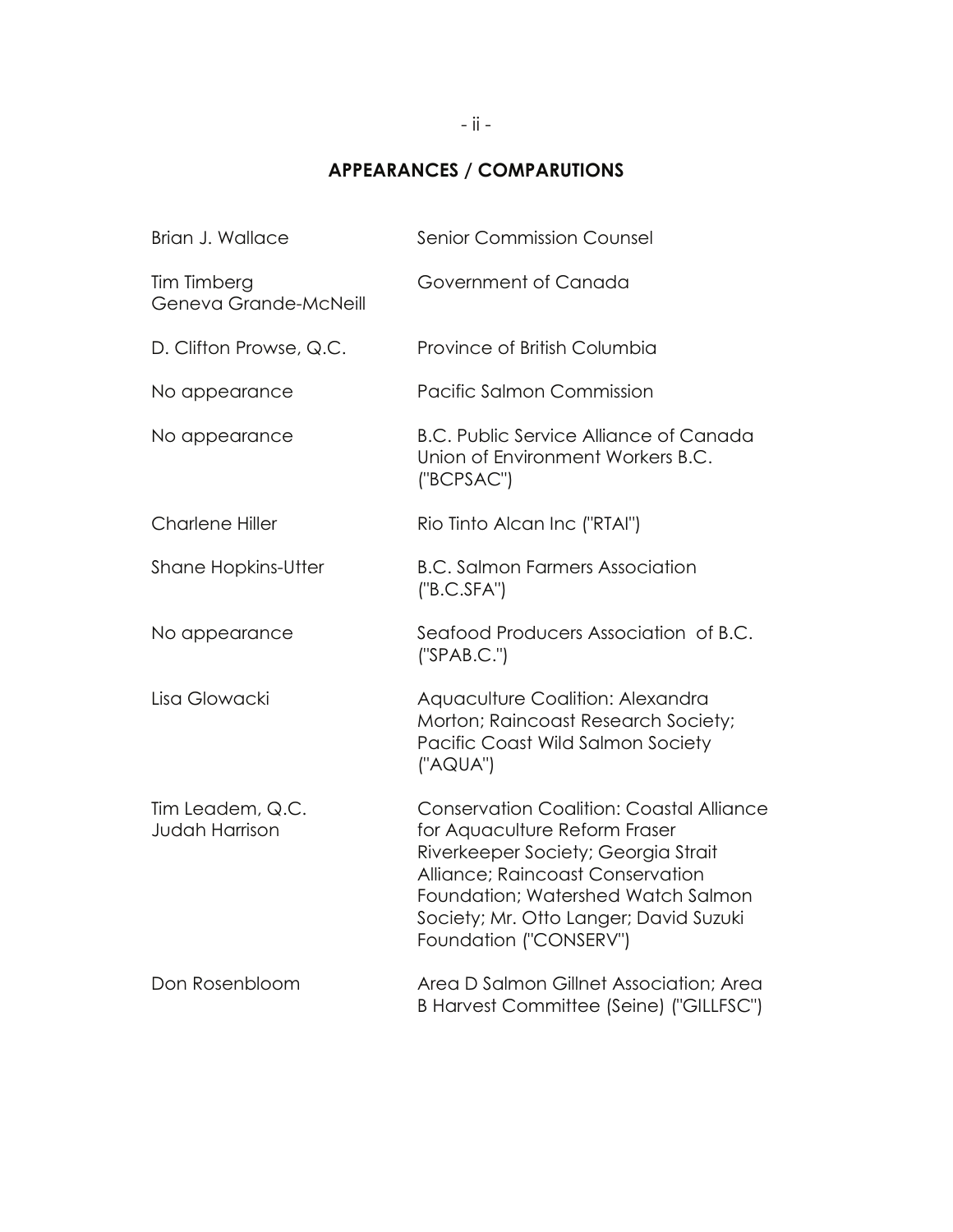## APPEARANCES / COMPARUTIONS

| | |
|---|---|
| Brian J. Wallace | Senior Commission Counsel |
| Tim Timberg<br>Geneva Grande-McNeill | Government of Canada |
| D. Clifton Prowse, Q.C. | Province of British Columbia |
| No appearance | Pacific Salmon Commission |
| No appearance | B.C. Public Service Alliance of Canada Union of Environment Workers B.C. ("BCPSAC") |
| Charlene Hiller | Rio Tinto Alcan Inc ("RTAI") |
| Shane Hopkins-Utter | B.C. Salmon Farmers Association ("B.C.SFA") |
| No appearance | Seafood Producers Association of B.C. ("SPAB.C.") |
| Lisa Glowacki | Aquaculture Coalition: Alexandra Morton; Raincoast Research Society; Pacific Coast Wild Salmon Society ("AQUA") |
| Tim Leadem, Q.C.<br>Judah Harrison | Conservation Coalition: Coastal Alliance for Aquaculture Reform Fraser Riverkeeper Society; Georgia Strait Alliance; Raincoast Conservation Foundation; Watershed Watch Salmon Society; Mr. Otto Langer; David Suzuki Foundation ("CONSERV") |
| Don Rosenbloom | Area D Salmon Gillnet Association; Area B Harvest Committee (Seine) ("GILLFSC") |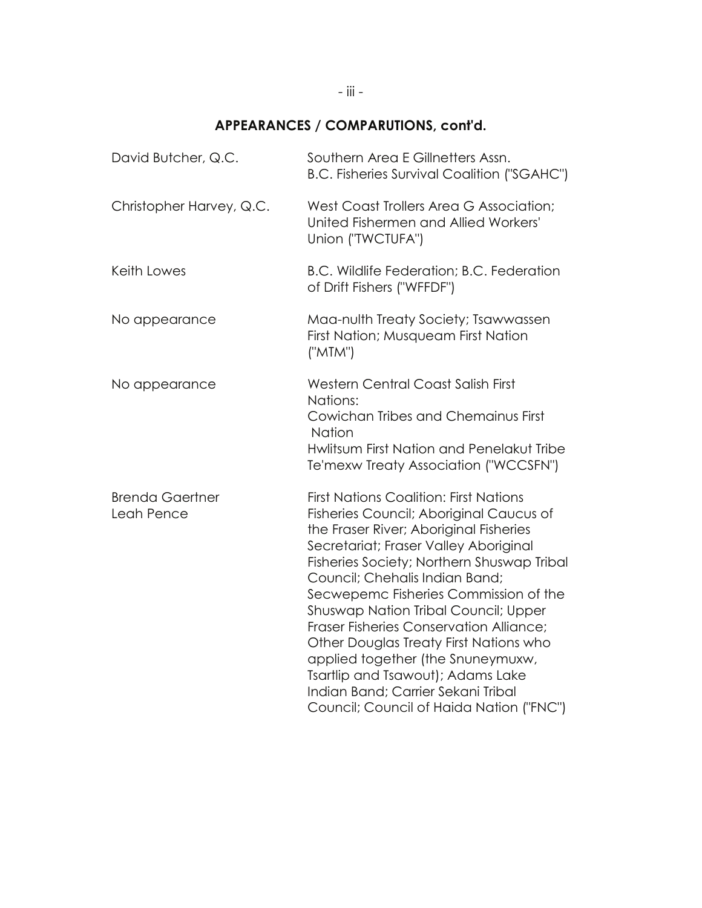## APPEARANCES / COMPARUTIONS, cont'd.

| | |
|---|---|
| David Butcher, Q.C. | Southern Area E Gillnetters Assn. B.C. Fisheries Survival Coalition ("SGAHC") |
| Christopher Harvey, Q.C. | West Coast Trollers Area G Association; United Fishermen and Allied Workers' Union ("TWCTUFA") |
| Keith Lowes | B.C. Wildlife Federation; B.C. Federation of Drift Fishers ("WFFDF") |
| No appearance | Maa-nulth Treaty Society; Tsawwassen First Nation; Musqueam First Nation ("MTM") |
| No appearance | Western Central Coast Salish First Nations: Cowichan Tribes and Chemainus First Nation Hwlitsum First Nation and Penelakut Tribe Te'mexw Treaty Association ("WCCSFN") |
| Brenda Gaertner Leah Pence | First Nations Coalition: First Nations Fisheries Council; Aboriginal Caucus of the Fraser River; Aboriginal Fisheries Secretariat; Fraser Valley Aboriginal Fisheries Society; Northern Shuswap Tribal Council; Chehalis Indian Band; Secwepemc Fisheries Commission of the Shuswap Nation Tribal Council; Upper Fraser Fisheries Conservation Alliance; Other Douglas Treaty First Nations who applied together (the Snuneymuxw, Tsartlip and Tsawout); Adams Lake Indian Band; Carrier Sekani Tribal Council; Council of Haida Nation ("FNC") |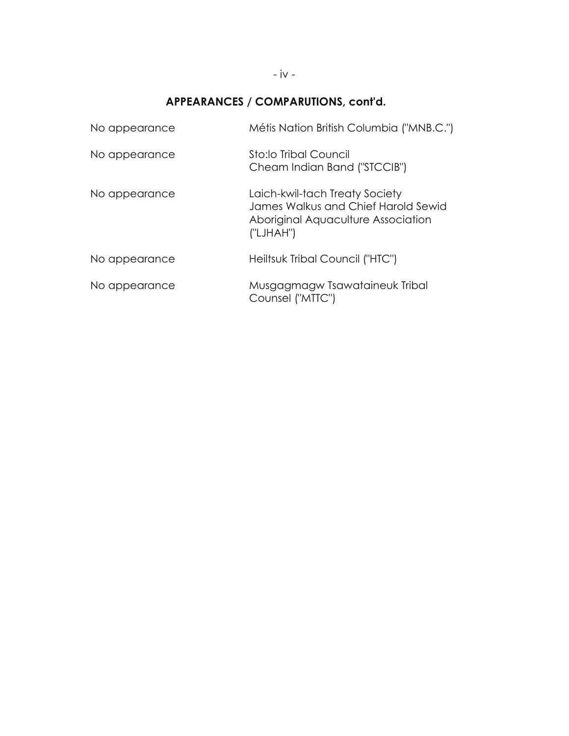## APPEARANCES / COMPARUTIONS, cont'd.

| | |
|---|---|
| No appearance | Métis Nation British Columbia ("MNB.C.") |
| No appearance | Sto:lo Tribal Council<br>Cheam Indian Band ("STCCIB") |
| No appearance | Laich-kwil-tach Treaty Society<br>James Walkus and Chief Harold Sewid<br>Aboriginal Aquaculture Association<br>("LJHAH") |
| No appearance | Heiltsuk Tribal Council ("HTC") |
| No appearance | Musgagmagw Tsawataineuk Tribal<br>Counsel ("MTTC") |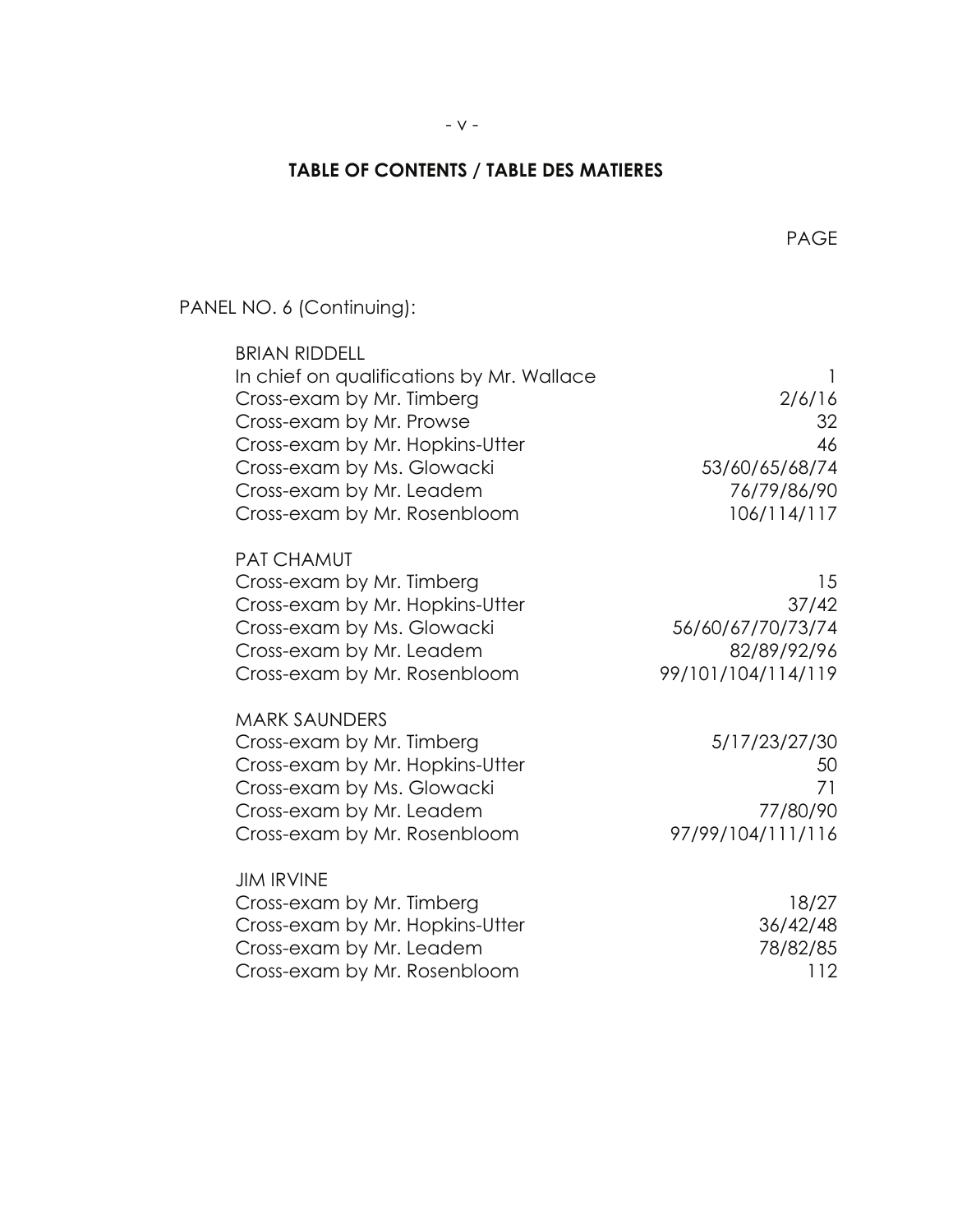# TABLE OF CONTENTS / TABLE DES MATIERES

| | PAGE |
|---|---|
| PANEL NO. 6 (Continuing): | |
| BRIAN RIDDELL | |
| In chief on qualifications by Mr. Wallace | 1 |
| Cross-exam by Mr. Timberg | 2/6/16 |
| Cross-exam by Mr. Prowse | 32 |
| Cross-exam by Mr. Hopkins-Utter | 46 |
| Cross-exam by Ms. Glowacki | 53/60/65/68/74 |
| Cross-exam by Mr. Leadem | 76/79/86/90 |
| Cross-exam by Mr. Rosenbloom | 106/114/117 |
| PAT CHAMUT | |
| Cross-exam by Mr. Timberg | 15 |
| Cross-exam by Mr. Hopkins-Utter | 37/42 |
| Cross-exam by Ms. Glowacki | 56/60/67/70/73/74 |
| Cross-exam by Mr. Leadem | 82/89/92/96 |
| Cross-exam by Mr. Rosenbloom | 99/101/104/114/119 |
| MARK SAUNDERS | |
| Cross-exam by Mr. Timberg | 5/17/23/27/30 |
| Cross-exam by Mr. Hopkins-Utter | 50 |
| Cross-exam by Ms. Glowacki | 71 |
| Cross-exam by Mr. Leadem | 77/80/90 |
| Cross-exam by Mr. Rosenbloom | 97/99/104/111/116 |
| JIM IRVINE | |
| Cross-exam by Mr. Timberg | 18/27 |
| Cross-exam by Mr. Hopkins-Utter | 36/42/48 |
| Cross-exam by Mr. Leadem | 78/82/85 |
| Cross-exam by Mr. Rosenbloom | 112 |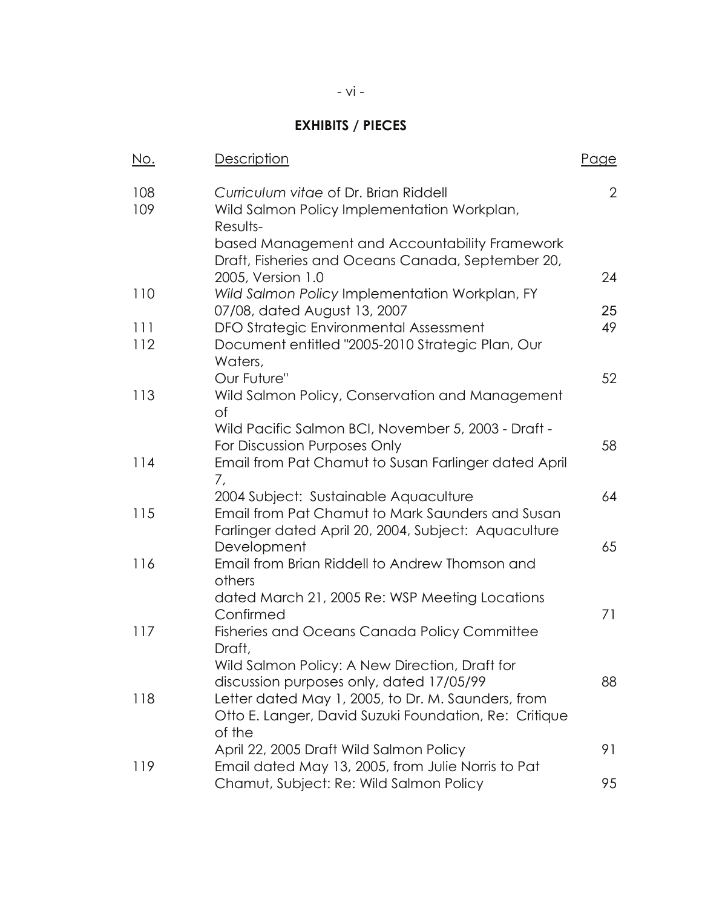## EXHIBITS / PIECES

| No. | Description | Page |
|---|---|---|
| 108 | *Curriculum vitae* of Dr. Brian Riddell | 2 |
| 109 | Wild Salmon Policy Implementation Workplan, Results-based Management and Accountability Framework Draft, Fisheries and Oceans Canada, September 20, 2005, Version 1.0 | 24 |
| 110 | *Wild Salmon Policy* Implementation Workplan, FY 07/08, dated August 13, 2007 | 25 |
| 111 | DFO Strategic Environmental Assessment | 49 |
| 112 | Document entitled "2005-2010 Strategic Plan, Our Waters, Our Future" | 52 |
| 113 | Wild Salmon Policy, Conservation and Management of Wild Pacific Salmon BCI, November 5, 2003 - Draft - For Discussion Purposes Only | 58 |
| 114 | Email from Pat Chamut to Susan Farlinger dated April 7, 2004 Subject: Sustainable Aquaculture | 64 |
| 115 | Email from Pat Chamut to Mark Saunders and Susan Farlinger dated April 20, 2004, Subject: Aquaculture Development | 65 |
| 116 | Email from Brian Riddell to Andrew Thomson and others dated March 21, 2005 Re: WSP Meeting Locations Confirmed | 71 |
| 117 | Fisheries and Oceans Canada Policy Committee Draft, Wild Salmon Policy: A New Direction, Draft for discussion purposes only, dated 17/05/99 | 88 |
| 118 | Letter dated May 1, 2005, to Dr. M. Saunders, from Otto E. Langer, David Suzuki Foundation, Re: Critique of the April 22, 2005 Draft Wild Salmon Policy | 91 |
| 119 | Email dated May 13, 2005, from Julie Norris to Pat Chamut, Subject: Re: Wild Salmon Policy | 95 |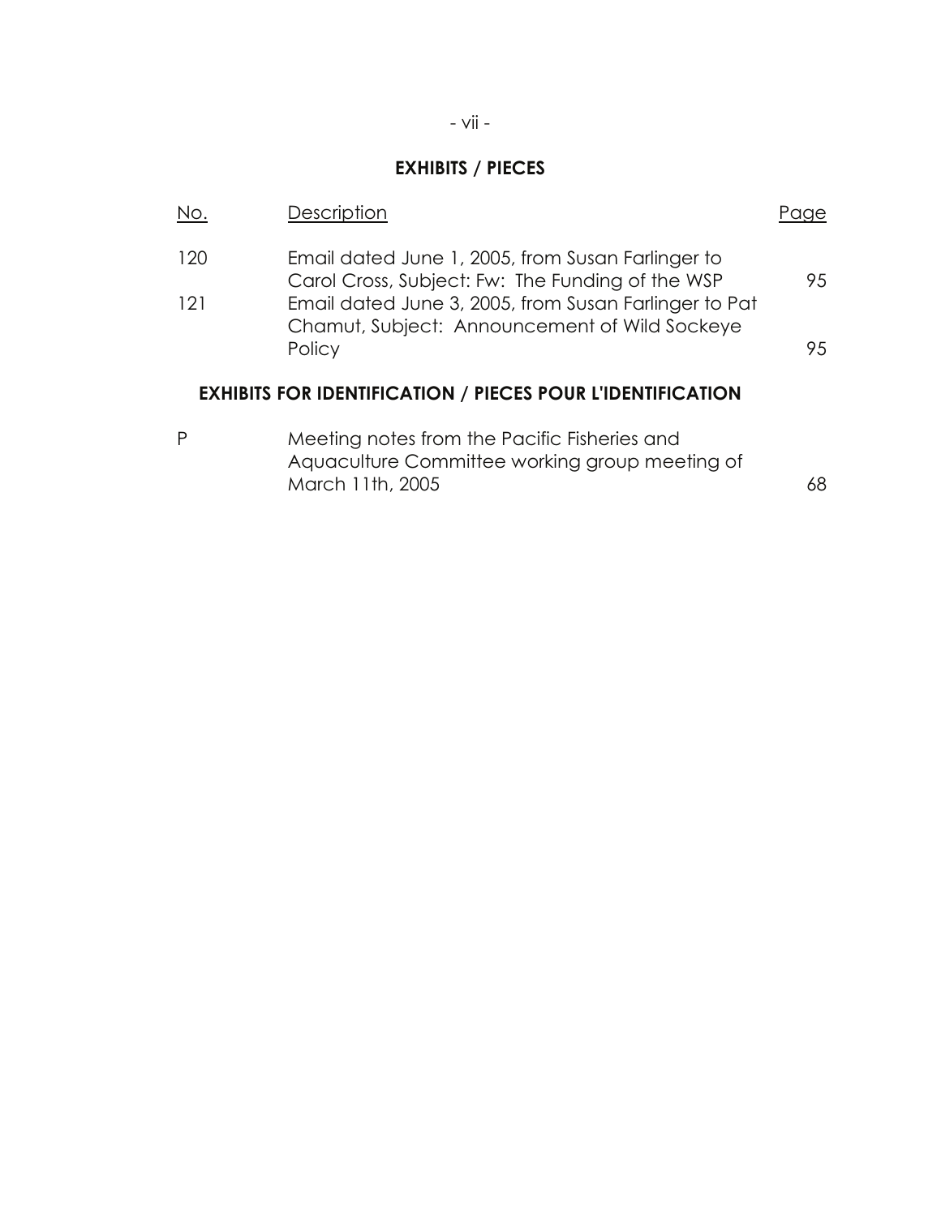## EXHIBITS / PIECES

| No. | Description | Page |
|---|---|---|
| 120 | Email dated June 1, 2005, from Susan Farlinger to Carol Cross, Subject: Fw: The Funding of the WSP | 95 |
| 121 | Email dated June 3, 2005, from Susan Farlinger to Pat Chamut, Subject: Announcement of Wild Sockeye Policy | 95 |

## EXHIBITS FOR IDENTIFICATION / PIECES POUR L'IDENTIFICATION

| | | |
|---|---|---|
| P | Meeting notes from the Pacific Fisheries and Aquaculture Committee working group meeting of March 11th, 2005 | 68 |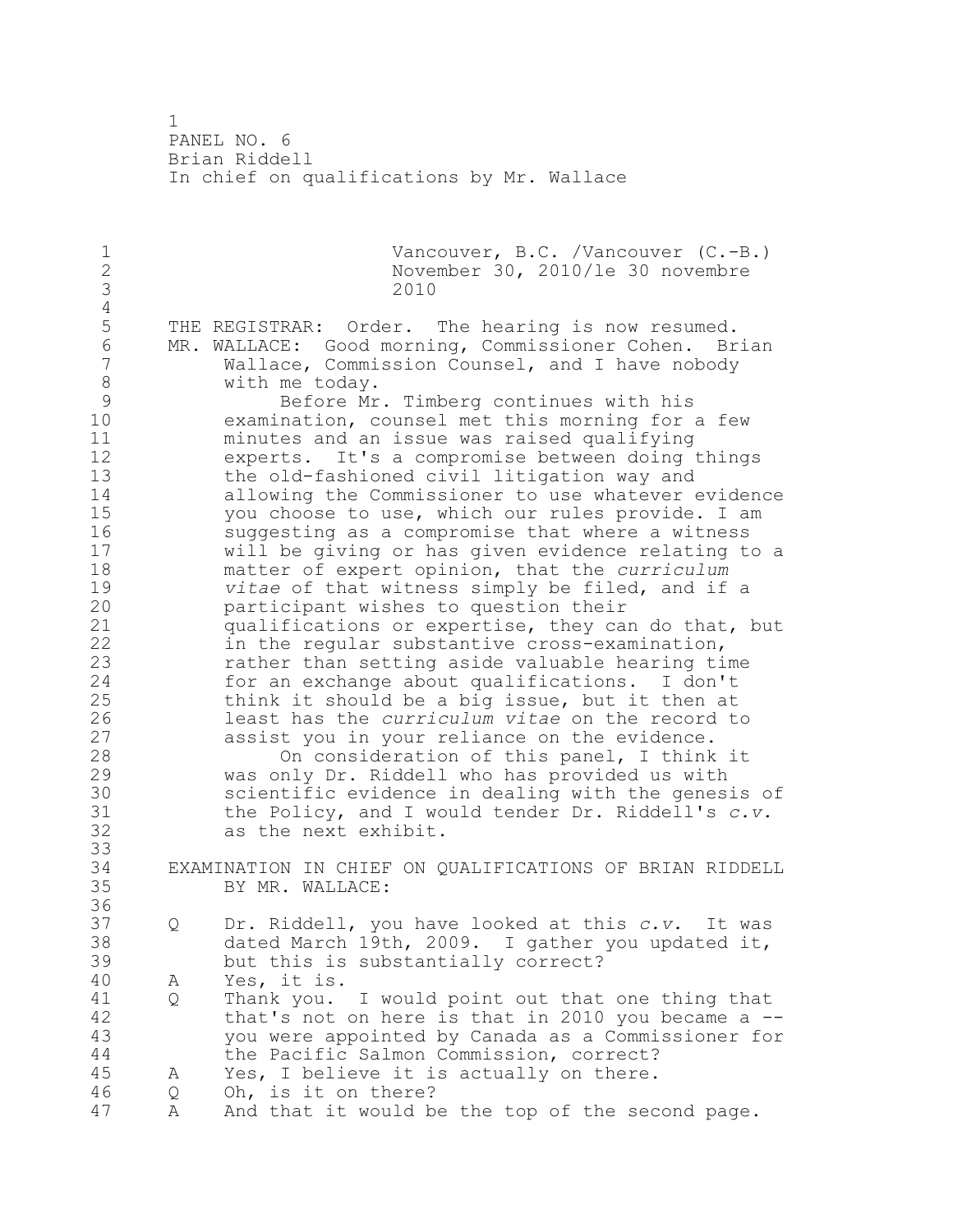PANEL NO. 6
Brian Riddell
In chief on qualifications by Mr. Wallace

Vancouver, B.C. /Vancouver (C.-B.)
November 30, 2010/le 30 novembre 2010

THE REGISTRAR: Order. The hearing is now resumed.

MR. WALLACE: Good morning, Commissioner Cohen. Brian Wallace, Commission Counsel, and I have nobody with me today.

Before Mr. Timberg continues with his examination, counsel met this morning for a few minutes and an issue was raised qualifying experts. It's a compromise between doing things the old-fashioned civil litigation way and allowing the Commissioner to use whatever evidence you choose to use, which our rules provide. I am suggesting as a compromise that where a witness will be giving or has given evidence relating to a matter of expert opinion, that the *curriculum vitae* of that witness simply be filed, and if a participant wishes to question their qualifications or expertise, they can do that, but in the regular substantive cross-examination, rather than setting aside valuable hearing time for an exchange about qualifications. I don't think it should be a big issue, but it then at least has the *curriculum vitae* on the record to assist you in your reliance on the evidence.

On consideration of this panel, I think it was only Dr. Riddell who has provided us with scientific evidence in dealing with the genesis of the Policy, and I would tender Dr. Riddell's *c.v.* as the next exhibit.

EXAMINATION IN CHIEF ON QUALIFICATIONS OF BRIAN RIDDELL BY MR. WALLACE:

Q Dr. Riddell, you have looked at this *c.v.* It was dated March 19th, 2009. I gather you updated it, but this is substantially correct?

A Yes, it is.

Q Thank you. I would point out that one thing that that's not on here is that in 2010 you became a -- you were appointed by Canada as a Commissioner for the Pacific Salmon Commission, correct?

A Yes, I believe it is actually on there.

Q Oh, is it on there?

A And that it would be the top of the second page.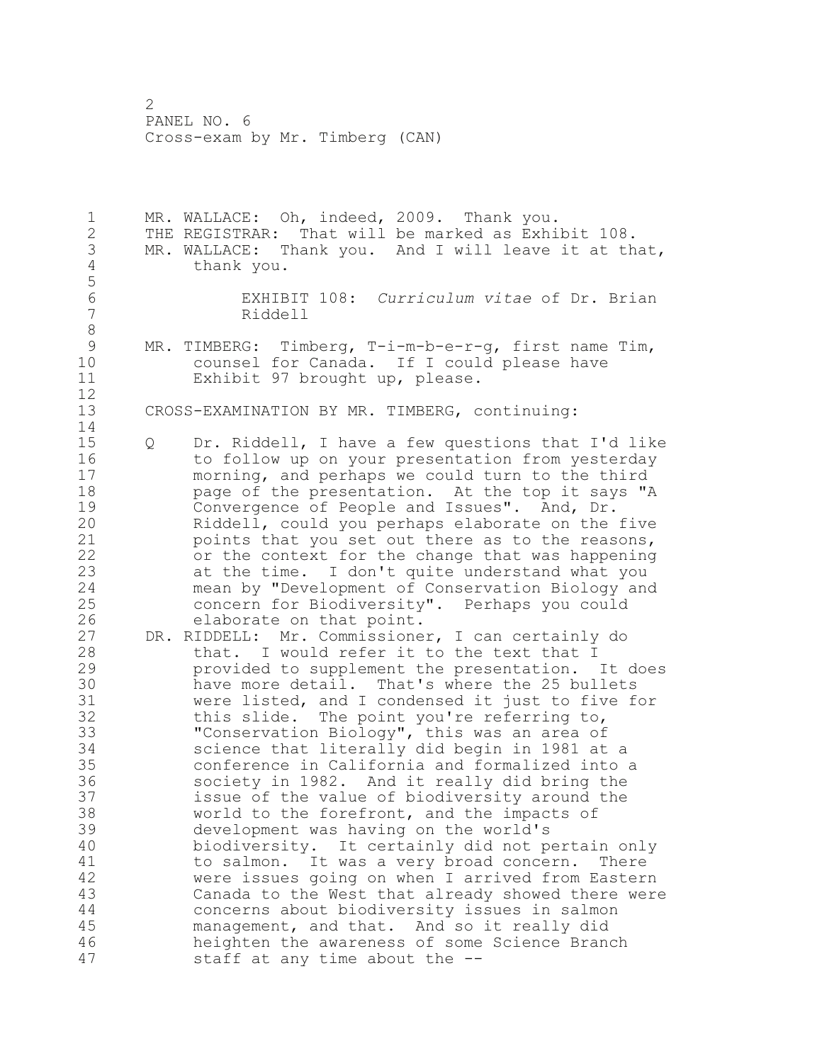MR. WALLACE: Oh, indeed, 2009. Thank you.

THE REGISTRAR: That will be marked as Exhibit 108.

MR. WALLACE: Thank you. And I will leave it at that, thank you.

> EXHIBIT 108: *Curriculum vitae* of Dr. Brian Riddell

MR. TIMBERG: Timberg, T-i-m-b-e-r-g, first name Tim, counsel for Canada. If I could please have Exhibit 97 brought up, please.

CROSS-EXAMINATION BY MR. TIMBERG, continuing:

Q Dr. Riddell, I have a few questions that I'd like to follow up on your presentation from yesterday morning, and perhaps we could turn to the third page of the presentation. At the top it says "A Convergence of People and Issues". And, Dr. Riddell, could you perhaps elaborate on the five points that you set out there as to the reasons, or the context for the change that was happening at the time. I don't quite understand what you mean by "Development of Conservation Biology and concern for Biodiversity". Perhaps you could elaborate on that point.

DR. RIDDELL: Mr. Commissioner, I can certainly do that. I would refer it to the text that I provided to supplement the presentation. It does have more detail. That's where the 25 bullets were listed, and I condensed it just to five for this slide. The point you're referring to, "Conservation Biology", this was an area of science that literally did begin in 1981 at a conference in California and formalized into a society in 1982. And it really did bring the issue of the value of biodiversity around the world to the forefront, and the impacts of development was having on the world's biodiversity. It certainly did not pertain only to salmon. It was a very broad concern. There were issues going on when I arrived from Eastern Canada to the West that already showed there were concerns about biodiversity issues in salmon management, and that. And so it really did heighten the awareness of some Science Branch staff at any time about the --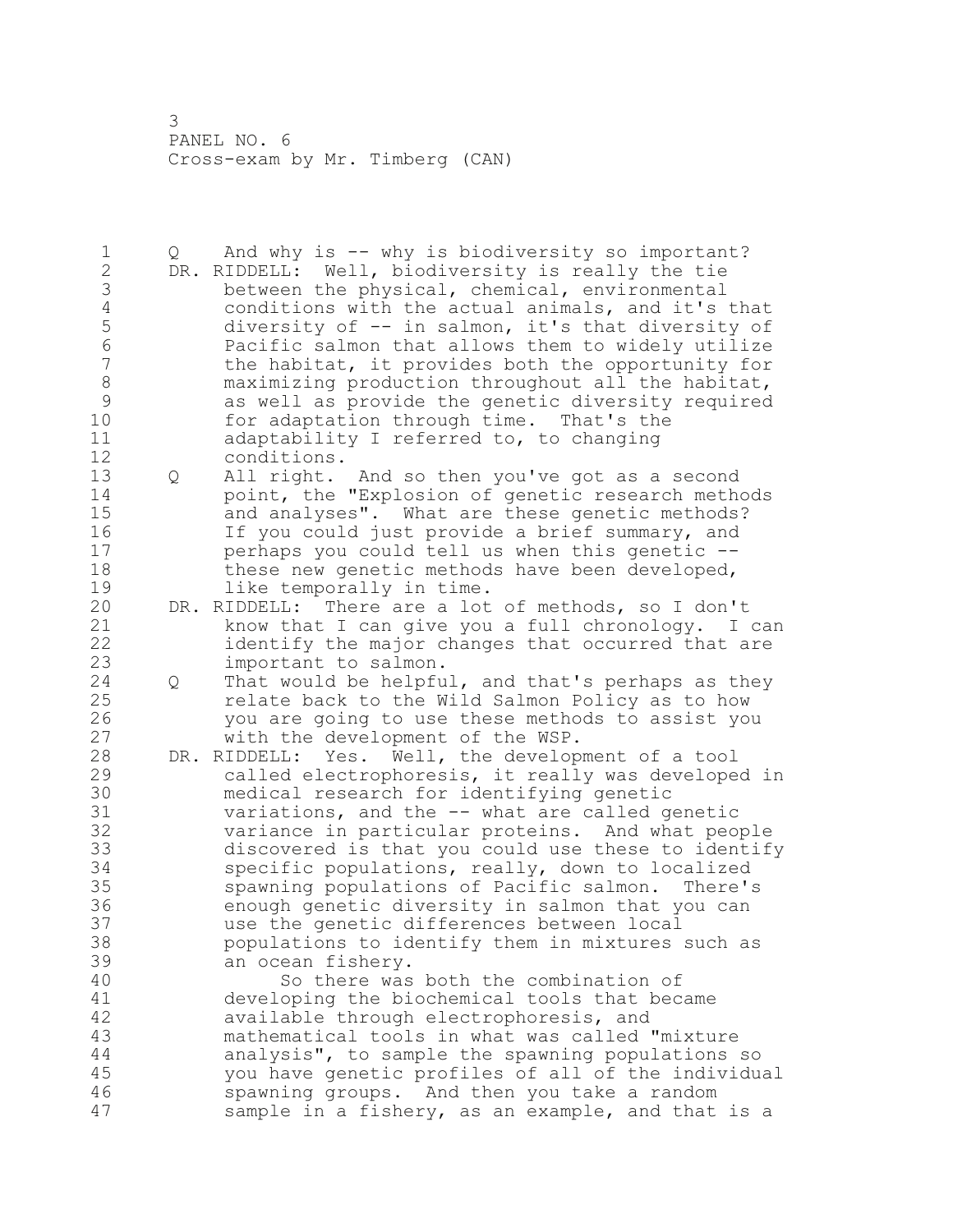Q And why is -- why is biodiversity so important?

DR. RIDDELL: Well, biodiversity is really the tie between the physical, chemical, environmental conditions with the actual animals, and it's that diversity of -- in salmon, it's that diversity of Pacific salmon that allows them to widely utilize the habitat, it provides both the opportunity for maximizing production throughout all the habitat, as well as provide the genetic diversity required for adaptation through time. That's the adaptability I referred to, to changing conditions.

Q All right. And so then you've got as a second point, the "Explosion of genetic research methods and analyses". What are these genetic methods? If you could just provide a brief summary, and perhaps you could tell us when this genetic -- these new genetic methods have been developed, like temporally in time.

DR. RIDDELL: There are a lot of methods, so I don't know that I can give you a full chronology. I can identify the major changes that occurred that are important to salmon.

Q That would be helpful, and that's perhaps as they relate back to the Wild Salmon Policy as to how you are going to use these methods to assist you with the development of the WSP.

DR. RIDDELL: Yes. Well, the development of a tool called electrophoresis, it really was developed in medical research for identifying genetic variations, and the -- what are called genetic variance in particular proteins. And what people discovered is that you could use these to identify specific populations, really, down to localized spawning populations of Pacific salmon. There's enough genetic diversity in salmon that you can use the genetic differences between local populations to identify them in mixtures such as an ocean fishery.

So there was both the combination of developing the biochemical tools that became available through electrophoresis, and mathematical tools in what was called "mixture analysis", to sample the spawning populations so you have genetic profiles of all of the individual spawning groups. And then you take a random sample in a fishery, as an example, and that is a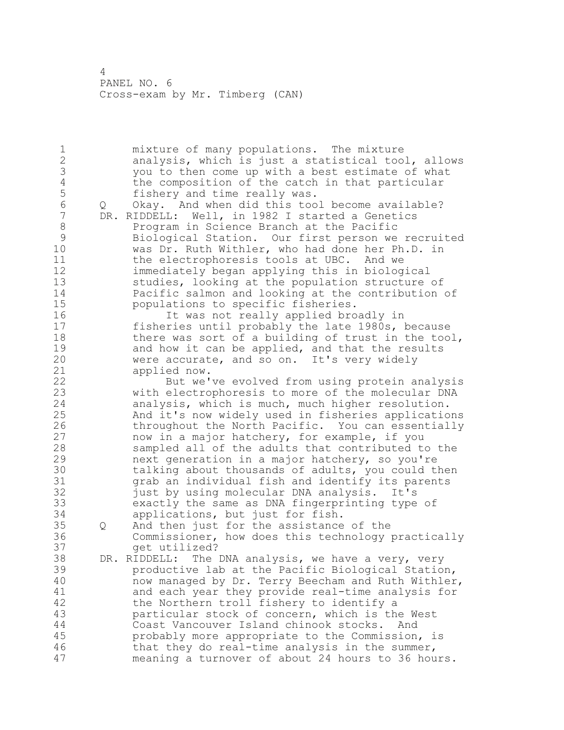mixture of many populations. The mixture analysis, which is just a statistical tool, allows you to then come up with a best estimate of what the composition of the catch in that particular fishery and time really was.

Q Okay. And when did this tool become available?

DR. RIDDELL: Well, in 1982 I started a Genetics Program in Science Branch at the Pacific Biological Station. Our first person we recruited was Dr. Ruth Withler, who had done her Ph.D. in the electrophoresis tools at UBC. And we immediately began applying this in biological studies, looking at the population structure of Pacific salmon and looking at the contribution of populations to specific fisheries.

It was not really applied broadly in fisheries until probably the late 1980s, because there was sort of a building of trust in the tool, and how it can be applied, and that the results were accurate, and so on. It's very widely applied now.

But we've evolved from using protein analysis with electrophoresis to more of the molecular DNA analysis, which is much, much higher resolution. And it's now widely used in fisheries applications throughout the North Pacific. You can essentially now in a major hatchery, for example, if you sampled all of the adults that contributed to the next generation in a major hatchery, so you're talking about thousands of adults, you could then grab an individual fish and identify its parents just by using molecular DNA analysis. It's exactly the same as DNA fingerprinting type of applications, but just for fish.

Q And then just for the assistance of the Commissioner, how does this technology practically get utilized?

DR. RIDDELL: The DNA analysis, we have a very, very productive lab at the Pacific Biological Station, now managed by Dr. Terry Beecham and Ruth Withler, and each year they provide real-time analysis for the Northern troll fishery to identify a particular stock of concern, which is the West Coast Vancouver Island chinook stocks. And probably more appropriate to the Commission, is that they do real-time analysis in the summer, meaning a turnover of about 24 hours to 36 hours.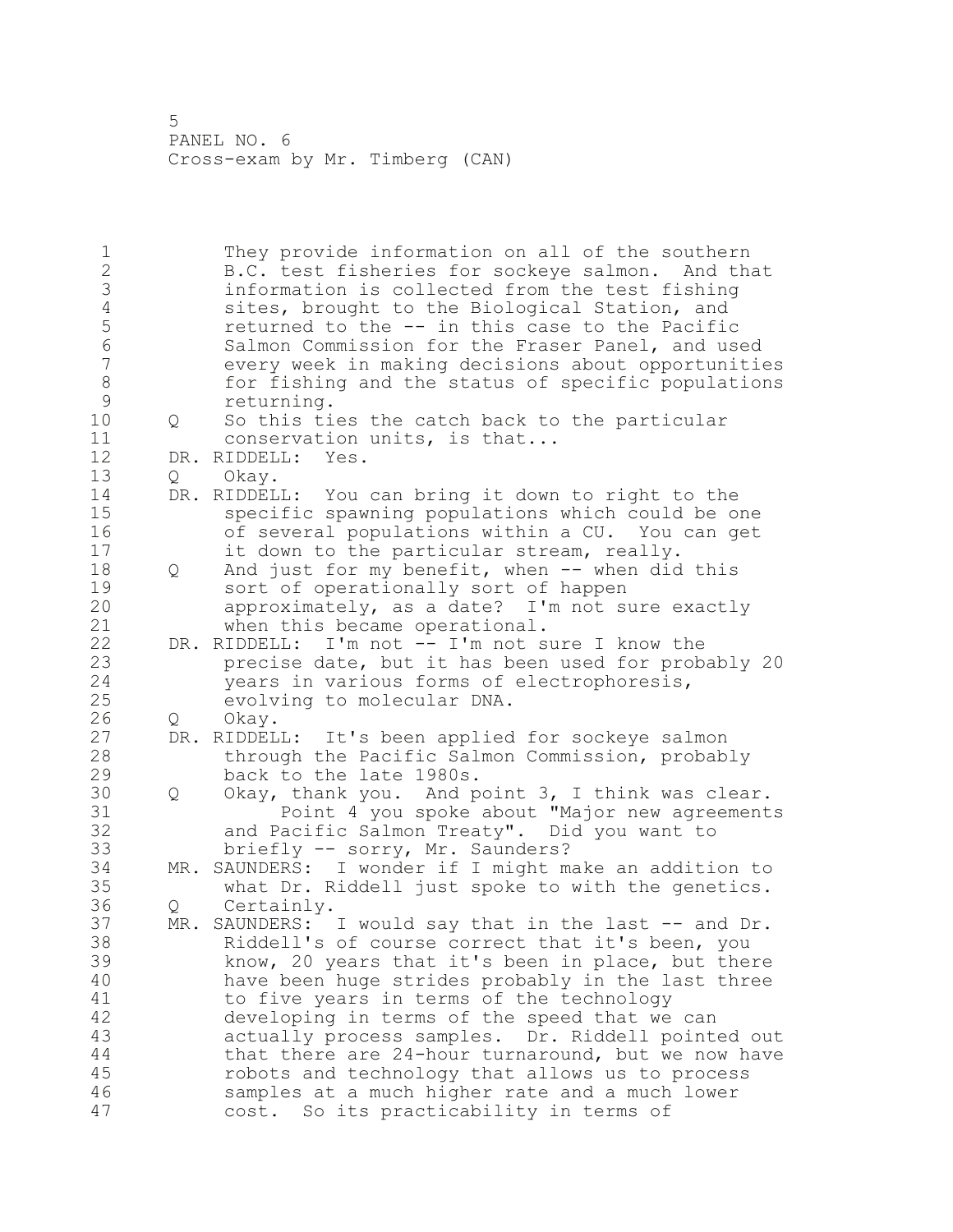They provide information on all of the southern B.C. test fisheries for sockeye salmon. And that information is collected from the test fishing sites, brought to the Biological Station, and returned to the -- in this case to the Pacific Salmon Commission for the Fraser Panel, and used every week in making decisions about opportunities for fishing and the status of specific populations returning.

Q So this ties the catch back to the particular conservation units, is that...

DR. RIDDELL: Yes.

Q Okay.

DR. RIDDELL: You can bring it down to right to the specific spawning populations which could be one of several populations within a CU. You can get it down to the particular stream, really.

Q And just for my benefit, when -- when did this sort of operationally sort of happen approximately, as a date? I'm not sure exactly when this became operational.

DR. RIDDELL: I'm not -- I'm not sure I know the precise date, but it has been used for probably 20 years in various forms of electrophoresis, evolving to molecular DNA.

Q Okay.

DR. RIDDELL: It's been applied for sockeye salmon through the Pacific Salmon Commission, probably back to the late 1980s.

Q Okay, thank you. And point 3, I think was clear.

Point 4 you spoke about "Major new agreements and Pacific Salmon Treaty". Did you want to briefly -- sorry, Mr. Saunders?

MR. SAUNDERS: I wonder if I might make an addition to what Dr. Riddell just spoke to with the genetics.

Q Certainly.

MR. SAUNDERS: I would say that in the last -- and Dr. Riddell's of course correct that it's been, you know, 20 years that it's been in place, but there have been huge strides probably in the last three to five years in terms of the technology developing in terms of the speed that we can actually process samples. Dr. Riddell pointed out that there are 24-hour turnaround, but we now have robots and technology that allows us to process samples at a much higher rate and a much lower cost. So its practicability in terms of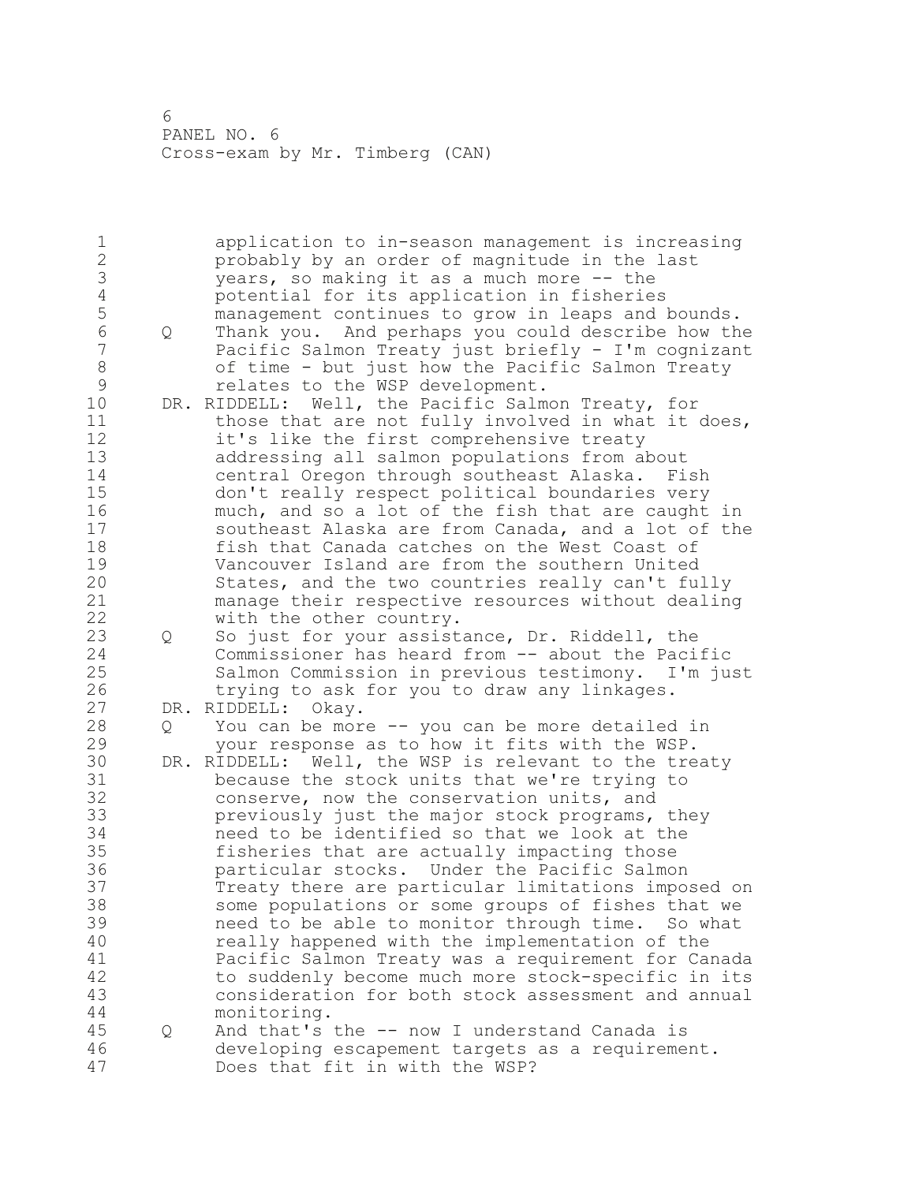application to in-season management is increasing probably by an order of magnitude in the last years, so making it as a much more -- the potential for its application in fisheries management continues to grow in leaps and bounds.

Q Thank you. And perhaps you could describe how the Pacific Salmon Treaty just briefly - I'm cognizant of time - but just how the Pacific Salmon Treaty relates to the WSP development.

DR. RIDDELL: Well, the Pacific Salmon Treaty, for those that are not fully involved in what it does, it's like the first comprehensive treaty addressing all salmon populations from about central Oregon through southeast Alaska. Fish don't really respect political boundaries very much, and so a lot of the fish that are caught in southeast Alaska are from Canada, and a lot of the fish that Canada catches on the West Coast of Vancouver Island are from the southern United States, and the two countries really can't fully manage their respective resources without dealing with the other country.

Q So just for your assistance, Dr. Riddell, the Commissioner has heard from -- about the Pacific Salmon Commission in previous testimony. I'm just trying to ask for you to draw any linkages.

DR. RIDDELL: Okay.

Q You can be more -- you can be more detailed in your response as to how it fits with the WSP.

DR. RIDDELL: Well, the WSP is relevant to the treaty because the stock units that we're trying to conserve, now the conservation units, and previously just the major stock programs, they need to be identified so that we look at the fisheries that are actually impacting those particular stocks. Under the Pacific Salmon Treaty there are particular limitations imposed on some populations or some groups of fishes that we need to be able to monitor through time. So what really happened with the implementation of the Pacific Salmon Treaty was a requirement for Canada to suddenly become much more stock-specific in its consideration for both stock assessment and annual monitoring.

Q And that's the -- now I understand Canada is developing escapement targets as a requirement. Does that fit in with the WSP?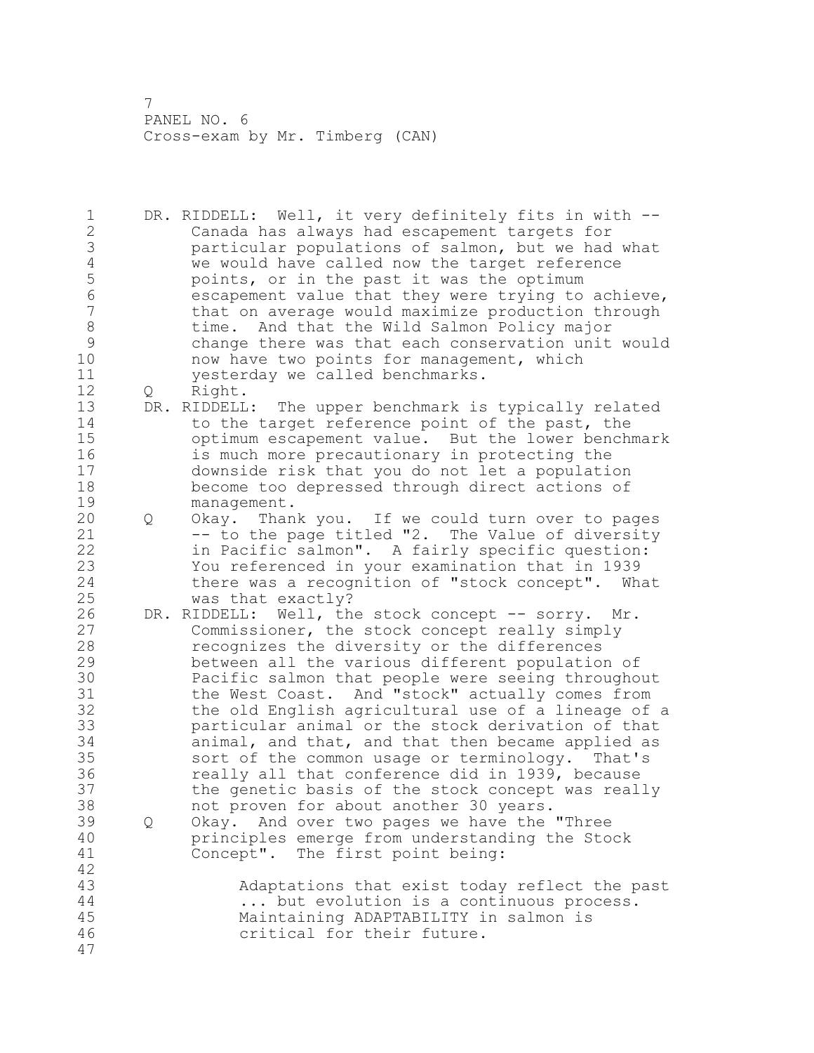DR. RIDDELL: Well, it very definitely fits in with -- Canada has always had escapement targets for particular populations of salmon, but we had what we would have called now the target reference points, or in the past it was the optimum escapement value that they were trying to achieve, that on average would maximize production through time. And that the Wild Salmon Policy major change there was that each conservation unit would now have two points for management, which yesterday we called benchmarks.

Q Right.

DR. RIDDELL: The upper benchmark is typically related to the target reference point of the past, the optimum escapement value. But the lower benchmark is much more precautionary in protecting the downside risk that you do not let a population become too depressed through direct actions of management.

Q Okay. Thank you. If we could turn over to pages -- to the page titled "2. The Value of diversity in Pacific salmon". A fairly specific question: You referenced in your examination that in 1939 there was a recognition of "stock concept". What was that exactly?

DR. RIDDELL: Well, the stock concept -- sorry. Mr. Commissioner, the stock concept really simply recognizes the diversity or the differences between all the various different population of Pacific salmon that people were seeing throughout the West Coast. And "stock" actually comes from the old English agricultural use of a lineage of a particular animal or the stock derivation of that animal, and that, and that then became applied as sort of the common usage or terminology. That's really all that conference did in 1939, because the genetic basis of the stock concept was really not proven for about another 30 years.

Q Okay. And over two pages we have the "Three principles emerge from understanding the Stock Concept". The first point being:

> Adaptations that exist today reflect the past ... but evolution is a continuous process. Maintaining ADAPTABILITY in salmon is critical for their future.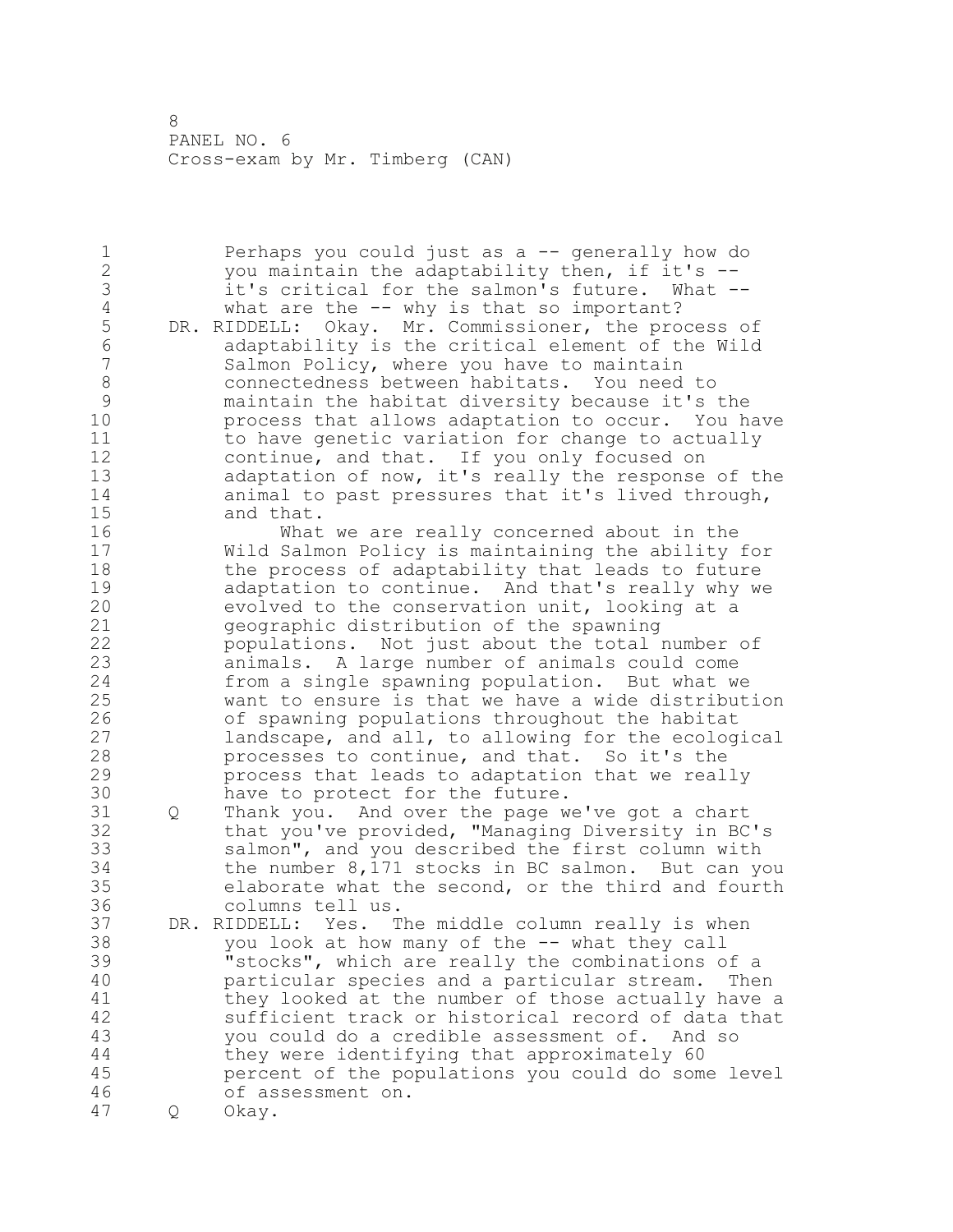Perhaps you could just as a -- generally how do you maintain the adaptability then, if it's -- it's critical for the salmon's future. What -- what are the -- why is that so important?

DR. RIDDELL: Okay. Mr. Commissioner, the process of adaptability is the critical element of the Wild Salmon Policy, where you have to maintain connectedness between habitats. You need to maintain the habitat diversity because it's the process that allows adaptation to occur. You have to have genetic variation for change to actually continue, and that. If you only focused on adaptation of now, it's really the response of the animal to past pressures that it's lived through, and that.

What we are really concerned about in the Wild Salmon Policy is maintaining the ability for the process of adaptability that leads to future adaptation to continue. And that's really why we evolved to the conservation unit, looking at a geographic distribution of the spawning populations. Not just about the total number of animals. A large number of animals could come from a single spawning population. But what we want to ensure is that we have a wide distribution of spawning populations throughout the habitat landscape, and all, to allowing for the ecological processes to continue, and that. So it's the process that leads to adaptation that we really have to protect for the future.

Q Thank you. And over the page we've got a chart that you've provided, "Managing Diversity in BC's salmon", and you described the first column with the number 8,171 stocks in BC salmon. But can you elaborate what the second, or the third and fourth columns tell us.

DR. RIDDELL: Yes. The middle column really is when you look at how many of the -- what they call "stocks", which are really the combinations of a particular species and a particular stream. Then they looked at the number of those actually have a sufficient track or historical record of data that you could do a credible assessment of. And so they were identifying that approximately 60 percent of the populations you could do some level of assessment on.

Q Okay.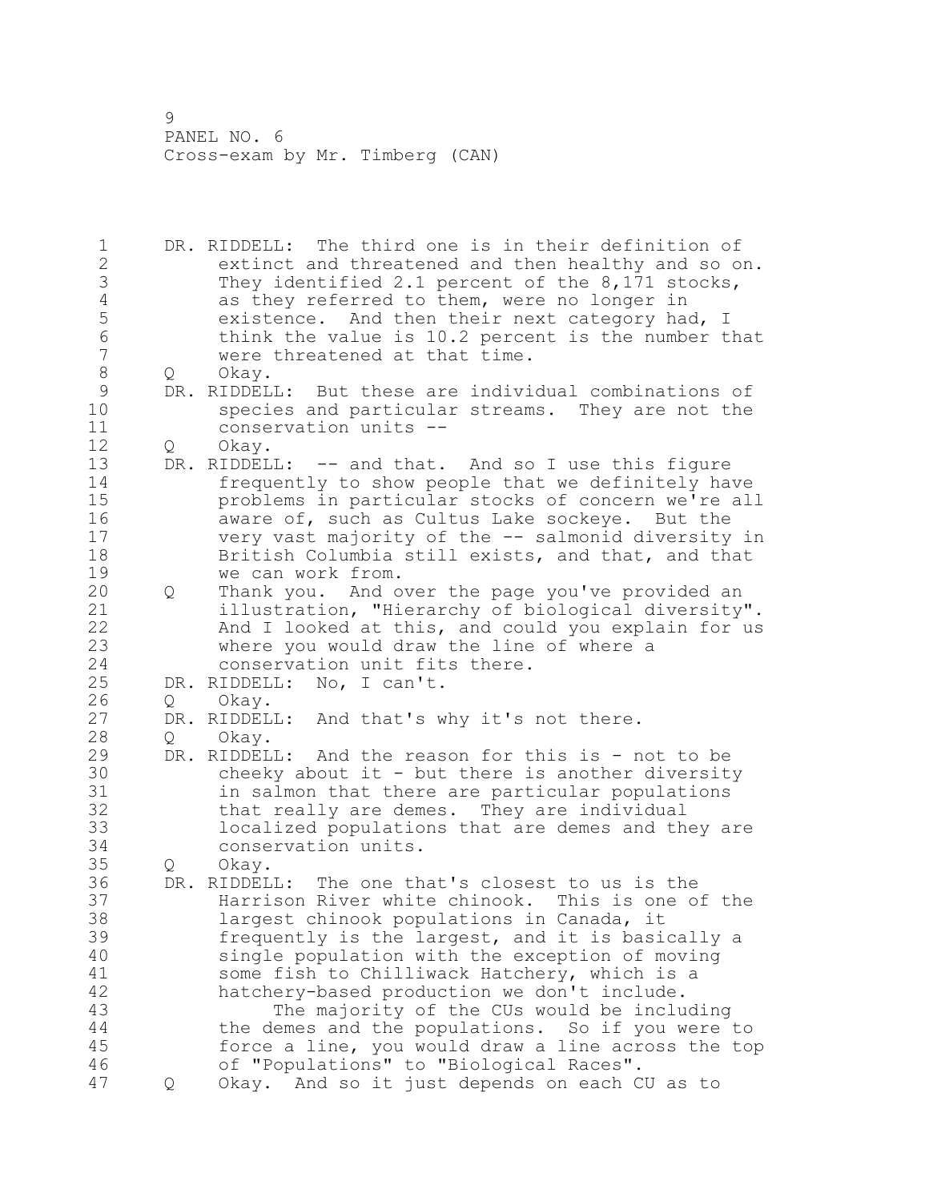DR. RIDDELL: The third one is in their definition of extinct and threatened and then healthy and so on. They identified 2.1 percent of the 8,171 stocks, as they referred to them, were no longer in existence. And then their next category had, I think the value is 10.2 percent is the number that were threatened at that time.

Q Okay.

DR. RIDDELL: But these are individual combinations of species and particular streams. They are not the conservation units --

Q Okay.

DR. RIDDELL: -- and that. And so I use this figure frequently to show people that we definitely have problems in particular stocks of concern we're all aware of, such as Cultus Lake sockeye. But the very vast majority of the -- salmonid diversity in British Columbia still exists, and that, and that we can work from.

Q Thank you. And over the page you've provided an illustration, "Hierarchy of biological diversity". And I looked at this, and could you explain for us where you would draw the line of where a conservation unit fits there.

DR. RIDDELL: No, I can't.

Q Okay.

DR. RIDDELL: And that's why it's not there.

Q Okay.

DR. RIDDELL: And the reason for this is - not to be cheeky about it - but there is another diversity in salmon that there are particular populations that really are demes. They are individual localized populations that are demes and they are conservation units.

Q Okay.

DR. RIDDELL: The one that's closest to us is the Harrison River white chinook. This is one of the largest chinook populations in Canada, it frequently is the largest, and it is basically a single population with the exception of moving some fish to Chilliwack Hatchery, which is a hatchery-based production we don't include.

The majority of the CUs would be including the demes and the populations. So if you were to force a line, you would draw a line across the top of "Populations" to "Biological Races".

Q Okay. And so it just depends on each CU as to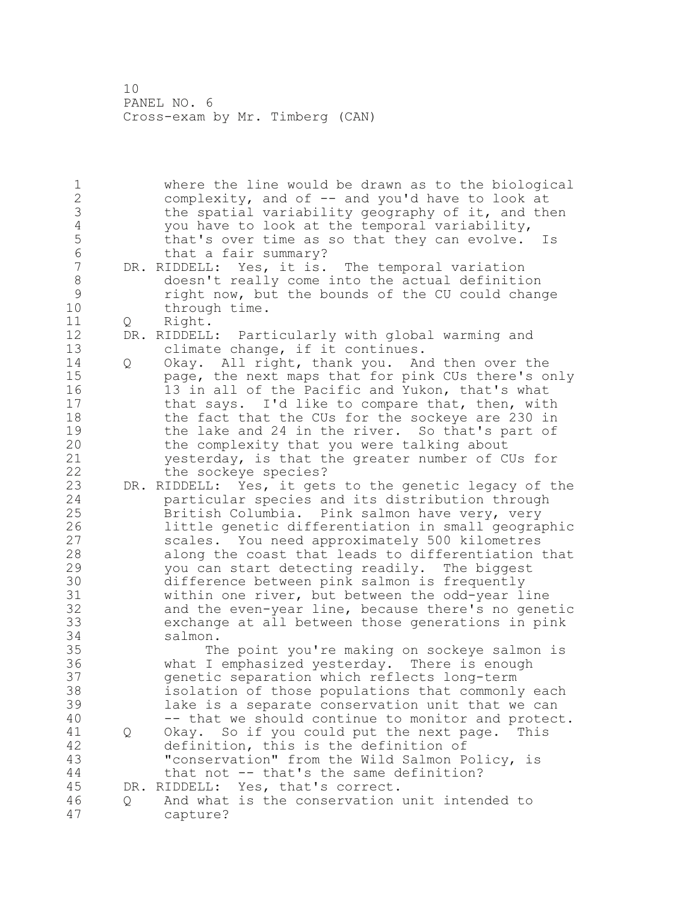where the line would be drawn as to the biological complexity, and of -- and you'd have to look at the spatial variability geography of it, and then you have to look at the temporal variability, that's over time as so that they can evolve. Is that a fair summary?

DR. RIDDELL: Yes, it is. The temporal variation doesn't really come into the actual definition right now, but the bounds of the CU could change through time.

Q Right.

DR. RIDDELL: Particularly with global warming and climate change, if it continues.

Q Okay. All right, thank you. And then over the page, the next maps that for pink CUs there's only 13 in all of the Pacific and Yukon, that's what that says. I'd like to compare that, then, with the fact that the CUs for the sockeye are 230 in the lake and 24 in the river. So that's part of the complexity that you were talking about yesterday, is that the greater number of CUs for the sockeye species?

DR. RIDDELL: Yes, it gets to the genetic legacy of the particular species and its distribution through British Columbia. Pink salmon have very, very little genetic differentiation in small geographic scales. You need approximately 500 kilometres along the coast that leads to differentiation that you can start detecting readily. The biggest difference between pink salmon is frequently within one river, but between the odd-year line and the even-year line, because there's no genetic exchange at all between those generations in pink salmon.

The point you're making on sockeye salmon is what I emphasized yesterday. There is enough genetic separation which reflects long-term isolation of those populations that commonly each lake is a separate conservation unit that we can -- that we should continue to monitor and protect.

Q Okay. So if you could put the next page. This definition, this is the definition of "conservation" from the Wild Salmon Policy, is that not -- that's the same definition?

DR. RIDDELL: Yes, that's correct.

Q And what is the conservation unit intended to capture?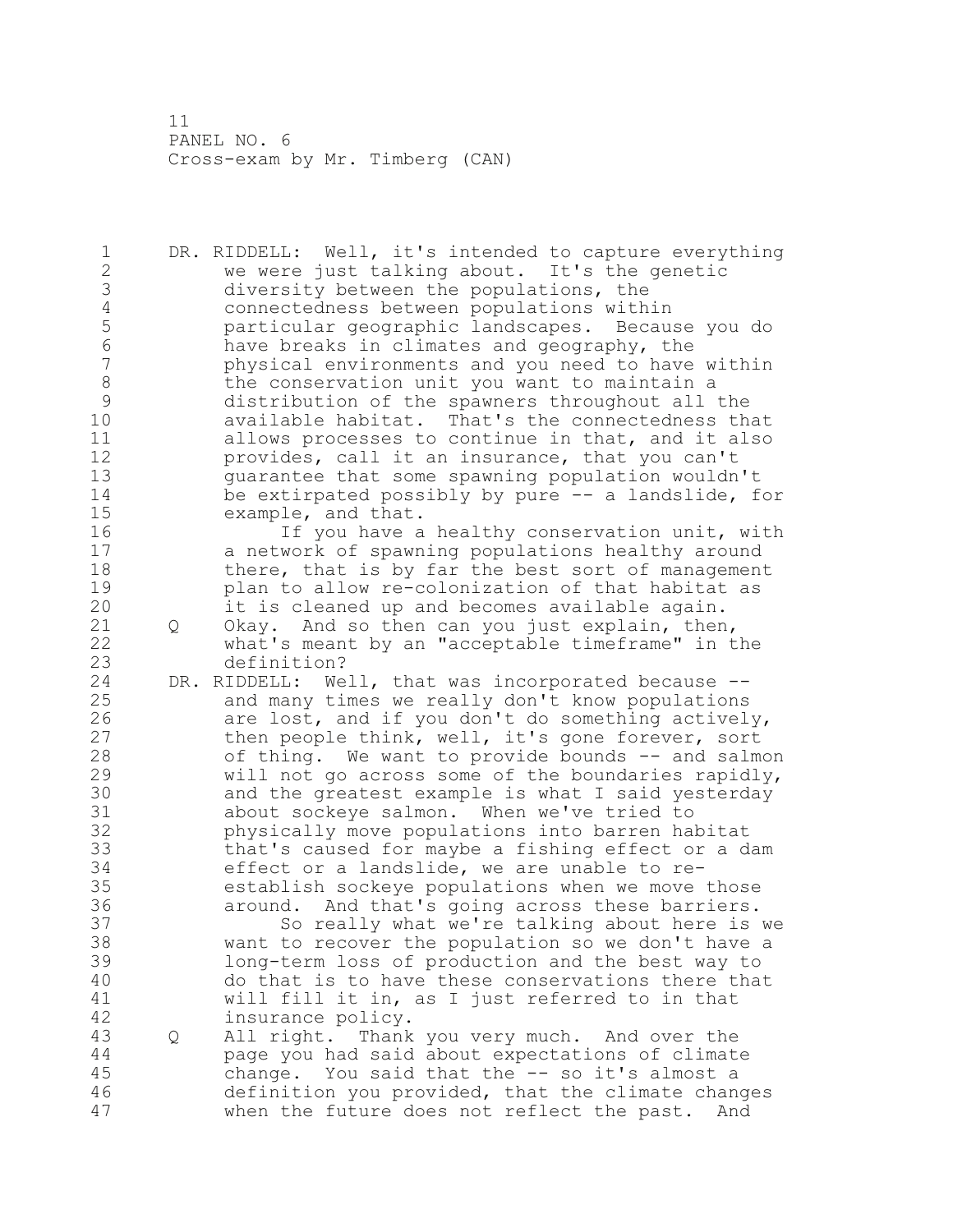DR. RIDDELL: Well, it's intended to capture everything we were just talking about. It's the genetic diversity between the populations, the connectedness between populations within particular geographic landscapes. Because you do have breaks in climates and geography, the physical environments and you need to have within the conservation unit you want to maintain a distribution of the spawners throughout all the available habitat. That's the connectedness that allows processes to continue in that, and it also provides, call it an insurance, that you can't guarantee that some spawning population wouldn't be extirpated possibly by pure -- a landslide, for example, and that.

If you have a healthy conservation unit, with a network of spawning populations healthy around there, that is by far the best sort of management plan to allow re-colonization of that habitat as it is cleaned up and becomes available again.

Q Okay. And so then can you just explain, then, what's meant by an "acceptable timeframe" in the definition?

DR. RIDDELL: Well, that was incorporated because -- and many times we really don't know populations are lost, and if you don't do something actively, then people think, well, it's gone forever, sort of thing. We want to provide bounds -- and salmon will not go across some of the boundaries rapidly, and the greatest example is what I said yesterday about sockeye salmon. When we've tried to physically move populations into barren habitat that's caused for maybe a fishing effect or a dam effect or a landslide, we are unable to re-establish sockeye populations when we move those around. And that's going across these barriers.

So really what we're talking about here is we want to recover the population so we don't have a long-term loss of production and the best way to do that is to have these conservations there that will fill it in, as I just referred to in that insurance policy.

Q All right. Thank you very much. And over the page you had said about expectations of climate change. You said that the -- so it's almost a definition you provided, that the climate changes when the future does not reflect the past. And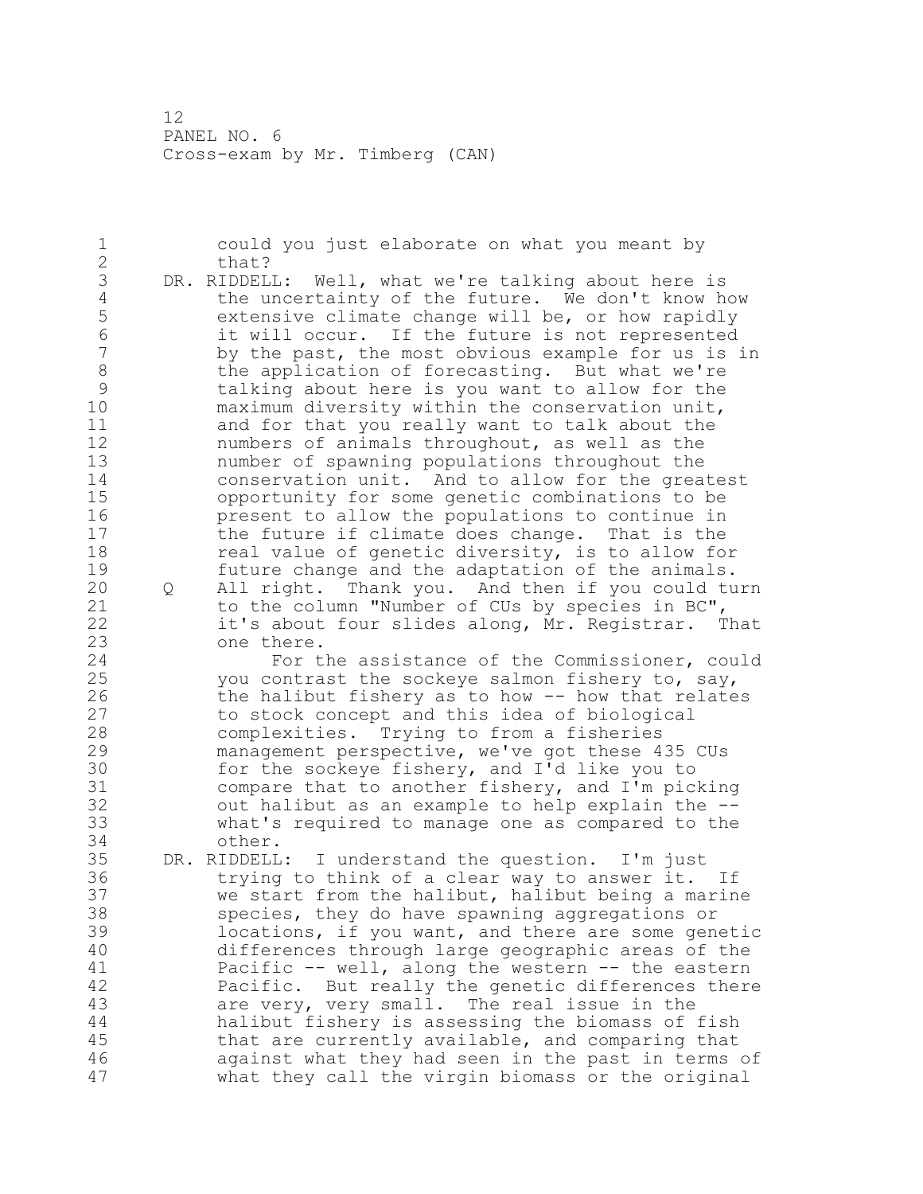could you just elaborate on what you meant by that?

DR. RIDDELL: Well, what we're talking about here is the uncertainty of the future. We don't know how extensive climate change will be, or how rapidly it will occur. If the future is not represented by the past, the most obvious example for us is in the application of forecasting. But what we're talking about here is you want to allow for the maximum diversity within the conservation unit, and for that you really want to talk about the numbers of animals throughout, as well as the number of spawning populations throughout the conservation unit. And to allow for the greatest opportunity for some genetic combinations to be present to allow the populations to continue in the future if climate does change. That is the real value of genetic diversity, is to allow for future change and the adaptation of the animals.

Q All right. Thank you. And then if you could turn to the column "Number of CUs by species in BC", it's about four slides along, Mr. Registrar. That one there.

For the assistance of the Commissioner, could you contrast the sockeye salmon fishery to, say, the halibut fishery as to how -- how that relates to stock concept and this idea of biological complexities. Trying to from a fisheries management perspective, we've got these 435 CUs for the sockeye fishery, and I'd like you to compare that to another fishery, and I'm picking out halibut as an example to help explain the -- what's required to manage one as compared to the other.

DR. RIDDELL: I understand the question. I'm just trying to think of a clear way to answer it. If we start from the halibut, halibut being a marine species, they do have spawning aggregations or locations, if you want, and there are some genetic differences through large geographic areas of the Pacific -- well, along the western -- the eastern Pacific. But really the genetic differences there are very, very small. The real issue in the halibut fishery is assessing the biomass of fish that are currently available, and comparing that against what they had seen in the past in terms of what they call the virgin biomass or the original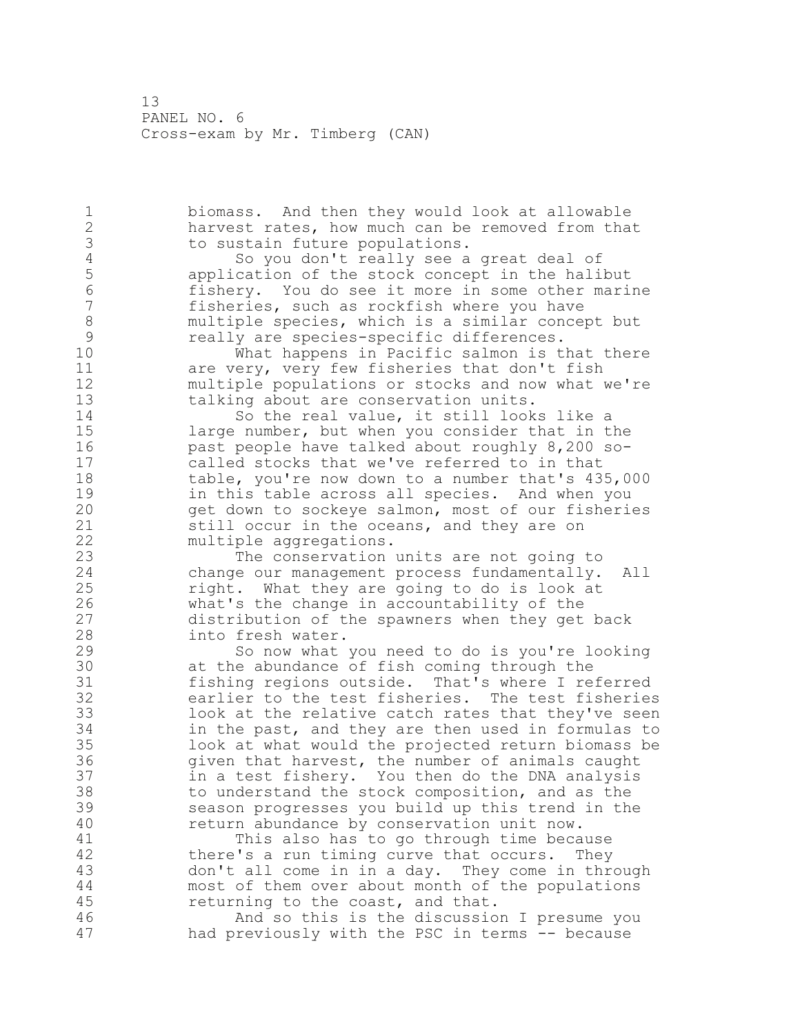biomass. And then they would look at allowable harvest rates, how much can be removed from that to sustain future populations.

So you don't really see a great deal of application of the stock concept in the halibut fishery. You do see it more in some other marine fisheries, such as rockfish where you have multiple species, which is a similar concept but really are species-specific differences.

What happens in Pacific salmon is that there are very, very few fisheries that don't fish multiple populations or stocks and now what we're talking about are conservation units.

So the real value, it still looks like a large number, but when you consider that in the past people have talked about roughly 8,200 so-called stocks that we've referred to in that table, you're now down to a number that's 435,000 in this table across all species. And when you get down to sockeye salmon, most of our fisheries still occur in the oceans, and they are on multiple aggregations.

The conservation units are not going to change our management process fundamentally. All right. What they are going to do is look at what's the change in accountability of the distribution of the spawners when they get back into fresh water.

So now what you need to do is you're looking at the abundance of fish coming through the fishing regions outside. That's where I referred earlier to the test fisheries. The test fisheries look at the relative catch rates that they've seen in the past, and they are then used in formulas to look at what would the projected return biomass be given that harvest, the number of animals caught in a test fishery. You then do the DNA analysis to understand the stock composition, and as the season progresses you build up this trend in the return abundance by conservation unit now.

This also has to go through time because there's a run timing curve that occurs. They don't all come in in a day. They come in through most of them over about month of the populations returning to the coast, and that.

And so this is the discussion I presume you had previously with the PSC in terms -- because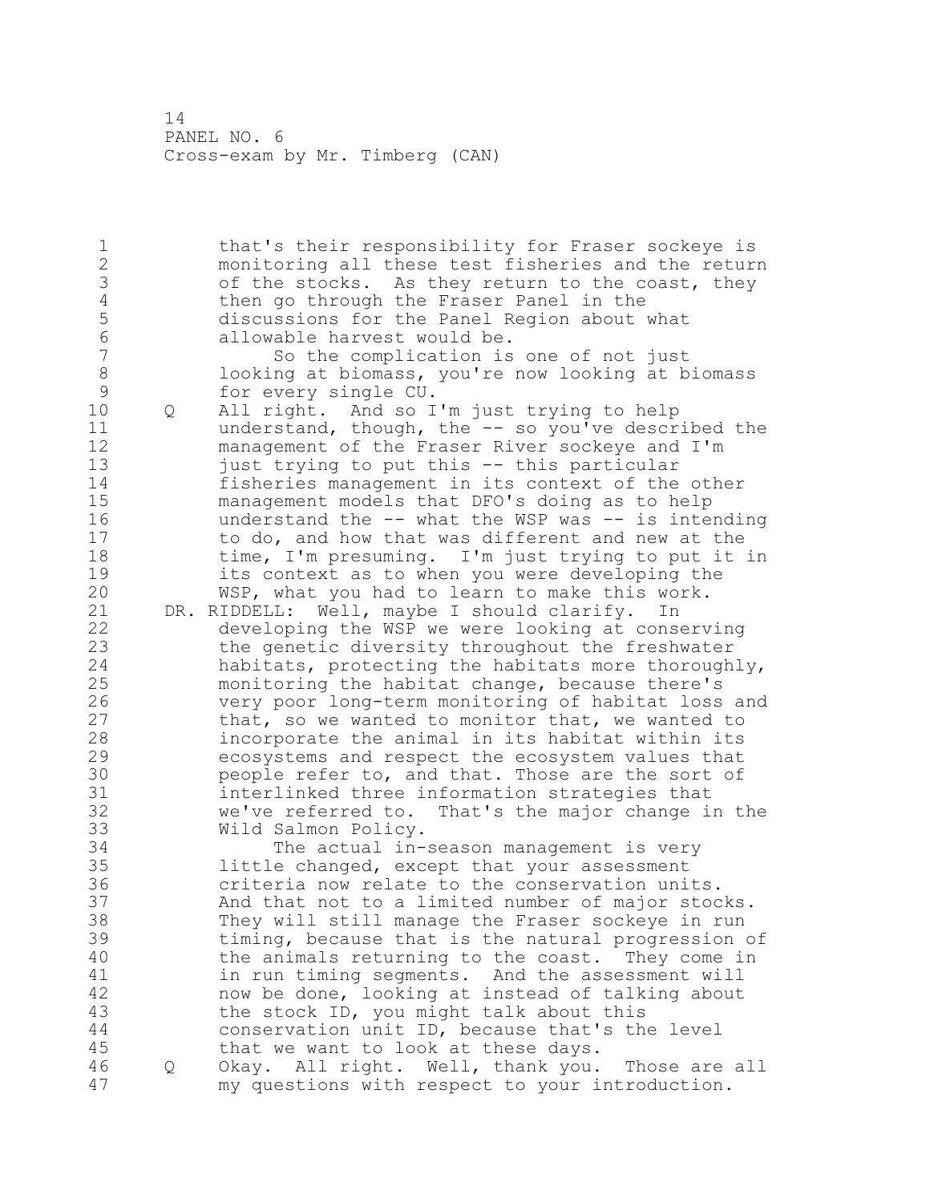that's their responsibility for Fraser sockeye is monitoring all these test fisheries and the return of the stocks. As they return to the coast, they then go through the Fraser Panel in the discussions for the Panel Region about what allowable harvest would be.

So the complication is one of not just looking at biomass, you're now looking at biomass for every single CU.

Q All right. And so I'm just trying to help understand, though, the -- so you've described the management of the Fraser River sockeye and I'm just trying to put this -- this particular fisheries management in its context of the other management models that DFO's doing as to help understand the -- what the WSP was -- is intending to do, and how that was different and new at the time, I'm presuming. I'm just trying to put it in its context as to when you were developing the WSP, what you had to learn to make this work.

DR. RIDDELL: Well, maybe I should clarify. In developing the WSP we were looking at conserving the genetic diversity throughout the freshwater habitats, protecting the habitats more thoroughly, monitoring the habitat change, because there's very poor long-term monitoring of habitat loss and that, so we wanted to monitor that, we wanted to incorporate the animal in its habitat within its ecosystems and respect the ecosystem values that people refer to, and that. Those are the sort of interlinked three information strategies that we've referred to. That's the major change in the Wild Salmon Policy.

The actual in-season management is very little changed, except that your assessment criteria now relate to the conservation units. And that not to a limited number of major stocks. They will still manage the Fraser sockeye in run timing, because that is the natural progression of the animals returning to the coast. They come in in run timing segments. And the assessment will now be done, looking at instead of talking about the stock ID, you might talk about this conservation unit ID, because that's the level that we want to look at these days.

Q Okay. All right. Well, thank you. Those are all my questions with respect to your introduction.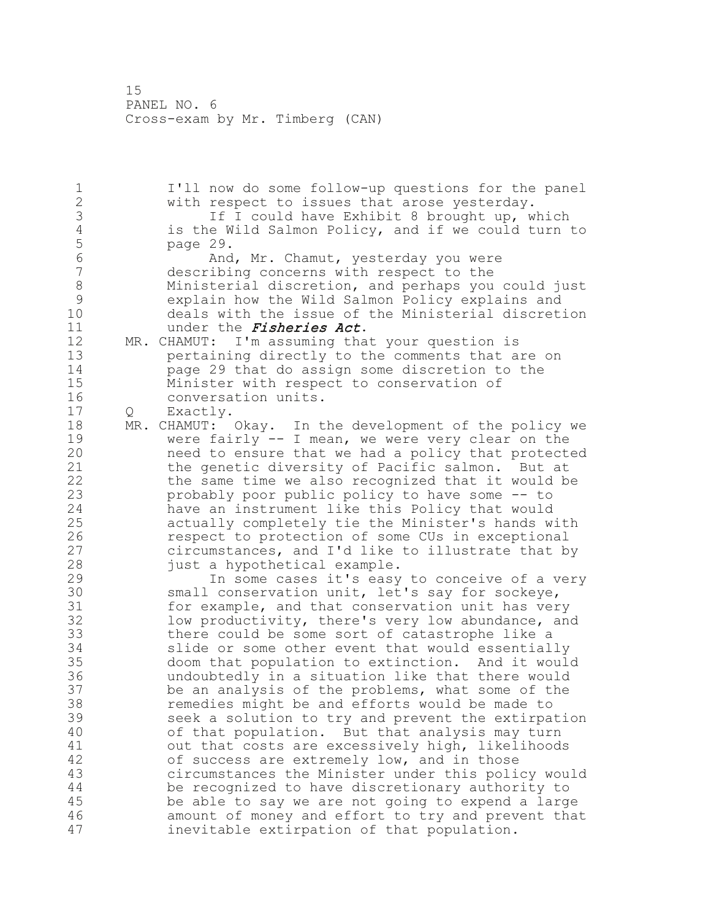I'll now do some follow-up questions for the panel with respect to issues that arose yesterday.

If I could have Exhibit 8 brought up, which is the Wild Salmon Policy, and if we could turn to page 29.

And, Mr. Chamut, yesterday you were describing concerns with respect to the Ministerial discretion, and perhaps you could just explain how the Wild Salmon Policy explains and deals with the issue of the Ministerial discretion under the ***Fisheries Act***.

MR. CHAMUT: I'm assuming that your question is pertaining directly to the comments that are on page 29 that do assign some discretion to the Minister with respect to conservation of conversation units.

Q Exactly.

MR. CHAMUT: Okay. In the development of the policy we were fairly -- I mean, we were very clear on the need to ensure that we had a policy that protected the genetic diversity of Pacific salmon. But at the same time we also recognized that it would be probably poor public policy to have some -- to have an instrument like this Policy that would actually completely tie the Minister's hands with respect to protection of some CUs in exceptional circumstances, and I'd like to illustrate that by just a hypothetical example.

In some cases it's easy to conceive of a very small conservation unit, let's say for sockeye, for example, and that conservation unit has very low productivity, there's very low abundance, and there could be some sort of catastrophe like a slide or some other event that would essentially doom that population to extinction. And it would undoubtedly in a situation like that there would be an analysis of the problems, what some of the remedies might be and efforts would be made to seek a solution to try and prevent the extirpation of that population. But that analysis may turn out that costs are excessively high, likelihoods of success are extremely low, and in those circumstances the Minister under this policy would be recognized to have discretionary authority to be able to say we are not going to expend a large amount of money and effort to try and prevent that inevitable extirpation of that population.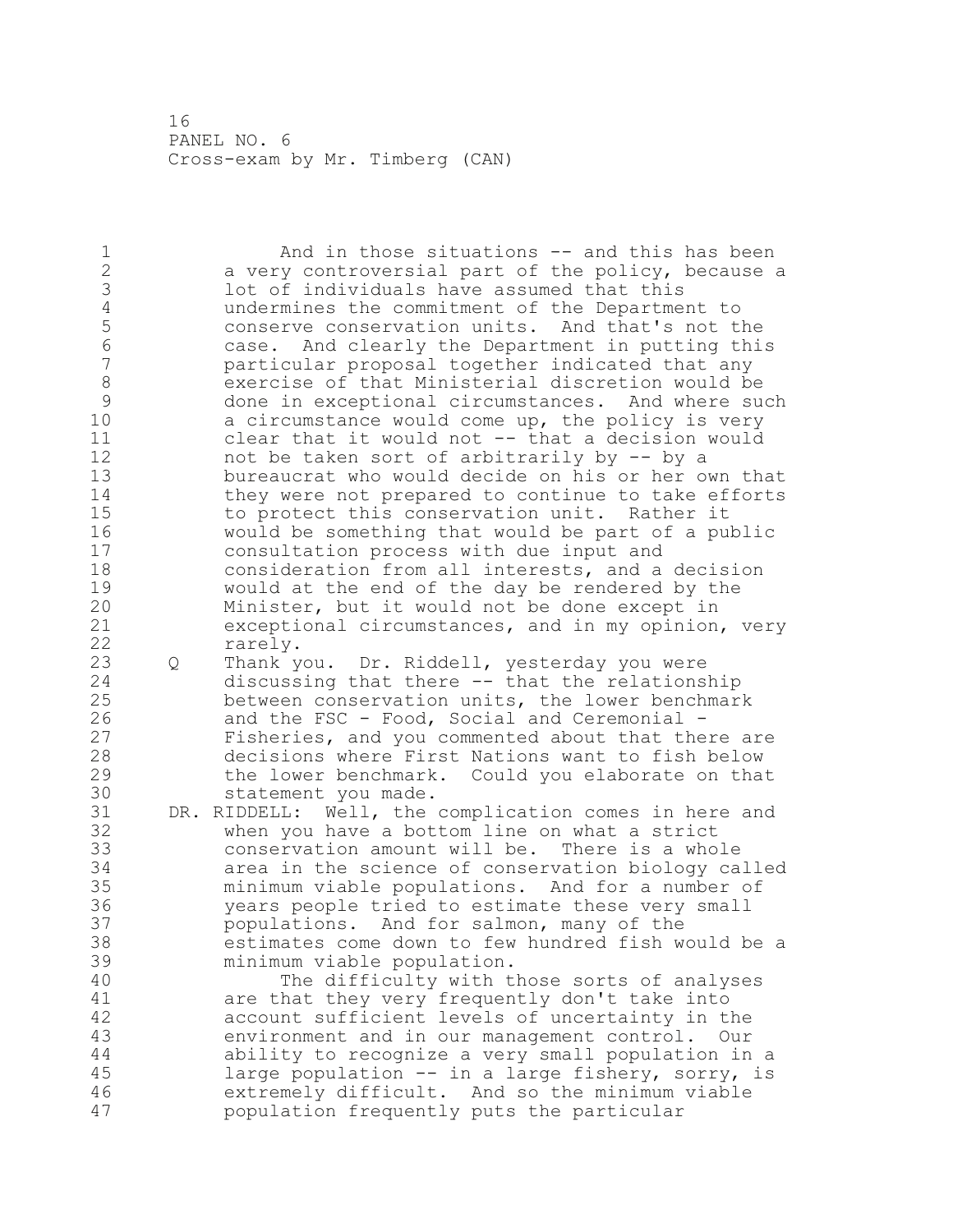And in those situations -- and this has been a very controversial part of the policy, because a lot of individuals have assumed that this undermines the commitment of the Department to conserve conservation units. And that's not the case. And clearly the Department in putting this particular proposal together indicated that any exercise of that Ministerial discretion would be done in exceptional circumstances. And where such a circumstance would come up, the policy is very clear that it would not -- that a decision would not be taken sort of arbitrarily by -- by a bureaucrat who would decide on his or her own that they were not prepared to continue to take efforts to protect this conservation unit. Rather it would be something that would be part of a public consultation process with due input and consideration from all interests, and a decision would at the end of the day be rendered by the Minister, but it would not be done except in exceptional circumstances, and in my opinion, very rarely.

Q Thank you. Dr. Riddell, yesterday you were discussing that there -- that the relationship between conservation units, the lower benchmark and the FSC - Food, Social and Ceremonial - Fisheries, and you commented about that there are decisions where First Nations want to fish below the lower benchmark. Could you elaborate on that statement you made.

DR. RIDDELL: Well, the complication comes in here and when you have a bottom line on what a strict conservation amount will be. There is a whole area in the science of conservation biology called minimum viable populations. And for a number of years people tried to estimate these very small populations. And for salmon, many of the estimates come down to few hundred fish would be a minimum viable population.

The difficulty with those sorts of analyses are that they very frequently don't take into account sufficient levels of uncertainty in the environment and in our management control. Our ability to recognize a very small population in a large population -- in a large fishery, sorry, is extremely difficult. And so the minimum viable population frequently puts the particular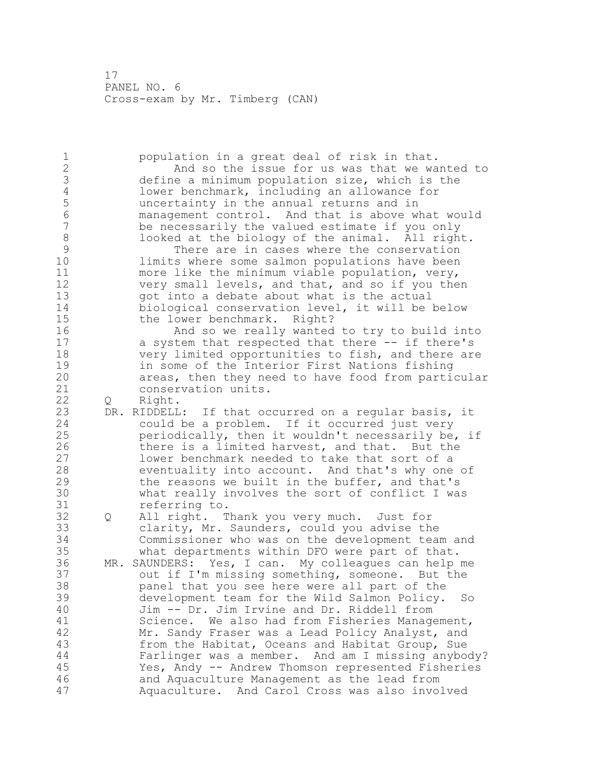population in a great deal of risk in that.

And so the issue for us was that we wanted to define a minimum population size, which is the lower benchmark, including an allowance for uncertainty in the annual returns and in management control. And that is above what would be necessarily the valued estimate if you only looked at the biology of the animal. All right.

There are in cases where the conservation limits where some salmon populations have been more like the minimum viable population, very, very small levels, and that, and so if you then got into a debate about what is the actual biological conservation level, it will be below the lower benchmark. Right?

And so we really wanted to try to build into a system that respected that there -- if there's very limited opportunities to fish, and there are in some of the Interior First Nations fishing areas, then they need to have food from particular conservation units.

Q Right.

DR. RIDDELL: If that occurred on a regular basis, it could be a problem. If it occurred just very periodically, then it wouldn't necessarily be, if there is a limited harvest, and that. But the lower benchmark needed to take that sort of a eventuality into account. And that's why one of the reasons we built in the buffer, and that's what really involves the sort of conflict I was referring to.

Q All right. Thank you very much. Just for clarity, Mr. Saunders, could you advise the Commissioner who was on the development team and what departments within DFO were part of that.

MR. SAUNDERS: Yes, I can. My colleagues can help me out if I'm missing something, someone. But the panel that you see here were all part of the development team for the Wild Salmon Policy. So Jim -- Dr. Jim Irvine and Dr. Riddell from Science. We also had from Fisheries Management, Mr. Sandy Fraser was a Lead Policy Analyst, and from the Habitat, Oceans and Habitat Group, Sue Farlinger was a member. And am I missing anybody? Yes, Andy -- Andrew Thomson represented Fisheries and Aquaculture Management as the lead from Aquaculture. And Carol Cross was also involved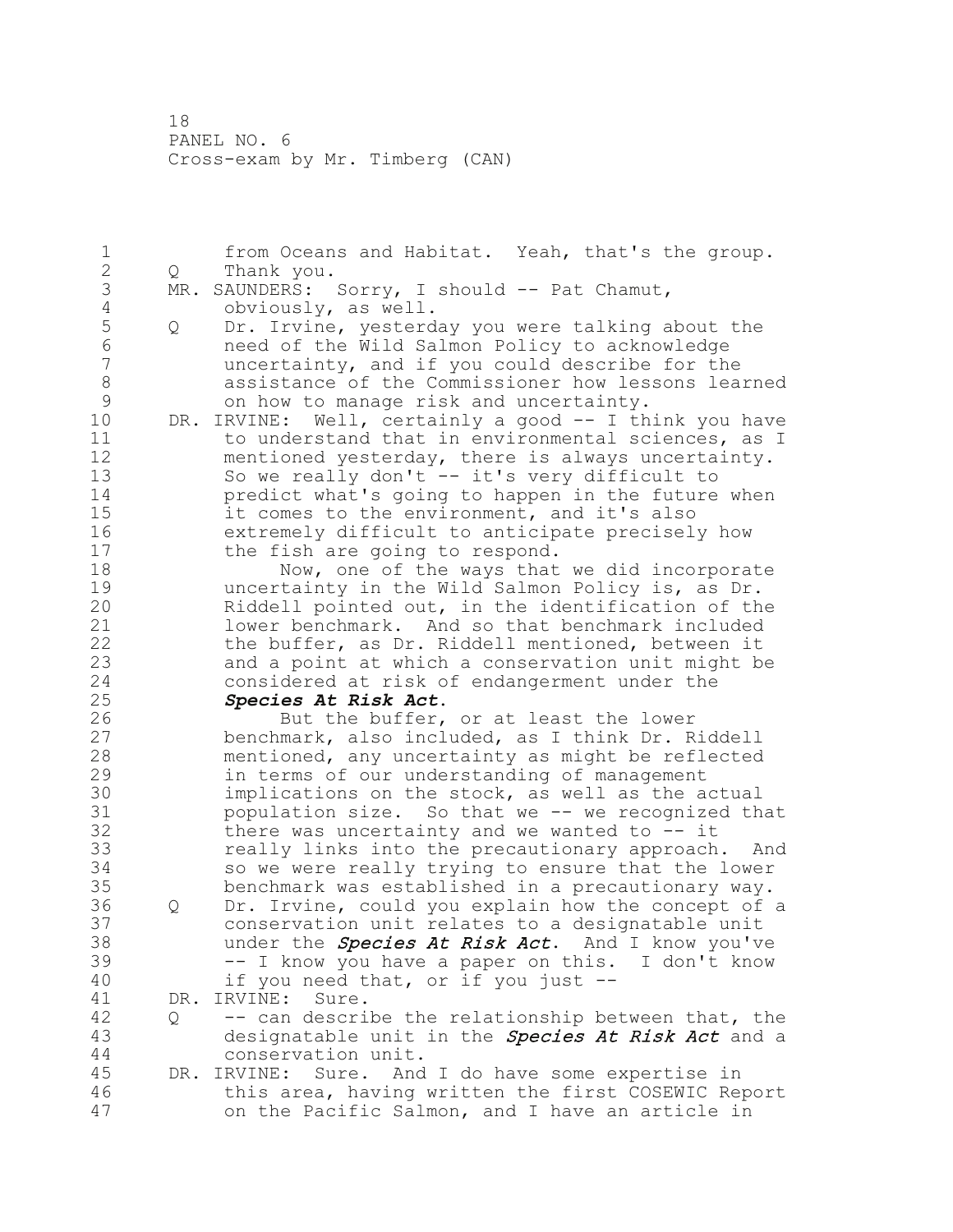from Oceans and Habitat. Yeah, that's the group.

Q Thank you.

MR. SAUNDERS: Sorry, I should -- Pat Chamut, obviously, as well.

Q Dr. Irvine, yesterday you were talking about the need of the Wild Salmon Policy to acknowledge uncertainty, and if you could describe for the assistance of the Commissioner how lessons learned on how to manage risk and uncertainty.

DR. IRVINE: Well, certainly a good -- I think you have to understand that in environmental sciences, as I mentioned yesterday, there is always uncertainty. So we really don't -- it's very difficult to predict what's going to happen in the future when it comes to the environment, and it's also extremely difficult to anticipate precisely how the fish are going to respond.

Now, one of the ways that we did incorporate uncertainty in the Wild Salmon Policy is, as Dr. Riddell pointed out, in the identification of the lower benchmark. And so that benchmark included the buffer, as Dr. Riddell mentioned, between it and a point at which a conservation unit might be considered at risk of endangerment under the ***Species At Risk Act***.

But the buffer, or at least the lower benchmark, also included, as I think Dr. Riddell mentioned, any uncertainty as might be reflected in terms of our understanding of management implications on the stock, as well as the actual population size. So that we -- we recognized that there was uncertainty and we wanted to -- it really links into the precautionary approach. And so we were really trying to ensure that the lower benchmark was established in a precautionary way.

Q Dr. Irvine, could you explain how the concept of a conservation unit relates to a designatable unit under the ***Species At Risk Act***. And I know you've -- I know you have a paper on this. I don't know if you need that, or if you just --

DR. IRVINE: Sure.

Q -- can describe the relationship between that, the designatable unit in the ***Species At Risk Act*** and a conservation unit.

DR. IRVINE: Sure. And I do have some expertise in this area, having written the first COSEWIC Report on the Pacific Salmon, and I have an article in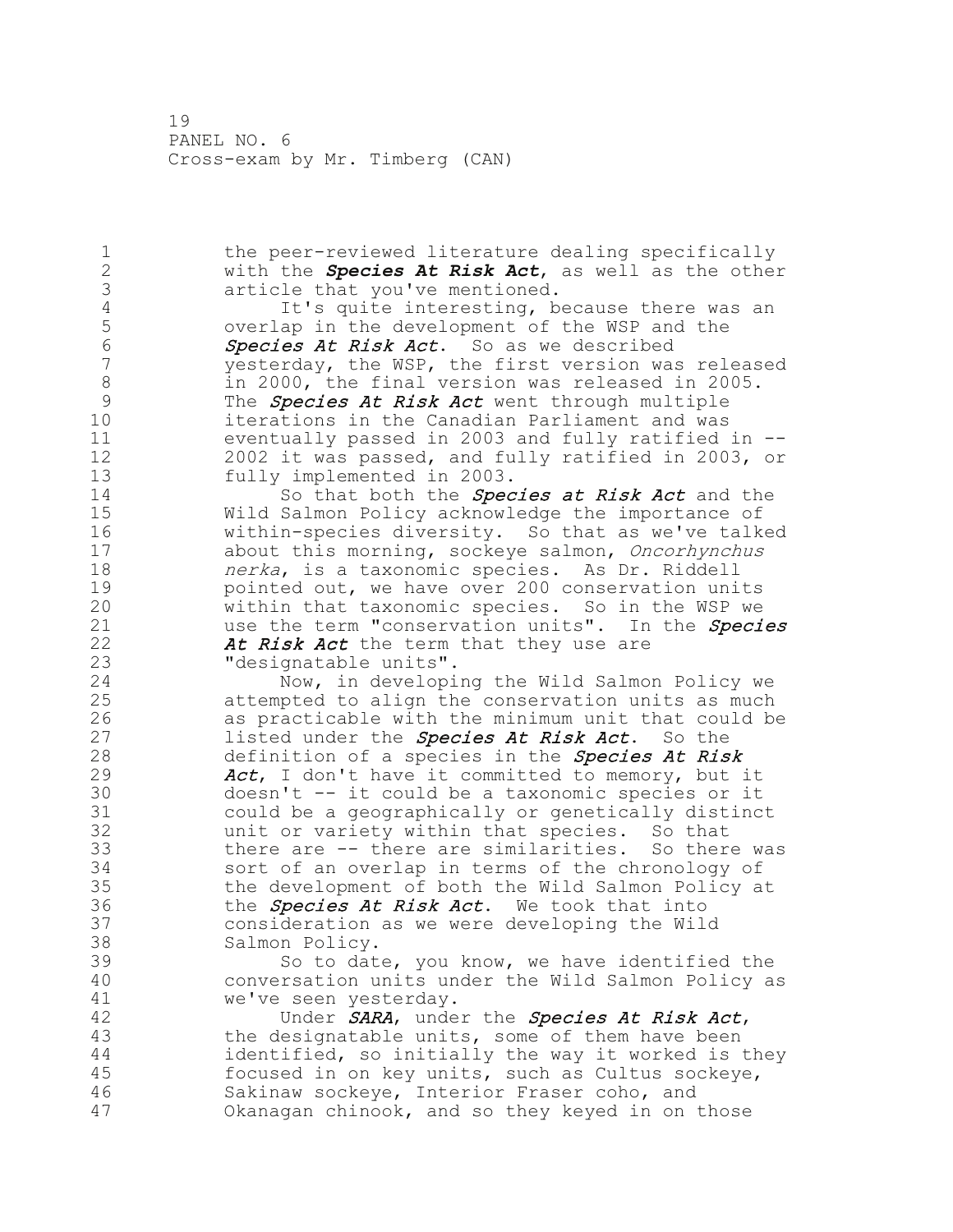the peer-reviewed literature dealing specifically with the ***Species At Risk Act***, as well as the other article that you've mentioned.

It's quite interesting, because there was an overlap in the development of the WSP and the ***Species At Risk Act***. So as we described yesterday, the WSP, the first version was released in 2000, the final version was released in 2005. The ***Species At Risk Act*** went through multiple iterations in the Canadian Parliament and was eventually passed in 2003 and fully ratified in -- 2002 it was passed, and fully ratified in 2003, or fully implemented in 2003.

So that both the ***Species at Risk Act*** and the Wild Salmon Policy acknowledge the importance of within-species diversity. So that as we've talked about this morning, sockeye salmon, *Oncorhynchus nerka*, is a taxonomic species. As Dr. Riddell pointed out, we have over 200 conservation units within that taxonomic species. So in the WSP we use the term "conservation units". In the ***Species At Risk Act*** the term that they use are "designatable units".

Now, in developing the Wild Salmon Policy we attempted to align the conservation units as much as practicable with the minimum unit that could be listed under the ***Species At Risk Act***. So the definition of a species in the ***Species At Risk Act***, I don't have it committed to memory, but it doesn't -- it could be a taxonomic species or it could be a geographically or genetically distinct unit or variety within that species. So that there are -- there are similarities. So there was sort of an overlap in terms of the chronology of the development of both the Wild Salmon Policy at the ***Species At Risk Act***. We took that into consideration as we were developing the Wild Salmon Policy.

So to date, you know, we have identified the conversation units under the Wild Salmon Policy as we've seen yesterday.

Under ***SARA***, under the ***Species At Risk Act***, the designatable units, some of them have been identified, so initially the way it worked is they focused in on key units, such as Cultus sockeye, Sakinaw sockeye, Interior Fraser coho, and Okanagan chinook, and so they keyed in on those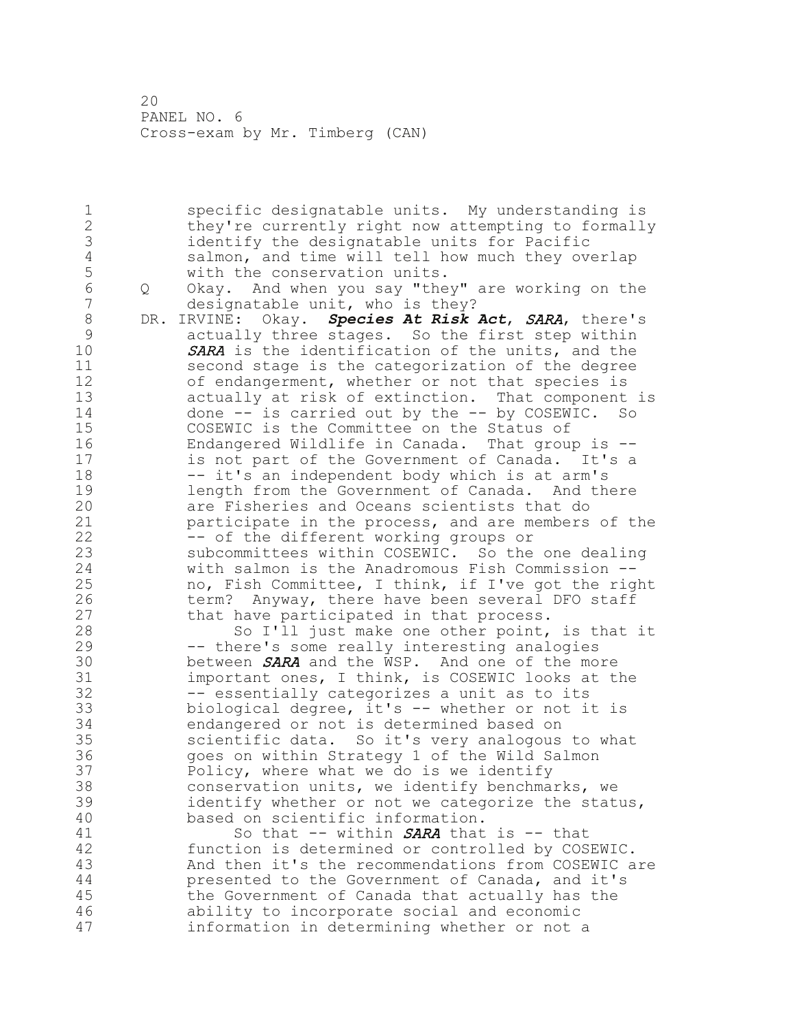specific designatable units. My understanding is they're currently right now attempting to formally identify the designatable units for Pacific salmon, and time will tell how much they overlap with the conservation units.

Q Okay. And when you say "they" are working on the designatable unit, who is they?

DR. IRVINE: Okay. ***Species At Risk Act***, ***SARA***, there's actually three stages. So the first step within ***SARA*** is the identification of the units, and the second stage is the categorization of the degree of endangerment, whether or not that species is actually at risk of extinction. That component is done -- is carried out by the -- by COSEWIC. So COSEWIC is the Committee on the Status of Endangered Wildlife in Canada. That group is -- is not part of the Government of Canada. It's a -- it's an independent body which is at arm's length from the Government of Canada. And there are Fisheries and Oceans scientists that do participate in the process, and are members of the -- of the different working groups or subcommittees within COSEWIC. So the one dealing with salmon is the Anadromous Fish Commission -- no, Fish Committee, I think, if I've got the right term? Anyway, there have been several DFO staff that have participated in that process.

So I'll just make one other point, is that it -- there's some really interesting analogies between ***SARA*** and the WSP. And one of the more important ones, I think, is COSEWIC looks at the -- essentially categorizes a unit as to its biological degree, it's -- whether or not it is endangered or not is determined based on scientific data. So it's very analogous to what goes on within Strategy 1 of the Wild Salmon Policy, where what we do is we identify conservation units, we identify benchmarks, we identify whether or not we categorize the status, based on scientific information.

So that -- within ***SARA*** that is -- that function is determined or controlled by COSEWIC. And then it's the recommendations from COSEWIC are presented to the Government of Canada, and it's the Government of Canada that actually has the ability to incorporate social and economic information in determining whether or not a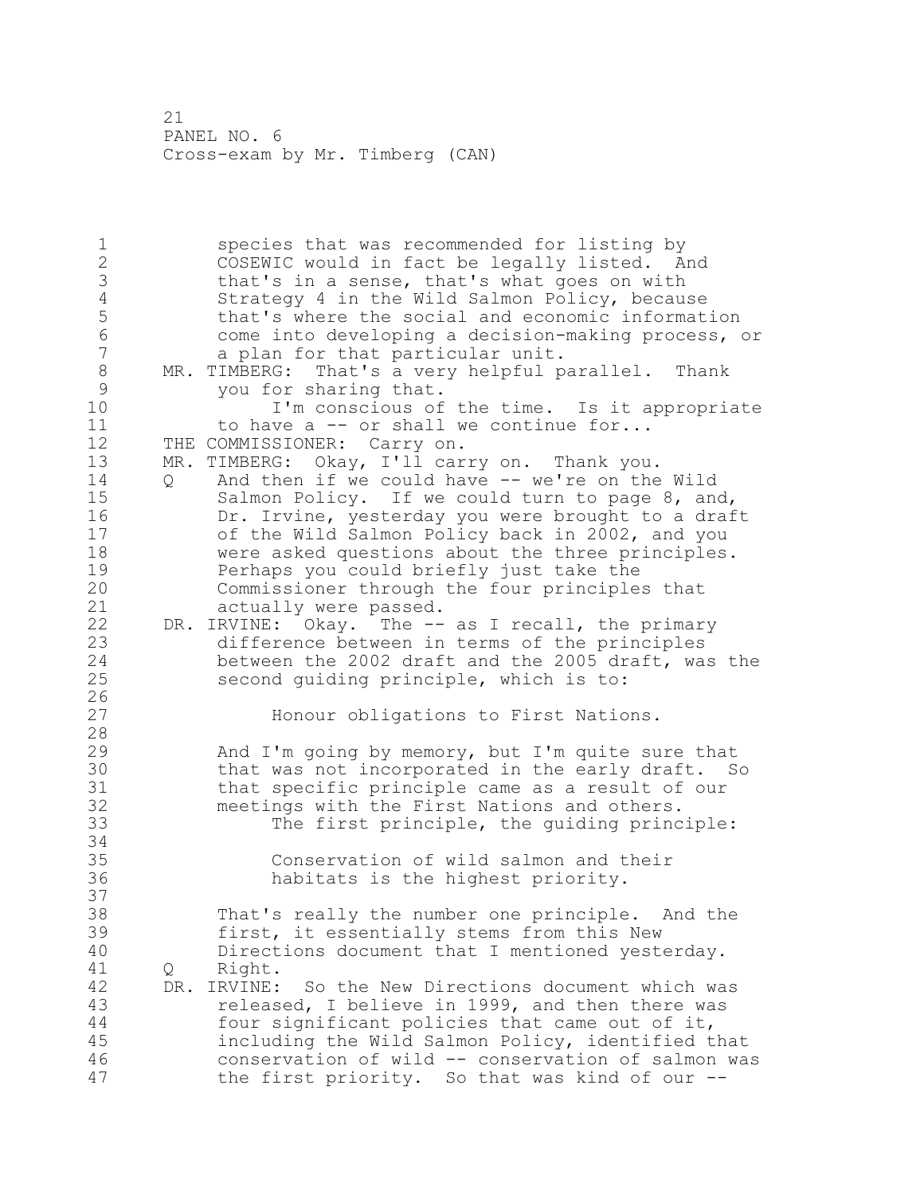species that was recommended for listing by COSEWIC would in fact be legally listed. And that's in a sense, that's what goes on with Strategy 4 in the Wild Salmon Policy, because that's where the social and economic information come into developing a decision-making process, or a plan for that particular unit.

MR. TIMBERG: That's a very helpful parallel. Thank you for sharing that.

I'm conscious of the time. Is it appropriate to have a -- or shall we continue for...

THE COMMISSIONER: Carry on.

MR. TIMBERG: Okay, I'll carry on. Thank you.

Q And then if we could have -- we're on the Wild Salmon Policy. If we could turn to page 8, and, Dr. Irvine, yesterday you were brought to a draft of the Wild Salmon Policy back in 2002, and you were asked questions about the three principles. Perhaps you could briefly just take the Commissioner through the four principles that actually were passed.

DR. IRVINE: Okay. The -- as I recall, the primary difference between in terms of the principles between the 2002 draft and the 2005 draft, was the second guiding principle, which is to:

> Honour obligations to First Nations.

And I'm going by memory, but I'm quite sure that that was not incorporated in the early draft. So that specific principle came as a result of our meetings with the First Nations and others.

The first principle, the guiding principle:

> Conservation of wild salmon and their habitats is the highest priority.

That's really the number one principle. And the first, it essentially stems from this New Directions document that I mentioned yesterday.

Q Right.

DR. IRVINE: So the New Directions document which was released, I believe in 1999, and then there was four significant policies that came out of it, including the Wild Salmon Policy, identified that conservation of wild -- conservation of salmon was the first priority. So that was kind of our --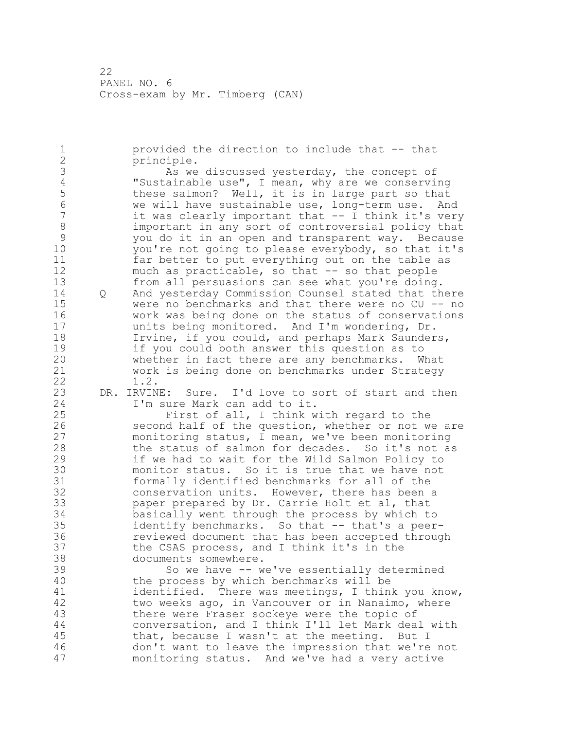provided the direction to include that -- that principle.

As we discussed yesterday, the concept of "Sustainable use", I mean, why are we conserving these salmon? Well, it is in large part so that we will have sustainable use, long-term use. And it was clearly important that -- I think it's very important in any sort of controversial policy that you do it in an open and transparent way. Because you're not going to please everybody, so that it's far better to put everything out on the table as much as practicable, so that -- so that people from all persuasions can see what you're doing.

Q And yesterday Commission Counsel stated that there were no benchmarks and that there were no CU -- no work was being done on the status of conservations units being monitored. And I'm wondering, Dr. Irvine, if you could, and perhaps Mark Saunders, if you could both answer this question as to whether in fact there are any benchmarks. What work is being done on benchmarks under Strategy 1.2.

DR. IRVINE: Sure. I'd love to sort of start and then I'm sure Mark can add to it.

First of all, I think with regard to the second half of the question, whether or not we are monitoring status, I mean, we've been monitoring the status of salmon for decades. So it's not as if we had to wait for the Wild Salmon Policy to monitor status. So it is true that we have not formally identified benchmarks for all of the conservation units. However, there has been a paper prepared by Dr. Carrie Holt et al, that basically went through the process by which to identify benchmarks. So that -- that's a peer-reviewed document that has been accepted through the CSAS process, and I think it's in the documents somewhere.

So we have -- we've essentially determined the process by which benchmarks will be identified. There was meetings, I think you know, two weeks ago, in Vancouver or in Nanaimo, where there were Fraser sockeye were the topic of conversation, and I think I'll let Mark deal with that, because I wasn't at the meeting. But I don't want to leave the impression that we're not monitoring status. And we've had a very active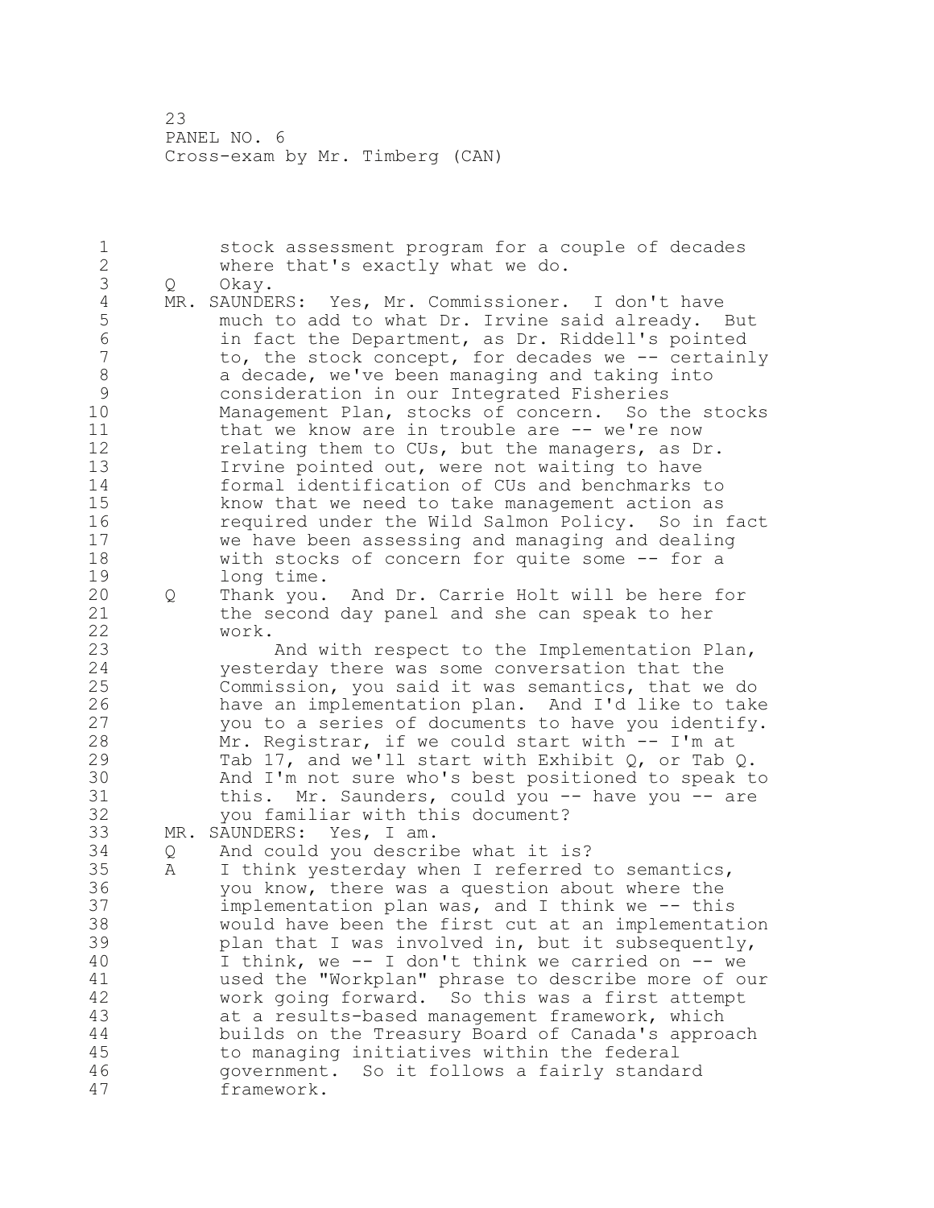stock assessment program for a couple of decades where that's exactly what we do.

Q Okay.

MR. SAUNDERS: Yes, Mr. Commissioner. I don't have much to add to what Dr. Irvine said already. But in fact the Department, as Dr. Riddell's pointed to, the stock concept, for decades we -- certainly a decade, we've been managing and taking into consideration in our Integrated Fisheries Management Plan, stocks of concern. So the stocks that we know are in trouble are -- we're now relating them to CUs, but the managers, as Dr. Irvine pointed out, were not waiting to have formal identification of CUs and benchmarks to know that we need to take management action as required under the Wild Salmon Policy. So in fact we have been assessing and managing and dealing with stocks of concern for quite some -- for a long time.

Q Thank you. And Dr. Carrie Holt will be here for the second day panel and she can speak to her work.

And with respect to the Implementation Plan, yesterday there was some conversation that the Commission, you said it was semantics, that we do have an implementation plan. And I'd like to take you to a series of documents to have you identify. Mr. Registrar, if we could start with -- I'm at Tab 17, and we'll start with Exhibit Q, or Tab Q. And I'm not sure who's best positioned to speak to this. Mr. Saunders, could you -- have you -- are you familiar with this document?

MR. SAUNDERS: Yes, I am.

Q And could you describe what it is?

A I think yesterday when I referred to semantics, you know, there was a question about where the implementation plan was, and I think we -- this would have been the first cut at an implementation plan that I was involved in, but it subsequently, I think, we -- I don't think we carried on -- we used the "Workplan" phrase to describe more of our work going forward. So this was a first attempt at a results-based management framework, which builds on the Treasury Board of Canada's approach to managing initiatives within the federal government. So it follows a fairly standard framework.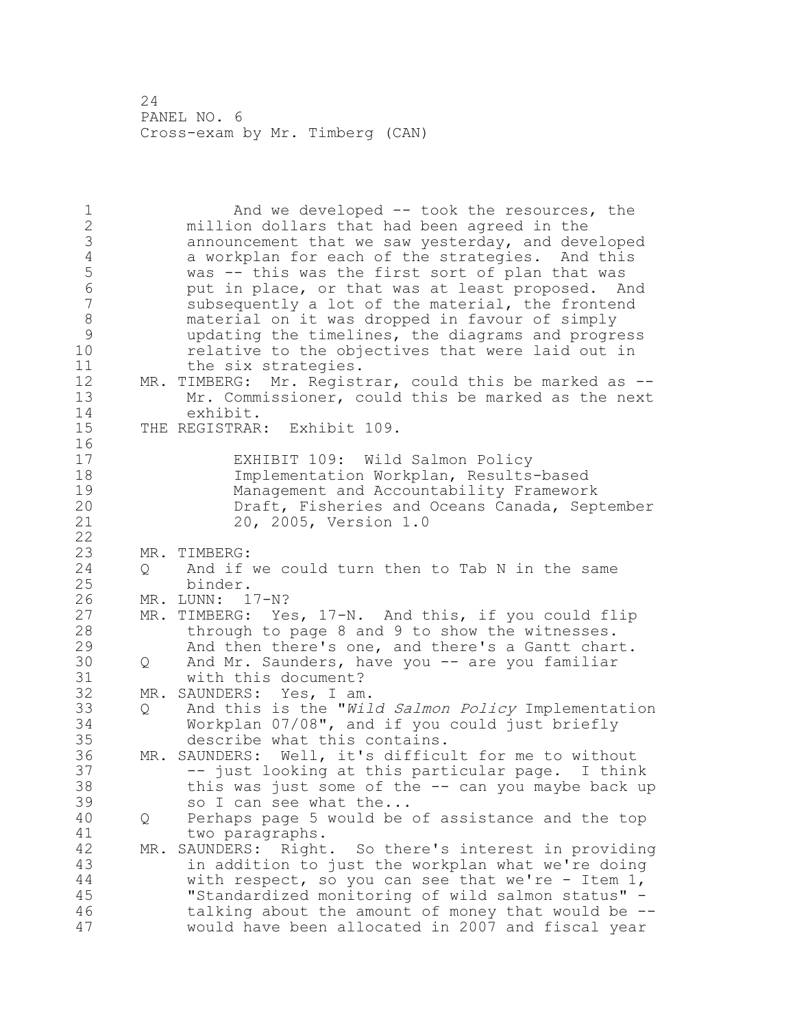And we developed -- took the resources, the million dollars that had been agreed in the announcement that we saw yesterday, and developed a workplan for each of the strategies. And this was -- this was the first sort of plan that was put in place, or that was at least proposed. And subsequently a lot of the material, the frontend material on it was dropped in favour of simply updating the timelines, the diagrams and progress relative to the objectives that were laid out in the six strategies.

MR. TIMBERG: Mr. Registrar, could this be marked as -- Mr. Commissioner, could this be marked as the next exhibit.

THE REGISTRAR: Exhibit 109.

> EXHIBIT 109: Wild Salmon Policy Implementation Workplan, Results-based Management and Accountability Framework Draft, Fisheries and Oceans Canada, September 20, 2005, Version 1.0

MR. TIMBERG:

Q And if we could turn then to Tab N in the same binder.

MR. LUNN: 17-N?

MR. TIMBERG: Yes, 17-N. And this, if you could flip through to page 8 and 9 to show the witnesses. And then there's one, and there's a Gantt chart.

Q And Mr. Saunders, have you -- are you familiar with this document?

MR. SAUNDERS: Yes, I am.

Q And this is the "*Wild Salmon Policy* Implementation Workplan 07/08", and if you could just briefly describe what this contains.

MR. SAUNDERS: Well, it's difficult for me to without -- just looking at this particular page. I think this was just some of the -- can you maybe back up so I can see what the...

Q Perhaps page 5 would be of assistance and the top two paragraphs.

MR. SAUNDERS: Right. So there's interest in providing in addition to just the workplan what we're doing with respect, so you can see that we're - Item 1, "Standardized monitoring of wild salmon status" - talking about the amount of money that would be -- would have been allocated in 2007 and fiscal year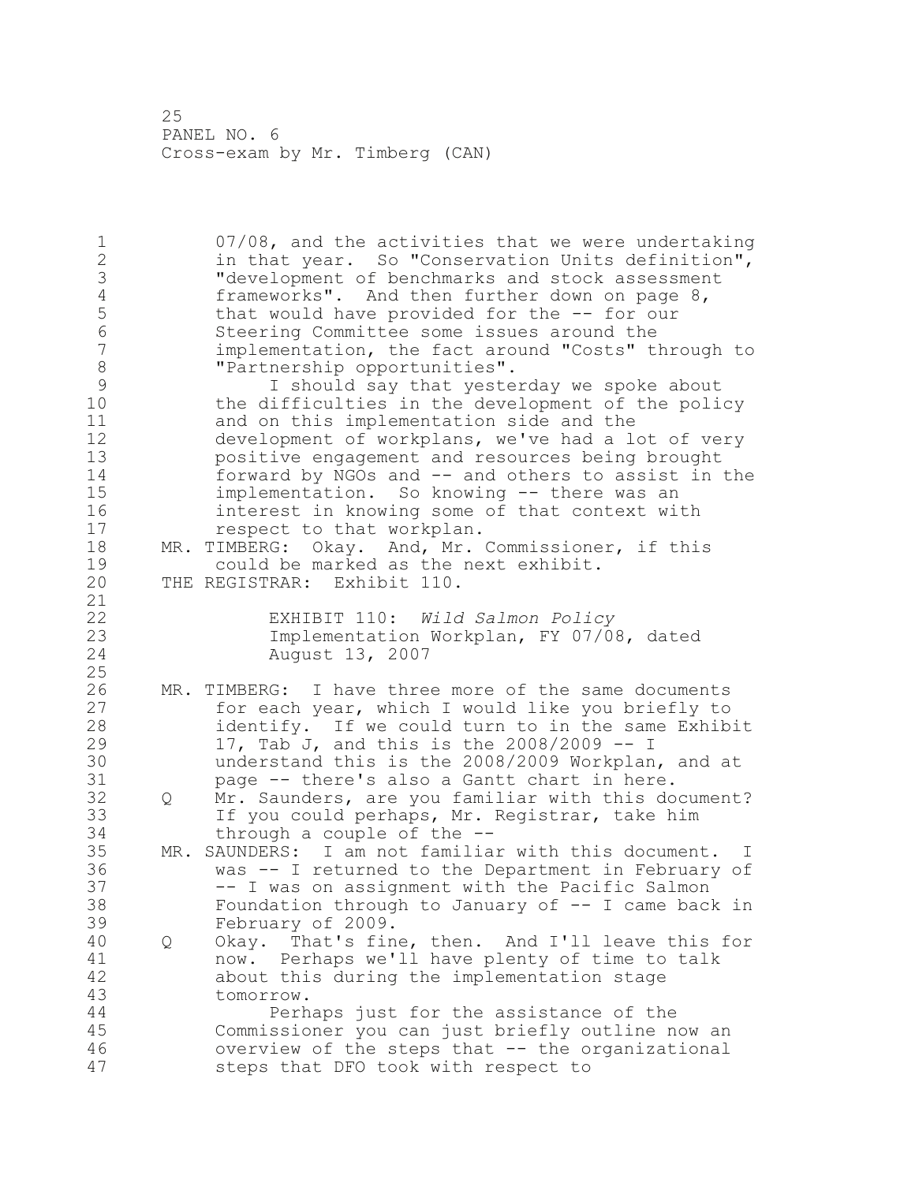07/08, and the activities that we were undertaking in that year. So "Conservation Units definition", "development of benchmarks and stock assessment frameworks". And then further down on page 8, that would have provided for the -- for our Steering Committee some issues around the implementation, the fact around "Costs" through to "Partnership opportunities".

I should say that yesterday we spoke about the difficulties in the development of the policy and on this implementation side and the development of workplans, we've had a lot of very positive engagement and resources being brought forward by NGOs and -- and others to assist in the implementation. So knowing -- there was an interest in knowing some of that context with respect to that workplan.

MR. TIMBERG: Okay. And, Mr. Commissioner, if this could be marked as the next exhibit.

THE REGISTRAR: Exhibit 110.

EXHIBIT 110: *Wild Salmon Policy* Implementation Workplan, FY 07/08, dated August 13, 2007

MR. TIMBERG: I have three more of the same documents for each year, which I would like you briefly to identify. If we could turn to in the same Exhibit 17, Tab J, and this is the 2008/2009 -- I understand this is the 2008/2009 Workplan, and at page -- there's also a Gantt chart in here.

Q Mr. Saunders, are you familiar with this document? If you could perhaps, Mr. Registrar, take him through a couple of the --

MR. SAUNDERS: I am not familiar with this document. I was -- I returned to the Department in February of -- I was on assignment with the Pacific Salmon Foundation through to January of -- I came back in February of 2009.

Q Okay. That's fine, then. And I'll leave this for now. Perhaps we'll have plenty of time to talk about this during the implementation stage tomorrow.

Perhaps just for the assistance of the Commissioner you can just briefly outline now an overview of the steps that -- the organizational steps that DFO took with respect to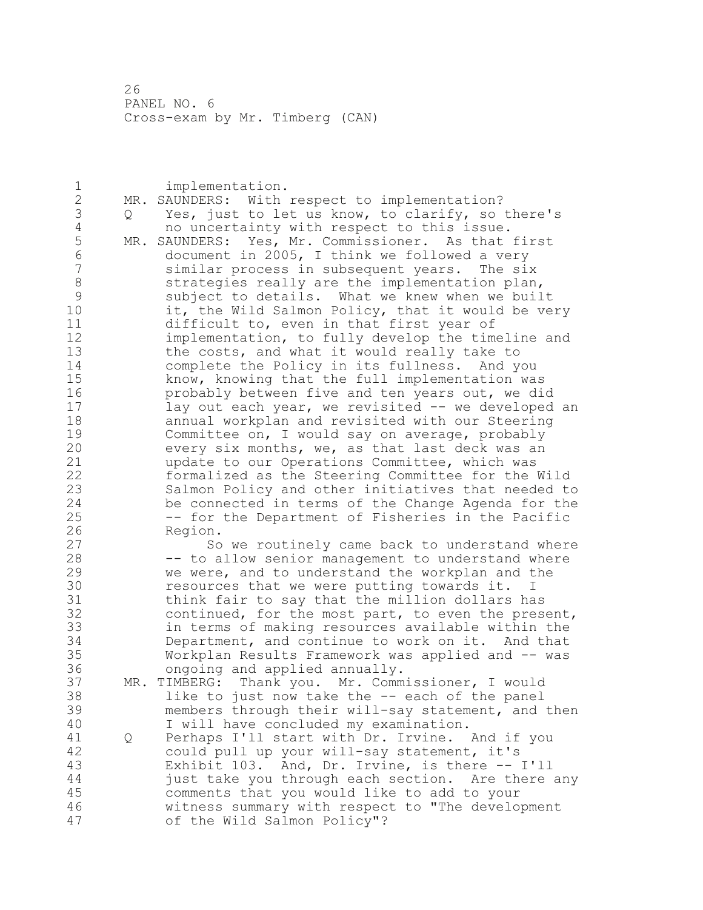implementation.

MR. SAUNDERS: With respect to implementation?

Q Yes, just to let us know, to clarify, so there's no uncertainty with respect to this issue.

MR. SAUNDERS: Yes, Mr. Commissioner. As that first document in 2005, I think we followed a very similar process in subsequent years. The six strategies really are the implementation plan, subject to details. What we knew when we built it, the Wild Salmon Policy, that it would be very difficult to, even in that first year of implementation, to fully develop the timeline and the costs, and what it would really take to complete the Policy in its fullness. And you know, knowing that the full implementation was probably between five and ten years out, we did lay out each year, we revisited -- we developed an annual workplan and revisited with our Steering Committee on, I would say on average, probably every six months, we, as that last deck was an update to our Operations Committee, which was formalized as the Steering Committee for the Wild Salmon Policy and other initiatives that needed to be connected in terms of the Change Agenda for the -- for the Department of Fisheries in the Pacific Region.

So we routinely came back to understand where -- to allow senior management to understand where we were, and to understand the workplan and the resources that we were putting towards it. I think fair to say that the million dollars has continued, for the most part, to even the present, in terms of making resources available within the Department, and continue to work on it. And that Workplan Results Framework was applied and -- was ongoing and applied annually.

MR. TIMBERG: Thank you. Mr. Commissioner, I would like to just now take the -- each of the panel members through their will-say statement, and then I will have concluded my examination.

Q Perhaps I'll start with Dr. Irvine. And if you could pull up your will-say statement, it's Exhibit 103. And, Dr. Irvine, is there -- I'll just take you through each section. Are there any comments that you would like to add to your witness summary with respect to "The development of the Wild Salmon Policy"?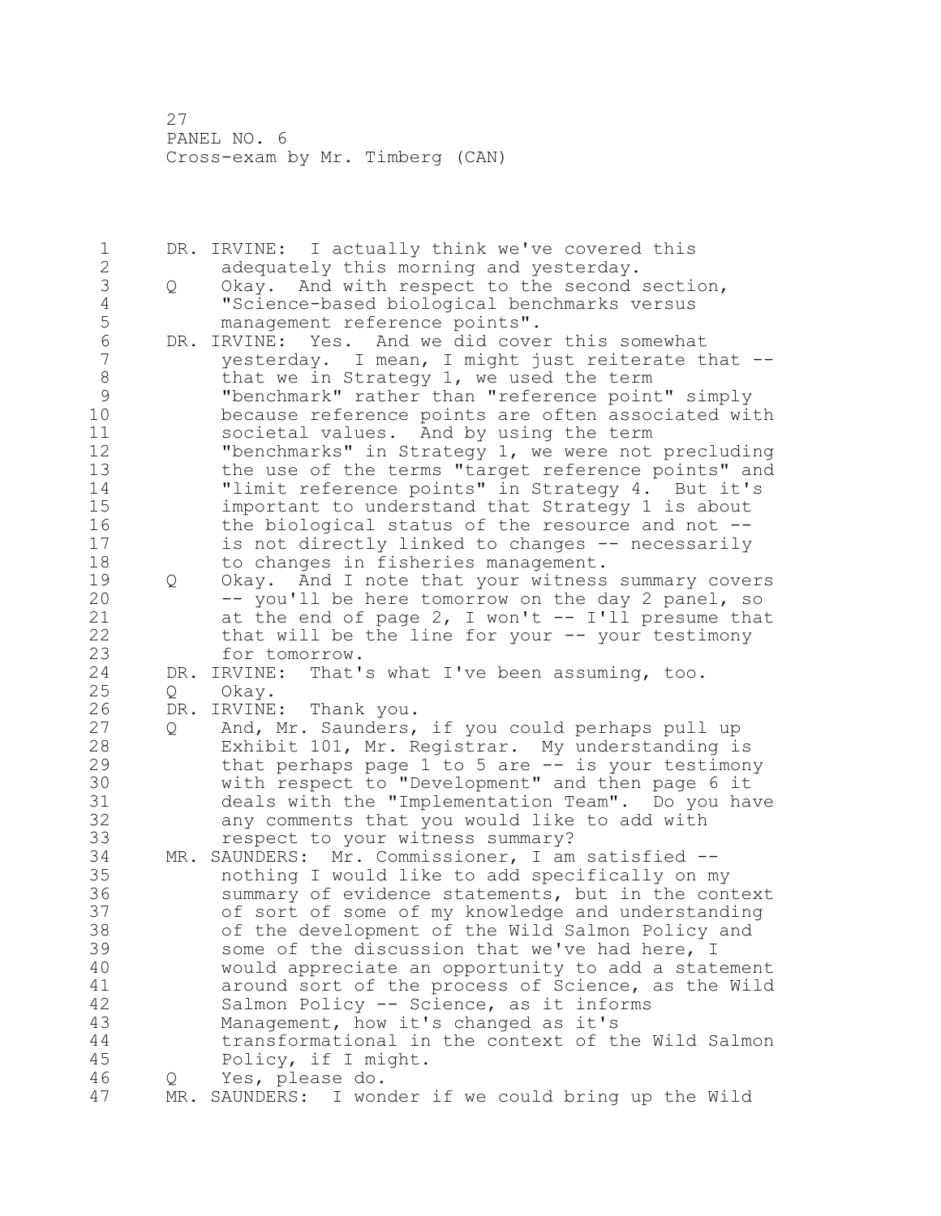DR. IRVINE: I actually think we've covered this adequately this morning and yesterday.

Q Okay. And with respect to the second section, "Science-based biological benchmarks versus management reference points".

DR. IRVINE: Yes. And we did cover this somewhat yesterday. I mean, I might just reiterate that -- that we in Strategy 1, we used the term "benchmark" rather than "reference point" simply because reference points are often associated with societal values. And by using the term "benchmarks" in Strategy 1, we were not precluding the use of the terms "target reference points" and "limit reference points" in Strategy 4. But it's important to understand that Strategy 1 is about the biological status of the resource and not -- is not directly linked to changes -- necessarily to changes in fisheries management.

Q Okay. And I note that your witness summary covers -- you'll be here tomorrow on the day 2 panel, so at the end of page 2, I won't -- I'll presume that that will be the line for your -- your testimony for tomorrow.

DR. IRVINE: That's what I've been assuming, too.

Q Okay.

DR. IRVINE: Thank you.

Q And, Mr. Saunders, if you could perhaps pull up Exhibit 101, Mr. Registrar. My understanding is that perhaps page 1 to 5 are -- is your testimony with respect to "Development" and then page 6 it deals with the "Implementation Team". Do you have any comments that you would like to add with respect to your witness summary?

MR. SAUNDERS: Mr. Commissioner, I am satisfied -- nothing I would like to add specifically on my summary of evidence statements, but in the context of sort of some of my knowledge and understanding of the development of the Wild Salmon Policy and some of the discussion that we've had here, I would appreciate an opportunity to add a statement around sort of the process of Science, as the Wild Salmon Policy -- Science, as it informs Management, how it's changed as it's transformational in the context of the Wild Salmon Policy, if I might.

Q Yes, please do.

MR. SAUNDERS: I wonder if we could bring up the Wild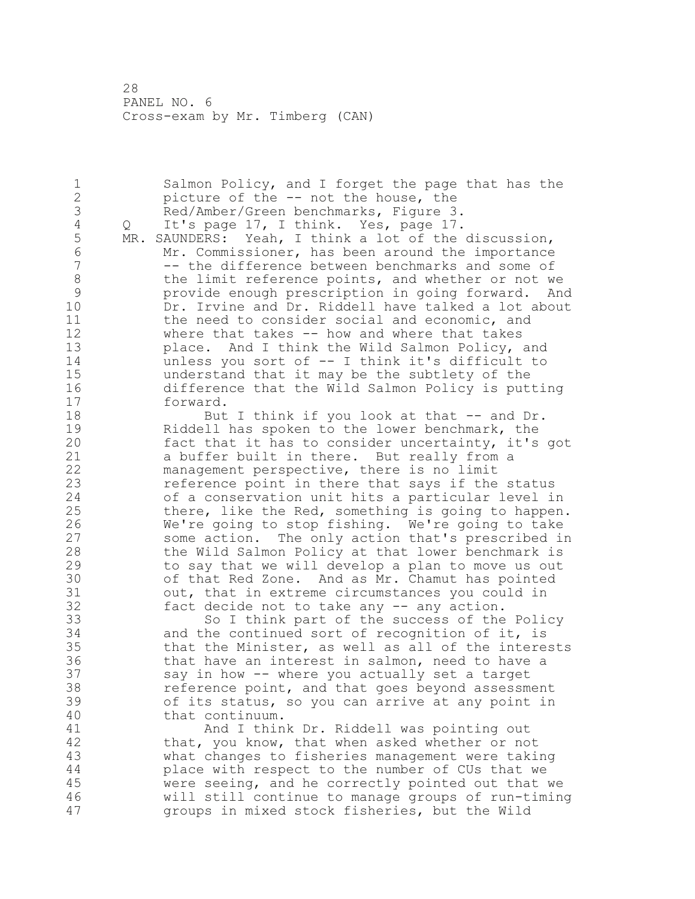Salmon Policy, and I forget the page that has the picture of the -- not the house, the Red/Amber/Green benchmarks, Figure 3.

Q It's page 17, I think. Yes, page 17.

MR. SAUNDERS: Yeah, I think a lot of the discussion, Mr. Commissioner, has been around the importance -- the difference between benchmarks and some of the limit reference points, and whether or not we provide enough prescription in going forward. And Dr. Irvine and Dr. Riddell have talked a lot about the need to consider social and economic, and where that takes -- how and where that takes place. And I think the Wild Salmon Policy, and unless you sort of -- I think it's difficult to understand that it may be the subtlety of the difference that the Wild Salmon Policy is putting forward.

But I think if you look at that -- and Dr. Riddell has spoken to the lower benchmark, the fact that it has to consider uncertainty, it's got a buffer built in there. But really from a management perspective, there is no limit reference point in there that says if the status of a conservation unit hits a particular level in there, like the Red, something is going to happen. We're going to stop fishing. We're going to take some action. The only action that's prescribed in the Wild Salmon Policy at that lower benchmark is to say that we will develop a plan to move us out of that Red Zone. And as Mr. Chamut has pointed out, that in extreme circumstances you could in fact decide not to take any -- any action.

So I think part of the success of the Policy and the continued sort of recognition of it, is that the Minister, as well as all of the interests that have an interest in salmon, need to have a say in how -- where you actually set a target reference point, and that goes beyond assessment of its status, so you can arrive at any point in that continuum.

And I think Dr. Riddell was pointing out that, you know, that when asked whether or not what changes to fisheries management were taking place with respect to the number of CUs that we were seeing, and he correctly pointed out that we will still continue to manage groups of run-timing groups in mixed stock fisheries, but the Wild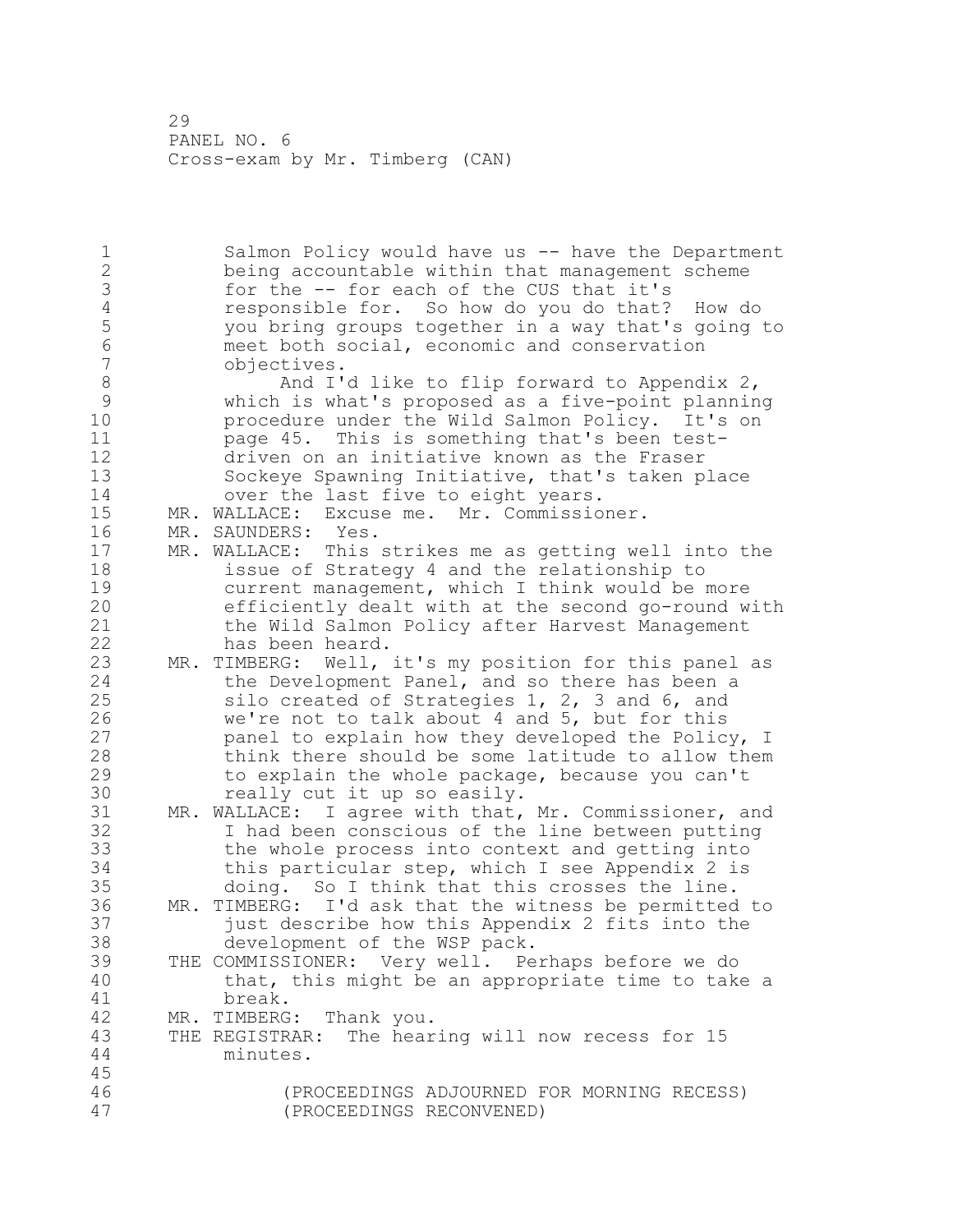Salmon Policy would have us -- have the Department being accountable within that management scheme for the -- for each of the CUS that it's responsible for. So how do you do that? How do you bring groups together in a way that's going to meet both social, economic and conservation objectives.

And I'd like to flip forward to Appendix 2, which is what's proposed as a five-point planning procedure under the Wild Salmon Policy. It's on page 45. This is something that's been test-driven on an initiative known as the Fraser Sockeye Spawning Initiative, that's taken place over the last five to eight years.

MR. WALLACE: Excuse me. Mr. Commissioner.

MR. SAUNDERS: Yes.

MR. WALLACE: This strikes me as getting well into the issue of Strategy 4 and the relationship to current management, which I think would be more efficiently dealt with at the second go-round with the Wild Salmon Policy after Harvest Management has been heard.

MR. TIMBERG: Well, it's my position for this panel as the Development Panel, and so there has been a silo created of Strategies 1, 2, 3 and 6, and we're not to talk about 4 and 5, but for this panel to explain how they developed the Policy, I think there should be some latitude to allow them to explain the whole package, because you can't really cut it up so easily.

MR. WALLACE: I agree with that, Mr. Commissioner, and I had been conscious of the line between putting the whole process into context and getting into this particular step, which I see Appendix 2 is doing. So I think that this crosses the line.

MR. TIMBERG: I'd ask that the witness be permitted to just describe how this Appendix 2 fits into the development of the WSP pack.

THE COMMISSIONER: Very well. Perhaps before we do that, this might be an appropriate time to take a break.

MR. TIMBERG: Thank you.

THE REGISTRAR: The hearing will now recess for 15 minutes.

(PROCEEDINGS ADJOURNED FOR MORNING RECESS)
(PROCEEDINGS RECONVENED)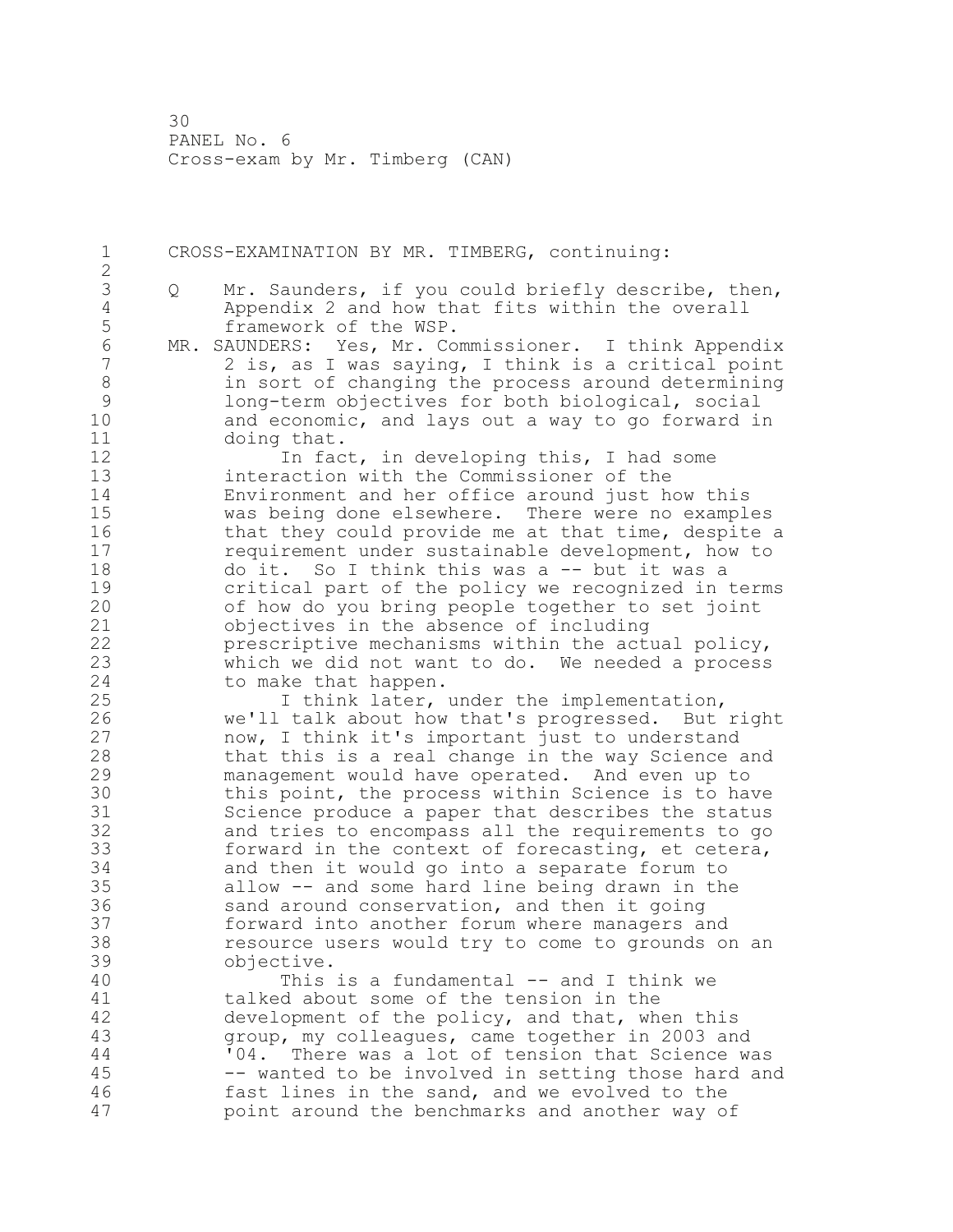CROSS-EXAMINATION BY MR. TIMBERG, continuing:

Q Mr. Saunders, if you could briefly describe, then, Appendix 2 and how that fits within the overall framework of the WSP.

MR. SAUNDERS: Yes, Mr. Commissioner. I think Appendix 2 is, as I was saying, I think is a critical point in sort of changing the process around determining long-term objectives for both biological, social and economic, and lays out a way to go forward in doing that.

In fact, in developing this, I had some interaction with the Commissioner of the Environment and her office around just how this was being done elsewhere. There were no examples that they could provide me at that time, despite a requirement under sustainable development, how to do it. So I think this was a -- but it was a critical part of the policy we recognized in terms of how do you bring people together to set joint objectives in the absence of including prescriptive mechanisms within the actual policy, which we did not want to do. We needed a process to make that happen.

I think later, under the implementation, we'll talk about how that's progressed. But right now, I think it's important just to understand that this is a real change in the way Science and management would have operated. And even up to this point, the process within Science is to have Science produce a paper that describes the status and tries to encompass all the requirements to go forward in the context of forecasting, et cetera, and then it would go into a separate forum to allow -- and some hard line being drawn in the sand around conservation, and then it going forward into another forum where managers and resource users would try to come to grounds on an objective.

This is a fundamental -- and I think we talked about some of the tension in the development of the policy, and that, when this group, my colleagues, came together in 2003 and '04. There was a lot of tension that Science was -- wanted to be involved in setting those hard and fast lines in the sand, and we evolved to the point around the benchmarks and another way of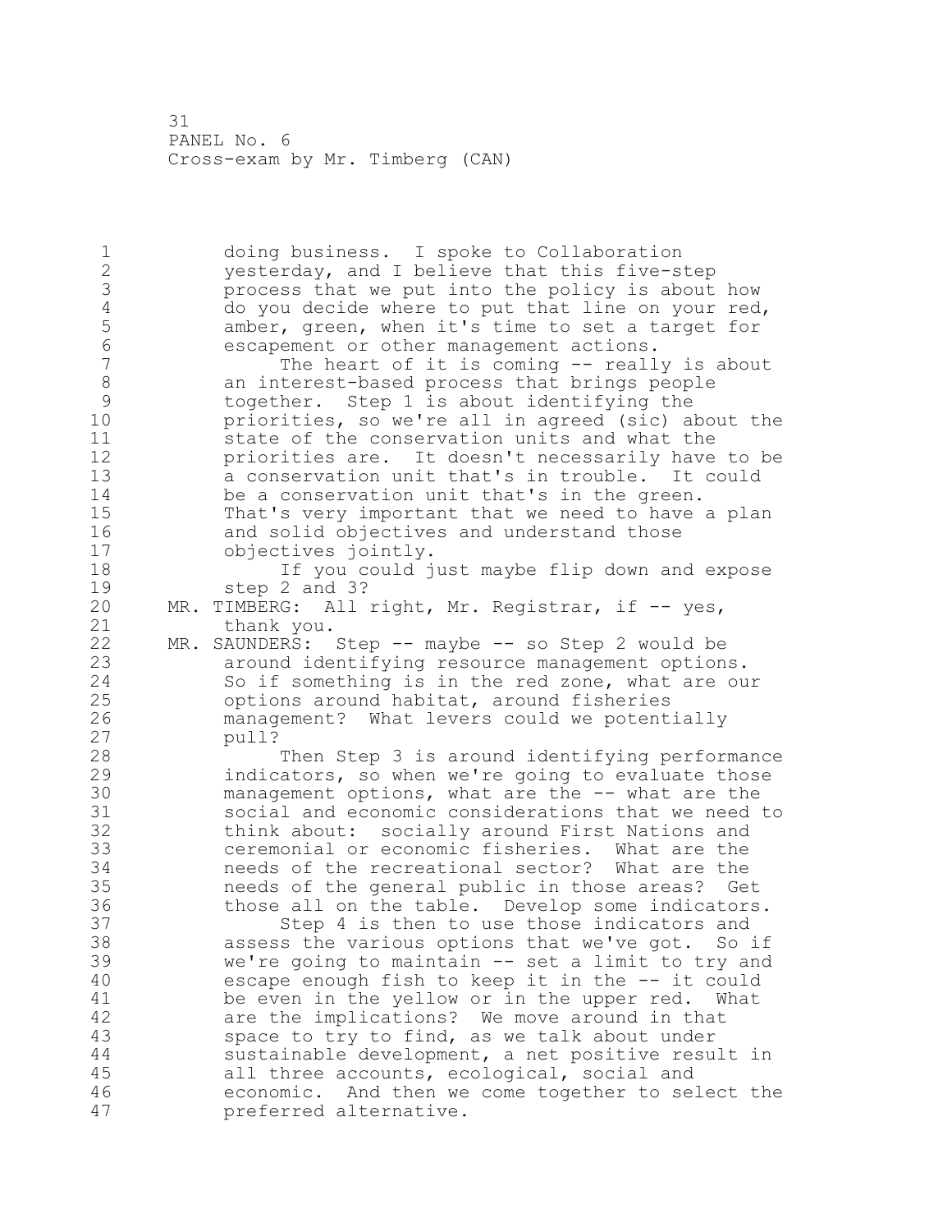doing business. I spoke to Collaboration yesterday, and I believe that this five-step process that we put into the policy is about how do you decide where to put that line on your red, amber, green, when it's time to set a target for escapement or other management actions.

The heart of it is coming -- really is about an interest-based process that brings people together. Step 1 is about identifying the priorities, so we're all in agreed (sic) about the state of the conservation units and what the priorities are. It doesn't necessarily have to be a conservation unit that's in trouble. It could be a conservation unit that's in the green. That's very important that we need to have a plan and solid objectives and understand those objectives jointly.

If you could just maybe flip down and expose step 2 and 3?

MR. TIMBERG: All right, Mr. Registrar, if -- yes, thank you.

MR. SAUNDERS: Step -- maybe -- so Step 2 would be around identifying resource management options. So if something is in the red zone, what are our options around habitat, around fisheries management? What levers could we potentially pull?

Then Step 3 is around identifying performance indicators, so when we're going to evaluate those management options, what are the -- what are the social and economic considerations that we need to think about: socially around First Nations and ceremonial or economic fisheries. What are the needs of the recreational sector? What are the needs of the general public in those areas? Get those all on the table. Develop some indicators.

Step 4 is then to use those indicators and assess the various options that we've got. So if we're going to maintain -- set a limit to try and escape enough fish to keep it in the -- it could be even in the yellow or in the upper red. What are the implications? We move around in that space to try to find, as we talk about under sustainable development, a net positive result in all three accounts, ecological, social and economic. And then we come together to select the preferred alternative.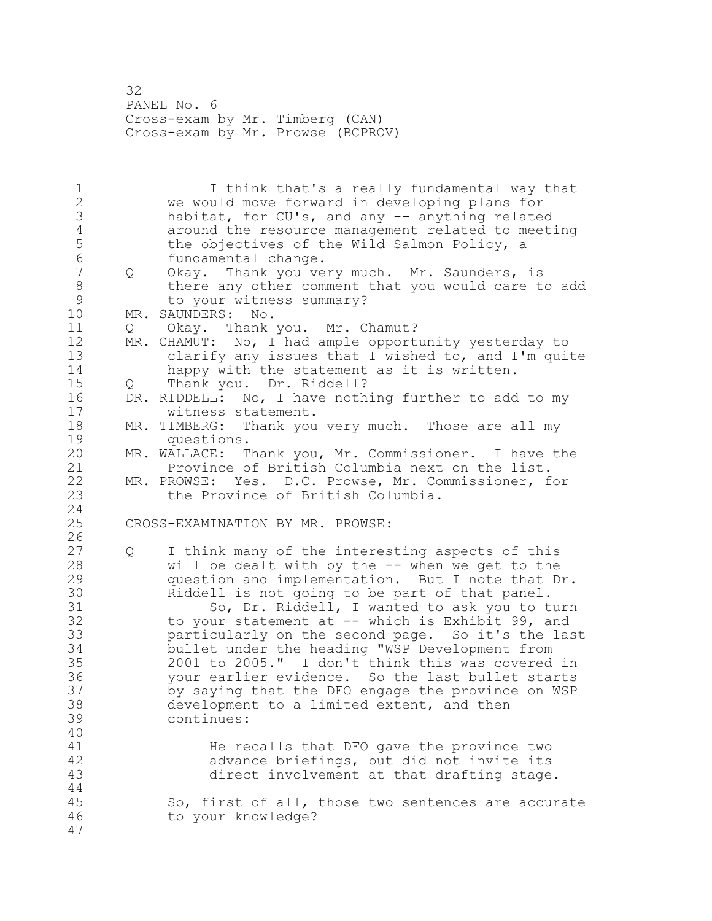I think that's a really fundamental way that we would move forward in developing plans for habitat, for CU's, and any -- anything related around the resource management related to meeting the objectives of the Wild Salmon Policy, a fundamental change.

Q Okay. Thank you very much. Mr. Saunders, is there any other comment that you would care to add to your witness summary?

MR. SAUNDERS: No.

Q Okay. Thank you. Mr. Chamut?

MR. CHAMUT: No, I had ample opportunity yesterday to clarify any issues that I wished to, and I'm quite happy with the statement as it is written.

Q Thank you. Dr. Riddell?

DR. RIDDELL: No, I have nothing further to add to my witness statement.

MR. TIMBERG: Thank you very much. Those are all my questions.

MR. WALLACE: Thank you, Mr. Commissioner. I have the Province of British Columbia next on the list.

MR. PROWSE: Yes. D.C. Prowse, Mr. Commissioner, for the Province of British Columbia.

CROSS-EXAMINATION BY MR. PROWSE:

Q I think many of the interesting aspects of this will be dealt with by the -- when we get to the question and implementation. But I note that Dr. Riddell is not going to be part of that panel.

So, Dr. Riddell, I wanted to ask you to turn to your statement at -- which is Exhibit 99, and particularly on the second page. So it's the last bullet under the heading "WSP Development from 2001 to 2005." I don't think this was covered in your earlier evidence. So the last bullet starts by saying that the DFO engage the province on WSP development to a limited extent, and then continues:

> He recalls that DFO gave the province two advance briefings, but did not invite its direct involvement at that drafting stage.

So, first of all, those two sentences are accurate to your knowledge?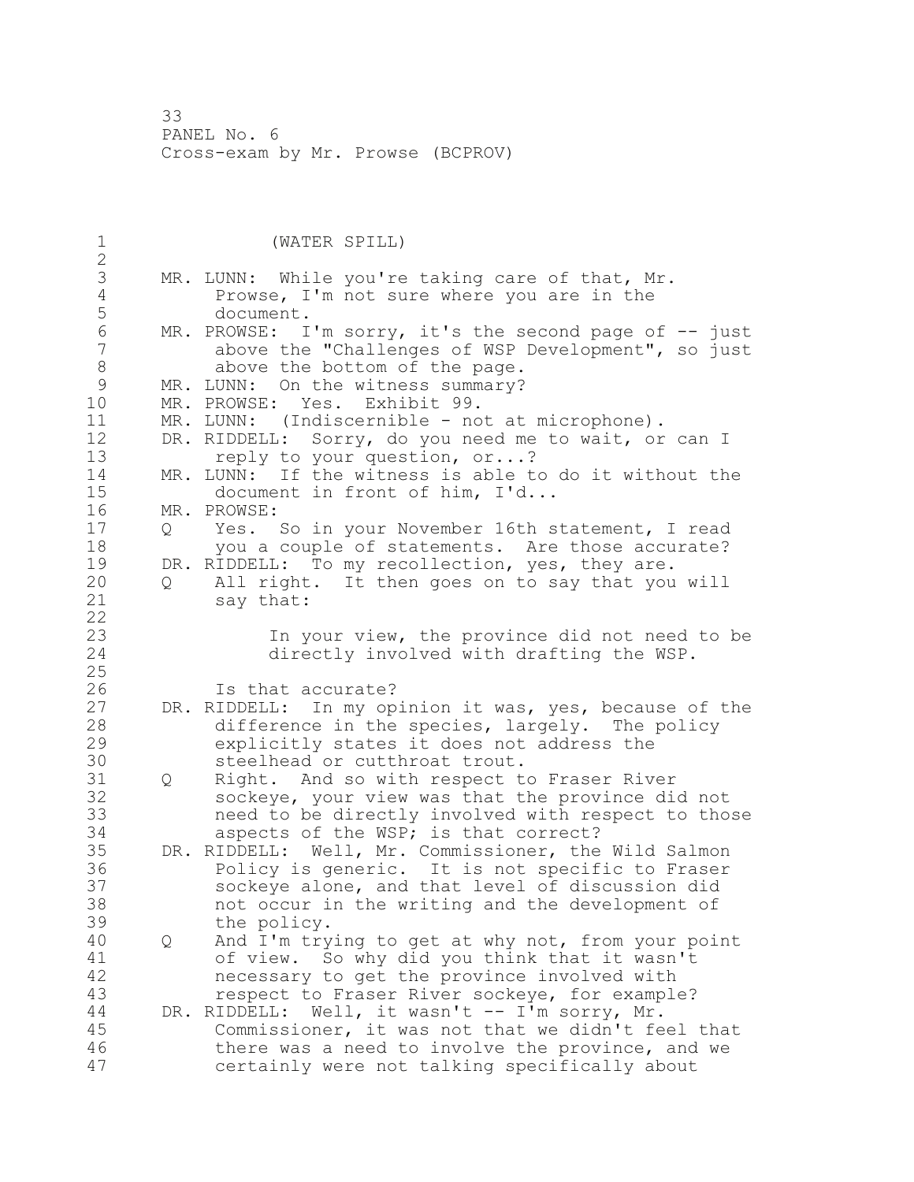(WATER SPILL)

MR. LUNN: While you're taking care of that, Mr. Prowse, I'm not sure where you are in the document.

MR. PROWSE: I'm sorry, it's the second page of -- just above the "Challenges of WSP Development", so just above the bottom of the page.

MR. LUNN: On the witness summary?

MR. PROWSE: Yes. Exhibit 99.

MR. LUNN: (Indiscernible - not at microphone).

DR. RIDDELL: Sorry, do you need me to wait, or can I reply to your question, or...?

MR. LUNN: If the witness is able to do it without the document in front of him, I'd...

MR. PROWSE:

Q Yes. So in your November 16th statement, I read you a couple of statements. Are those accurate?

DR. RIDDELL: To my recollection, yes, they are.

Q All right. It then goes on to say that you will say that:

> In your view, the province did not need to be directly involved with drafting the WSP.

Is that accurate?

DR. RIDDELL: In my opinion it was, yes, because of the difference in the species, largely. The policy explicitly states it does not address the steelhead or cutthroat trout.

Q Right. And so with respect to Fraser River sockeye, your view was that the province did not need to be directly involved with respect to those aspects of the WSP; is that correct?

DR. RIDDELL: Well, Mr. Commissioner, the Wild Salmon Policy is generic. It is not specific to Fraser sockeye alone, and that level of discussion did not occur in the writing and the development of the policy.

Q And I'm trying to get at why not, from your point of view. So why did you think that it wasn't necessary to get the province involved with respect to Fraser River sockeye, for example?

DR. RIDDELL: Well, it wasn't -- I'm sorry, Mr. Commissioner, it was not that we didn't feel that there was a need to involve the province, and we certainly were not talking specifically about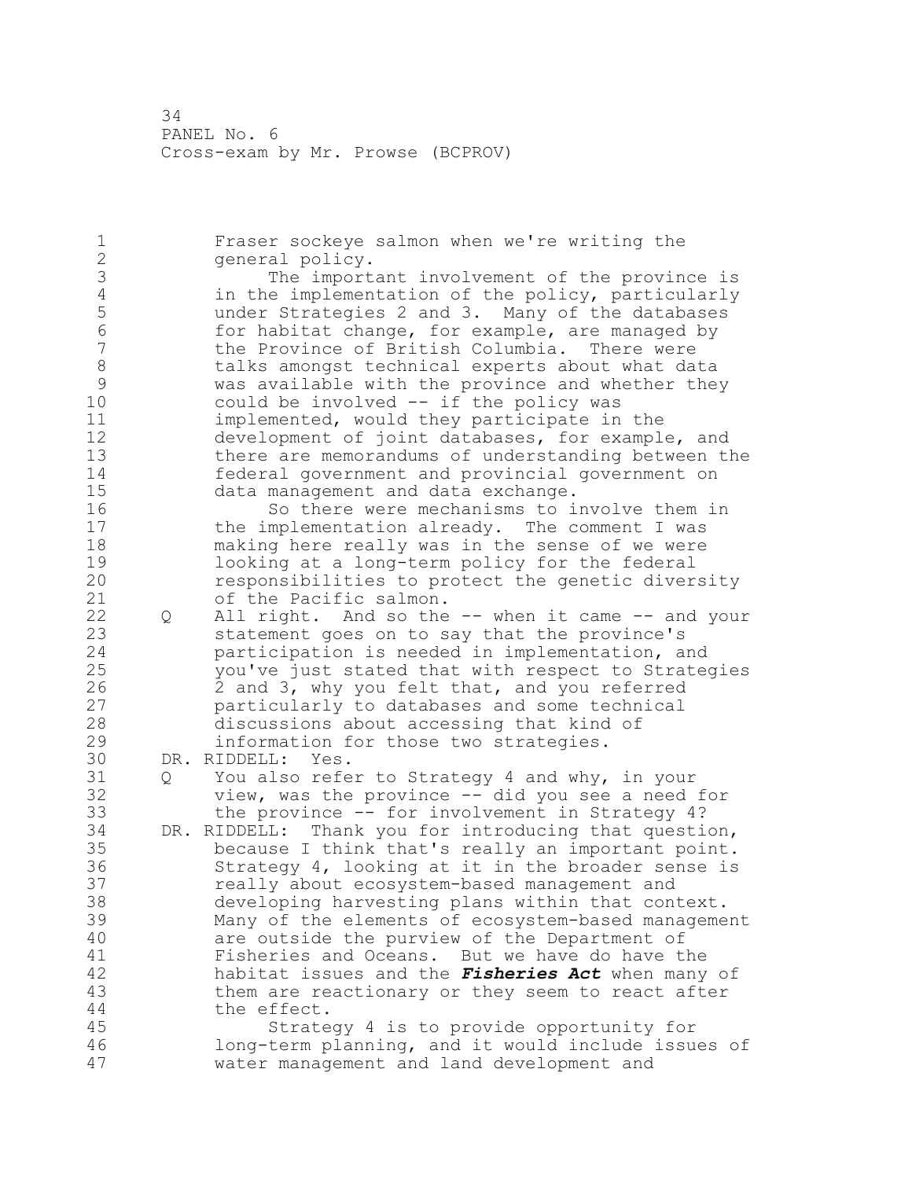Fraser sockeye salmon when we're writing the general policy.

The important involvement of the province is in the implementation of the policy, particularly under Strategies 2 and 3. Many of the databases for habitat change, for example, are managed by the Province of British Columbia. There were talks amongst technical experts about what data was available with the province and whether they could be involved -- if the policy was implemented, would they participate in the development of joint databases, for example, and there are memorandums of understanding between the federal government and provincial government on data management and data exchange.

So there were mechanisms to involve them in the implementation already. The comment I was making here really was in the sense of we were looking at a long-term policy for the federal responsibilities to protect the genetic diversity of the Pacific salmon.

Q All right. And so the -- when it came -- and your statement goes on to say that the province's participation is needed in implementation, and you've just stated that with respect to Strategies 2 and 3, why you felt that, and you referred particularly to databases and some technical discussions about accessing that kind of information for those two strategies.

DR. RIDDELL: Yes.

Q You also refer to Strategy 4 and why, in your view, was the province -- did you see a need for the province -- for involvement in Strategy 4?

DR. RIDDELL: Thank you for introducing that question, because I think that's really an important point. Strategy 4, looking at it in the broader sense is really about ecosystem-based management and developing harvesting plans within that context. Many of the elements of ecosystem-based management are outside the purview of the Department of Fisheries and Oceans. But we have do have the habitat issues and the ***Fisheries Act*** when many of them are reactionary or they seem to react after the effect.

Strategy 4 is to provide opportunity for long-term planning, and it would include issues of water management and land development and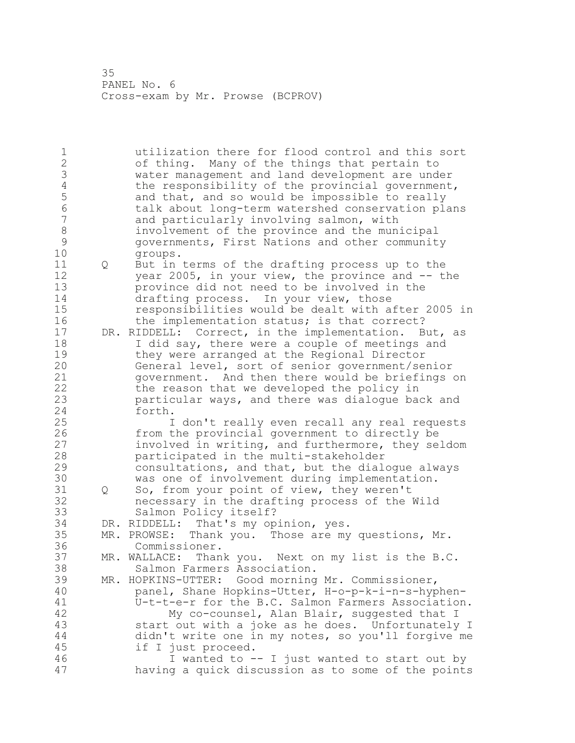utilization there for flood control and this sort of thing. Many of the things that pertain to water management and land development are under the responsibility of the provincial government, and that, and so would be impossible to really talk about long-term watershed conservation plans and particularly involving salmon, with involvement of the province and the municipal governments, First Nations and other community groups.

Q But in terms of the drafting process up to the year 2005, in your view, the province and -- the province did not need to be involved in the drafting process. In your view, those responsibilities would be dealt with after 2005 in the implementation status; is that correct?

DR. RIDDELL: Correct, in the implementation. But, as I did say, there were a couple of meetings and they were arranged at the Regional Director General level, sort of senior government/senior government. And then there would be briefings on the reason that we developed the policy in particular ways, and there was dialogue back and forth.

I don't really even recall any real requests from the provincial government to directly be involved in writing, and furthermore, they seldom participated in the multi-stakeholder consultations, and that, but the dialogue always was one of involvement during implementation.

Q So, from your point of view, they weren't necessary in the drafting process of the Wild Salmon Policy itself?

DR. RIDDELL: That's my opinion, yes.

MR. PROWSE: Thank you. Those are my questions, Mr. Commissioner.

MR. WALLACE: Thank you. Next on my list is the B.C. Salmon Farmers Association.

MR. HOPKINS-UTTER: Good morning Mr. Commissioner, panel, Shane Hopkins-Utter, H-o-p-k-i-n-s-hyphen-U-t-t-e-r for the B.C. Salmon Farmers Association.

My co-counsel, Alan Blair, suggested that I start out with a joke as he does. Unfortunately I didn't write one in my notes, so you'll forgive me if I just proceed.

I wanted to -- I just wanted to start out by having a quick discussion as to some of the points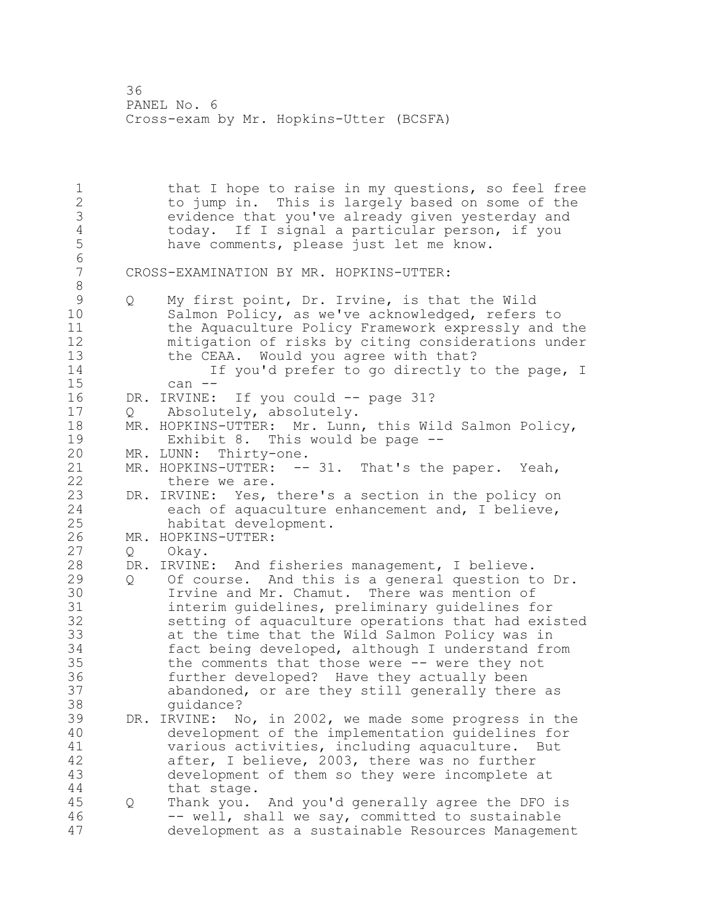that I hope to raise in my questions, so feel free to jump in. This is largely based on some of the evidence that you've already given yesterday and today. If I signal a particular person, if you have comments, please just let me know.

CROSS-EXAMINATION BY MR. HOPKINS-UTTER:

Q My first point, Dr. Irvine, is that the Wild Salmon Policy, as we've acknowledged, refers to the Aquaculture Policy Framework expressly and the mitigation of risks by citing considerations under the CEAA. Would you agree with that?

If you'd prefer to go directly to the page, I can --

DR. IRVINE: If you could -- page 31?

Q Absolutely, absolutely.

MR. HOPKINS-UTTER: Mr. Lunn, this Wild Salmon Policy, Exhibit 8. This would be page --

MR. LUNN: Thirty-one.

MR. HOPKINS-UTTER: -- 31. That's the paper. Yeah, there we are.

DR. IRVINE: Yes, there's a section in the policy on each of aquaculture enhancement and, I believe, habitat development.

MR. HOPKINS-UTTER:

Q Okay.

DR. IRVINE: And fisheries management, I believe.

Q Of course. And this is a general question to Dr. Irvine and Mr. Chamut. There was mention of interim guidelines, preliminary guidelines for setting of aquaculture operations that had existed at the time that the Wild Salmon Policy was in fact being developed, although I understand from the comments that those were -- were they not further developed? Have they actually been abandoned, or are they still generally there as guidance?

DR. IRVINE: No, in 2002, we made some progress in the development of the implementation guidelines for various activities, including aquaculture. But after, I believe, 2003, there was no further development of them so they were incomplete at that stage.

Q Thank you. And you'd generally agree the DFO is -- well, shall we say, committed to sustainable development as a sustainable Resources Management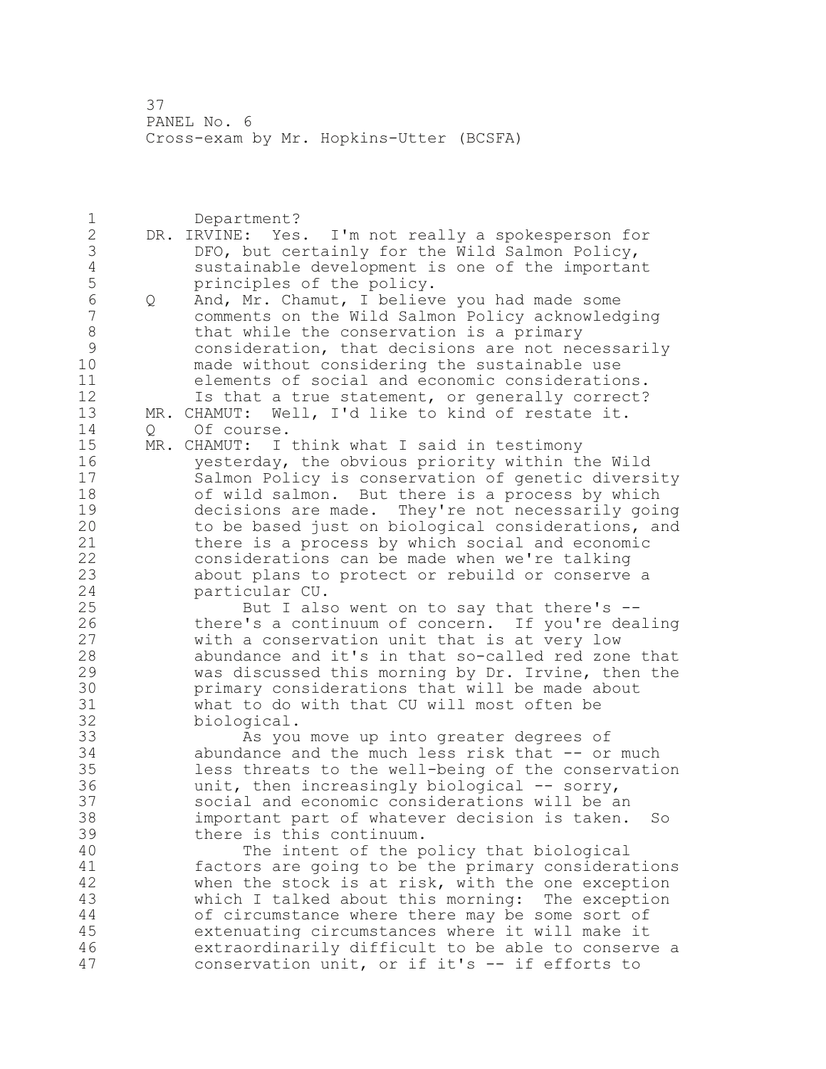Department?

DR. IRVINE: Yes. I'm not really a spokesperson for DFO, but certainly for the Wild Salmon Policy, sustainable development is one of the important principles of the policy.

Q And, Mr. Chamut, I believe you had made some comments on the Wild Salmon Policy acknowledging that while the conservation is a primary consideration, that decisions are not necessarily made without considering the sustainable use elements of social and economic considerations. Is that a true statement, or generally correct?

MR. CHAMUT: Well, I'd like to kind of restate it.

Q Of course.

MR. CHAMUT: I think what I said in testimony yesterday, the obvious priority within the Wild Salmon Policy is conservation of genetic diversity of wild salmon. But there is a process by which decisions are made. They're not necessarily going to be based just on biological considerations, and there is a process by which social and economic considerations can be made when we're talking about plans to protect or rebuild or conserve a particular CU.

But I also went on to say that there's -- there's a continuum of concern. If you're dealing with a conservation unit that is at very low abundance and it's in that so-called red zone that was discussed this morning by Dr. Irvine, then the primary considerations that will be made about what to do with that CU will most often be biological.

As you move up into greater degrees of abundance and the much less risk that -- or much less threats to the well-being of the conservation unit, then increasingly biological -- sorry, social and economic considerations will be an important part of whatever decision is taken. So there is this continuum.

The intent of the policy that biological factors are going to be the primary considerations when the stock is at risk, with the one exception which I talked about this morning: The exception of circumstance where there may be some sort of extenuating circumstances where it will make it extraordinarily difficult to be able to conserve a conservation unit, or if it's -- if efforts to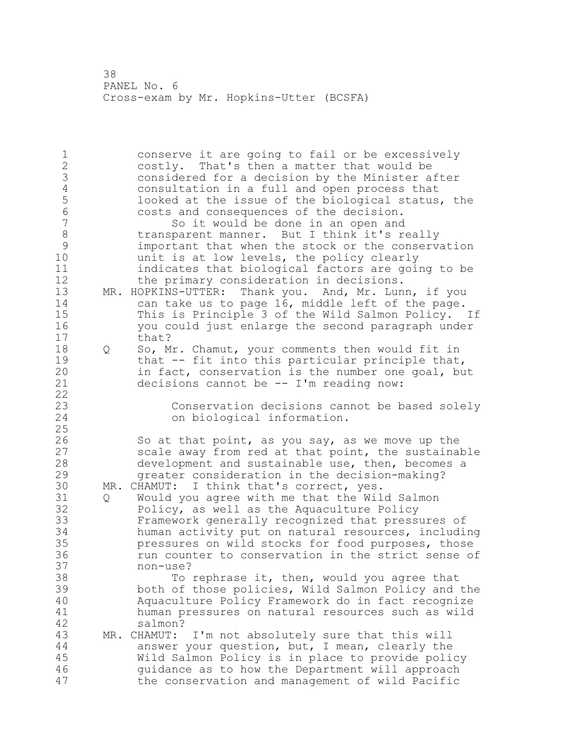conserve it are going to fail or be excessively costly. That's then a matter that would be considered for a decision by the Minister after consultation in a full and open process that looked at the issue of the biological status, the costs and consequences of the decision.

So it would be done in an open and transparent manner. But I think it's really important that when the stock or the conservation unit is at low levels, the policy clearly indicates that biological factors are going to be the primary consideration in decisions.

MR. HOPKINS-UTTER: Thank you. And, Mr. Lunn, if you can take us to page 16, middle left of the page. This is Principle 3 of the Wild Salmon Policy. If you could just enlarge the second paragraph under that?

Q So, Mr. Chamut, your comments then would fit in that -- fit into this particular principle that, in fact, conservation is the number one goal, but decisions cannot be -- I'm reading now:

> Conservation decisions cannot be based solely on biological information.

So at that point, as you say, as we move up the scale away from red at that point, the sustainable development and sustainable use, then, becomes a greater consideration in the decision-making?

MR. CHAMUT: I think that's correct, yes.

Q Would you agree with me that the Wild Salmon Policy, as well as the Aquaculture Policy Framework generally recognized that pressures of human activity put on natural resources, including pressures on wild stocks for food purposes, those run counter to conservation in the strict sense of non-use?

To rephrase it, then, would you agree that both of those policies, Wild Salmon Policy and the Aquaculture Policy Framework do in fact recognize human pressures on natural resources such as wild salmon?

MR. CHAMUT: I'm not absolutely sure that this will answer your question, but, I mean, clearly the Wild Salmon Policy is in place to provide policy guidance as to how the Department will approach the conservation and management of wild Pacific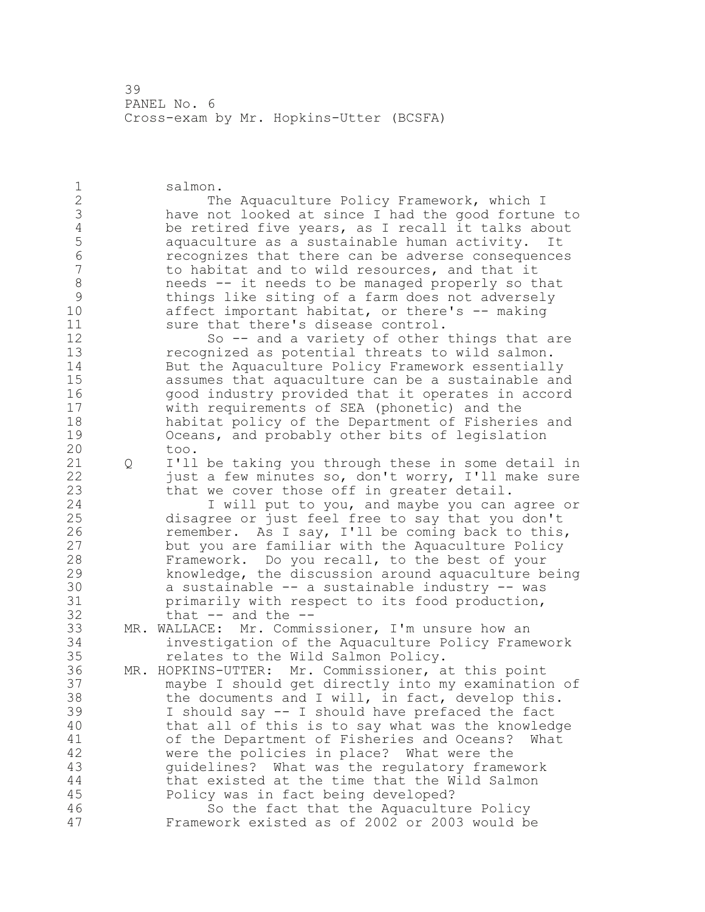salmon.

The Aquaculture Policy Framework, which I have not looked at since I had the good fortune to be retired five years, as I recall it talks about aquaculture as a sustainable human activity. It recognizes that there can be adverse consequences to habitat and to wild resources, and that it needs -- it needs to be managed properly so that things like siting of a farm does not adversely affect important habitat, or there's -- making sure that there's disease control.

So -- and a variety of other things that are recognized as potential threats to wild salmon. But the Aquaculture Policy Framework essentially assumes that aquaculture can be a sustainable and good industry provided that it operates in accord with requirements of SEA (phonetic) and the habitat policy of the Department of Fisheries and Oceans, and probably other bits of legislation too.

Q I'll be taking you through these in some detail in just a few minutes so, don't worry, I'll make sure that we cover those off in greater detail.

I will put to you, and maybe you can agree or disagree or just feel free to say that you don't remember. As I say, I'll be coming back to this, but you are familiar with the Aquaculture Policy Framework. Do you recall, to the best of your knowledge, the discussion around aquaculture being a sustainable -- a sustainable industry -- was primarily with respect to its food production, that -- and the --

MR. WALLACE: Mr. Commissioner, I'm unsure how an investigation of the Aquaculture Policy Framework relates to the Wild Salmon Policy.

MR. HOPKINS-UTTER: Mr. Commissioner, at this point maybe I should get directly into my examination of the documents and I will, in fact, develop this. I should say -- I should have prefaced the fact that all of this is to say what was the knowledge of the Department of Fisheries and Oceans? What were the policies in place? What were the guidelines? What was the regulatory framework that existed at the time that the Wild Salmon Policy was in fact being developed?

So the fact that the Aquaculture Policy Framework existed as of 2002 or 2003 would be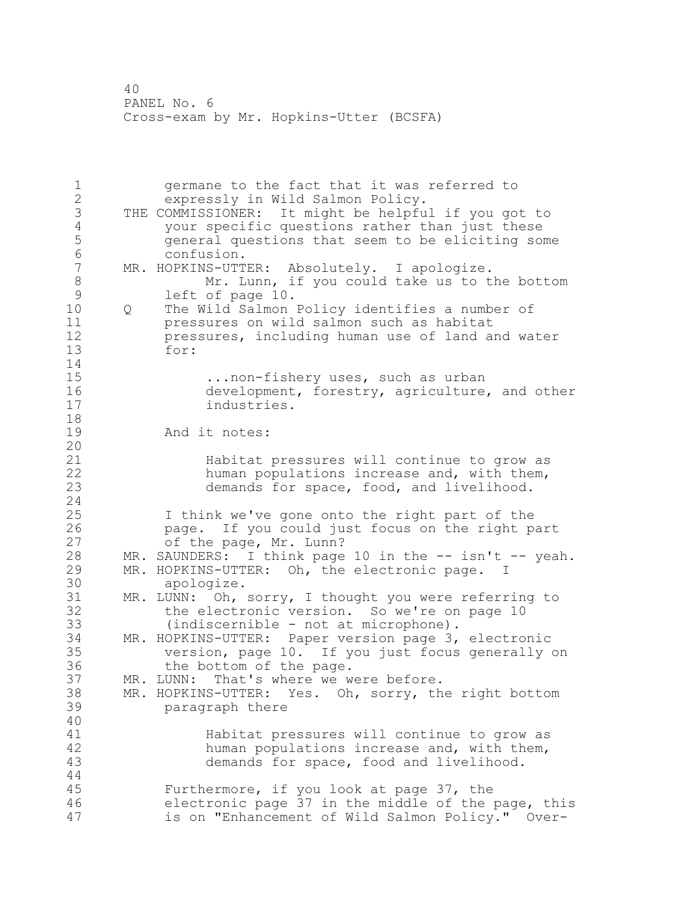germane to the fact that it was referred to expressly in Wild Salmon Policy.

THE COMMISSIONER: It might be helpful if you got to your specific questions rather than just these general questions that seem to be eliciting some confusion.

MR. HOPKINS-UTTER: Absolutely. I apologize.

Mr. Lunn, if you could take us to the bottom left of page 10.

Q The Wild Salmon Policy identifies a number of pressures on wild salmon such as habitat pressures, including human use of land and water for:

> ...non-fishery uses, such as urban development, forestry, agriculture, and other industries.

And it notes:

> Habitat pressures will continue to grow as human populations increase and, with them, demands for space, food, and livelihood.

I think we've gone onto the right part of the page. If you could just focus on the right part of the page, Mr. Lunn?

MR. SAUNDERS: I think page 10 in the -- isn't -- yeah.

MR. HOPKINS-UTTER: Oh, the electronic page. I apologize.

MR. LUNN: Oh, sorry, I thought you were referring to the electronic version. So we're on page 10 (indiscernible - not at microphone).

MR. HOPKINS-UTTER: Paper version page 3, electronic version, page 10. If you just focus generally on the bottom of the page.

MR. LUNN: That's where we were before.

MR. HOPKINS-UTTER: Yes. Oh, sorry, the right bottom paragraph there

> Habitat pressures will continue to grow as human populations increase and, with them, demands for space, food and livelihood.

Furthermore, if you look at page 37, the electronic page 37 in the middle of the page, this is on "Enhancement of Wild Salmon Policy." Over-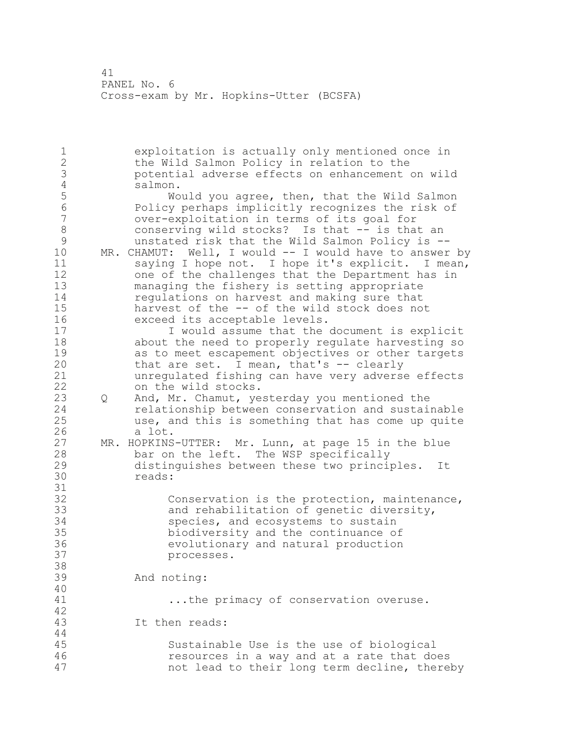exploitation is actually only mentioned once in the Wild Salmon Policy in relation to the potential adverse effects on enhancement on wild salmon.

Would you agree, then, that the Wild Salmon Policy perhaps implicitly recognizes the risk of over-exploitation in terms of its goal for conserving wild stocks? Is that -- is that an unstated risk that the Wild Salmon Policy is --

MR. CHAMUT: Well, I would -- I would have to answer by saying I hope not. I hope it's explicit. I mean, one of the challenges that the Department has in managing the fishery is setting appropriate regulations on harvest and making sure that harvest of the -- of the wild stock does not exceed its acceptable levels.

I would assume that the document is explicit about the need to properly regulate harvesting so as to meet escapement objectives or other targets that are set. I mean, that's -- clearly unregulated fishing can have very adverse effects on the wild stocks.

Q And, Mr. Chamut, yesterday you mentioned the relationship between conservation and sustainable use, and this is something that has come up quite a lot.

MR. HOPKINS-UTTER: Mr. Lunn, at page 15 in the blue bar on the left. The WSP specifically distinguishes between these two principles. It reads:

> Conservation is the protection, maintenance, and rehabilitation of genetic diversity, species, and ecosystems to sustain biodiversity and the continuance of evolutionary and natural production processes.

And noting:

> ...the primacy of conservation overuse.

It then reads:

> Sustainable Use is the use of biological resources in a way and at a rate that does not lead to their long term decline, thereby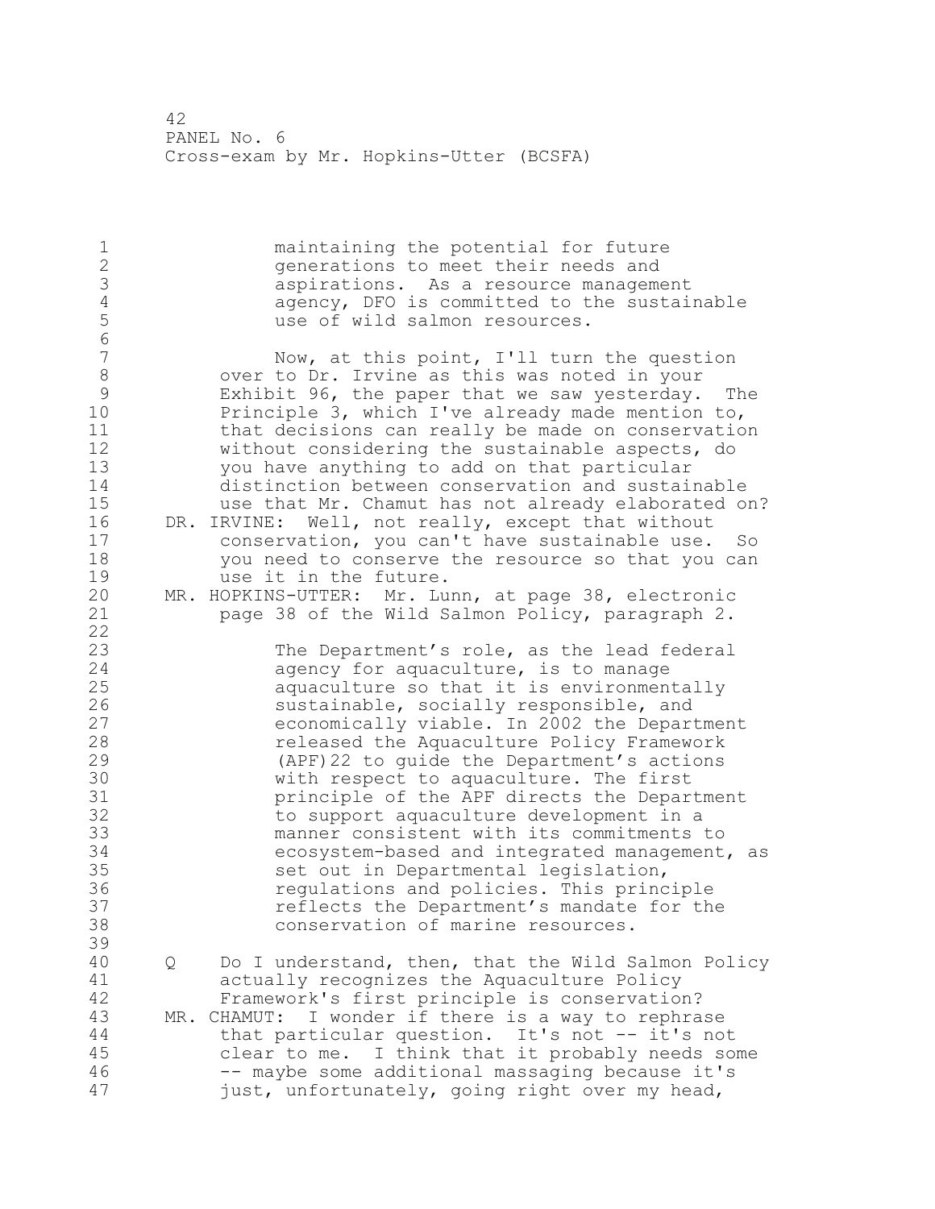maintaining the potential for future generations to meet their needs and aspirations. As a resource management agency, DFO is committed to the sustainable use of wild salmon resources.

Now, at this point, I'll turn the question over to Dr. Irvine as this was noted in your Exhibit 96, the paper that we saw yesterday. The Principle 3, which I've already made mention to, that decisions can really be made on conservation without considering the sustainable aspects, do you have anything to add on that particular distinction between conservation and sustainable use that Mr. Chamut has not already elaborated on?

DR. IRVINE: Well, not really, except that without conservation, you can't have sustainable use. So you need to conserve the resource so that you can use it in the future.

MR. HOPKINS-UTTER: Mr. Lunn, at page 38, electronic page 38 of the Wild Salmon Policy, paragraph 2.

> The Department's role, as the lead federal agency for aquaculture, is to manage aquaculture so that it is environmentally sustainable, socially responsible, and economically viable. In 2002 the Department released the Aquaculture Policy Framework (APF)22 to guide the Department's actions with respect to aquaculture. The first principle of the APF directs the Department to support aquaculture development in a manner consistent with its commitments to ecosystem-based and integrated management, as set out in Departmental legislation, regulations and policies. This principle reflects the Department's mandate for the conservation of marine resources.

Q Do I understand, then, that the Wild Salmon Policy actually recognizes the Aquaculture Policy Framework's first principle is conservation?

MR. CHAMUT: I wonder if there is a way to rephrase that particular question. It's not -- it's not clear to me. I think that it probably needs some -- maybe some additional massaging because it's just, unfortunately, going right over my head,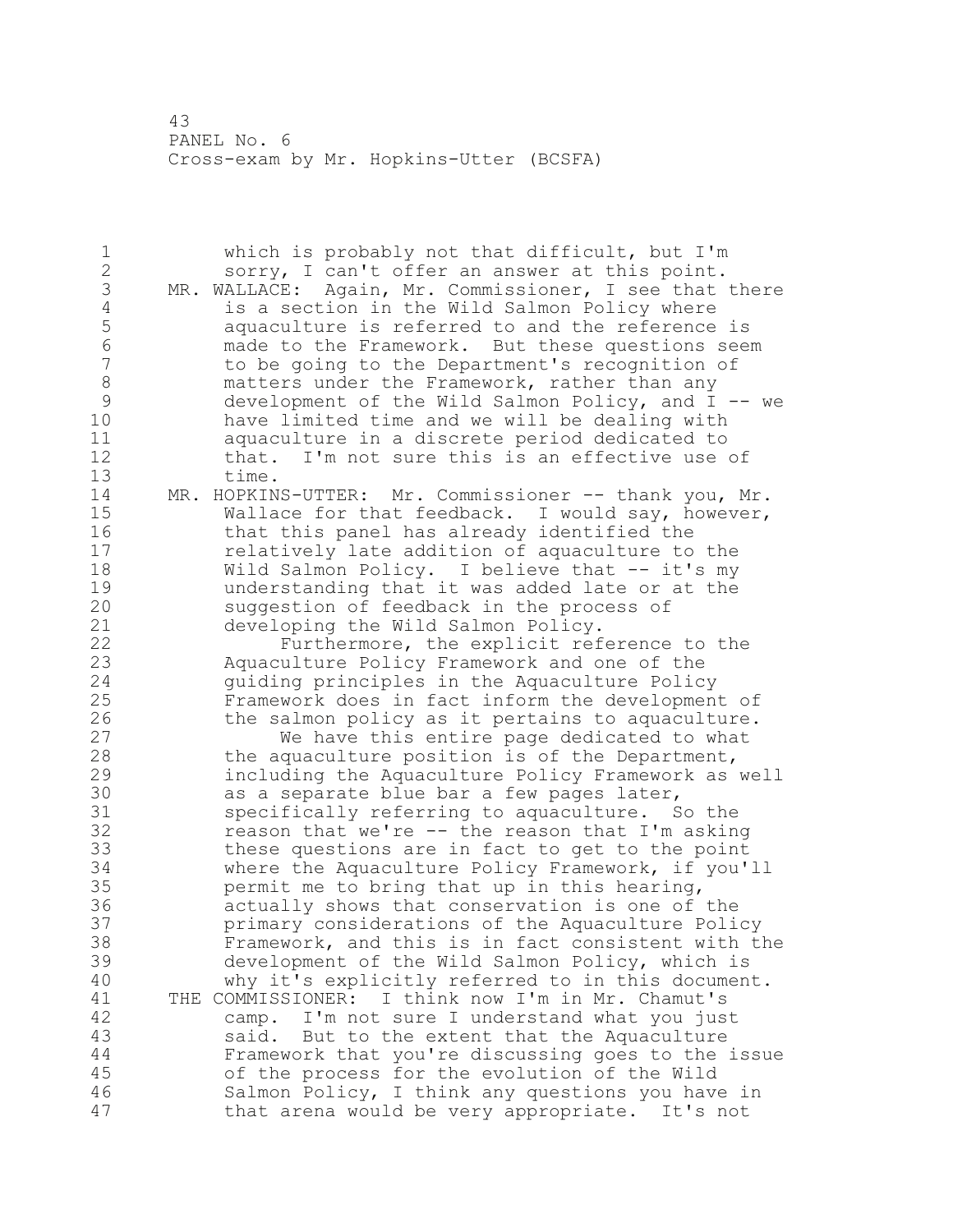which is probably not that difficult, but I'm sorry, I can't offer an answer at this point.

MR. WALLACE: Again, Mr. Commissioner, I see that there is a section in the Wild Salmon Policy where aquaculture is referred to and the reference is made to the Framework. But these questions seem to be going to the Department's recognition of matters under the Framework, rather than any development of the Wild Salmon Policy, and I -- we have limited time and we will be dealing with aquaculture in a discrete period dedicated to that. I'm not sure this is an effective use of time.

MR. HOPKINS-UTTER: Mr. Commissioner -- thank you, Mr. Wallace for that feedback. I would say, however, that this panel has already identified the relatively late addition of aquaculture to the Wild Salmon Policy. I believe that -- it's my understanding that it was added late or at the suggestion of feedback in the process of developing the Wild Salmon Policy.

Furthermore, the explicit reference to the Aquaculture Policy Framework and one of the guiding principles in the Aquaculture Policy Framework does in fact inform the development of the salmon policy as it pertains to aquaculture.

We have this entire page dedicated to what the aquaculture position is of the Department, including the Aquaculture Policy Framework as well as a separate blue bar a few pages later, specifically referring to aquaculture. So the reason that we're -- the reason that I'm asking these questions are in fact to get to the point where the Aquaculture Policy Framework, if you'll permit me to bring that up in this hearing, actually shows that conservation is one of the primary considerations of the Aquaculture Policy Framework, and this is in fact consistent with the development of the Wild Salmon Policy, which is why it's explicitly referred to in this document.

THE COMMISSIONER: I think now I'm in Mr. Chamut's camp. I'm not sure I understand what you just said. But to the extent that the Aquaculture Framework that you're discussing goes to the issue of the process for the evolution of the Wild Salmon Policy, I think any questions you have in that arena would be very appropriate. It's not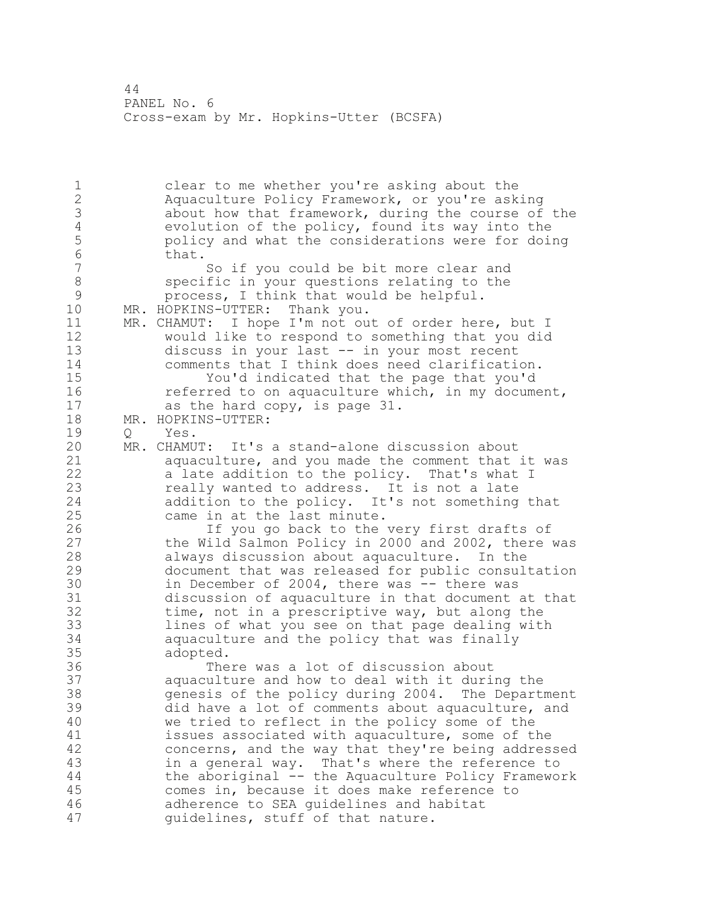clear to me whether you're asking about the Aquaculture Policy Framework, or you're asking about how that framework, during the course of the evolution of the policy, found its way into the policy and what the considerations were for doing that.

So if you could be bit more clear and specific in your questions relating to the process, I think that would be helpful.

MR. HOPKINS-UTTER: Thank you.

MR. CHAMUT: I hope I'm not out of order here, but I would like to respond to something that you did discuss in your last -- in your most recent comments that I think does need clarification.

You'd indicated that the page that you'd referred to on aquaculture which, in my document, as the hard copy, is page 31.

MR. HOPKINS-UTTER:

Q Yes.

MR. CHAMUT: It's a stand-alone discussion about aquaculture, and you made the comment that it was a late addition to the policy. That's what I really wanted to address. It is not a late addition to the policy. It's not something that came in at the last minute.

If you go back to the very first drafts of the Wild Salmon Policy in 2000 and 2002, there was always discussion about aquaculture. In the document that was released for public consultation in December of 2004, there was -- there was discussion of aquaculture in that document at that time, not in a prescriptive way, but along the lines of what you see on that page dealing with aquaculture and the policy that was finally adopted.

There was a lot of discussion about aquaculture and how to deal with it during the genesis of the policy during 2004. The Department did have a lot of comments about aquaculture, and we tried to reflect in the policy some of the issues associated with aquaculture, some of the concerns, and the way that they're being addressed in a general way. That's where the reference to the aboriginal -- the Aquaculture Policy Framework comes in, because it does make reference to adherence to SEA guidelines and habitat guidelines, stuff of that nature.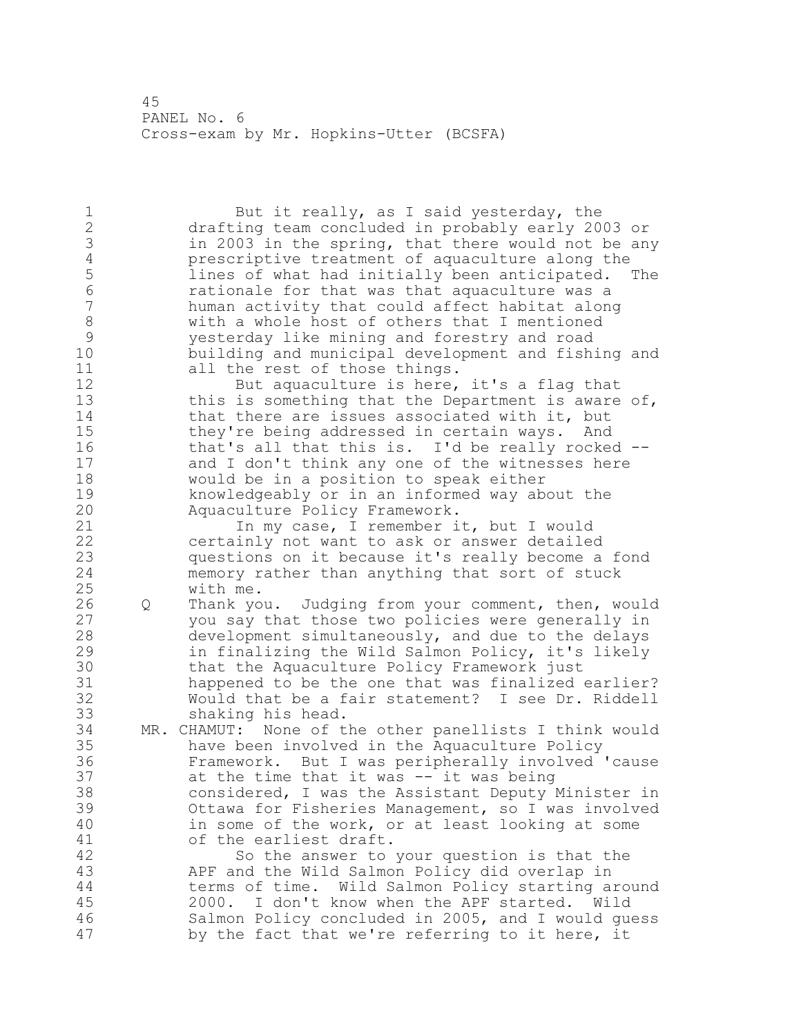But it really, as I said yesterday, the drafting team concluded in probably early 2003 or in 2003 in the spring, that there would not be any prescriptive treatment of aquaculture along the lines of what had initially been anticipated. The rationale for that was that aquaculture was a human activity that could affect habitat along with a whole host of others that I mentioned yesterday like mining and forestry and road building and municipal development and fishing and all the rest of those things.

But aquaculture is here, it's a flag that this is something that the Department is aware of, that there are issues associated with it, but they're being addressed in certain ways. And that's all that this is. I'd be really rocked -- and I don't think any one of the witnesses here would be in a position to speak either knowledgeably or in an informed way about the Aquaculture Policy Framework.

In my case, I remember it, but I would certainly not want to ask or answer detailed questions on it because it's really become a fond memory rather than anything that sort of stuck with me.

Q Thank you. Judging from your comment, then, would you say that those two policies were generally in development simultaneously, and due to the delays in finalizing the Wild Salmon Policy, it's likely that the Aquaculture Policy Framework just happened to be the one that was finalized earlier? Would that be a fair statement? I see Dr. Riddell shaking his head.

MR. CHAMUT: None of the other panellists I think would have been involved in the Aquaculture Policy Framework. But I was peripherally involved 'cause at the time that it was -- it was being considered, I was the Assistant Deputy Minister in Ottawa for Fisheries Management, so I was involved in some of the work, or at least looking at some of the earliest draft.

So the answer to your question is that the APF and the Wild Salmon Policy did overlap in terms of time. Wild Salmon Policy starting around 2000. I don't know when the APF started. Wild Salmon Policy concluded in 2005, and I would guess by the fact that we're referring to it here, it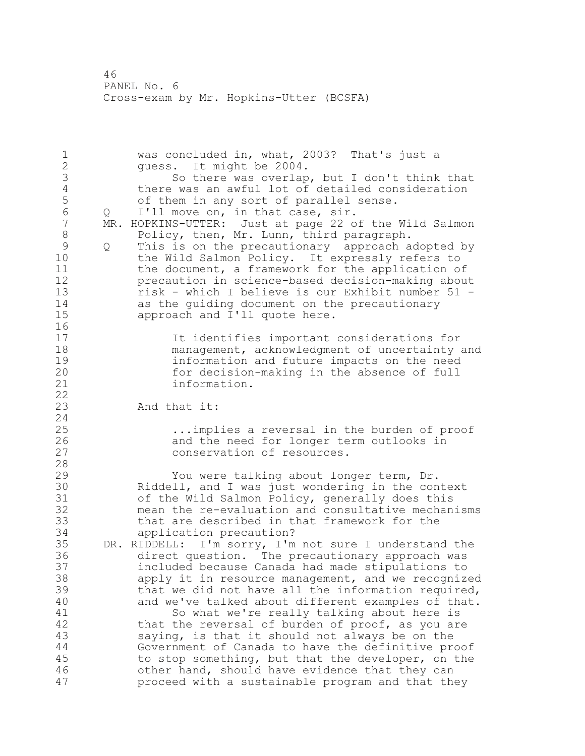was concluded in, what, 2003? That's just a guess. It might be 2004.

So there was overlap, but I don't think that there was an awful lot of detailed consideration of them in any sort of parallel sense.

Q I'll move on, in that case, sir.

MR. HOPKINS-UTTER: Just at page 22 of the Wild Salmon Policy, then, Mr. Lunn, third paragraph.

Q This is on the precautionary approach adopted by the Wild Salmon Policy. It expressly refers to the document, a framework for the application of precaution in science-based decision-making about risk - which I believe is our Exhibit number 51 - as the guiding document on the precautionary approach and I'll quote here.

> It identifies important considerations for management, acknowledgment of uncertainty and information and future impacts on the need for decision-making in the absence of full information.

And that it:

> ...implies a reversal in the burden of proof and the need for longer term outlooks in conservation of resources.

You were talking about longer term, Dr. Riddell, and I was just wondering in the context of the Wild Salmon Policy, generally does this mean the re-evaluation and consultative mechanisms that are described in that framework for the application precaution?

DR. RIDDELL: I'm sorry, I'm not sure I understand the direct question. The precautionary approach was included because Canada had made stipulations to apply it in resource management, and we recognized that we did not have all the information required, and we've talked about different examples of that.

So what we're really talking about here is that the reversal of burden of proof, as you are saying, is that it should not always be on the Government of Canada to have the definitive proof to stop something, but that the developer, on the other hand, should have evidence that they can proceed with a sustainable program and that they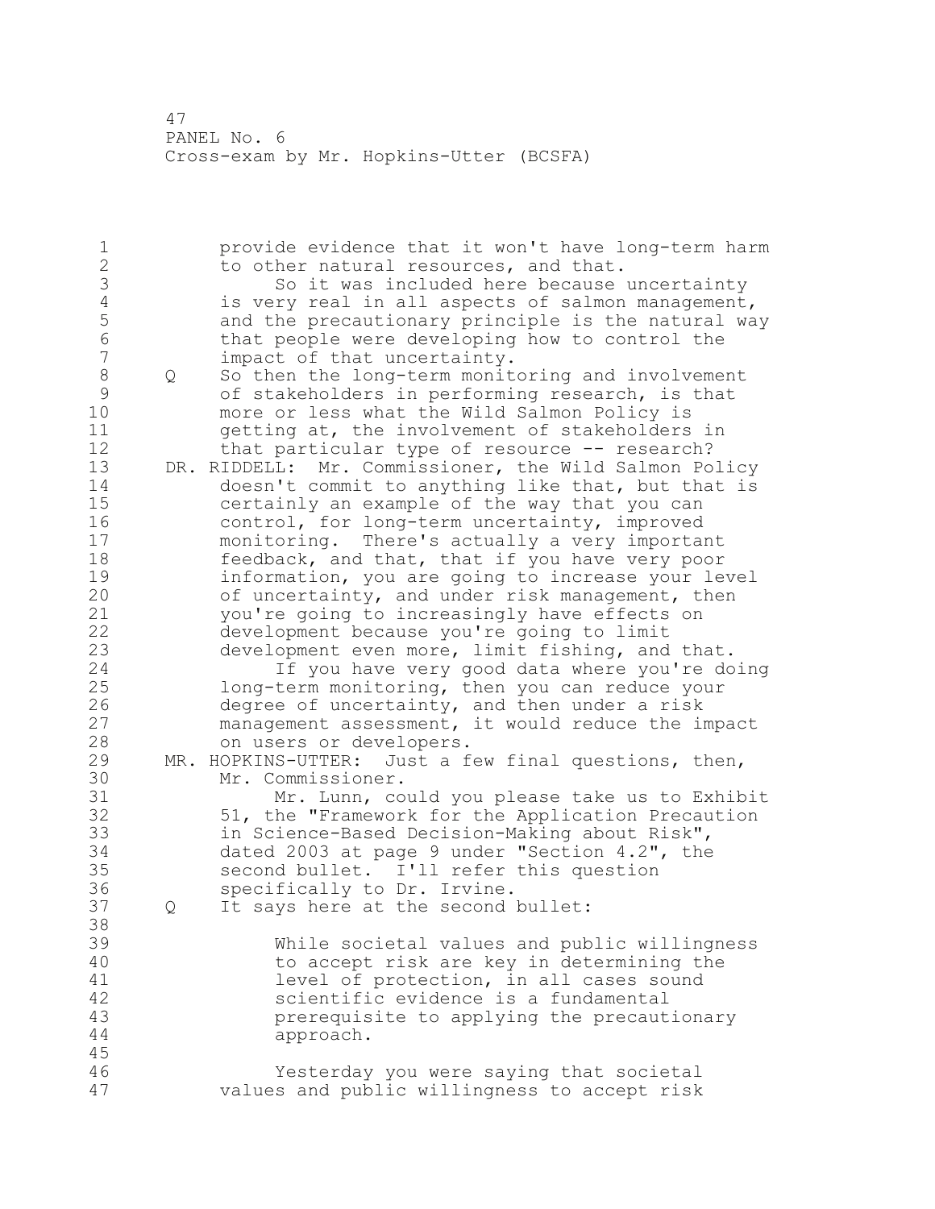provide evidence that it won't have long-term harm to other natural resources, and that.

So it was included here because uncertainty is very real in all aspects of salmon management, and the precautionary principle is the natural way that people were developing how to control the impact of that uncertainty.

Q So then the long-term monitoring and involvement of stakeholders in performing research, is that more or less what the Wild Salmon Policy is getting at, the involvement of stakeholders in that particular type of resource -- research?

DR. RIDDELL: Mr. Commissioner, the Wild Salmon Policy doesn't commit to anything like that, but that is certainly an example of the way that you can control, for long-term uncertainty, improved monitoring. There's actually a very important feedback, and that, that if you have very poor information, you are going to increase your level of uncertainty, and under risk management, then you're going to increasingly have effects on development because you're going to limit development even more, limit fishing, and that.

If you have very good data where you're doing long-term monitoring, then you can reduce your degree of uncertainty, and then under a risk management assessment, it would reduce the impact on users or developers.

MR. HOPKINS-UTTER: Just a few final questions, then, Mr. Commissioner.

Mr. Lunn, could you please take us to Exhibit 51, the "Framework for the Application Precaution in Science-Based Decision-Making about Risk", dated 2003 at page 9 under "Section 4.2", the second bullet. I'll refer this question specifically to Dr. Irvine.

Q It says here at the second bullet:

> While societal values and public willingness to accept risk are key in determining the level of protection, in all cases sound scientific evidence is a fundamental prerequisite to applying the precautionary approach.

Yesterday you were saying that societal values and public willingness to accept risk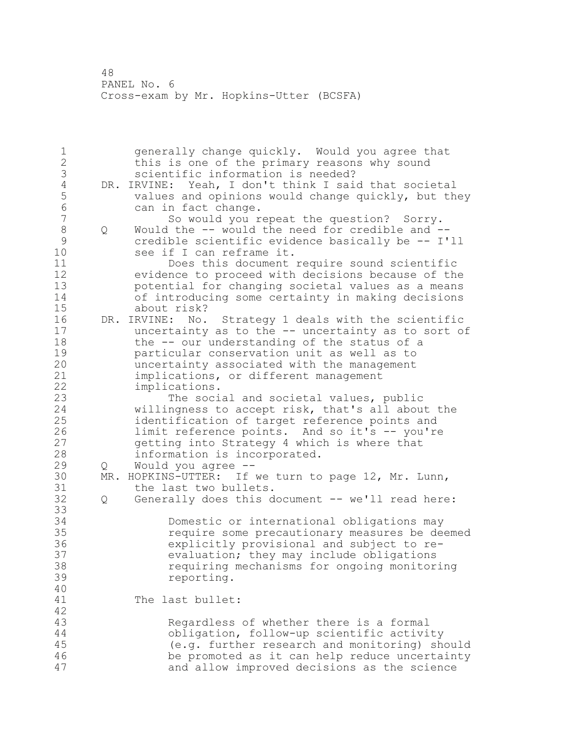generally change quickly. Would you agree that this is one of the primary reasons why sound scientific information is needed?

DR. IRVINE: Yeah, I don't think I said that societal values and opinions would change quickly, but they can in fact change.

So would you repeat the question? Sorry.

Q Would the -- would the need for credible and -- credible scientific evidence basically be -- I'll see if I can reframe it.

Does this document require sound scientific evidence to proceed with decisions because of the potential for changing societal values as a means of introducing some certainty in making decisions about risk?

DR. IRVINE: No. Strategy 1 deals with the scientific uncertainty as to the -- uncertainty as to sort of the -- our understanding of the status of a particular conservation unit as well as to uncertainty associated with the management implications, or different management implications.

The social and societal values, public willingness to accept risk, that's all about the identification of target reference points and limit reference points. And so it's -- you're getting into Strategy 4 which is where that information is incorporated.

Q Would you agree --

MR. HOPKINS-UTTER: If we turn to page 12, Mr. Lunn, the last two bullets.

Q Generally does this document -- we'll read here:

> Domestic or international obligations may require some precautionary measures be deemed explicitly provisional and subject to re-evaluation; they may include obligations requiring mechanisms for ongoing monitoring reporting.

The last bullet:

> Regardless of whether there is a formal obligation, follow-up scientific activity (e.g. further research and monitoring) should be promoted as it can help reduce uncertainty and allow improved decisions as the science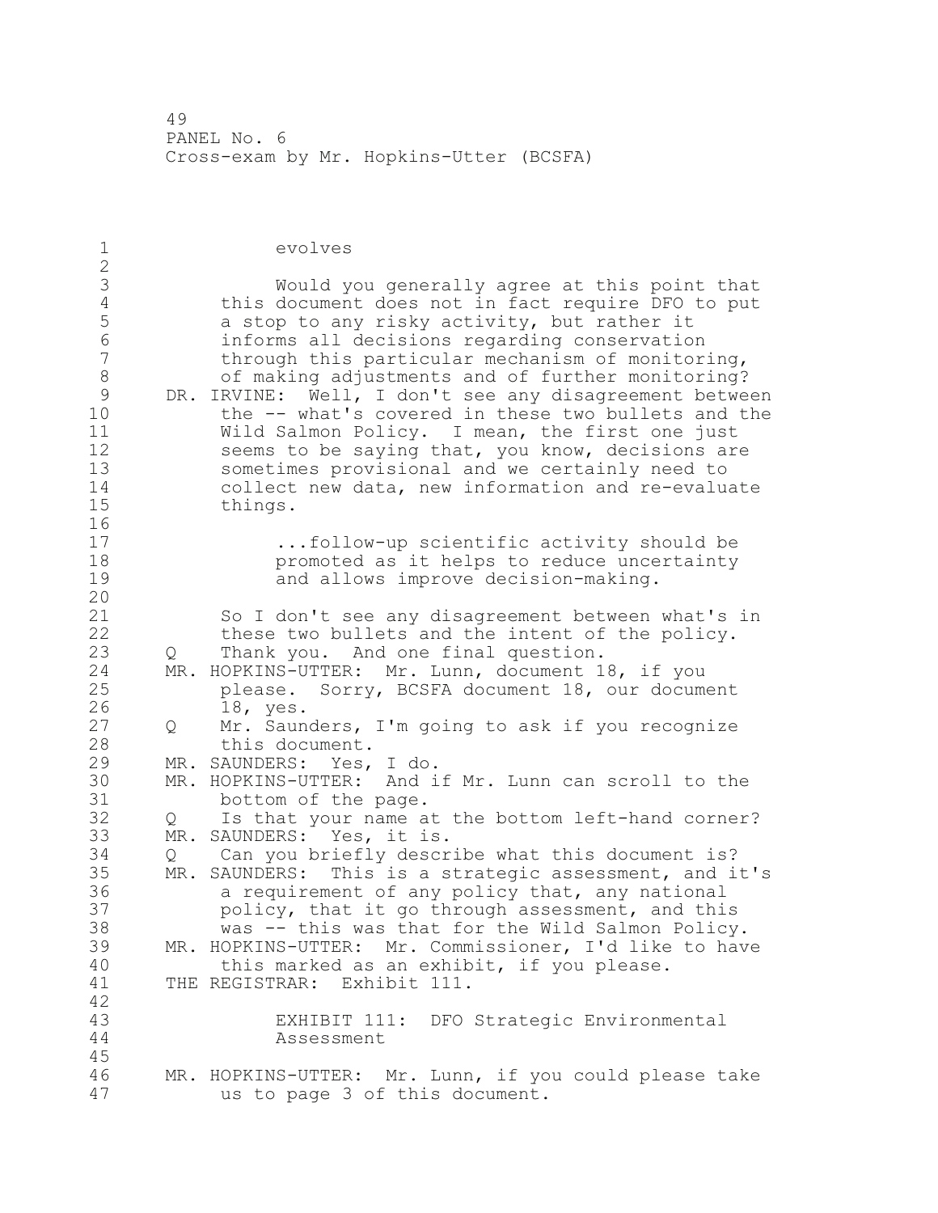evolves

Would you generally agree at this point that this document does not in fact require DFO to put a stop to any risky activity, but rather it informs all decisions regarding conservation through this particular mechanism of monitoring, of making adjustments and of further monitoring?

DR. IRVINE: Well, I don't see any disagreement between the -- what's covered in these two bullets and the Wild Salmon Policy. I mean, the first one just seems to be saying that, you know, decisions are sometimes provisional and we certainly need to collect new data, new information and re-evaluate things.

> ...follow-up scientific activity should be promoted as it helps to reduce uncertainty and allows improve decision-making.

So I don't see any disagreement between what's in these two bullets and the intent of the policy.

Q Thank you. And one final question.

MR. HOPKINS-UTTER: Mr. Lunn, document 18, if you please. Sorry, BCSFA document 18, our document 18, yes.

Q Mr. Saunders, I'm going to ask if you recognize this document.

MR. SAUNDERS: Yes, I do.

MR. HOPKINS-UTTER: And if Mr. Lunn can scroll to the bottom of the page.

Q Is that your name at the bottom left-hand corner?

MR. SAUNDERS: Yes, it is.

Q Can you briefly describe what this document is?

MR. SAUNDERS: This is a strategic assessment, and it's a requirement of any policy that, any national policy, that it go through assessment, and this was -- this was that for the Wild Salmon Policy.

MR. HOPKINS-UTTER: Mr. Commissioner, I'd like to have this marked as an exhibit, if you please.

THE REGISTRAR: Exhibit 111.

> EXHIBIT 111: DFO Strategic Environmental Assessment

MR. HOPKINS-UTTER: Mr. Lunn, if you could please take us to page 3 of this document.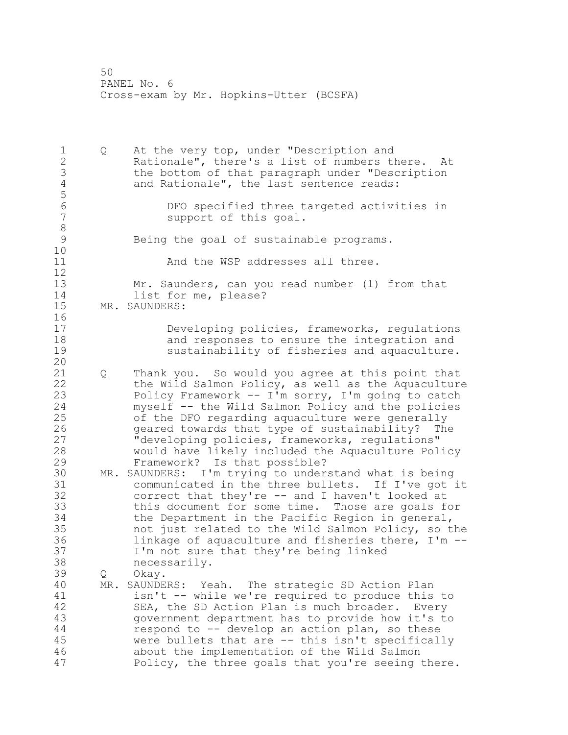Q At the very top, under "Description and Rationale", there's a list of numbers there. At the bottom of that paragraph under "Description and Rationale", the last sentence reads:

> DFO specified three targeted activities in support of this goal.

Being the goal of sustainable programs.

> And the WSP addresses all three.

Mr. Saunders, can you read number (1) from that list for me, please?

MR. SAUNDERS:

> Developing policies, frameworks, regulations and responses to ensure the integration and sustainability of fisheries and aquaculture.

Q Thank you. So would you agree at this point that the Wild Salmon Policy, as well as the Aquaculture Policy Framework -- I'm sorry, I'm going to catch myself -- the Wild Salmon Policy and the policies of the DFO regarding aquaculture were generally geared towards that type of sustainability? The "developing policies, frameworks, regulations" would have likely included the Aquaculture Policy Framework? Is that possible?

MR. SAUNDERS: I'm trying to understand what is being communicated in the three bullets. If I've got it correct that they're -- and I haven't looked at this document for some time. Those are goals for the Department in the Pacific Region in general, not just related to the Wild Salmon Policy, so the linkage of aquaculture and fisheries there, I'm -- I'm not sure that they're being linked necessarily.

Q Okay.

MR. SAUNDERS: Yeah. The strategic SD Action Plan isn't -- while we're required to produce this to SEA, the SD Action Plan is much broader. Every government department has to provide how it's to respond to -- develop an action plan, so these were bullets that are -- this isn't specifically about the implementation of the Wild Salmon Policy, the three goals that you're seeing there.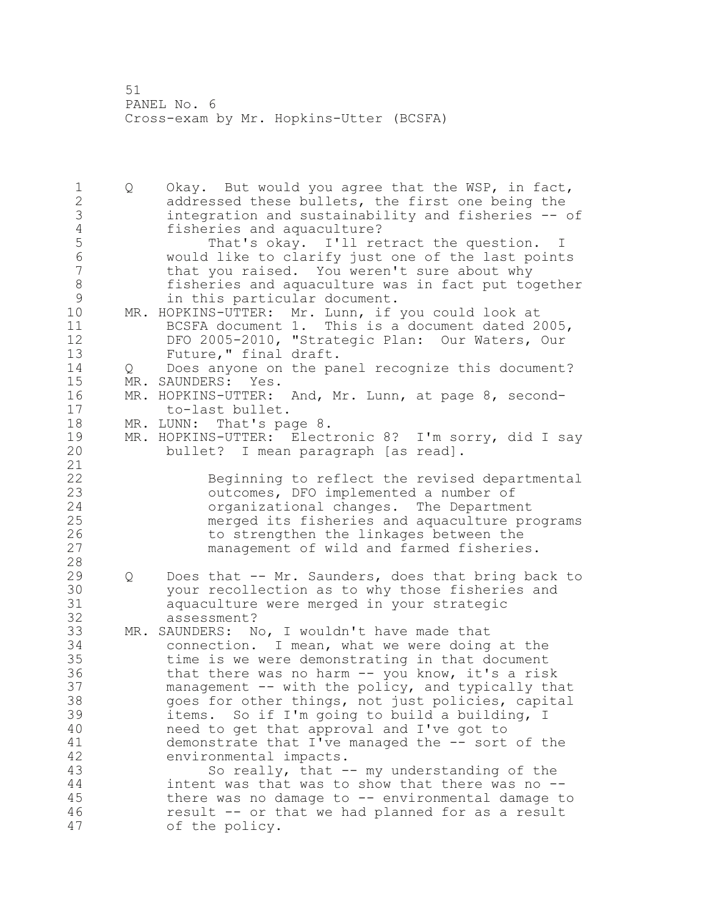Q Okay. But would you agree that the WSP, in fact, addressed these bullets, the first one being the integration and sustainability and fisheries -- of fisheries and aquaculture?

That's okay. I'll retract the question. I would like to clarify just one of the last points that you raised. You weren't sure about why fisheries and aquaculture was in fact put together in this particular document.

MR. HOPKINS-UTTER: Mr. Lunn, if you could look at BCSFA document 1. This is a document dated 2005, DFO 2005-2010, "Strategic Plan: Our Waters, Our Future," final draft.

Q Does anyone on the panel recognize this document?

MR. SAUNDERS: Yes.

MR. HOPKINS-UTTER: And, Mr. Lunn, at page 8, second-to-last bullet.

MR. LUNN: That's page 8.

MR. HOPKINS-UTTER: Electronic 8? I'm sorry, did I say bullet? I mean paragraph [as read].

> Beginning to reflect the revised departmental outcomes, DFO implemented a number of organizational changes. The Department merged its fisheries and aquaculture programs to strengthen the linkages between the management of wild and farmed fisheries.

Q Does that -- Mr. Saunders, does that bring back to your recollection as to why those fisheries and aquaculture were merged in your strategic assessment?

MR. SAUNDERS: No, I wouldn't have made that connection. I mean, what we were doing at the time is we were demonstrating in that document that there was no harm -- you know, it's a risk management -- with the policy, and typically that goes for other things, not just policies, capital items. So if I'm going to build a building, I need to get that approval and I've got to demonstrate that I've managed the -- sort of the environmental impacts.

So really, that -- my understanding of the intent was that was to show that there was no -- there was no damage to -- environmental damage to result -- or that we had planned for as a result of the policy.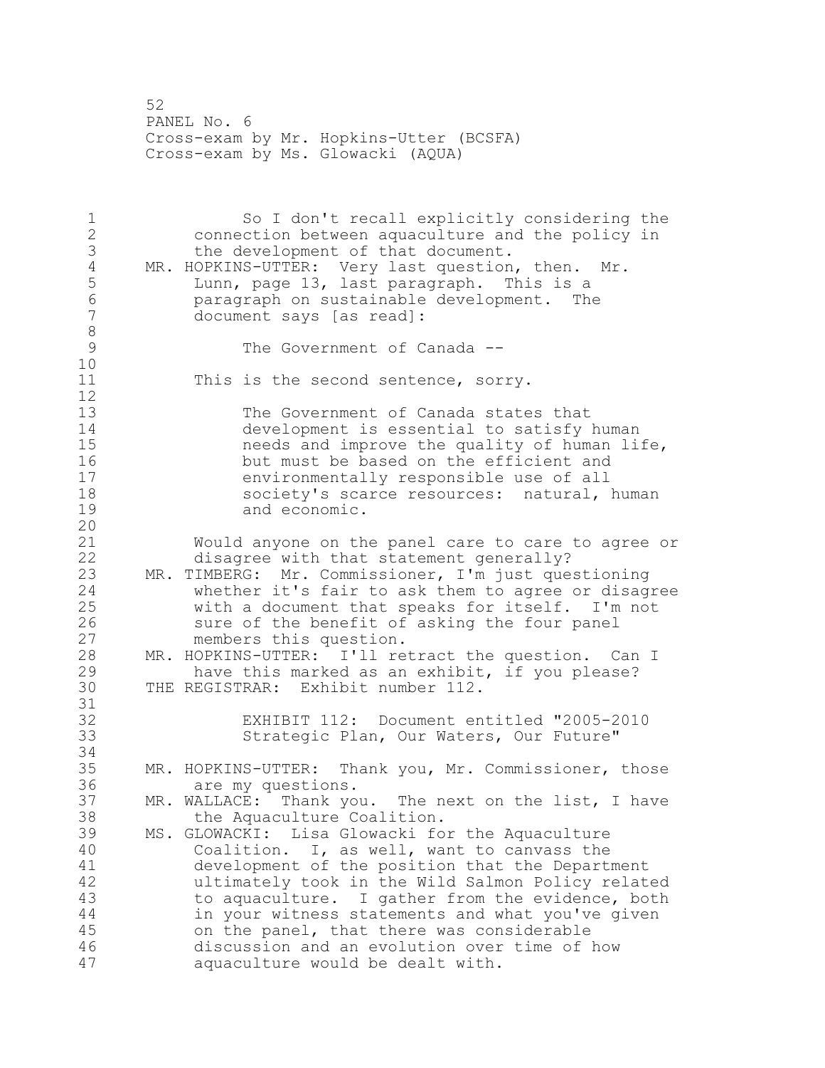So I don't recall explicitly considering the connection between aquaculture and the policy in the development of that document.

MR. HOPKINS-UTTER: Very last question, then. Mr. Lunn, page 13, last paragraph. This is a paragraph on sustainable development. The document says [as read]:

> The Government of Canada --

This is the second sentence, sorry.

> The Government of Canada states that development is essential to satisfy human needs and improve the quality of human life, but must be based on the efficient and environmentally responsible use of all society's scarce resources: natural, human and economic.

Would anyone on the panel care to care to agree or disagree with that statement generally?

MR. TIMBERG: Mr. Commissioner, I'm just questioning whether it's fair to ask them to agree or disagree with a document that speaks for itself. I'm not sure of the benefit of asking the four panel members this question.

MR. HOPKINS-UTTER: I'll retract the question. Can I have this marked as an exhibit, if you please?

THE REGISTRAR: Exhibit number 112.

> EXHIBIT 112: Document entitled "2005-2010 Strategic Plan, Our Waters, Our Future"

MR. HOPKINS-UTTER: Thank you, Mr. Commissioner, those are my questions.

MR. WALLACE: Thank you. The next on the list, I have the Aquaculture Coalition.

MS. GLOWACKI: Lisa Glowacki for the Aquaculture Coalition. I, as well, want to canvass the development of the position that the Department ultimately took in the Wild Salmon Policy related to aquaculture. I gather from the evidence, both in your witness statements and what you've given on the panel, that there was considerable discussion and an evolution over time of how aquaculture would be dealt with.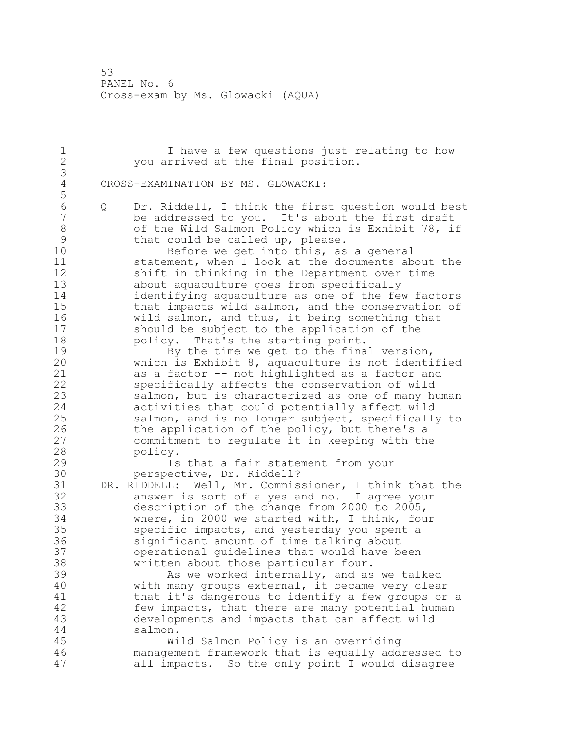I have a few questions just relating to how you arrived at the final position.

CROSS-EXAMINATION BY MS. GLOWACKI:

Q Dr. Riddell, I think the first question would best be addressed to you. It's about the first draft of the Wild Salmon Policy which is Exhibit 78, if that could be called up, please.

Before we get into this, as a general statement, when I look at the documents about the shift in thinking in the Department over time about aquaculture goes from specifically identifying aquaculture as one of the few factors that impacts wild salmon, and the conservation of wild salmon, and thus, it being something that should be subject to the application of the policy. That's the starting point.

By the time we get to the final version, which is Exhibit 8, aquaculture is not identified as a factor -- not highlighted as a factor and specifically affects the conservation of wild salmon, but is characterized as one of many human activities that could potentially affect wild salmon, and is no longer subject, specifically to the application of the policy, but there's a commitment to regulate it in keeping with the policy.

Is that a fair statement from your perspective, Dr. Riddell?

DR. RIDDELL: Well, Mr. Commissioner, I think that the answer is sort of a yes and no. I agree your description of the change from 2000 to 2005, where, in 2000 we started with, I think, four specific impacts, and yesterday you spent a significant amount of time talking about operational guidelines that would have been written about those particular four.

As we worked internally, and as we talked with many groups external, it became very clear that it's dangerous to identify a few groups or a few impacts, that there are many potential human developments and impacts that can affect wild salmon.

Wild Salmon Policy is an overriding management framework that is equally addressed to all impacts. So the only point I would disagree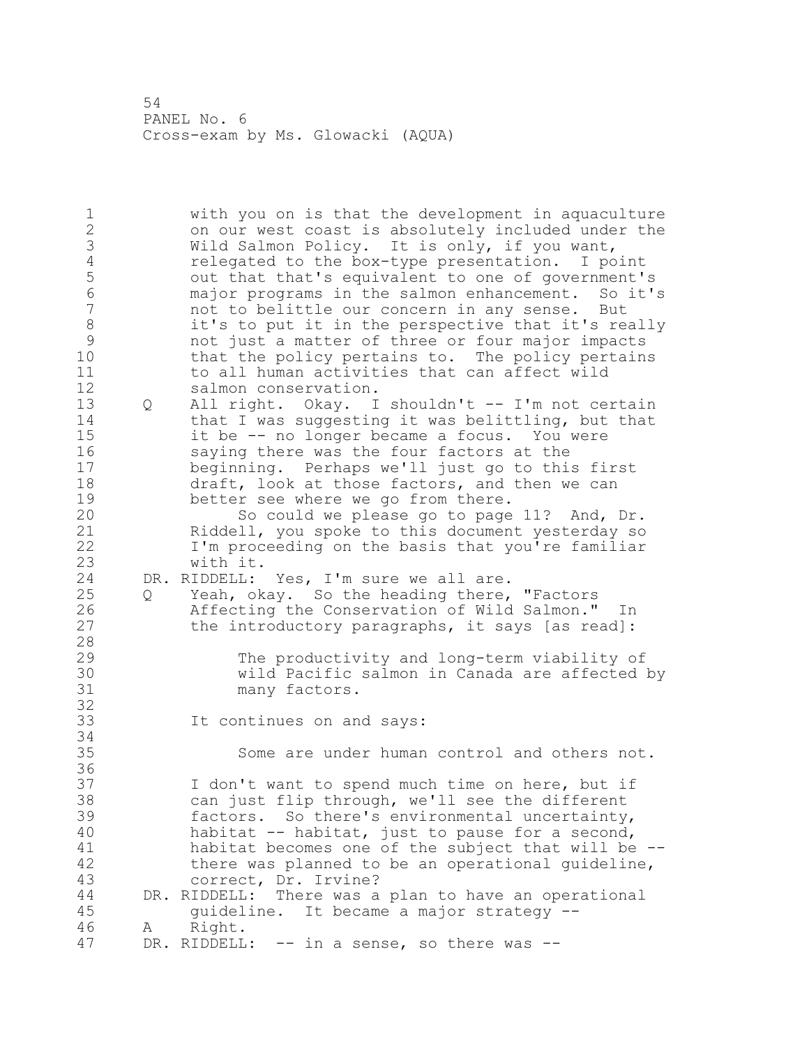with you on is that the development in aquaculture on our west coast is absolutely included under the Wild Salmon Policy. It is only, if you want, relegated to the box-type presentation. I point out that that's equivalent to one of government's major programs in the salmon enhancement. So it's not to belittle our concern in any sense. But it's to put it in the perspective that it's really not just a matter of three or four major impacts that the policy pertains to. The policy pertains to all human activities that can affect wild salmon conservation.

Q All right. Okay. I shouldn't -- I'm not certain that I was suggesting it was belittling, but that it be -- no longer became a focus. You were saying there was the four factors at the beginning. Perhaps we'll just go to this first draft, look at those factors, and then we can better see where we go from there.

So could we please go to page 11? And, Dr. Riddell, you spoke to this document yesterday so I'm proceeding on the basis that you're familiar with it.

DR. RIDDELL: Yes, I'm sure we all are.

Q Yeah, okay. So the heading there, "Factors Affecting the Conservation of Wild Salmon." In the introductory paragraphs, it says [as read]:

> The productivity and long-term viability of wild Pacific salmon in Canada are affected by many factors.

It continues on and says:

> Some are under human control and others not.

I don't want to spend much time on here, but if can just flip through, we'll see the different factors. So there's environmental uncertainty, habitat -- habitat, just to pause for a second, habitat becomes one of the subject that will be -- there was planned to be an operational guideline, correct, Dr. Irvine?

DR. RIDDELL: There was a plan to have an operational guideline. It became a major strategy --

A Right.

DR. RIDDELL: -- in a sense, so there was --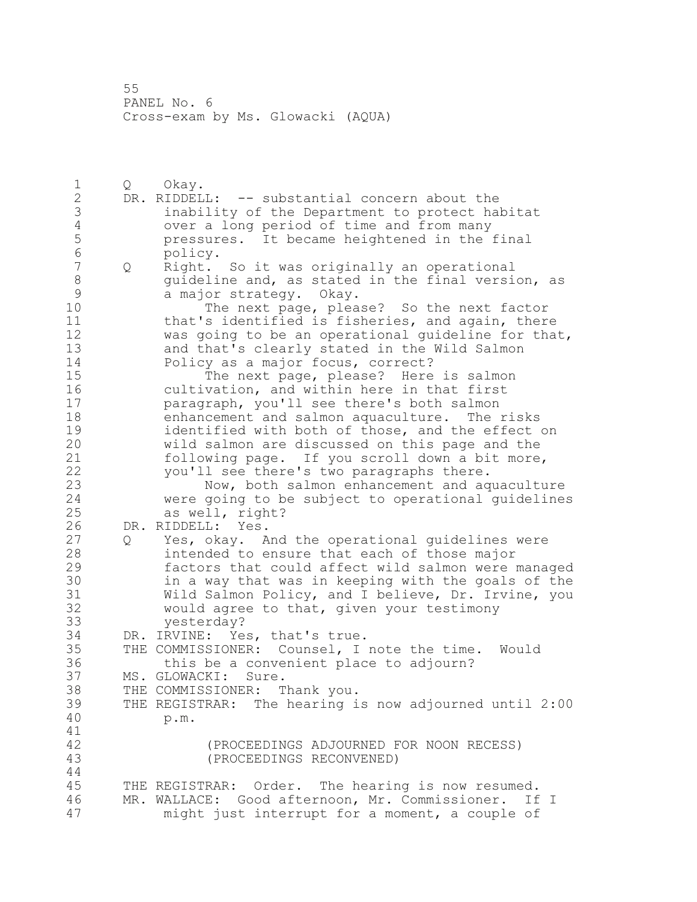Q Okay.

DR. RIDDELL: -- substantial concern about the inability of the Department to protect habitat over a long period of time and from many pressures. It became heightened in the final policy.

Q Right. So it was originally an operational guideline and, as stated in the final version, as a major strategy. Okay.

The next page, please? So the next factor that's identified is fisheries, and again, there was going to be an operational guideline for that, and that's clearly stated in the Wild Salmon Policy as a major focus, correct?

The next page, please? Here is salmon cultivation, and within here in that first paragraph, you'll see there's both salmon enhancement and salmon aquaculture. The risks identified with both of those, and the effect on wild salmon are discussed on this page and the following page. If you scroll down a bit more, you'll see there's two paragraphs there.

Now, both salmon enhancement and aquaculture were going to be subject to operational guidelines as well, right?

DR. RIDDELL: Yes.

Q Yes, okay. And the operational guidelines were intended to ensure that each of those major factors that could affect wild salmon were managed in a way that was in keeping with the goals of the Wild Salmon Policy, and I believe, Dr. Irvine, you would agree to that, given your testimony yesterday?

DR. IRVINE: Yes, that's true.

THE COMMISSIONER: Counsel, I note the time. Would this be a convenient place to adjourn?

MS. GLOWACKI: Sure.

THE COMMISSIONER: Thank you.

THE REGISTRAR: The hearing is now adjourned until 2:00 p.m.

(PROCEEDINGS ADJOURNED FOR NOON RECESS)
(PROCEEDINGS RECONVENED)

THE REGISTRAR: Order. The hearing is now resumed.

MR. WALLACE: Good afternoon, Mr. Commissioner. If I might just interrupt for a moment, a couple of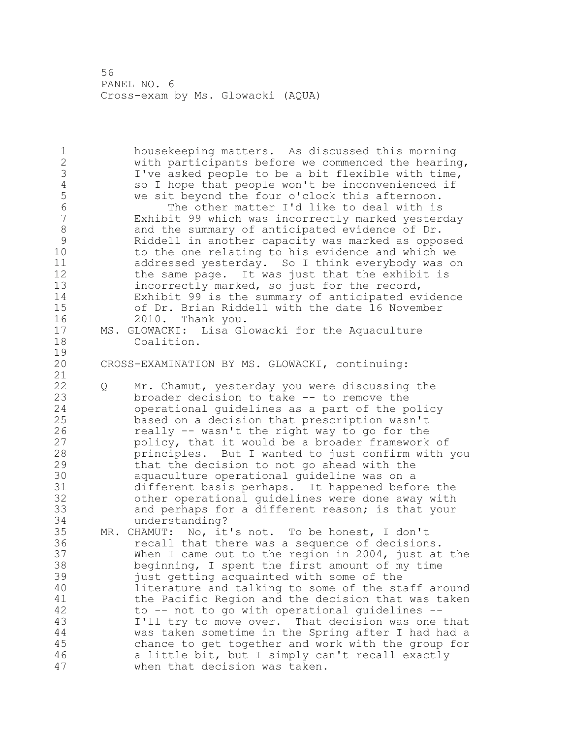housekeeping matters. As discussed this morning with participants before we commenced the hearing, I've asked people to be a bit flexible with time, so I hope that people won't be inconvenienced if we sit beyond the four o'clock this afternoon.

The other matter I'd like to deal with is Exhibit 99 which was incorrectly marked yesterday and the summary of anticipated evidence of Dr. Riddell in another capacity was marked as opposed to the one relating to his evidence and which we addressed yesterday. So I think everybody was on the same page. It was just that the exhibit is incorrectly marked, so just for the record, Exhibit 99 is the summary of anticipated evidence of Dr. Brian Riddell with the date 16 November 2010. Thank you.

MS. GLOWACKI: Lisa Glowacki for the Aquaculture Coalition.

CROSS-EXAMINATION BY MS. GLOWACKI, continuing:

Q Mr. Chamut, yesterday you were discussing the broader decision to take -- to remove the operational guidelines as a part of the policy based on a decision that prescription wasn't really -- wasn't the right way to go for the policy, that it would be a broader framework of principles. But I wanted to just confirm with you that the decision to not go ahead with the aquaculture operational guideline was on a different basis perhaps. It happened before the other operational guidelines were done away with and perhaps for a different reason; is that your understanding?

MR. CHAMUT: No, it's not. To be honest, I don't recall that there was a sequence of decisions. When I came out to the region in 2004, just at the beginning, I spent the first amount of my time just getting acquainted with some of the literature and talking to some of the staff around the Pacific Region and the decision that was taken to -- not to go with operational guidelines -- I'll try to move over. That decision was one that was taken sometime in the Spring after I had had a chance to get together and work with the group for a little bit, but I simply can't recall exactly when that decision was taken.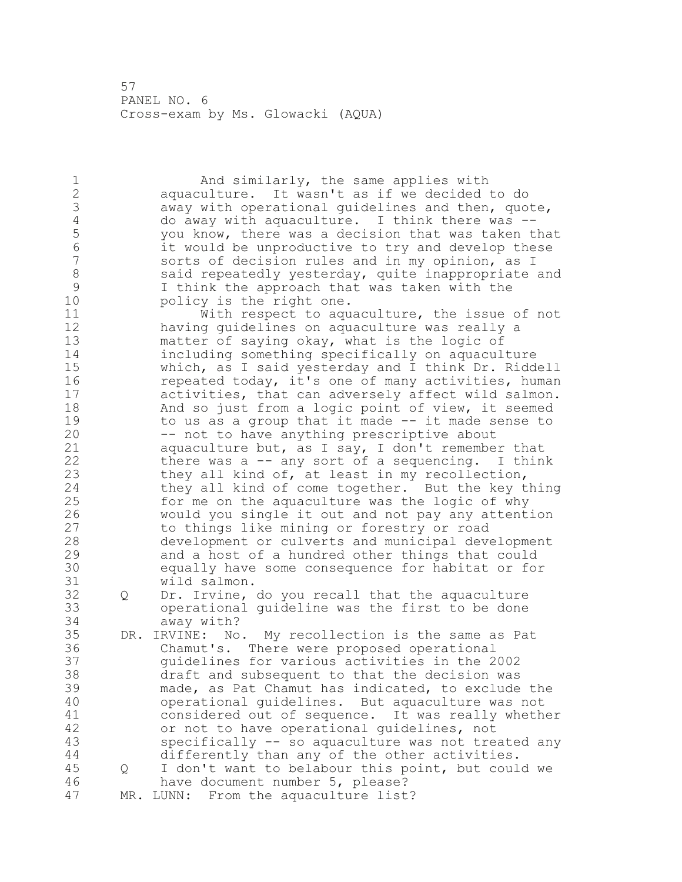And similarly, the same applies with aquaculture. It wasn't as if we decided to do away with operational guidelines and then, quote, do away with aquaculture. I think there was -- you know, there was a decision that was taken that it would be unproductive to try and develop these sorts of decision rules and in my opinion, as I said repeatedly yesterday, quite inappropriate and I think the approach that was taken with the policy is the right one.

With respect to aquaculture, the issue of not having guidelines on aquaculture was really a matter of saying okay, what is the logic of including something specifically on aquaculture which, as I said yesterday and I think Dr. Riddell repeated today, it's one of many activities, human activities, that can adversely affect wild salmon. And so just from a logic point of view, it seemed to us as a group that it made -- it made sense to -- not to have anything prescriptive about aquaculture but, as I say, I don't remember that there was a -- any sort of a sequencing. I think they all kind of, at least in my recollection, they all kind of come together. But the key thing for me on the aquaculture was the logic of why would you single it out and not pay any attention to things like mining or forestry or road development or culverts and municipal development and a host of a hundred other things that could equally have some consequence for habitat or for wild salmon.

Q Dr. Irvine, do you recall that the aquaculture operational guideline was the first to be done away with?

DR. IRVINE: No. My recollection is the same as Pat Chamut's. There were proposed operational guidelines for various activities in the 2002 draft and subsequent to that the decision was made, as Pat Chamut has indicated, to exclude the operational guidelines. But aquaculture was not considered out of sequence. It was really whether or not to have operational guidelines, not specifically -- so aquaculture was not treated any differently than any of the other activities.

Q I don't want to belabour this point, but could we have document number 5, please?

MR. LUNN: From the aquaculture list?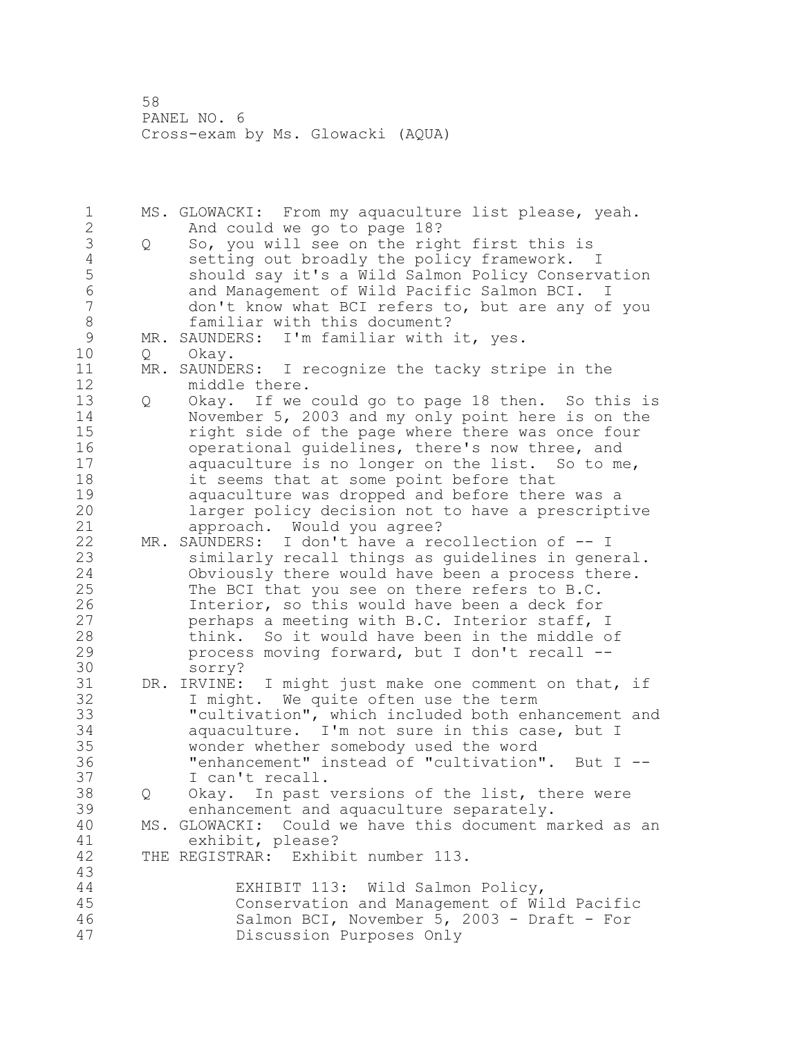MS. GLOWACKI: From my aquaculture list please, yeah. And could we go to page 18?

Q So, you will see on the right first this is setting out broadly the policy framework. I should say it's a Wild Salmon Policy Conservation and Management of Wild Pacific Salmon BCI. I don't know what BCI refers to, but are any of you familiar with this document?

MR. SAUNDERS: I'm familiar with it, yes.

Q Okay.

MR. SAUNDERS: I recognize the tacky stripe in the middle there.

Q Okay. If we could go to page 18 then. So this is November 5, 2003 and my only point here is on the right side of the page where there was once four operational guidelines, there's now three, and aquaculture is no longer on the list. So to me, it seems that at some point before that aquaculture was dropped and before there was a larger policy decision not to have a prescriptive approach. Would you agree?

MR. SAUNDERS: I don't have a recollection of -- I similarly recall things as guidelines in general. Obviously there would have been a process there. The BCI that you see on there refers to B.C. Interior, so this would have been a deck for perhaps a meeting with B.C. Interior staff, I think. So it would have been in the middle of process moving forward, but I don't recall -- sorry?

DR. IRVINE: I might just make one comment on that, if I might. We quite often use the term "cultivation", which included both enhancement and aquaculture. I'm not sure in this case, but I wonder whether somebody used the word "enhancement" instead of "cultivation". But I -- I can't recall.

Q Okay. In past versions of the list, there were enhancement and aquaculture separately.

MS. GLOWACKI: Could we have this document marked as an exhibit, please?

THE REGISTRAR: Exhibit number 113.

EXHIBIT 113: Wild Salmon Policy, Conservation and Management of Wild Pacific Salmon BCI, November 5, 2003 - Draft - For Discussion Purposes Only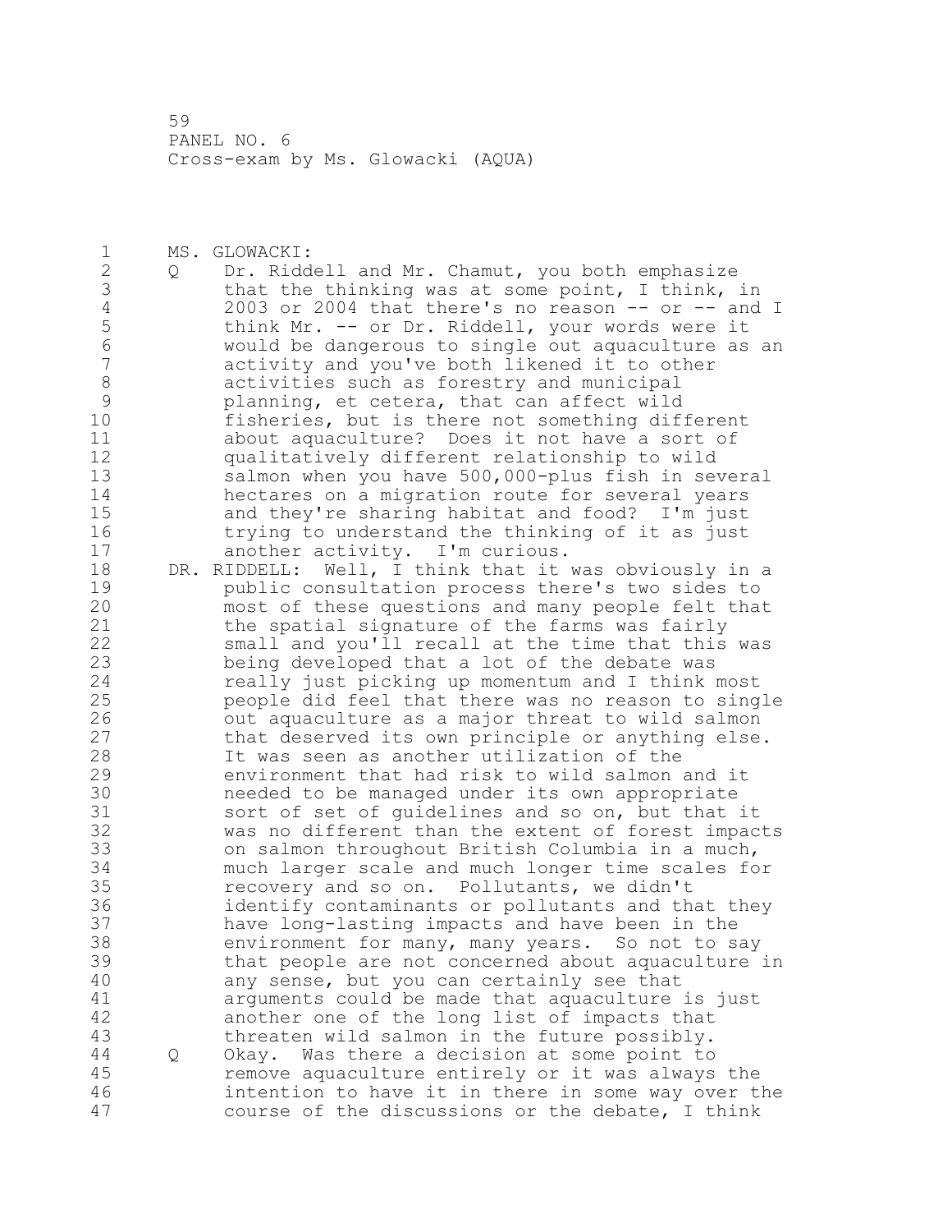MS. GLOWACKI:

Q Dr. Riddell and Mr. Chamut, you both emphasize that the thinking was at some point, I think, in 2003 or 2004 that there's no reason -- or -- and I think Mr. -- or Dr. Riddell, your words were it would be dangerous to single out aquaculture as an activity and you've both likened it to other activities such as forestry and municipal planning, et cetera, that can affect wild fisheries, but is there not something different about aquaculture? Does it not have a sort of qualitatively different relationship to wild salmon when you have 500,000-plus fish in several hectares on a migration route for several years and they're sharing habitat and food? I'm just trying to understand the thinking of it as just another activity. I'm curious.

DR. RIDDELL: Well, I think that it was obviously in a public consultation process there's two sides to most of these questions and many people felt that the spatial signature of the farms was fairly small and you'll recall at the time that this was being developed that a lot of the debate was really just picking up momentum and I think most people did feel that there was no reason to single out aquaculture as a major threat to wild salmon that deserved its own principle or anything else. It was seen as another utilization of the environment that had risk to wild salmon and it needed to be managed under its own appropriate sort of set of guidelines and so on, but that it was no different than the extent of forest impacts on salmon throughout British Columbia in a much, much larger scale and much longer time scales for recovery and so on. Pollutants, we didn't identify contaminants or pollutants and that they have long-lasting impacts and have been in the environment for many, many years. So not to say that people are not concerned about aquaculture in any sense, but you can certainly see that arguments could be made that aquaculture is just another one of the long list of impacts that threaten wild salmon in the future possibly.

Q Okay. Was there a decision at some point to remove aquaculture entirely or it was always the intention to have it in there in some way over the course of the discussions or the debate, I think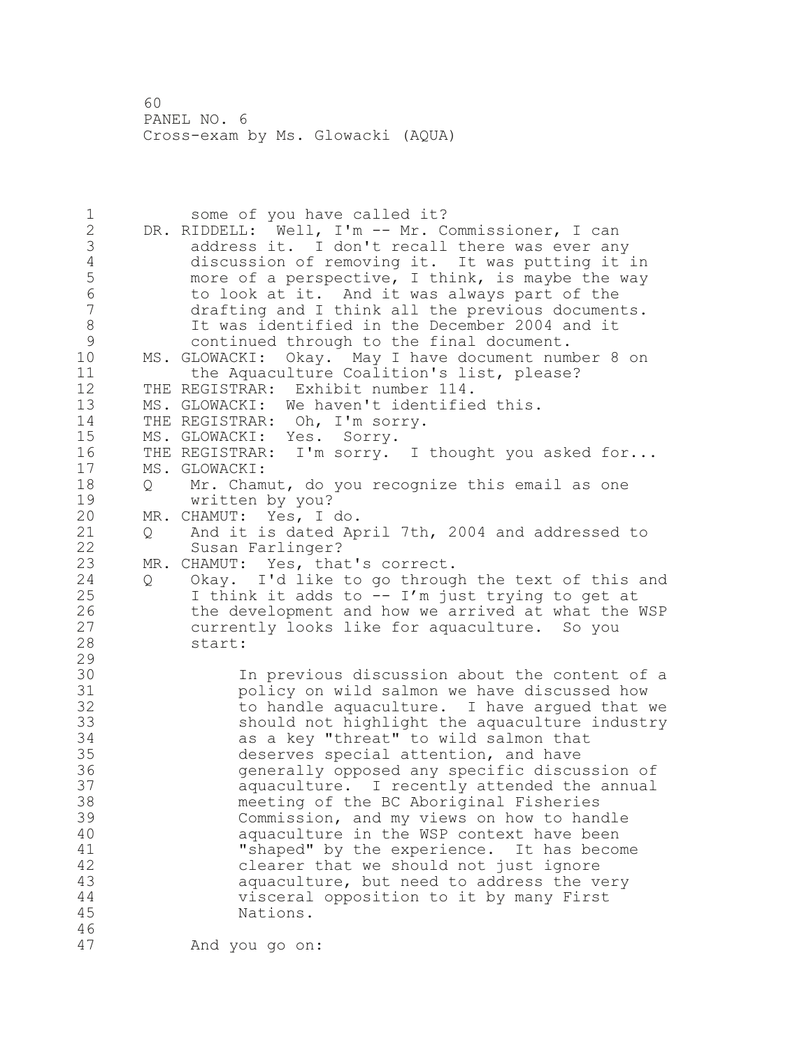some of you have called it?

DR. RIDDELL: Well, I'm -- Mr. Commissioner, I can address it. I don't recall there was ever any discussion of removing it. It was putting it in more of a perspective, I think, is maybe the way to look at it. And it was always part of the drafting and I think all the previous documents. It was identified in the December 2004 and it continued through to the final document.

MS. GLOWACKI: Okay. May I have document number 8 on the Aquaculture Coalition's list, please?

THE REGISTRAR: Exhibit number 114.

MS. GLOWACKI: We haven't identified this.

THE REGISTRAR: Oh, I'm sorry.

MS. GLOWACKI: Yes. Sorry.

THE REGISTRAR: I'm sorry. I thought you asked for...

MS. GLOWACKI:

Q Mr. Chamut, do you recognize this email as one written by you?

MR. CHAMUT: Yes, I do.

Q And it is dated April 7th, 2004 and addressed to Susan Farlinger?

MR. CHAMUT: Yes, that's correct.

Q Okay. I'd like to go through the text of this and I think it adds to -- I'm just trying to get at the development and how we arrived at what the WSP currently looks like for aquaculture. So you start:

> In previous discussion about the content of a policy on wild salmon we have discussed how to handle aquaculture. I have argued that we should not highlight the aquaculture industry as a key "threat" to wild salmon that deserves special attention, and have generally opposed any specific discussion of aquaculture. I recently attended the annual meeting of the BC Aboriginal Fisheries Commission, and my views on how to handle aquaculture in the WSP context have been "shaped" by the experience. It has become clearer that we should not just ignore aquaculture, but need to address the very visceral opposition to it by many First Nations.

And you go on: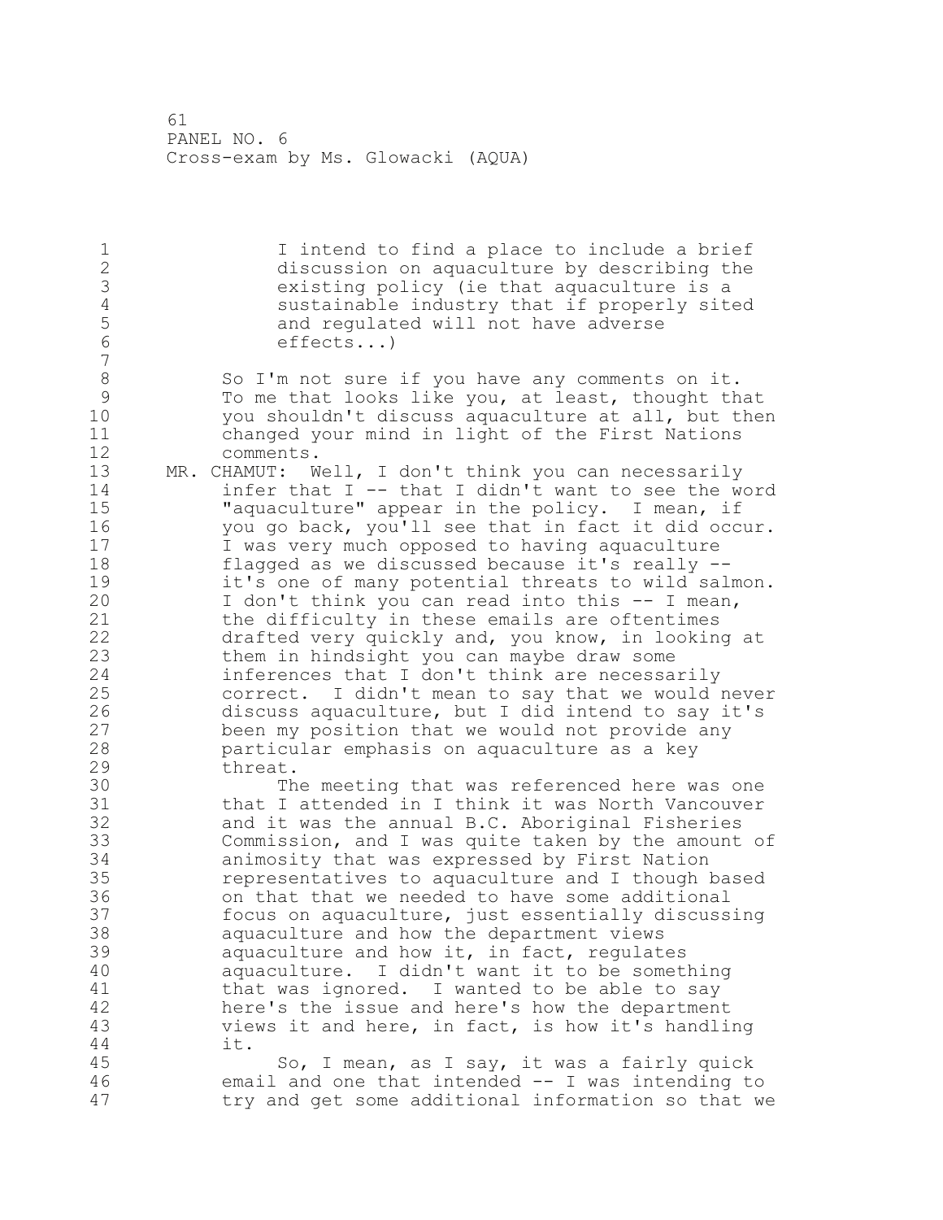I intend to find a place to include a brief discussion on aquaculture by describing the existing policy (ie that aquaculture is a sustainable industry that if properly sited and regulated will not have adverse effects...)

So I'm not sure if you have any comments on it. To me that looks like you, at least, thought that you shouldn't discuss aquaculture at all, but then changed your mind in light of the First Nations comments.

MR. CHAMUT: Well, I don't think you can necessarily infer that I -- that I didn't want to see the word "aquaculture" appear in the policy. I mean, if you go back, you'll see that in fact it did occur. I was very much opposed to having aquaculture flagged as we discussed because it's really -- it's one of many potential threats to wild salmon. I don't think you can read into this -- I mean, the difficulty in these emails are oftentimes drafted very quickly and, you know, in looking at them in hindsight you can maybe draw some inferences that I don't think are necessarily correct. I didn't mean to say that we would never discuss aquaculture, but I did intend to say it's been my position that we would not provide any particular emphasis on aquaculture as a key threat.

The meeting that was referenced here was one that I attended in I think it was North Vancouver and it was the annual B.C. Aboriginal Fisheries Commission, and I was quite taken by the amount of animosity that was expressed by First Nation representatives to aquaculture and I though based on that that we needed to have some additional focus on aquaculture, just essentially discussing aquaculture and how the department views aquaculture and how it, in fact, regulates aquaculture. I didn't want it to be something that was ignored. I wanted to be able to say here's the issue and here's how the department views it and here, in fact, is how it's handling it.

So, I mean, as I say, it was a fairly quick email and one that intended -- I was intending to try and get some additional information so that we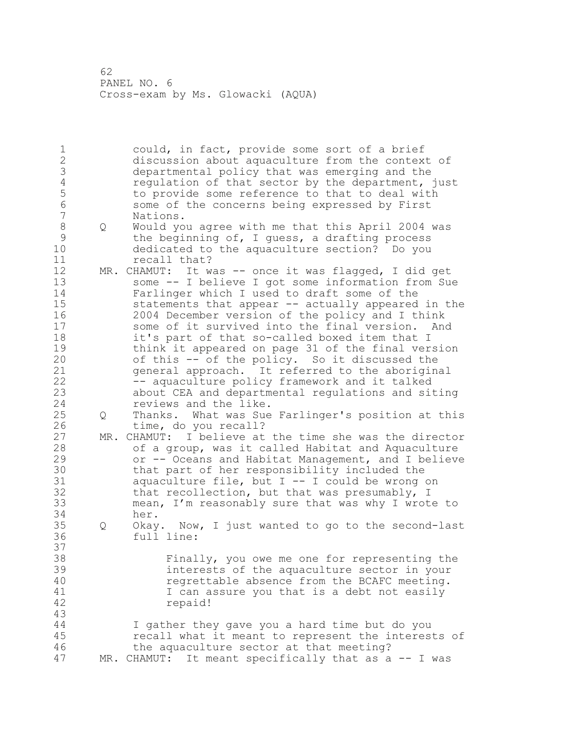could, in fact, provide some sort of a brief discussion about aquaculture from the context of departmental policy that was emerging and the regulation of that sector by the department, just to provide some reference to that to deal with some of the concerns being expressed by First Nations.

Q Would you agree with me that this April 2004 was the beginning of, I guess, a drafting process dedicated to the aquaculture section? Do you recall that?

MR. CHAMUT: It was -- once it was flagged, I did get some -- I believe I got some information from Sue Farlinger which I used to draft some of the statements that appear -- actually appeared in the 2004 December version of the policy and I think some of it survived into the final version. And it's part of that so-called boxed item that I think it appeared on page 31 of the final version of this -- of the policy. So it discussed the general approach. It referred to the aboriginal -- aquaculture policy framework and it talked about CEA and departmental regulations and siting reviews and the like.

Q Thanks. What was Sue Farlinger's position at this time, do you recall?

MR. CHAMUT: I believe at the time she was the director of a group, was it called Habitat and Aquaculture or -- Oceans and Habitat Management, and I believe that part of her responsibility included the aquaculture file, but I -- I could be wrong on that recollection, but that was presumably, I mean, I'm reasonably sure that was why I wrote to her.

Q Okay. Now, I just wanted to go to the second-last full line:

> Finally, you owe me one for representing the interests of the aquaculture sector in your regrettable absence from the BCAFC meeting. I can assure you that is a debt not easily repaid!

I gather they gave you a hard time but do you recall what it meant to represent the interests of the aquaculture sector at that meeting?

MR. CHAMUT: It meant specifically that as a -- I was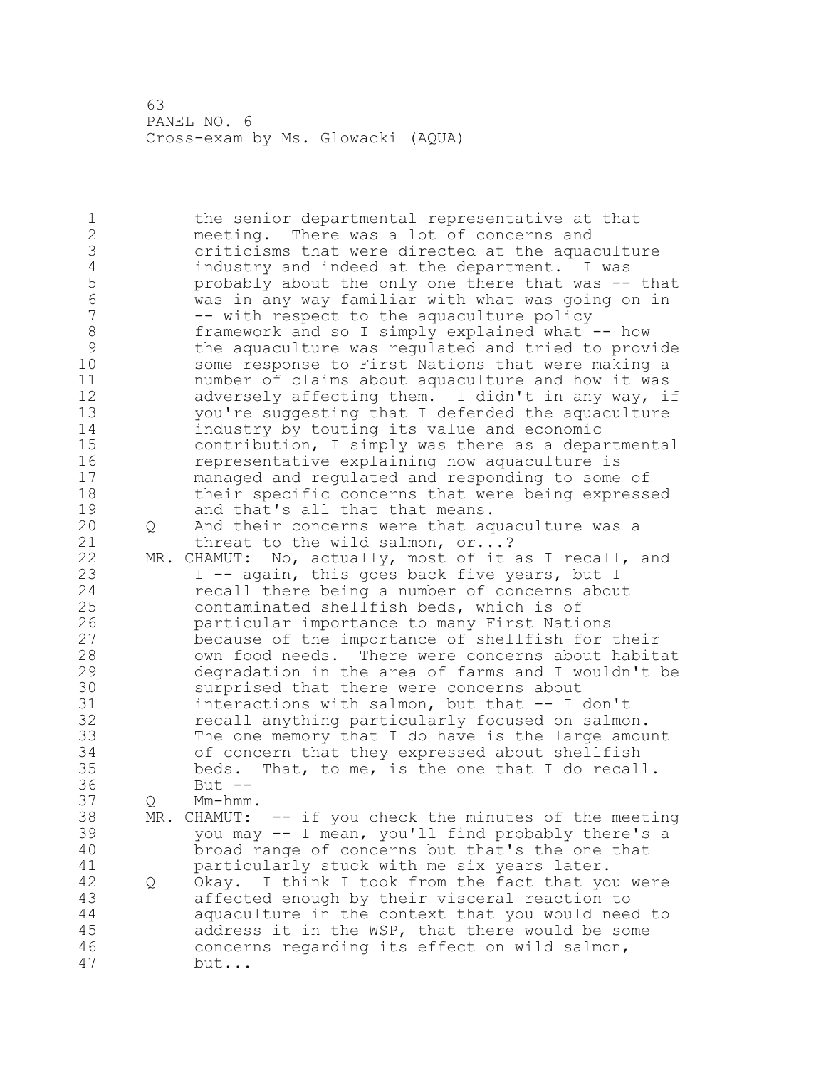the senior departmental representative at that meeting. There was a lot of concerns and criticisms that were directed at the aquaculture industry and indeed at the department. I was probably about the only one there that was -- that was in any way familiar with what was going on in -- with respect to the aquaculture policy framework and so I simply explained what -- how the aquaculture was regulated and tried to provide some response to First Nations that were making a number of claims about aquaculture and how it was adversely affecting them. I didn't in any way, if you're suggesting that I defended the aquaculture industry by touting its value and economic contribution, I simply was there as a departmental representative explaining how aquaculture is managed and regulated and responding to some of their specific concerns that were being expressed and that's all that that means.

Q And their concerns were that aquaculture was a threat to the wild salmon, or...?

MR. CHAMUT: No, actually, most of it as I recall, and I -- again, this goes back five years, but I recall there being a number of concerns about contaminated shellfish beds, which is of particular importance to many First Nations because of the importance of shellfish for their own food needs. There were concerns about habitat degradation in the area of farms and I wouldn't be surprised that there were concerns about interactions with salmon, but that -- I don't recall anything particularly focused on salmon. The one memory that I do have is the large amount of concern that they expressed about shellfish beds. That, to me, is the one that I do recall. But --

Q Mm-hmm.

MR. CHAMUT: -- if you check the minutes of the meeting you may -- I mean, you'll find probably there's a broad range of concerns but that's the one that particularly stuck with me six years later.

Q Okay. I think I took from the fact that you were affected enough by their visceral reaction to aquaculture in the context that you would need to address it in the WSP, that there would be some concerns regarding its effect on wild salmon, but...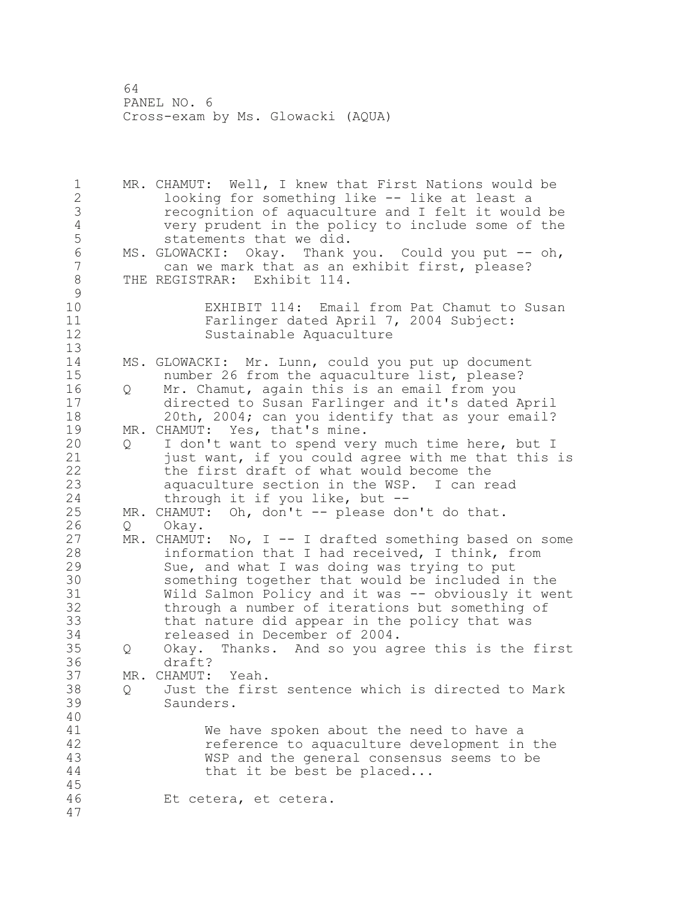MR. CHAMUT: Well, I knew that First Nations would be looking for something like -- like at least a recognition of aquaculture and I felt it would be very prudent in the policy to include some of the statements that we did.

MS. GLOWACKI: Okay. Thank you. Could you put -- oh, can we mark that as an exhibit first, please?

THE REGISTRAR: Exhibit 114.

> EXHIBIT 114: Email from Pat Chamut to Susan Farlinger dated April 7, 2004 Subject: Sustainable Aquaculture

MS. GLOWACKI: Mr. Lunn, could you put up document number 26 from the aquaculture list, please?

Q Mr. Chamut, again this is an email from you directed to Susan Farlinger and it's dated April 20th, 2004; can you identify that as your email?

MR. CHAMUT: Yes, that's mine.

Q I don't want to spend very much time here, but I just want, if you could agree with me that this is the first draft of what would become the aquaculture section in the WSP. I can read through it if you like, but --

MR. CHAMUT: Oh, don't -- please don't do that.

Q Okay.

MR. CHAMUT: No, I -- I drafted something based on some information that I had received, I think, from Sue, and what I was doing was trying to put something together that would be included in the Wild Salmon Policy and it was -- obviously it went through a number of iterations but something of that nature did appear in the policy that was released in December of 2004.

Q Okay. Thanks. And so you agree this is the first draft?

MR. CHAMUT: Yeah.

Q Just the first sentence which is directed to Mark Saunders.

> We have spoken about the need to have a reference to aquaculture development in the WSP and the general consensus seems to be that it be best be placed...

Et cetera, et cetera.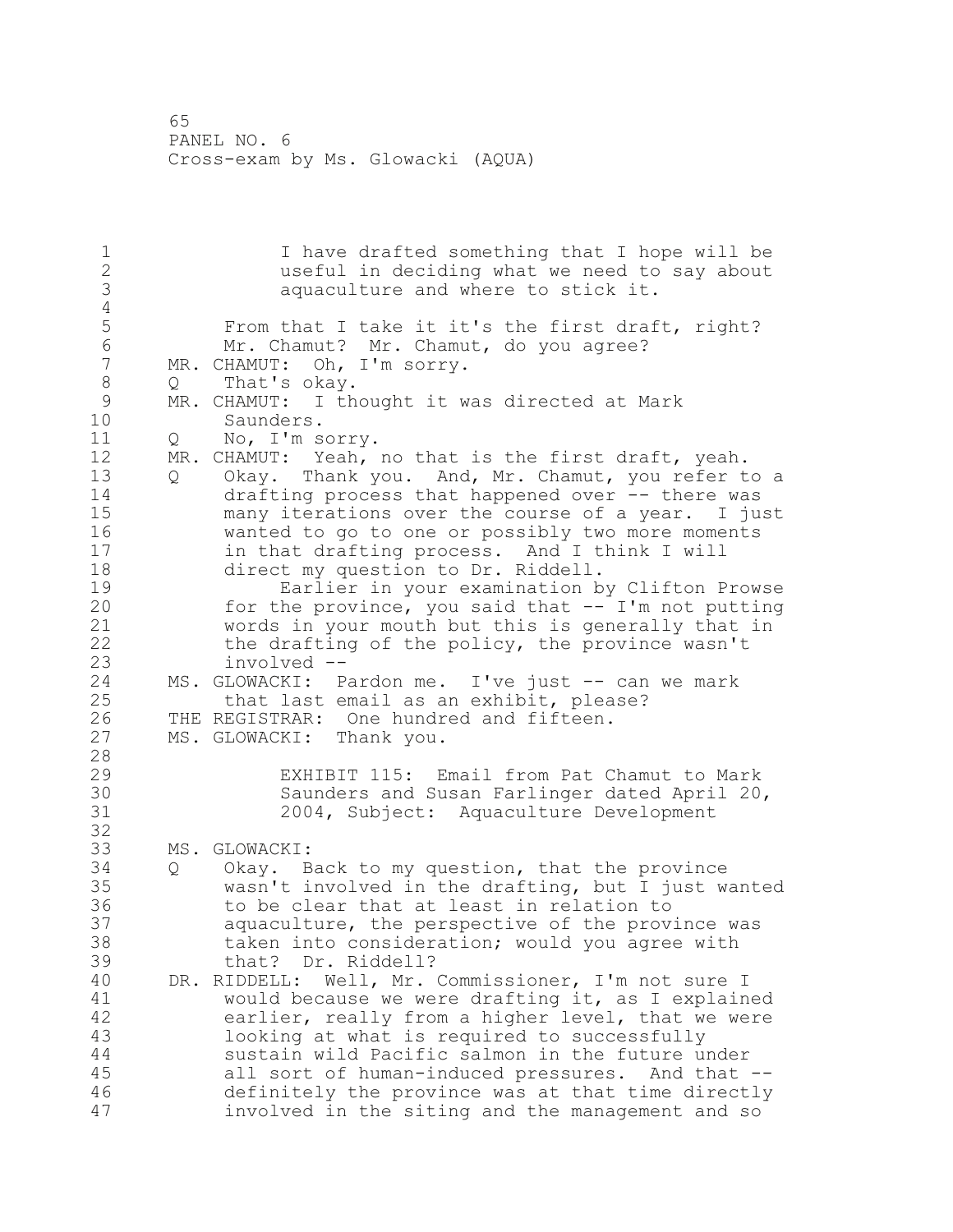I have drafted something that I hope will be useful in deciding what we need to say about aquaculture and where to stick it.

Q From that I take it it's the first draft, right? Mr. Chamut? Mr. Chamut, do you agree?

MR. CHAMUT: Oh, I'm sorry.

Q That's okay.

MR. CHAMUT: I thought it was directed at Mark Saunders.

Q No, I'm sorry.

MR. CHAMUT: Yeah, no that is the first draft, yeah.

Q Okay. Thank you. And, Mr. Chamut, you refer to a drafting process that happened over -- there was many iterations over the course of a year. I just wanted to go to one or possibly two more moments in that drafting process. And I think I will direct my question to Dr. Riddell.

Earlier in your examination by Clifton Prowse for the province, you said that -- I'm not putting words in your mouth but this is generally that in the drafting of the policy, the province wasn't involved --

MS. GLOWACKI: Pardon me. I've just -- can we mark that last email as an exhibit, please?

THE REGISTRAR: One hundred and fifteen.

MS. GLOWACKI: Thank you.

EXHIBIT 115: Email from Pat Chamut to Mark Saunders and Susan Farlinger dated April 20, 2004, Subject: Aquaculture Development

MS. GLOWACKI:

Q Okay. Back to my question, that the province wasn't involved in the drafting, but I just wanted to be clear that at least in relation to aquaculture, the perspective of the province was taken into consideration; would you agree with that? Dr. Riddell?

DR. RIDDELL: Well, Mr. Commissioner, I'm not sure I would because we were drafting it, as I explained earlier, really from a higher level, that we were looking at what is required to successfully sustain wild Pacific salmon in the future under all sort of human-induced pressures. And that -- definitely the province was at that time directly involved in the siting and the management and so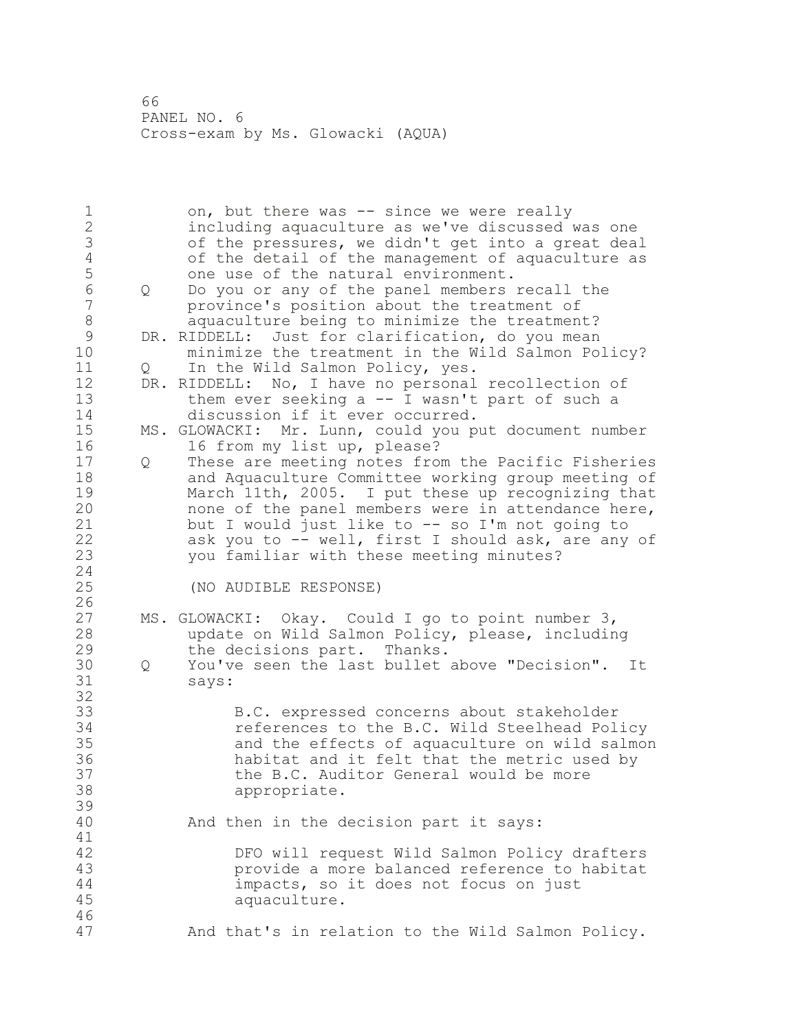on, but there was -- since we were really including aquaculture as we've discussed was one of the pressures, we didn't get into a great deal of the detail of the management of aquaculture as one use of the natural environment.

Q Do you or any of the panel members recall the province's position about the treatment of aquaculture being to minimize the treatment?

DR. RIDDELL: Just for clarification, do you mean minimize the treatment in the Wild Salmon Policy?

Q In the Wild Salmon Policy, yes.

DR. RIDDELL: No, I have no personal recollection of them ever seeking a -- I wasn't part of such a discussion if it ever occurred.

MS. GLOWACKI: Mr. Lunn, could you put document number 16 from my list up, please?

Q These are meeting notes from the Pacific Fisheries and Aquaculture Committee working group meeting of March 11th, 2005. I put these up recognizing that none of the panel members were in attendance here, but I would just like to -- so I'm not going to ask you to -- well, first I should ask, are any of you familiar with these meeting minutes?

(NO AUDIBLE RESPONSE)

MS. GLOWACKI: Okay. Could I go to point number 3, update on Wild Salmon Policy, please, including the decisions part. Thanks.

Q You've seen the last bullet above "Decision". It says:

> B.C. expressed concerns about stakeholder references to the B.C. Wild Steelhead Policy and the effects of aquaculture on wild salmon habitat and it felt that the metric used by the B.C. Auditor General would be more appropriate.

And then in the decision part it says:

> DFO will request Wild Salmon Policy drafters provide a more balanced reference to habitat impacts, so it does not focus on just aquaculture.

And that's in relation to the Wild Salmon Policy.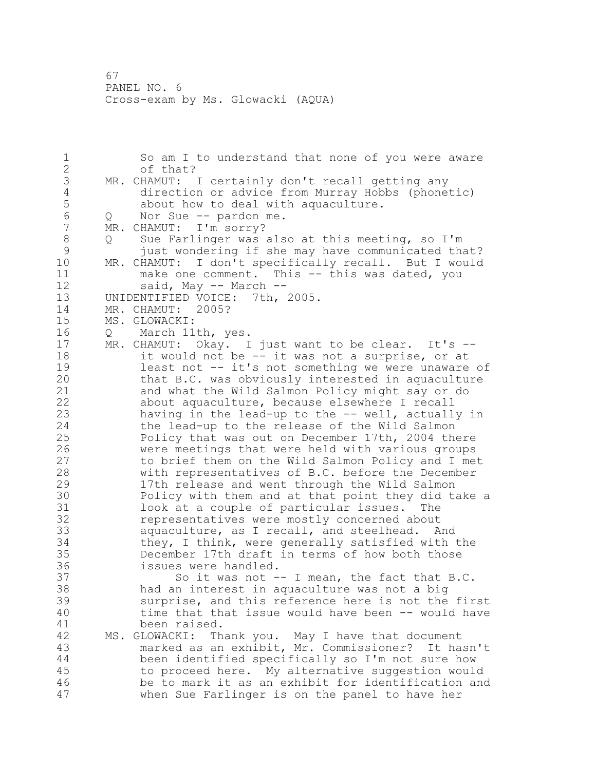So am I to understand that none of you were aware of that?

MR. CHAMUT: I certainly don't recall getting any direction or advice from Murray Hobbs (phonetic) about how to deal with aquaculture.

Q Nor Sue -- pardon me.

MR. CHAMUT: I'm sorry?

Q Sue Farlinger was also at this meeting, so I'm just wondering if she may have communicated that?

MR. CHAMUT: I don't specifically recall. But I would make one comment. This -- this was dated, you said, May -- March --

UNIDENTIFIED VOICE: 7th, 2005.

MR. CHAMUT: 2005?

MS. GLOWACKI:

Q March 11th, yes.

MR. CHAMUT: Okay. I just want to be clear. It's -- it would not be -- it was not a surprise, or at least not -- it's not something we were unaware of that B.C. was obviously interested in aquaculture and what the Wild Salmon Policy might say or do about aquaculture, because elsewhere I recall having in the lead-up to the -- well, actually in the lead-up to the release of the Wild Salmon Policy that was out on December 17th, 2004 there were meetings that were held with various groups to brief them on the Wild Salmon Policy and I met with representatives of B.C. before the December 17th release and went through the Wild Salmon Policy with them and at that point they did take a look at a couple of particular issues. The representatives were mostly concerned about aquaculture, as I recall, and steelhead. And they, I think, were generally satisfied with the December 17th draft in terms of how both those issues were handled.

So it was not -- I mean, the fact that B.C. had an interest in aquaculture was not a big surprise, and this reference here is not the first time that that issue would have been -- would have been raised.

MS. GLOWACKI: Thank you. May I have that document marked as an exhibit, Mr. Commissioner? It hasn't been identified specifically so I'm not sure how to proceed here. My alternative suggestion would be to mark it as an exhibit for identification and when Sue Farlinger is on the panel to have her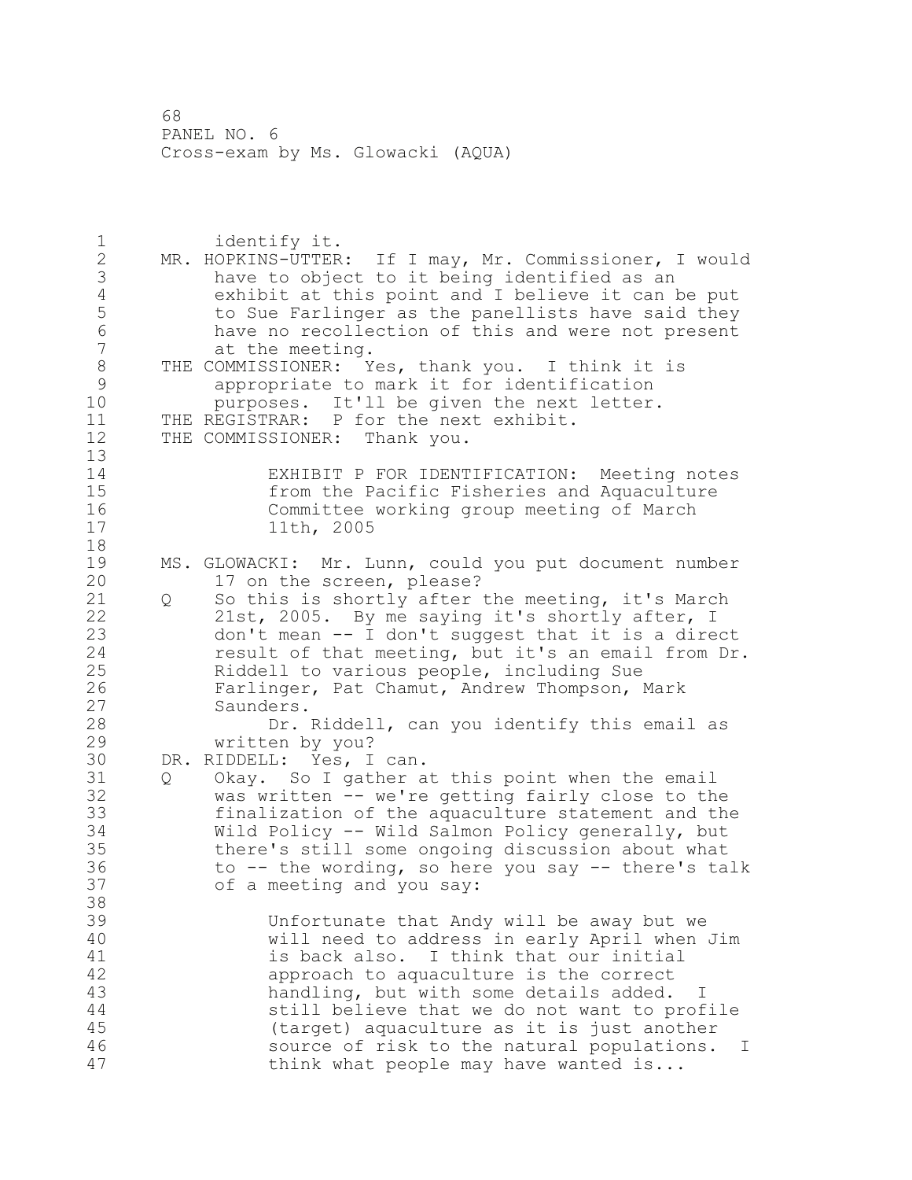identify it.

MR. HOPKINS-UTTER: If I may, Mr. Commissioner, I would have to object to it being identified as an exhibit at this point and I believe it can be put to Sue Farlinger as the panellists have said they have no recollection of this and were not present at the meeting.

THE COMMISSIONER: Yes, thank you. I think it is appropriate to mark it for identification purposes. It'll be given the next letter.

THE REGISTRAR: P for the next exhibit.

THE COMMISSIONER: Thank you.

> EXHIBIT P FOR IDENTIFICATION: Meeting notes from the Pacific Fisheries and Aquaculture Committee working group meeting of March 11th, 2005

MS. GLOWACKI: Mr. Lunn, could you put document number 17 on the screen, please?

Q So this is shortly after the meeting, it's March 21st, 2005. By me saying it's shortly after, I don't mean -- I don't suggest that it is a direct result of that meeting, but it's an email from Dr. Riddell to various people, including Sue Farlinger, Pat Chamut, Andrew Thompson, Mark Saunders.

Dr. Riddell, can you identify this email as written by you?

DR. RIDDELL: Yes, I can.

Q Okay. So I gather at this point when the email was written -- we're getting fairly close to the finalization of the aquaculture statement and the Wild Policy -- Wild Salmon Policy generally, but there's still some ongoing discussion about what to -- the wording, so here you say -- there's talk of a meeting and you say:

> Unfortunate that Andy will be away but we will need to address in early April when Jim is back also. I think that our initial approach to aquaculture is the correct handling, but with some details added. I still believe that we do not want to profile (target) aquaculture as it is just another source of risk to the natural populations. I think what people may have wanted is...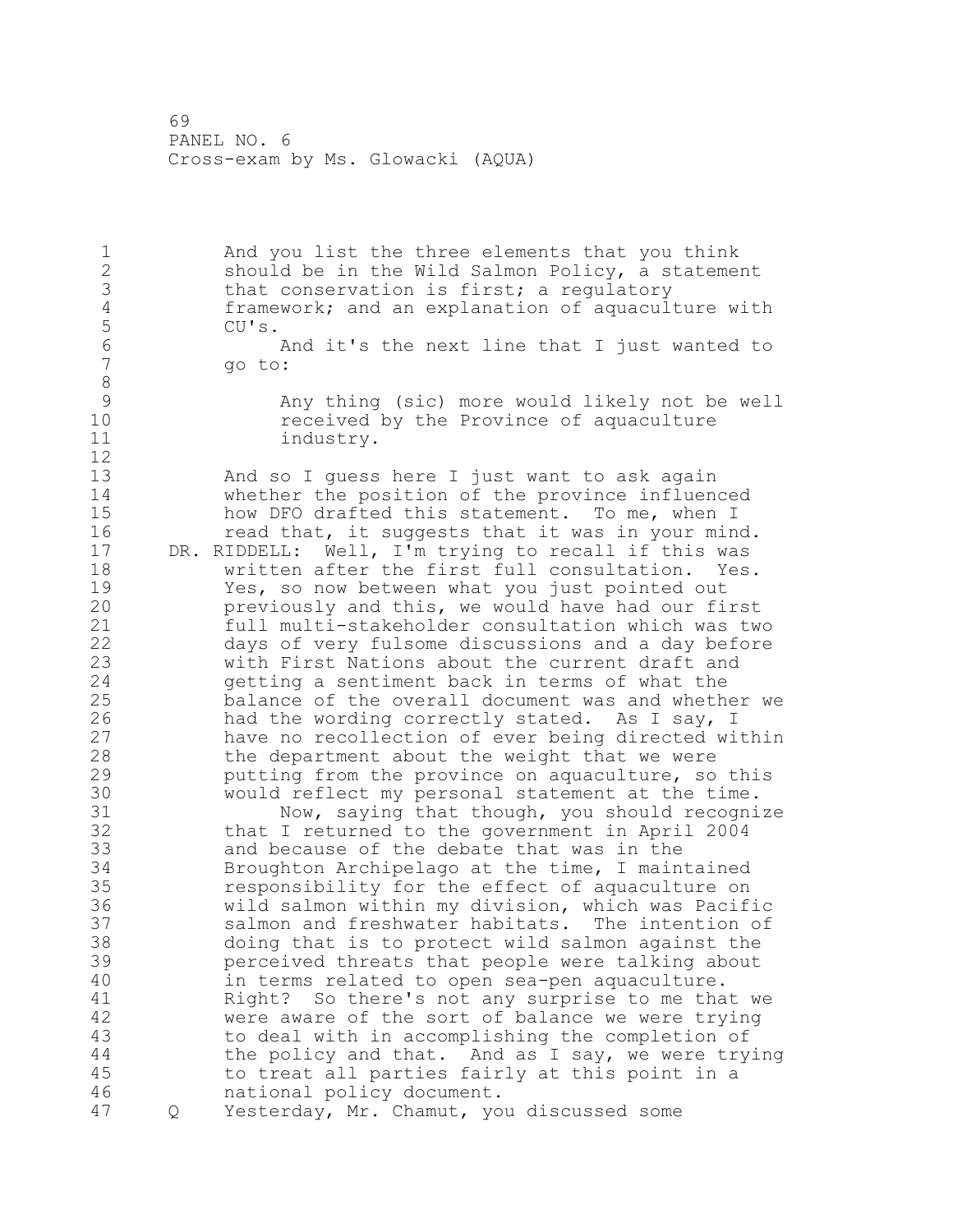And you list the three elements that you think should be in the Wild Salmon Policy, a statement that conservation is first; a regulatory framework; and an explanation of aquaculture with CU's.

And it's the next line that I just wanted to go to:

> Any thing (sic) more would likely not be well received by the Province of aquaculture industry.

And so I guess here I just want to ask again whether the position of the province influenced how DFO drafted this statement. To me, when I read that, it suggests that it was in your mind.

DR. RIDDELL: Well, I'm trying to recall if this was written after the first full consultation. Yes. Yes, so now between what you just pointed out previously and this, we would have had our first full multi-stakeholder consultation which was two days of very fulsome discussions and a day before with First Nations about the current draft and getting a sentiment back in terms of what the balance of the overall document was and whether we had the wording correctly stated. As I say, I have no recollection of ever being directed within the department about the weight that we were putting from the province on aquaculture, so this would reflect my personal statement at the time.

Now, saying that though, you should recognize that I returned to the government in April 2004 and because of the debate that was in the Broughton Archipelago at the time, I maintained responsibility for the effect of aquaculture on wild salmon within my division, which was Pacific salmon and freshwater habitats. The intention of doing that is to protect wild salmon against the perceived threats that people were talking about in terms related to open sea-pen aquaculture. Right? So there's not any surprise to me that we were aware of the sort of balance we were trying to deal with in accomplishing the completion of the policy and that. And as I say, we were trying to treat all parties fairly at this point in a national policy document.

Q Yesterday, Mr. Chamut, you discussed some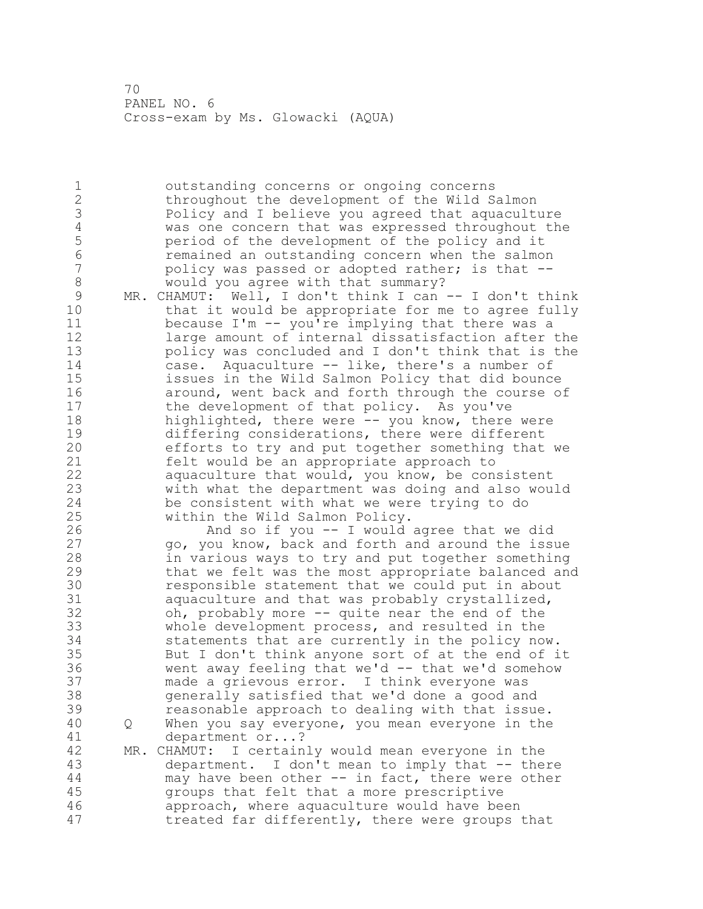outstanding concerns or ongoing concerns throughout the development of the Wild Salmon Policy and I believe you agreed that aquaculture was one concern that was expressed throughout the period of the development of the policy and it remained an outstanding concern when the salmon policy was passed or adopted rather; is that -- would you agree with that summary?

MR. CHAMUT: Well, I don't think I can -- I don't think that it would be appropriate for me to agree fully because I'm -- you're implying that there was a large amount of internal dissatisfaction after the policy was concluded and I don't think that is the case. Aquaculture -- like, there's a number of issues in the Wild Salmon Policy that did bounce around, went back and forth through the course of the development of that policy. As you've highlighted, there were -- you know, there were differing considerations, there were different efforts to try and put together something that we felt would be an appropriate approach to aquaculture that would, you know, be consistent with what the department was doing and also would be consistent with what we were trying to do within the Wild Salmon Policy.

And so if you -- I would agree that we did go, you know, back and forth and around the issue in various ways to try and put together something that we felt was the most appropriate balanced and responsible statement that we could put in about aquaculture and that was probably crystallized, oh, probably more -- quite near the end of the whole development process, and resulted in the statements that are currently in the policy now. But I don't think anyone sort of at the end of it went away feeling that we'd -- that we'd somehow made a grievous error. I think everyone was generally satisfied that we'd done a good and reasonable approach to dealing with that issue.

Q When you say everyone, you mean everyone in the department or...?

MR. CHAMUT: I certainly would mean everyone in the department. I don't mean to imply that -- there may have been other -- in fact, there were other groups that felt that a more prescriptive approach, where aquaculture would have been treated far differently, there were groups that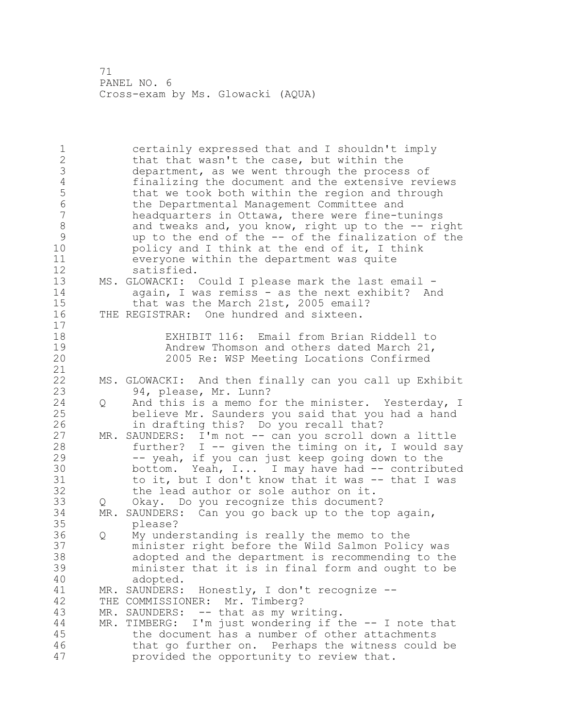certainly expressed that and I shouldn't imply that that wasn't the case, but within the department, as we went through the process of finalizing the document and the extensive reviews that we took both within the region and through the Departmental Management Committee and headquarters in Ottawa, there were fine-tunings and tweaks and, you know, right up to the -- right up to the end of the -- of the finalization of the policy and I think at the end of it, I think everyone within the department was quite satisfied.

MS. GLOWACKI: Could I please mark the last email - again, I was remiss - as the next exhibit? And that was the March 21st, 2005 email?

THE REGISTRAR: One hundred and sixteen.

EXHIBIT 116: Email from Brian Riddell to Andrew Thomson and others dated March 21, 2005 Re: WSP Meeting Locations Confirmed

MS. GLOWACKI: And then finally can you call up Exhibit 94, please, Mr. Lunn?

Q And this is a memo for the minister. Yesterday, I believe Mr. Saunders you said that you had a hand in drafting this? Do you recall that?

MR. SAUNDERS: I'm not -- can you scroll down a little further? I -- given the timing on it, I would say -- yeah, if you can just keep going down to the bottom. Yeah, I... I may have had -- contributed to it, but I don't know that it was -- that I was the lead author or sole author on it.

Q Okay. Do you recognize this document?

MR. SAUNDERS: Can you go back up to the top again, please?

Q My understanding is really the memo to the minister right before the Wild Salmon Policy was adopted and the department is recommending to the minister that it is in final form and ought to be adopted.

MR. SAUNDERS: Honestly, I don't recognize --

THE COMMISSIONER: Mr. Timberg?

MR. SAUNDERS: -- that as my writing.

MR. TIMBERG: I'm just wondering if the -- I note that the document has a number of other attachments that go further on. Perhaps the witness could be provided the opportunity to review that.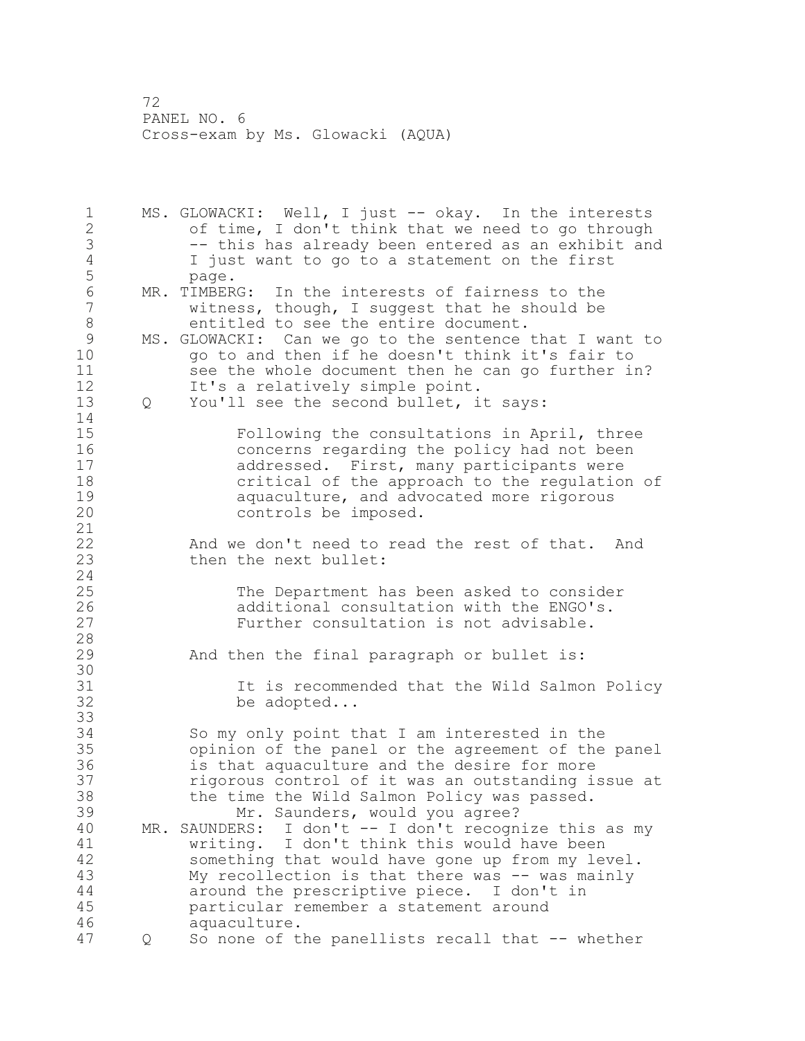MS. GLOWACKI: Well, I just -- okay. In the interests of time, I don't think that we need to go through -- this has already been entered as an exhibit and I just want to go to a statement on the first page.

MR. TIMBERG: In the interests of fairness to the witness, though, I suggest that he should be entitled to see the entire document.

MS. GLOWACKI: Can we go to the sentence that I want to go to and then if he doesn't think it's fair to see the whole document then he can go further in? It's a relatively simple point.

Q You'll see the second bullet, it says:

> Following the consultations in April, three concerns regarding the policy had not been addressed. First, many participants were critical of the approach to the regulation of aquaculture, and advocated more rigorous controls be imposed.

And we don't need to read the rest of that. And then the next bullet:

> The Department has been asked to consider additional consultation with the ENGO's. Further consultation is not advisable.

And then the final paragraph or bullet is:

> It is recommended that the Wild Salmon Policy be adopted...

So my only point that I am interested in the opinion of the panel or the agreement of the panel is that aquaculture and the desire for more rigorous control of it was an outstanding issue at the time the Wild Salmon Policy was passed.

Mr. Saunders, would you agree?

MR. SAUNDERS: I don't -- I don't recognize this as my writing. I don't think this would have been something that would have gone up from my level. My recollection is that there was -- was mainly around the prescriptive piece. I don't in particular remember a statement around aquaculture.

Q So none of the panellists recall that -- whether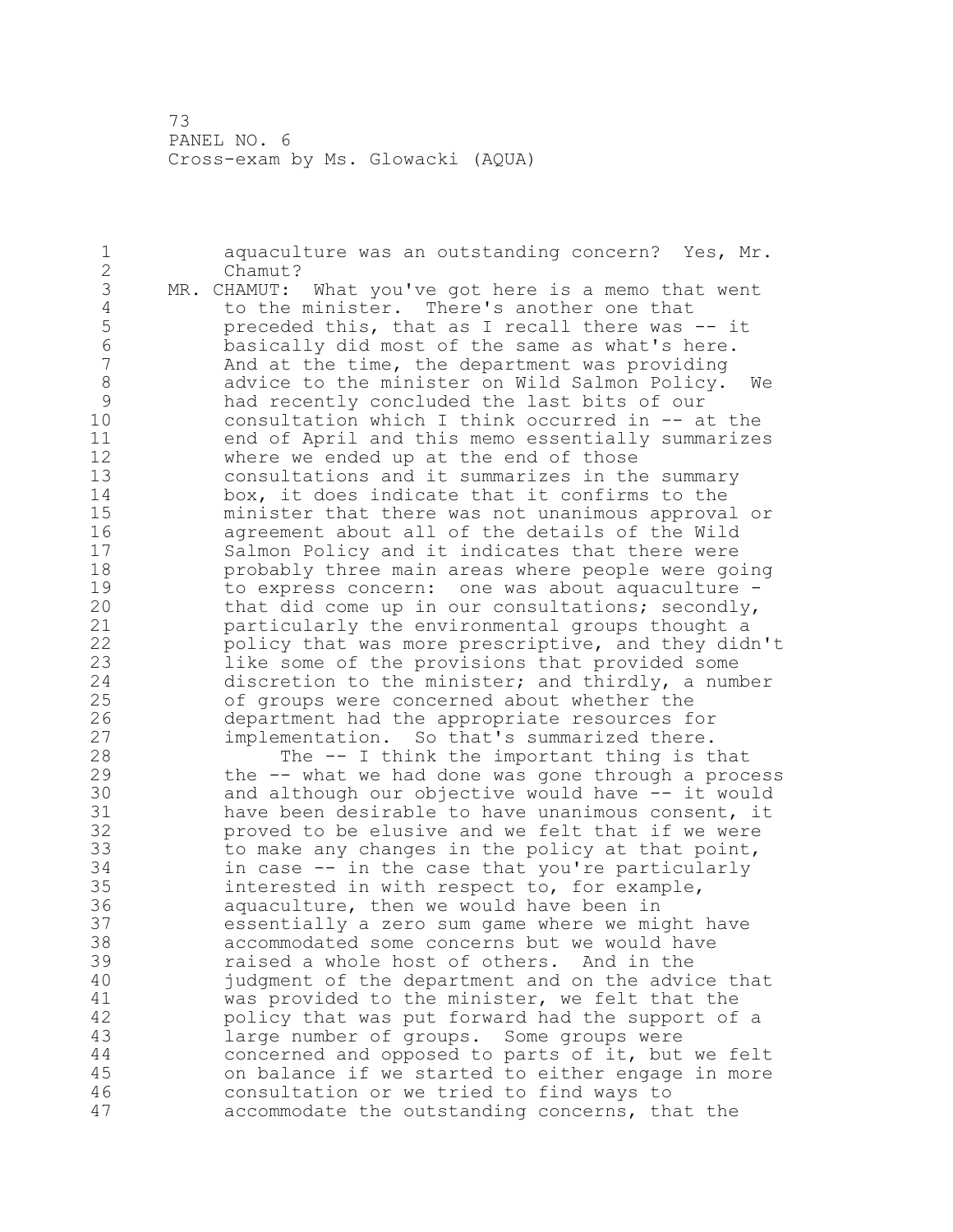aquaculture was an outstanding concern? Yes, Mr. Chamut?

MR. CHAMUT: What you've got here is a memo that went to the minister. There's another one that preceded this, that as I recall there was -- it basically did most of the same as what's here. And at the time, the department was providing advice to the minister on Wild Salmon Policy. We had recently concluded the last bits of our consultation which I think occurred in -- at the end of April and this memo essentially summarizes where we ended up at the end of those consultations and it summarizes in the summary box, it does indicate that it confirms to the minister that there was not unanimous approval or agreement about all of the details of the Wild Salmon Policy and it indicates that there were probably three main areas where people were going to express concern: one was about aquaculture - that did come up in our consultations; secondly, particularly the environmental groups thought a policy that was more prescriptive, and they didn't like some of the provisions that provided some discretion to the minister; and thirdly, a number of groups were concerned about whether the department had the appropriate resources for implementation. So that's summarized there.

The -- I think the important thing is that the -- what we had done was gone through a process and although our objective would have -- it would have been desirable to have unanimous consent, it proved to be elusive and we felt that if we were to make any changes in the policy at that point, in case -- in the case that you're particularly interested in with respect to, for example, aquaculture, then we would have been in essentially a zero sum game where we might have accommodated some concerns but we would have raised a whole host of others. And in the judgment of the department and on the advice that was provided to the minister, we felt that the policy that was put forward had the support of a large number of groups. Some groups were concerned and opposed to parts of it, but we felt on balance if we started to either engage in more consultation or we tried to find ways to accommodate the outstanding concerns, that the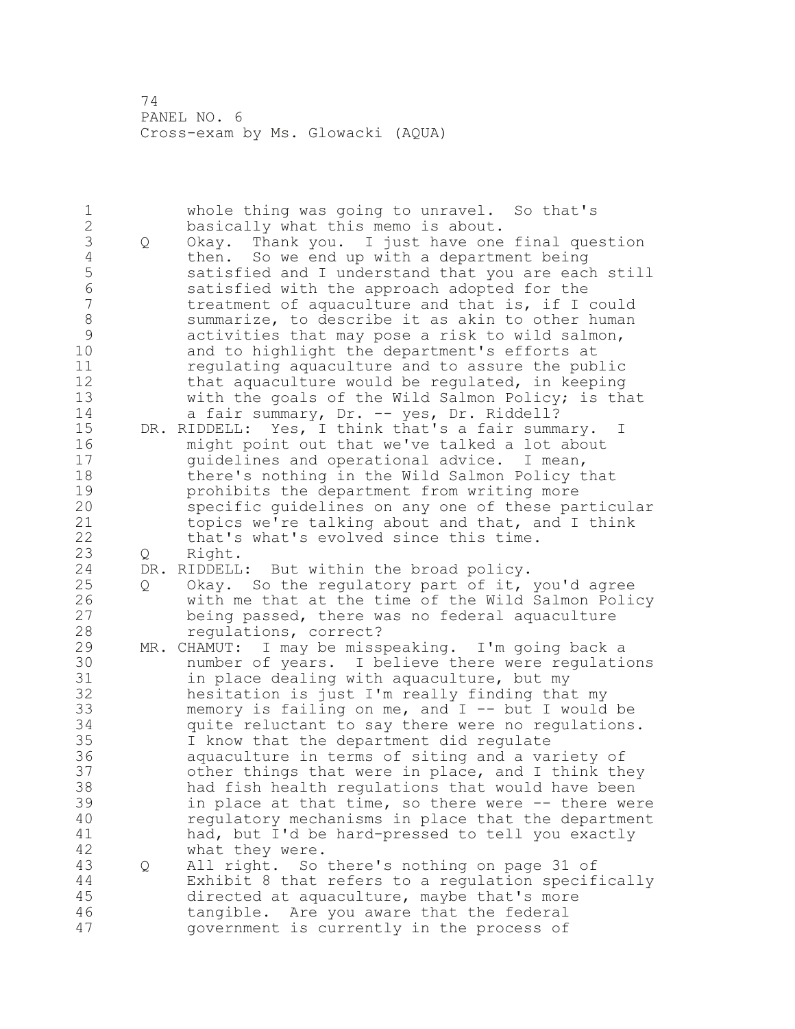whole thing was going to unravel. So that's basically what this memo is about.

Q Okay. Thank you. I just have one final question then. So we end up with a department being satisfied and I understand that you are each still satisfied with the approach adopted for the treatment of aquaculture and that is, if I could summarize, to describe it as akin to other human activities that may pose a risk to wild salmon, and to highlight the department's efforts at regulating aquaculture and to assure the public that aquaculture would be regulated, in keeping with the goals of the Wild Salmon Policy; is that a fair summary, Dr. -- yes, Dr. Riddell?

DR. RIDDELL: Yes, I think that's a fair summary. I might point out that we've talked a lot about guidelines and operational advice. I mean, there's nothing in the Wild Salmon Policy that prohibits the department from writing more specific guidelines on any one of these particular topics we're talking about and that, and I think that's what's evolved since this time.

Q Right.

DR. RIDDELL: But within the broad policy.

Q Okay. So the regulatory part of it, you'd agree with me that at the time of the Wild Salmon Policy being passed, there was no federal aquaculture regulations, correct?

MR. CHAMUT: I may be misspeaking. I'm going back a number of years. I believe there were regulations in place dealing with aquaculture, but my hesitation is just I'm really finding that my memory is failing on me, and I -- but I would be quite reluctant to say there were no regulations. I know that the department did regulate aquaculture in terms of siting and a variety of other things that were in place, and I think they had fish health regulations that would have been in place at that time, so there were -- there were regulatory mechanisms in place that the department had, but I'd be hard-pressed to tell you exactly what they were.

Q All right. So there's nothing on page 31 of Exhibit 8 that refers to a regulation specifically directed at aquaculture, maybe that's more tangible. Are you aware that the federal government is currently in the process of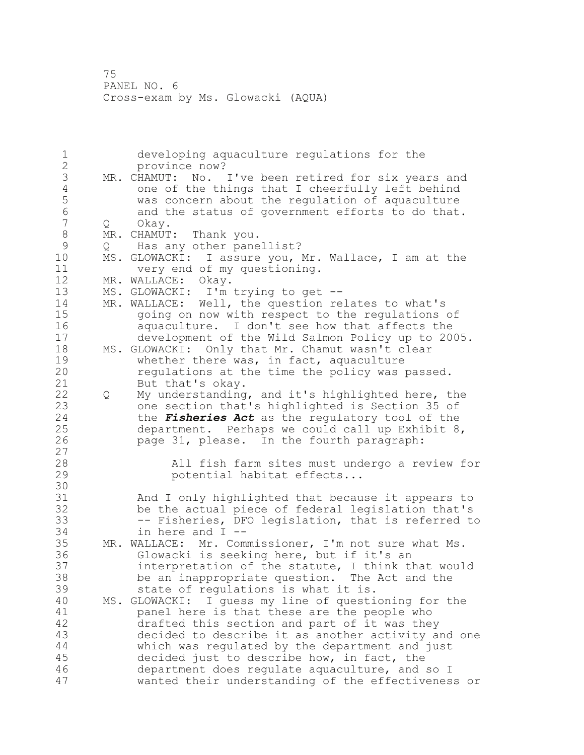developing aquaculture regulations for the province now?

MR. CHAMUT: No. I've been retired for six years and one of the things that I cheerfully left behind was concern about the regulation of aquaculture and the status of government efforts to do that.

Q Okay.

MR. CHAMUT: Thank you.

Q Has any other panellist?

MS. GLOWACKI: I assure you, Mr. Wallace, I am at the very end of my questioning.

MR. WALLACE: Okay.

MS. GLOWACKI: I'm trying to get --

MR. WALLACE: Well, the question relates to what's going on now with respect to the regulations of aquaculture. I don't see how that affects the development of the Wild Salmon Policy up to 2005.

MS. GLOWACKI: Only that Mr. Chamut wasn't clear whether there was, in fact, aquaculture regulations at the time the policy was passed. But that's okay.

Q My understanding, and it's highlighted here, the one section that's highlighted is Section 35 of the ***Fisheries Act*** as the regulatory tool of the department. Perhaps we could call up Exhibit 8, page 31, please. In the fourth paragraph:

> All fish farm sites must undergo a review for potential habitat effects...

And I only highlighted that because it appears to be the actual piece of federal legislation that's -- Fisheries, DFO legislation, that is referred to in here and I --

MR. WALLACE: Mr. Commissioner, I'm not sure what Ms. Glowacki is seeking here, but if it's an interpretation of the statute, I think that would be an inappropriate question. The Act and the state of regulations is what it is.

MS. GLOWACKI: I guess my line of questioning for the panel here is that these are the people who drafted this section and part of it was they decided to describe it as another activity and one which was regulated by the department and just decided just to describe how, in fact, the department does regulate aquaculture, and so I wanted their understanding of the effectiveness or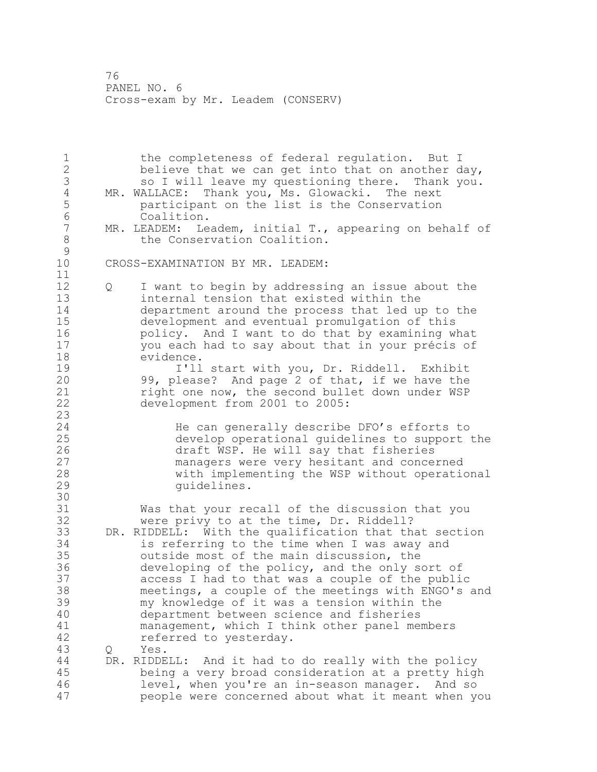the completeness of federal regulation. But I believe that we can get into that on another day, so I will leave my questioning there. Thank you.

MR. WALLACE: Thank you, Ms. Glowacki. The next participant on the list is the Conservation Coalition.

MR. LEADEM: Leadem, initial T., appearing on behalf of the Conservation Coalition.

CROSS-EXAMINATION BY MR. LEADEM:

Q I want to begin by addressing an issue about the internal tension that existed within the department around the process that led up to the development and eventual promulgation of this policy. And I want to do that by examining what you each had to say about that in your précis of evidence.

I'll start with you, Dr. Riddell. Exhibit 99, please? And page 2 of that, if we have the right one now, the second bullet down under WSP development from 2001 to 2005:

> He can generally describe DFO's efforts to develop operational guidelines to support the draft WSP. He will say that fisheries managers were very hesitant and concerned with implementing the WSP without operational guidelines.

Was that your recall of the discussion that you were privy to at the time, Dr. Riddell?

DR. RIDDELL: With the qualification that that section is referring to the time when I was away and outside most of the main discussion, the developing of the policy, and the only sort of access I had to that was a couple of the public meetings, a couple of the meetings with ENGO's and my knowledge of it was a tension within the department between science and fisheries management, which I think other panel members referred to yesterday.

Q Yes.

DR. RIDDELL: And it had to do really with the policy being a very broad consideration at a pretty high level, when you're an in-season manager. And so people were concerned about what it meant when you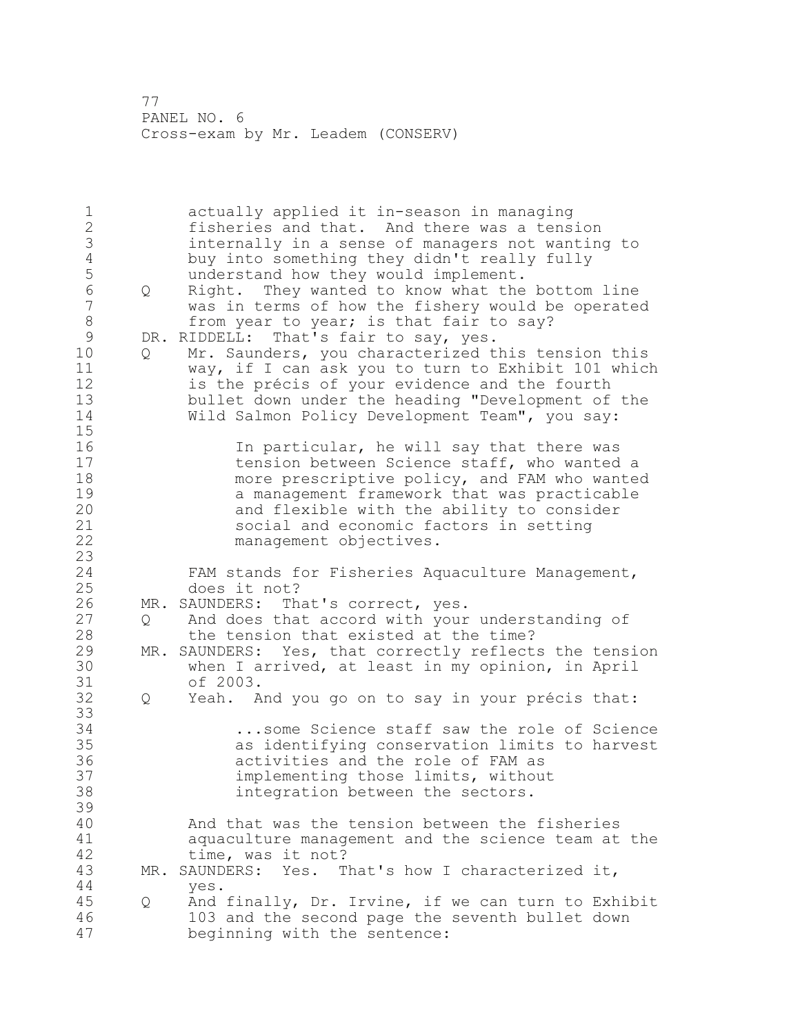actually applied it in-season in managing fisheries and that. And there was a tension internally in a sense of managers not wanting to buy into something they didn't really fully understand how they would implement.

Q Right. They wanted to know what the bottom line was in terms of how the fishery would be operated from year to year; is that fair to say?

DR. RIDDELL: That's fair to say, yes.

Q Mr. Saunders, you characterized this tension this way, if I can ask you to turn to Exhibit 101 which is the précis of your evidence and the fourth bullet down under the heading "Development of the Wild Salmon Policy Development Team", you say:

> In particular, he will say that there was tension between Science staff, who wanted a more prescriptive policy, and FAM who wanted a management framework that was practicable and flexible with the ability to consider social and economic factors in setting management objectives.

FAM stands for Fisheries Aquaculture Management, does it not?

MR. SAUNDERS: That's correct, yes.

Q And does that accord with your understanding of the tension that existed at the time?

MR. SAUNDERS: Yes, that correctly reflects the tension when I arrived, at least in my opinion, in April of 2003.

Q Yeah. And you go on to say in your précis that:

> ...some Science staff saw the role of Science as identifying conservation limits to harvest activities and the role of FAM as implementing those limits, without integration between the sectors.

And that was the tension between the fisheries aquaculture management and the science team at the time, was it not?

MR. SAUNDERS: Yes. That's how I characterized it, yes.

Q And finally, Dr. Irvine, if we can turn to Exhibit 103 and the second page the seventh bullet down beginning with the sentence: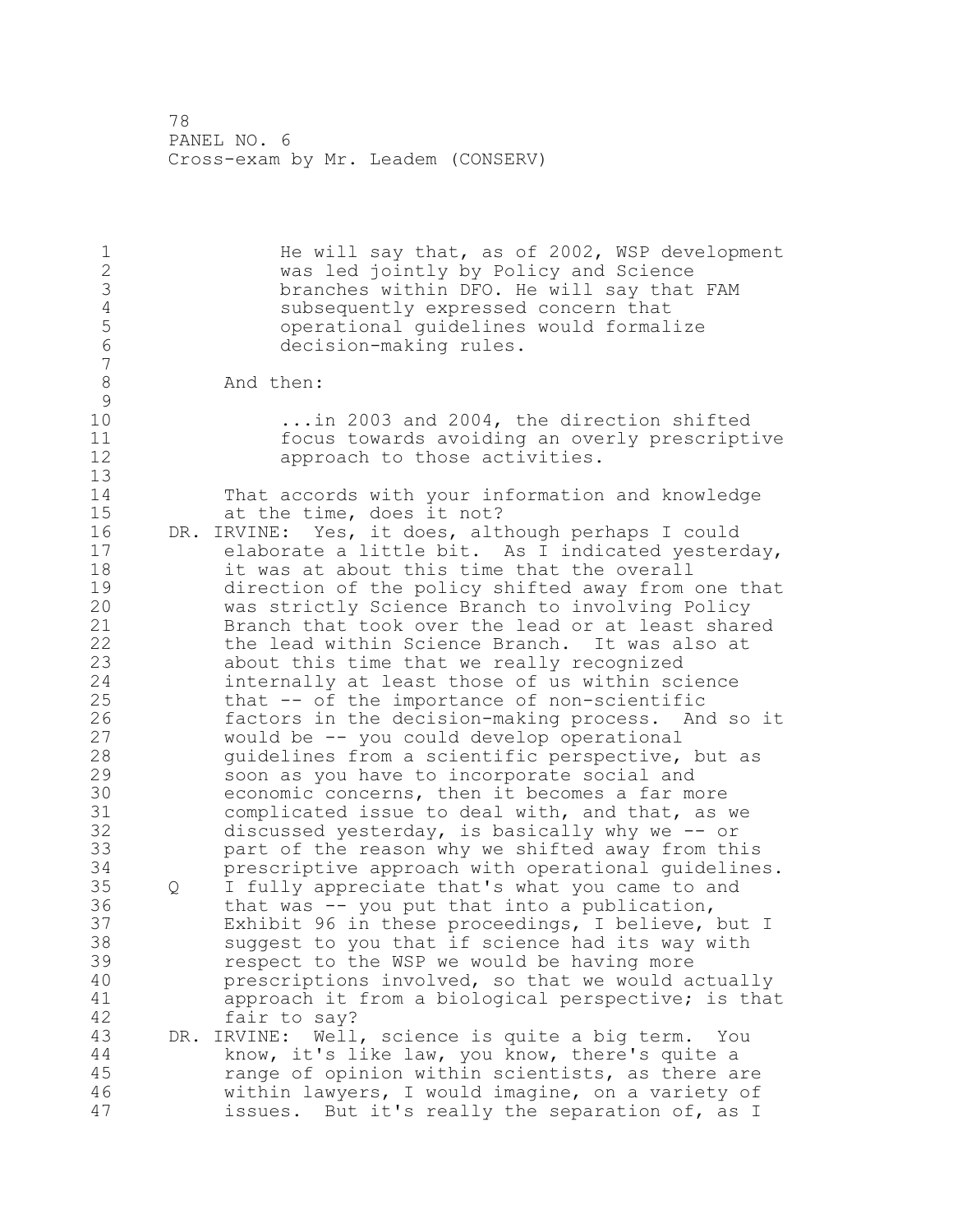> He will say that, as of 2002, WSP development was led jointly by Policy and Science branches within DFO. He will say that FAM subsequently expressed concern that operational guidelines would formalize decision-making rules.

And then:

> ...in 2003 and 2004, the direction shifted focus towards avoiding an overly prescriptive approach to those activities.

That accords with your information and knowledge at the time, does it not?

DR. IRVINE: Yes, it does, although perhaps I could elaborate a little bit. As I indicated yesterday, it was at about this time that the overall direction of the policy shifted away from one that was strictly Science Branch to involving Policy Branch that took over the lead or at least shared the lead within Science Branch. It was also at about this time that we really recognized internally at least those of us within science that -- of the importance of non-scientific factors in the decision-making process. And so it would be -- you could develop operational guidelines from a scientific perspective, but as soon as you have to incorporate social and economic concerns, then it becomes a far more complicated issue to deal with, and that, as we discussed yesterday, is basically why we -- or part of the reason why we shifted away from this prescriptive approach with operational guidelines.

Q I fully appreciate that's what you came to and that was -- you put that into a publication, Exhibit 96 in these proceedings, I believe, but I suggest to you that if science had its way with respect to the WSP we would be having more prescriptions involved, so that we would actually approach it from a biological perspective; is that fair to say?

DR. IRVINE: Well, science is quite a big term. You know, it's like law, you know, there's quite a range of opinion within scientists, as there are within lawyers, I would imagine, on a variety of issues. But it's really the separation of, as I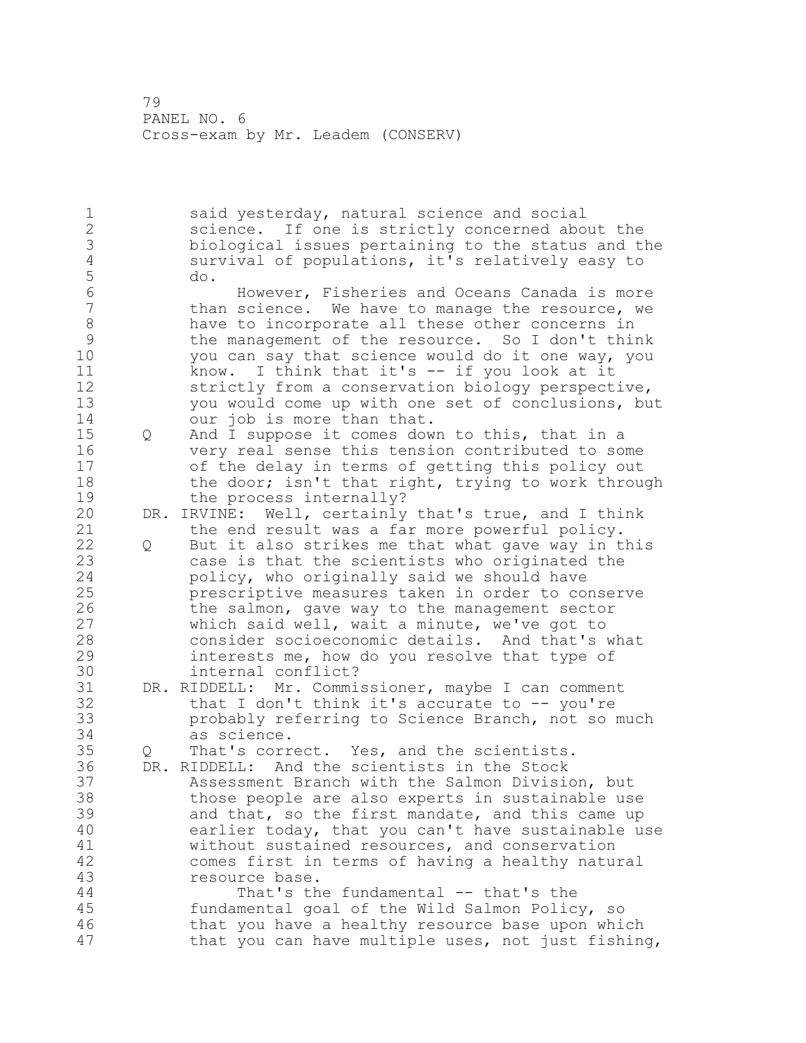said yesterday, natural science and social science. If one is strictly concerned about the biological issues pertaining to the status and the survival of populations, it's relatively easy to do.

However, Fisheries and Oceans Canada is more than science. We have to manage the resource, we have to incorporate all these other concerns in the management of the resource. So I don't think you can say that science would do it one way, you know. I think that it's -- if you look at it strictly from a conservation biology perspective, you would come up with one set of conclusions, but our job is more than that.

Q And I suppose it comes down to this, that in a very real sense this tension contributed to some of the delay in terms of getting this policy out the door; isn't that right, trying to work through the process internally?

DR. IRVINE: Well, certainly that's true, and I think the end result was a far more powerful policy.

Q But it also strikes me that what gave way in this case is that the scientists who originated the policy, who originally said we should have prescriptive measures taken in order to conserve the salmon, gave way to the management sector which said well, wait a minute, we've got to consider socioeconomic details. And that's what interests me, how do you resolve that type of internal conflict?

DR. RIDDELL: Mr. Commissioner, maybe I can comment that I don't think it's accurate to -- you're probably referring to Science Branch, not so much as science.

Q That's correct. Yes, and the scientists.

DR. RIDDELL: And the scientists in the Stock Assessment Branch with the Salmon Division, but those people are also experts in sustainable use and that, so the first mandate, and this came up earlier today, that you can't have sustainable use without sustained resources, and conservation comes first in terms of having a healthy natural resource base.

That's the fundamental -- that's the fundamental goal of the Wild Salmon Policy, so that you have a healthy resource base upon which that you can have multiple uses, not just fishing,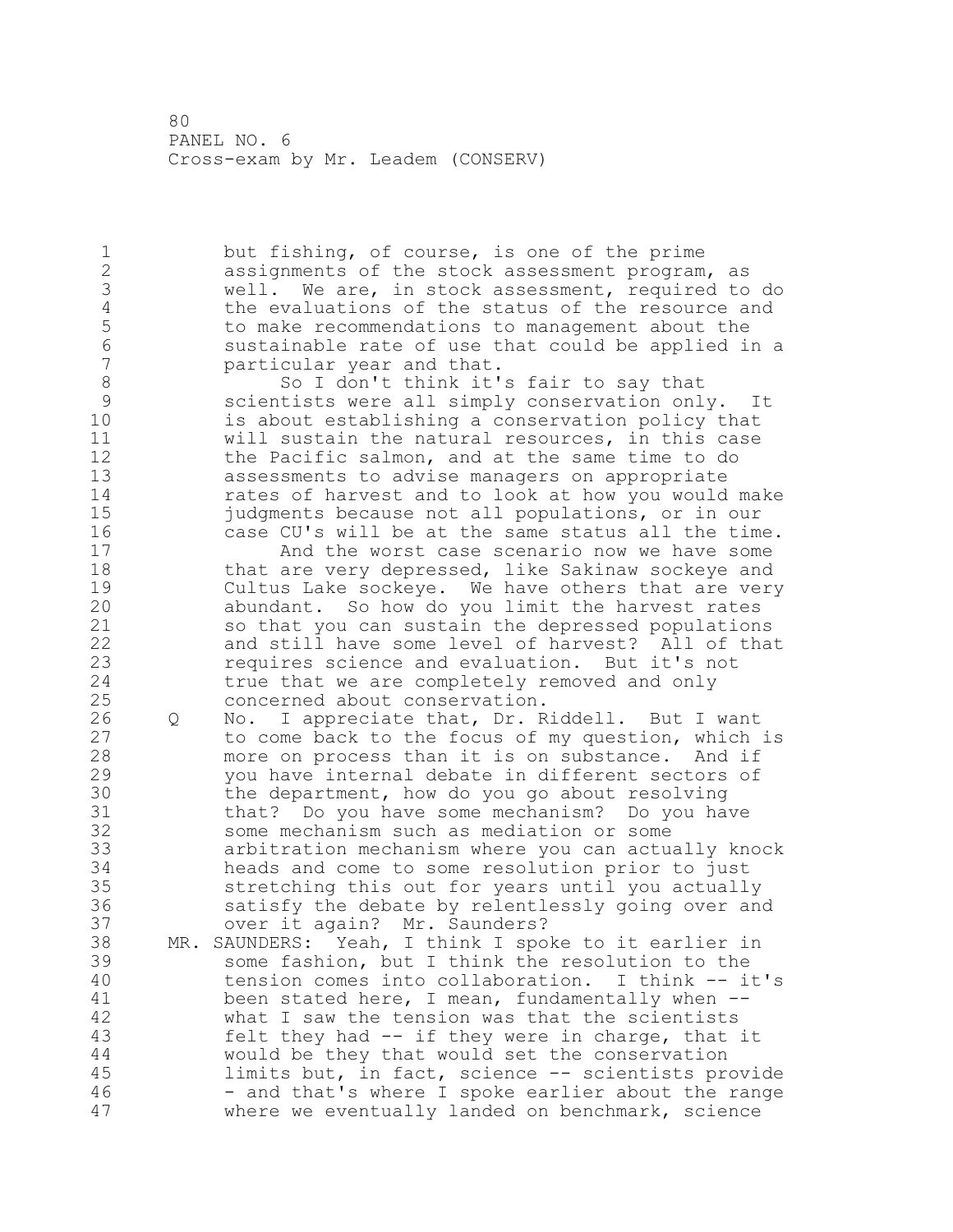but fishing, of course, is one of the prime assignments of the stock assessment program, as well. We are, in stock assessment, required to do the evaluations of the status of the resource and to make recommendations to management about the sustainable rate of use that could be applied in a particular year and that.

So I don't think it's fair to say that scientists were all simply conservation only. It is about establishing a conservation policy that will sustain the natural resources, in this case the Pacific salmon, and at the same time to do assessments to advise managers on appropriate rates of harvest and to look at how you would make judgments because not all populations, or in our case CU's will be at the same status all the time.

And the worst case scenario now we have some that are very depressed, like Sakinaw sockeye and Cultus Lake sockeye. We have others that are very abundant. So how do you limit the harvest rates so that you can sustain the depressed populations and still have some level of harvest? All of that requires science and evaluation. But it's not true that we are completely removed and only concerned about conservation.

Q No. I appreciate that, Dr. Riddell. But I want to come back to the focus of my question, which is more on process than it is on substance. And if you have internal debate in different sectors of the department, how do you go about resolving that? Do you have some mechanism? Do you have some mechanism such as mediation or some arbitration mechanism where you can actually knock heads and come to some resolution prior to just stretching this out for years until you actually satisfy the debate by relentlessly going over and over it again? Mr. Saunders?

MR. SAUNDERS: Yeah, I think I spoke to it earlier in some fashion, but I think the resolution to the tension comes into collaboration. I think -- it's been stated here, I mean, fundamentally when -- what I saw the tension was that the scientists felt they had -- if they were in charge, that it would be they that would set the conservation limits but, in fact, science -- scientists provide - and that's where I spoke earlier about the range where we eventually landed on benchmark, science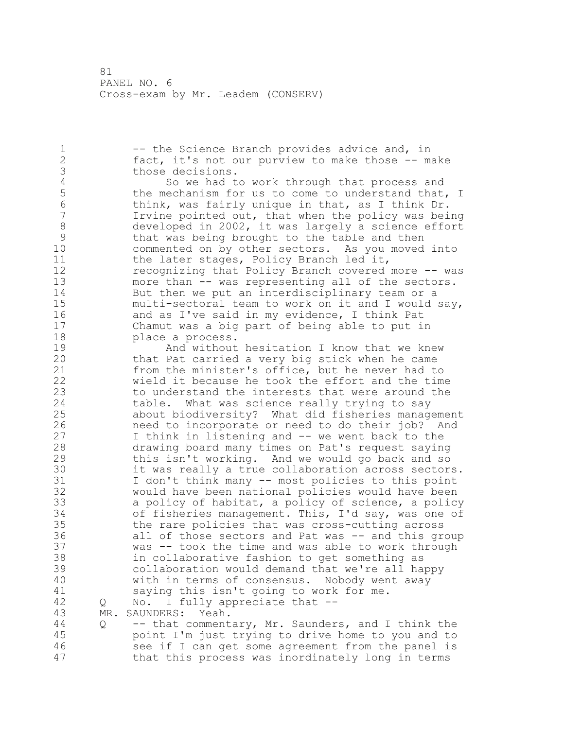-- the Science Branch provides advice and, in fact, it's not our purview to make those -- make those decisions.

So we had to work through that process and the mechanism for us to come to understand that, I think, was fairly unique in that, as I think Dr. Irvine pointed out, that when the policy was being developed in 2002, it was largely a science effort that was being brought to the table and then commented on by other sectors. As you moved into the later stages, Policy Branch led it, recognizing that Policy Branch covered more -- was more than -- was representing all of the sectors. But then we put an interdisciplinary team or a multi-sectoral team to work on it and I would say, and as I've said in my evidence, I think Pat Chamut was a big part of being able to put in place a process.

And without hesitation I know that we knew that Pat carried a very big stick when he came from the minister's office, but he never had to wield it because he took the effort and the time to understand the interests that were around the table. What was science really trying to say about biodiversity? What did fisheries management need to incorporate or need to do their job? And I think in listening and -- we went back to the drawing board many times on Pat's request saying this isn't working. And we would go back and so it was really a true collaboration across sectors. I don't think many -- most policies to this point would have been national policies would have been a policy of habitat, a policy of science, a policy of fisheries management. This, I'd say, was one of the rare policies that was cross-cutting across all of those sectors and Pat was -- and this group was -- took the time and was able to work through in collaborative fashion to get something as collaboration would demand that we're all happy with in terms of consensus. Nobody went away saying this isn't going to work for me.

Q No. I fully appreciate that --

MR. SAUNDERS: Yeah.

Q -- that commentary, Mr. Saunders, and I think the point I'm just trying to drive home to you and to see if I can get some agreement from the panel is that this process was inordinately long in terms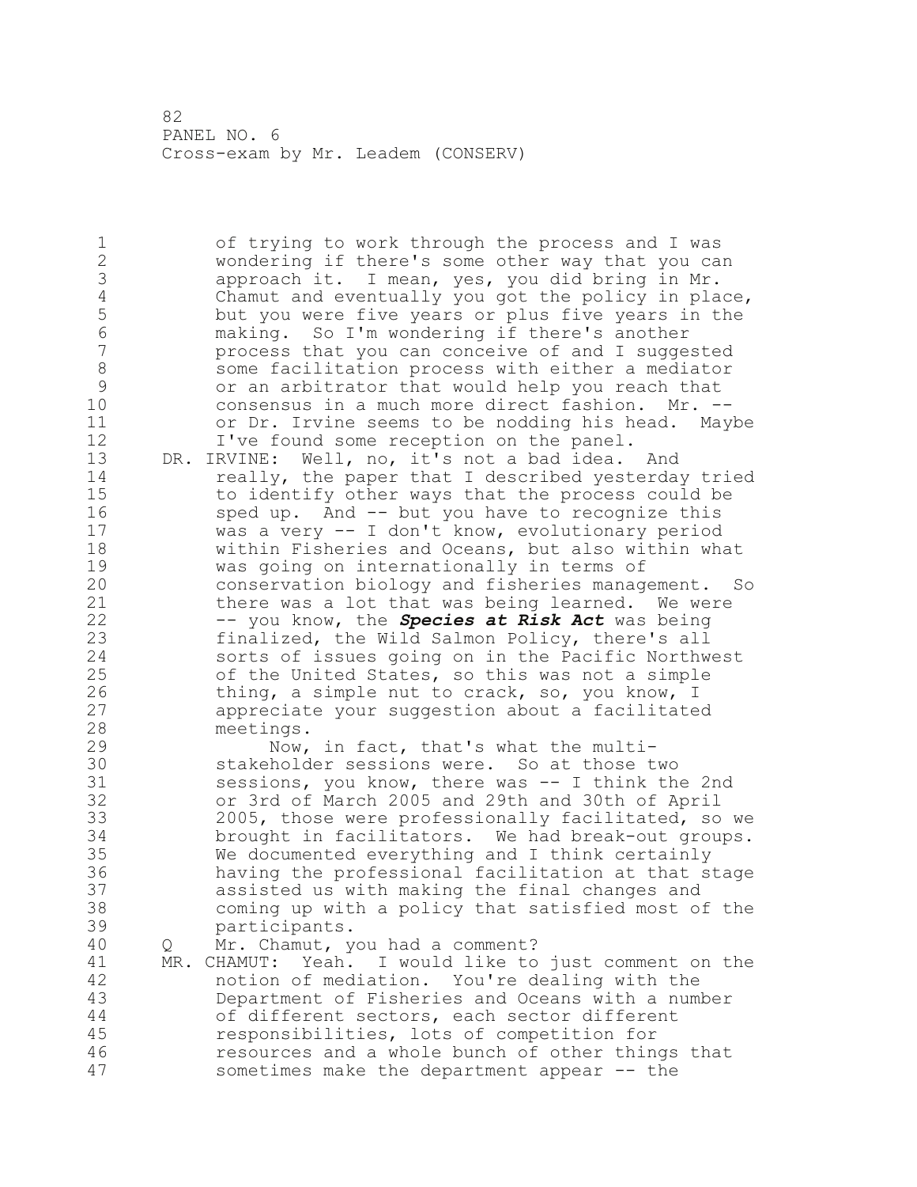of trying to work through the process and I was wondering if there's some other way that you can approach it. I mean, yes, you did bring in Mr. Chamut and eventually you got the policy in place, but you were five years or plus five years in the making. So I'm wondering if there's another process that you can conceive of and I suggested some facilitation process with either a mediator or an arbitrator that would help you reach that consensus in a much more direct fashion. Mr. -- or Dr. Irvine seems to be nodding his head. Maybe I've found some reception on the panel.

DR. IRVINE: Well, no, it's not a bad idea. And really, the paper that I described yesterday tried to identify other ways that the process could be sped up. And -- but you have to recognize this was a very -- I don't know, evolutionary period within Fisheries and Oceans, but also within what was going on internationally in terms of conservation biology and fisheries management. So there was a lot that was being learned. We were -- you know, the ***Species at Risk Act*** was being finalized, the Wild Salmon Policy, there's all sorts of issues going on in the Pacific Northwest of the United States, so this was not a simple thing, a simple nut to crack, so, you know, I appreciate your suggestion about a facilitated meetings.

Now, in fact, that's what the multi-stakeholder sessions were. So at those two sessions, you know, there was -- I think the 2nd or 3rd of March 2005 and 29th and 30th of April 2005, those were professionally facilitated, so we brought in facilitators. We had break-out groups. We documented everything and I think certainly having the professional facilitation at that stage assisted us with making the final changes and coming up with a policy that satisfied most of the participants.

Q Mr. Chamut, you had a comment?

MR. CHAMUT: Yeah. I would like to just comment on the notion of mediation. You're dealing with the Department of Fisheries and Oceans with a number of different sectors, each sector different responsibilities, lots of competition for resources and a whole bunch of other things that sometimes make the department appear -- the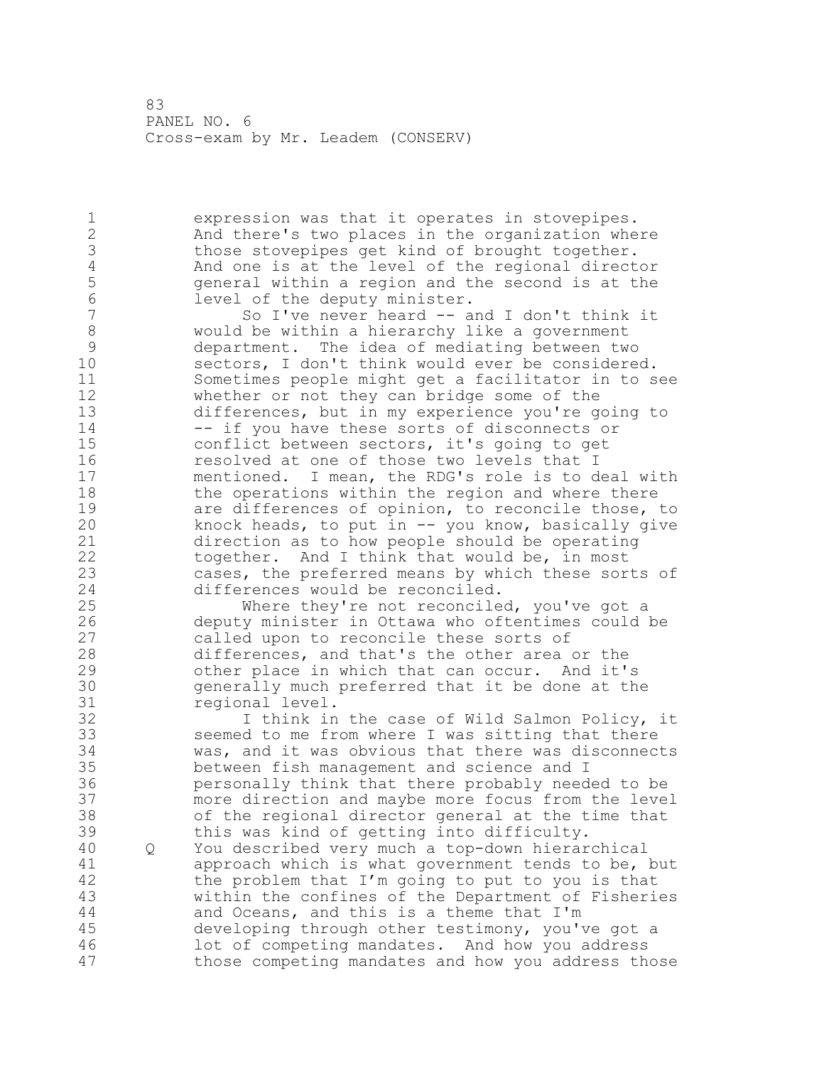expression was that it operates in stovepipes. And there's two places in the organization where those stovepipes get kind of brought together. And one is at the level of the regional director general within a region and the second is at the level of the deputy minister.

So I've never heard -- and I don't think it would be within a hierarchy like a government department. The idea of mediating between two sectors, I don't think would ever be considered. Sometimes people might get a facilitator in to see whether or not they can bridge some of the differences, but in my experience you're going to -- if you have these sorts of disconnects or conflict between sectors, it's going to get resolved at one of those two levels that I mentioned. I mean, the RDG's role is to deal with the operations within the region and where there are differences of opinion, to reconcile those, to knock heads, to put in -- you know, basically give direction as to how people should be operating together. And I think that would be, in most cases, the preferred means by which these sorts of differences would be reconciled.

Where they're not reconciled, you've got a deputy minister in Ottawa who oftentimes could be called upon to reconcile these sorts of differences, and that's the other area or the other place in which that can occur. And it's generally much preferred that it be done at the regional level.

I think in the case of Wild Salmon Policy, it seemed to me from where I was sitting that there was, and it was obvious that there was disconnects between fish management and science and I personally think that there probably needed to be more direction and maybe more focus from the level of the regional director general at the time that this was kind of getting into difficulty.

Q You described very much a top-down hierarchical approach which is what government tends to be, but the problem that I'm going to put to you is that within the confines of the Department of Fisheries and Oceans, and this is a theme that I'm developing through other testimony, you've got a lot of competing mandates. And how you address those competing mandates and how you address those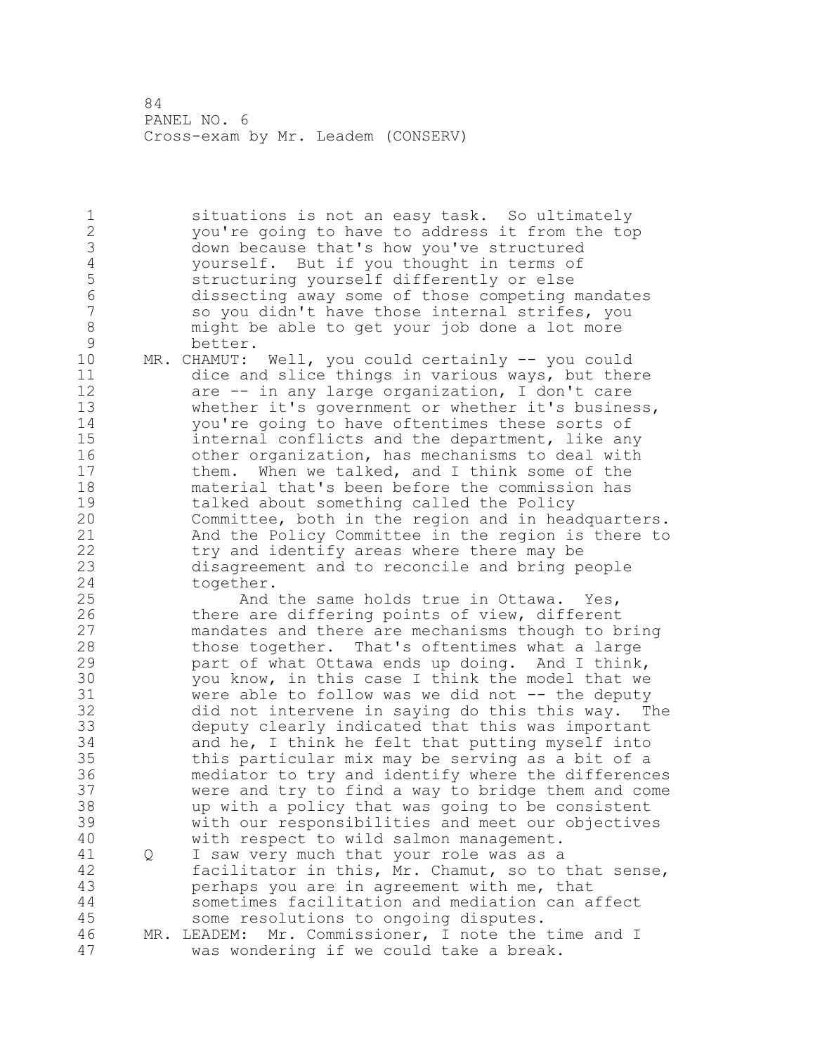situations is not an easy task. So ultimately you're going to have to address it from the top down because that's how you've structured yourself. But if you thought in terms of structuring yourself differently or else dissecting away some of those competing mandates so you didn't have those internal strifes, you might be able to get your job done a lot more better.

MR. CHAMUT: Well, you could certainly -- you could dice and slice things in various ways, but there are -- in any large organization, I don't care whether it's government or whether it's business, you're going to have oftentimes these sorts of internal conflicts and the department, like any other organization, has mechanisms to deal with them. When we talked, and I think some of the material that's been before the commission has talked about something called the Policy Committee, both in the region and in headquarters. And the Policy Committee in the region is there to try and identify areas where there may be disagreement and to reconcile and bring people together.

And the same holds true in Ottawa. Yes, there are differing points of view, different mandates and there are mechanisms though to bring those together. That's oftentimes what a large part of what Ottawa ends up doing. And I think, you know, in this case I think the model that we were able to follow was we did not -- the deputy did not intervene in saying do this this way. The deputy clearly indicated that this was important and he, I think he felt that putting myself into this particular mix may be serving as a bit of a mediator to try and identify where the differences were and try to find a way to bridge them and come up with a policy that was going to be consistent with our responsibilities and meet our objectives with respect to wild salmon management.

Q I saw very much that your role was as a facilitator in this, Mr. Chamut, so to that sense, perhaps you are in agreement with me, that sometimes facilitation and mediation can affect some resolutions to ongoing disputes.

MR. LEADEM: Mr. Commissioner, I note the time and I was wondering if we could take a break.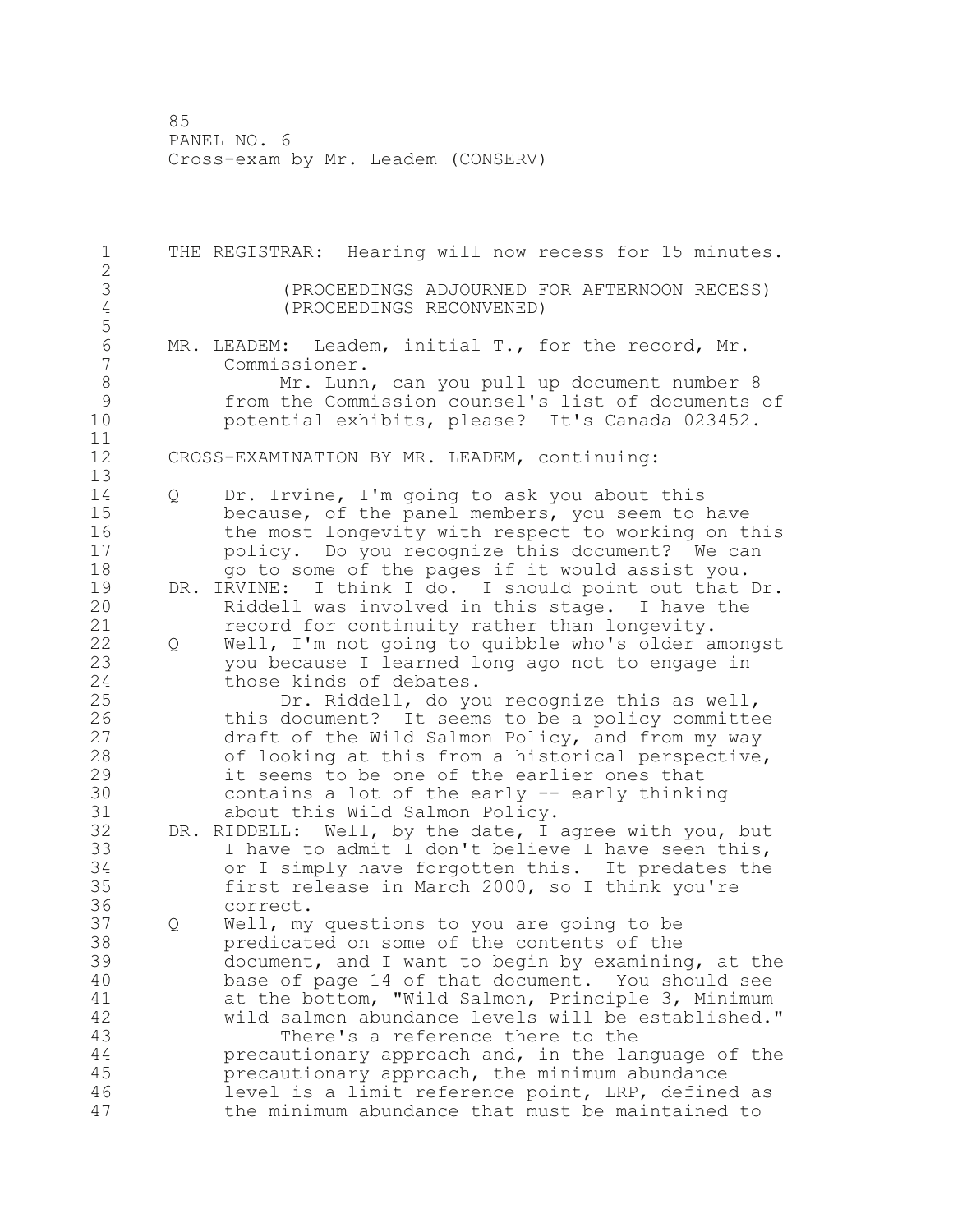THE REGISTRAR: Hearing will now recess for 15 minutes.

(PROCEEDINGS ADJOURNED FOR AFTERNOON RECESS)
(PROCEEDINGS RECONVENED)

MR. LEADEM: Leadem, initial T., for the record, Mr. Commissioner.

Mr. Lunn, can you pull up document number 8 from the Commission counsel's list of documents of potential exhibits, please? It's Canada 023452.

CROSS-EXAMINATION BY MR. LEADEM, continuing:

Q Dr. Irvine, I'm going to ask you about this because, of the panel members, you seem to have the most longevity with respect to working on this policy. Do you recognize this document? We can go to some of the pages if it would assist you.

DR. IRVINE: I think I do. I should point out that Dr. Riddell was involved in this stage. I have the record for continuity rather than longevity.

Q Well, I'm not going to quibble who's older amongst you because I learned long ago not to engage in those kinds of debates.

Dr. Riddell, do you recognize this as well, this document? It seems to be a policy committee draft of the Wild Salmon Policy, and from my way of looking at this from a historical perspective, it seems to be one of the earlier ones that contains a lot of the early -- early thinking about this Wild Salmon Policy.

DR. RIDDELL: Well, by the date, I agree with you, but I have to admit I don't believe I have seen this, or I simply have forgotten this. It predates the first release in March 2000, so I think you're correct.

Q Well, my questions to you are going to be predicated on some of the contents of the document, and I want to begin by examining, at the base of page 14 of that document. You should see at the bottom, "Wild Salmon, Principle 3, Minimum wild salmon abundance levels will be established."

There's a reference there to the precautionary approach and, in the language of the precautionary approach, the minimum abundance level is a limit reference point, LRP, defined as the minimum abundance that must be maintained to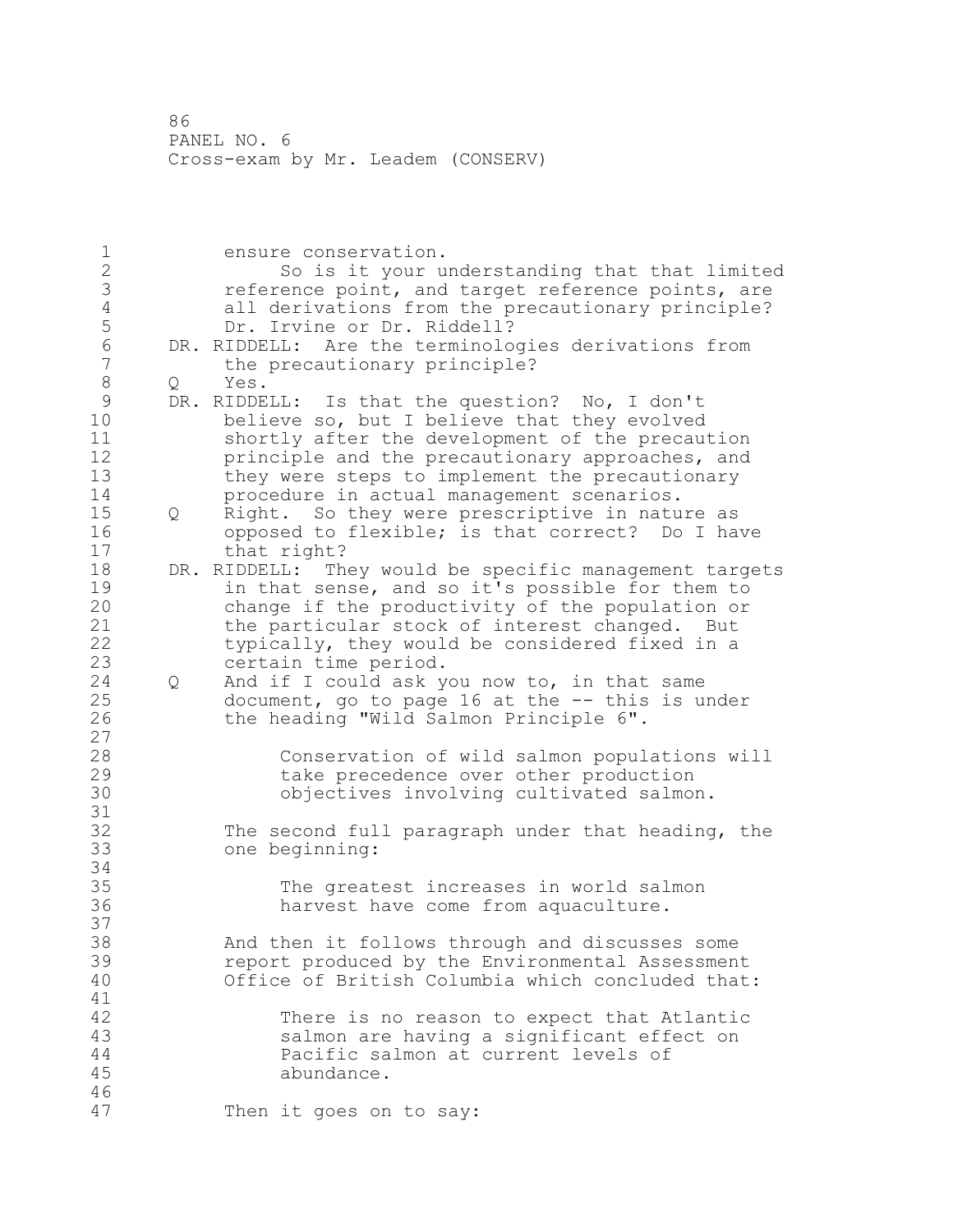ensure conservation.

So is it your understanding that that limited reference point, and target reference points, are all derivations from the precautionary principle? Dr. Irvine or Dr. Riddell?

DR. RIDDELL: Are the terminologies derivations from the precautionary principle?

Q Yes.

DR. RIDDELL: Is that the question? No, I don't believe so, but I believe that they evolved shortly after the development of the precaution principle and the precautionary approaches, and they were steps to implement the precautionary procedure in actual management scenarios.

Q Right. So they were prescriptive in nature as opposed to flexible; is that correct? Do I have that right?

DR. RIDDELL: They would be specific management targets in that sense, and so it's possible for them to change if the productivity of the population or the particular stock of interest changed. But typically, they would be considered fixed in a certain time period.

Q And if I could ask you now to, in that same document, go to page 16 at the -- this is under the heading "Wild Salmon Principle 6".

> Conservation of wild salmon populations will take precedence over other production objectives involving cultivated salmon.

The second full paragraph under that heading, the one beginning:

> The greatest increases in world salmon harvest have come from aquaculture.

And then it follows through and discusses some report produced by the Environmental Assessment Office of British Columbia which concluded that:

> There is no reason to expect that Atlantic salmon are having a significant effect on Pacific salmon at current levels of abundance.

Then it goes on to say: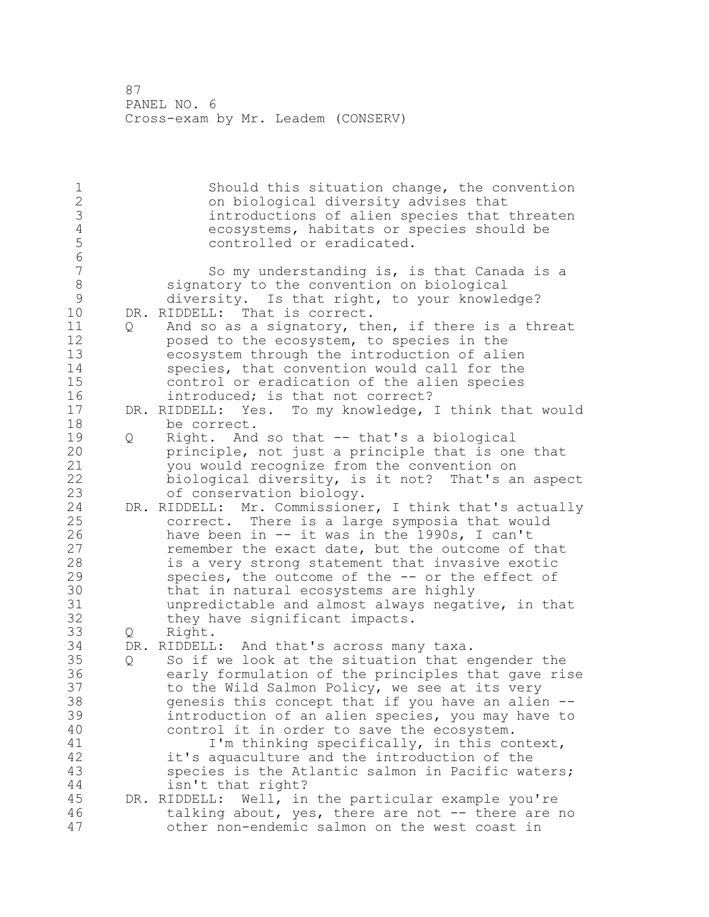Should this situation change, the convention on biological diversity advises that introductions of alien species that threaten ecosystems, habitats or species should be controlled or eradicated.

So my understanding is, is that Canada is a signatory to the convention on biological diversity. Is that right, to your knowledge?

DR. RIDDELL: That is correct.

Q And so as a signatory, then, if there is a threat posed to the ecosystem, to species in the ecosystem through the introduction of alien species, that convention would call for the control or eradication of the alien species introduced; is that not correct?

DR. RIDDELL: Yes. To my knowledge, I think that would be correct.

Q Right. And so that -- that's a biological principle, not just a principle that is one that you would recognize from the convention on biological diversity, is it not? That's an aspect of conservation biology.

DR. RIDDELL: Mr. Commissioner, I think that's actually correct. There is a large symposia that would have been in -- it was in the 1990s, I can't remember the exact date, but the outcome of that is a very strong statement that invasive exotic species, the outcome of the -- or the effect of that in natural ecosystems are highly unpredictable and almost always negative, in that they have significant impacts.

Q Right.

DR. RIDDELL: And that's across many taxa.

Q So if we look at the situation that engender the early formulation of the principles that gave rise to the Wild Salmon Policy, we see at its very genesis this concept that if you have an alien -- introduction of an alien species, you may have to control it in order to save the ecosystem.

I'm thinking specifically, in this context, it's aquaculture and the introduction of the species is the Atlantic salmon in Pacific waters; isn't that right?

DR. RIDDELL: Well, in the particular example you're talking about, yes, there are not -- there are no other non-endemic salmon on the west coast in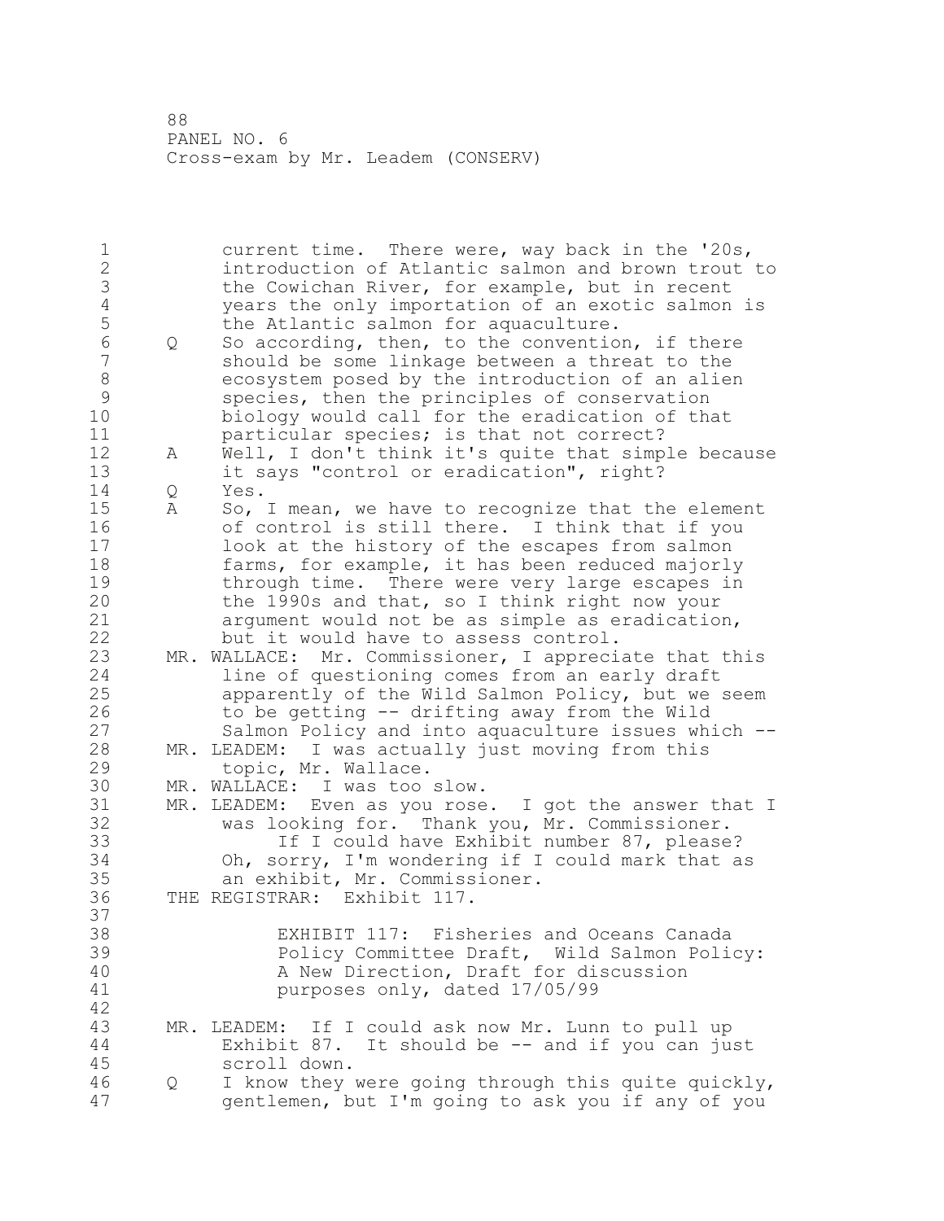current time. There were, way back in the '20s, introduction of Atlantic salmon and brown trout to the Cowichan River, for example, but in recent years the only importation of an exotic salmon is the Atlantic salmon for aquaculture.

Q So according, then, to the convention, if there should be some linkage between a threat to the ecosystem posed by the introduction of an alien species, then the principles of conservation biology would call for the eradication of that particular species; is that not correct?

A Well, I don't think it's quite that simple because it says "control or eradication", right?

Q Yes.

A So, I mean, we have to recognize that the element of control is still there. I think that if you look at the history of the escapes from salmon farms, for example, it has been reduced majorly through time. There were very large escapes in the 1990s and that, so I think right now your argument would not be as simple as eradication, but it would have to assess control.

MR. WALLACE: Mr. Commissioner, I appreciate that this line of questioning comes from an early draft apparently of the Wild Salmon Policy, but we seem to be getting -- drifting away from the Wild Salmon Policy and into aquaculture issues which --

MR. LEADEM: I was actually just moving from this topic, Mr. Wallace.

MR. WALLACE: I was too slow.

MR. LEADEM: Even as you rose. I got the answer that I was looking for. Thank you, Mr. Commissioner.

If I could have Exhibit number 87, please? Oh, sorry, I'm wondering if I could mark that as an exhibit, Mr. Commissioner.

THE REGISTRAR: Exhibit 117.

EXHIBIT 117: Fisheries and Oceans Canada Policy Committee Draft, Wild Salmon Policy: A New Direction, Draft for discussion purposes only, dated 17/05/99

MR. LEADEM: If I could ask now Mr. Lunn to pull up Exhibit 87. It should be -- and if you can just scroll down.

Q I know they were going through this quite quickly, gentlemen, but I'm going to ask you if any of you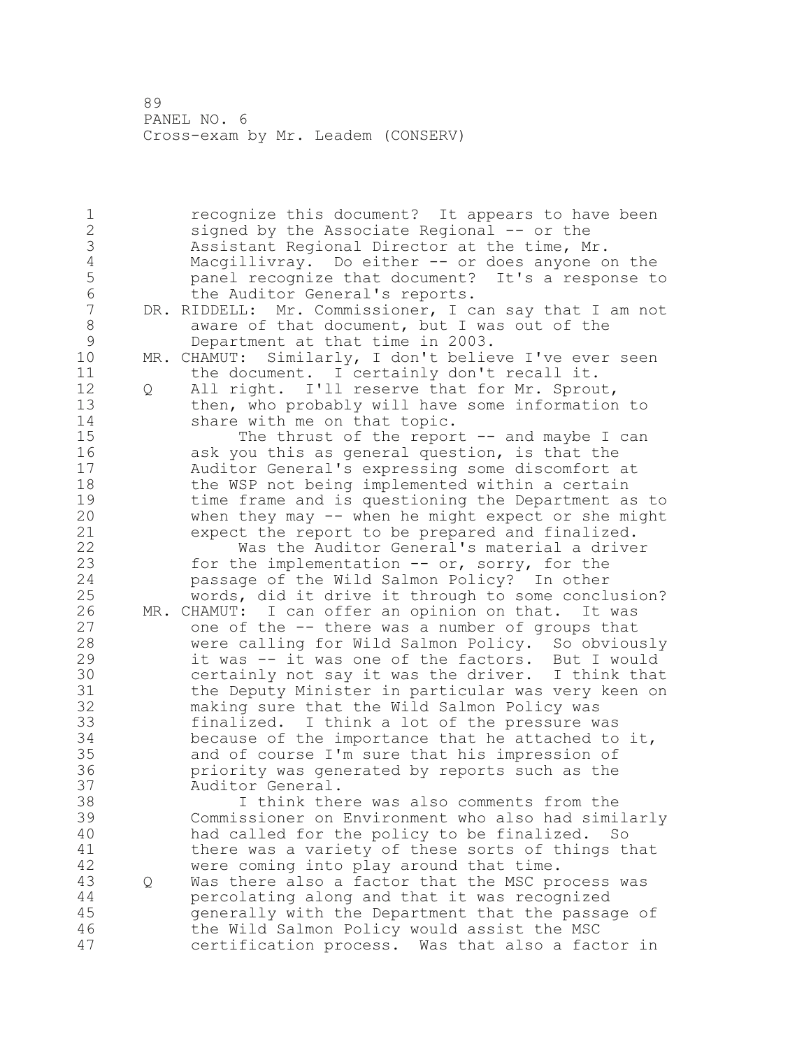recognize this document? It appears to have been signed by the Associate Regional -- or the Assistant Regional Director at the time, Mr. Macgillivray. Do either -- or does anyone on the panel recognize that document? It's a response to the Auditor General's reports.

DR. RIDDELL: Mr. Commissioner, I can say that I am not aware of that document, but I was out of the Department at that time in 2003.

MR. CHAMUT: Similarly, I don't believe I've ever seen the document. I certainly don't recall it.

Q All right. I'll reserve that for Mr. Sprout, then, who probably will have some information to share with me on that topic.

The thrust of the report -- and maybe I can ask you this as general question, is that the Auditor General's expressing some discomfort at the WSP not being implemented within a certain time frame and is questioning the Department as to when they may -- when he might expect or she might expect the report to be prepared and finalized.

Was the Auditor General's material a driver for the implementation -- or, sorry, for the passage of the Wild Salmon Policy? In other words, did it drive it through to some conclusion?

MR. CHAMUT: I can offer an opinion on that. It was one of the -- there was a number of groups that were calling for Wild Salmon Policy. So obviously it was -- it was one of the factors. But I would certainly not say it was the driver. I think that the Deputy Minister in particular was very keen on making sure that the Wild Salmon Policy was finalized. I think a lot of the pressure was because of the importance that he attached to it, and of course I'm sure that his impression of priority was generated by reports such as the Auditor General.

I think there was also comments from the Commissioner on Environment who also had similarly had called for the policy to be finalized. So there was a variety of these sorts of things that were coming into play around that time.

Q Was there also a factor that the MSC process was percolating along and that it was recognized generally with the Department that the passage of the Wild Salmon Policy would assist the MSC certification process. Was that also a factor in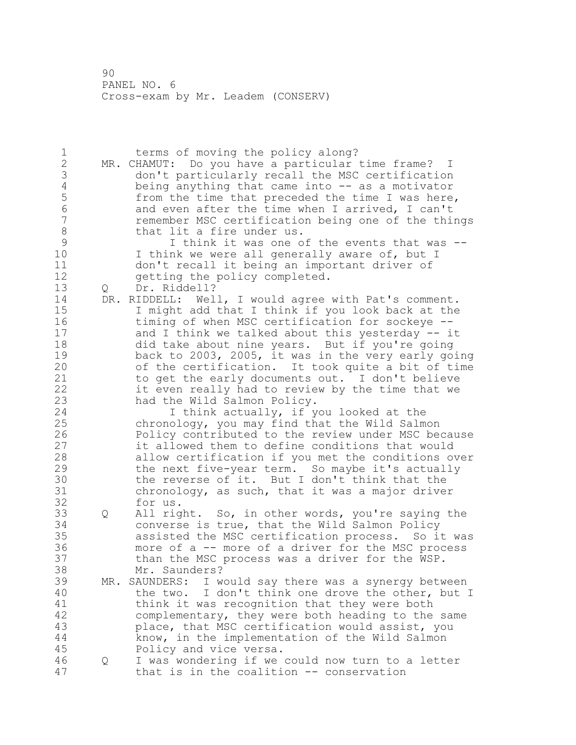terms of moving the policy along?

MR. CHAMUT: Do you have a particular time frame? I don't particularly recall the MSC certification being anything that came into -- as a motivator from the time that preceded the time I was here, and even after the time when I arrived, I can't remember MSC certification being one of the things that lit a fire under us.

I think it was one of the events that was -- I think we were all generally aware of, but I don't recall it being an important driver of getting the policy completed.

Q Dr. Riddell?

DR. RIDDELL: Well, I would agree with Pat's comment. I might add that I think if you look back at the timing of when MSC certification for sockeye -- and I think we talked about this yesterday -- it did take about nine years. But if you're going back to 2003, 2005, it was in the very early going of the certification. It took quite a bit of time to get the early documents out. I don't believe it even really had to review by the time that we had the Wild Salmon Policy.

I think actually, if you looked at the chronology, you may find that the Wild Salmon Policy contributed to the review under MSC because it allowed them to define conditions that would allow certification if you met the conditions over the next five-year term. So maybe it's actually the reverse of it. But I don't think that the chronology, as such, that it was a major driver for us.

Q All right. So, in other words, you're saying the converse is true, that the Wild Salmon Policy assisted the MSC certification process. So it was more of a -- more of a driver for the MSC process than the MSC process was a driver for the WSP. Mr. Saunders?

MR. SAUNDERS: I would say there was a synergy between the two. I don't think one drove the other, but I think it was recognition that they were both complementary, they were both heading to the same place, that MSC certification would assist, you know, in the implementation of the Wild Salmon Policy and vice versa.

Q I was wondering if we could now turn to a letter that is in the coalition -- conservation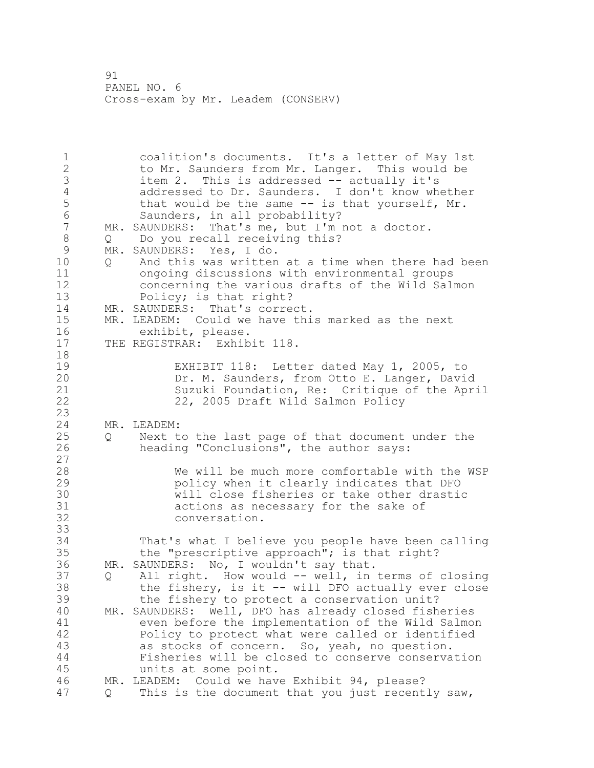coalition's documents. It's a letter of May 1st to Mr. Saunders from Mr. Langer. This would be item 2. This is addressed -- actually it's addressed to Dr. Saunders. I don't know whether that would be the same -- is that yourself, Mr. Saunders, in all probability?

MR. SAUNDERS: That's me, but I'm not a doctor.

Q Do you recall receiving this?

MR. SAUNDERS: Yes, I do.

Q And this was written at a time when there had been ongoing discussions with environmental groups concerning the various drafts of the Wild Salmon Policy; is that right?

MR. SAUNDERS: That's correct.

MR. LEADEM: Could we have this marked as the next exhibit, please.

THE REGISTRAR: Exhibit 118.

> EXHIBIT 118: Letter dated May 1, 2005, to Dr. M. Saunders, from Otto E. Langer, David Suzuki Foundation, Re: Critique of the April 22, 2005 Draft Wild Salmon Policy

MR. LEADEM:

Q Next to the last page of that document under the heading "Conclusions", the author says:

> We will be much more comfortable with the WSP policy when it clearly indicates that DFO will close fisheries or take other drastic actions as necessary for the sake of conversation.

That's what I believe you people have been calling the "prescriptive approach"; is that right?

MR. SAUNDERS: No, I wouldn't say that.

Q All right. How would -- well, in terms of closing the fishery, is it -- will DFO actually ever close the fishery to protect a conservation unit?

MR. SAUNDERS: Well, DFO has already closed fisheries even before the implementation of the Wild Salmon Policy to protect what were called or identified as stocks of concern. So, yeah, no question. Fisheries will be closed to conserve conservation units at some point.

MR. LEADEM: Could we have Exhibit 94, please?

Q This is the document that you just recently saw,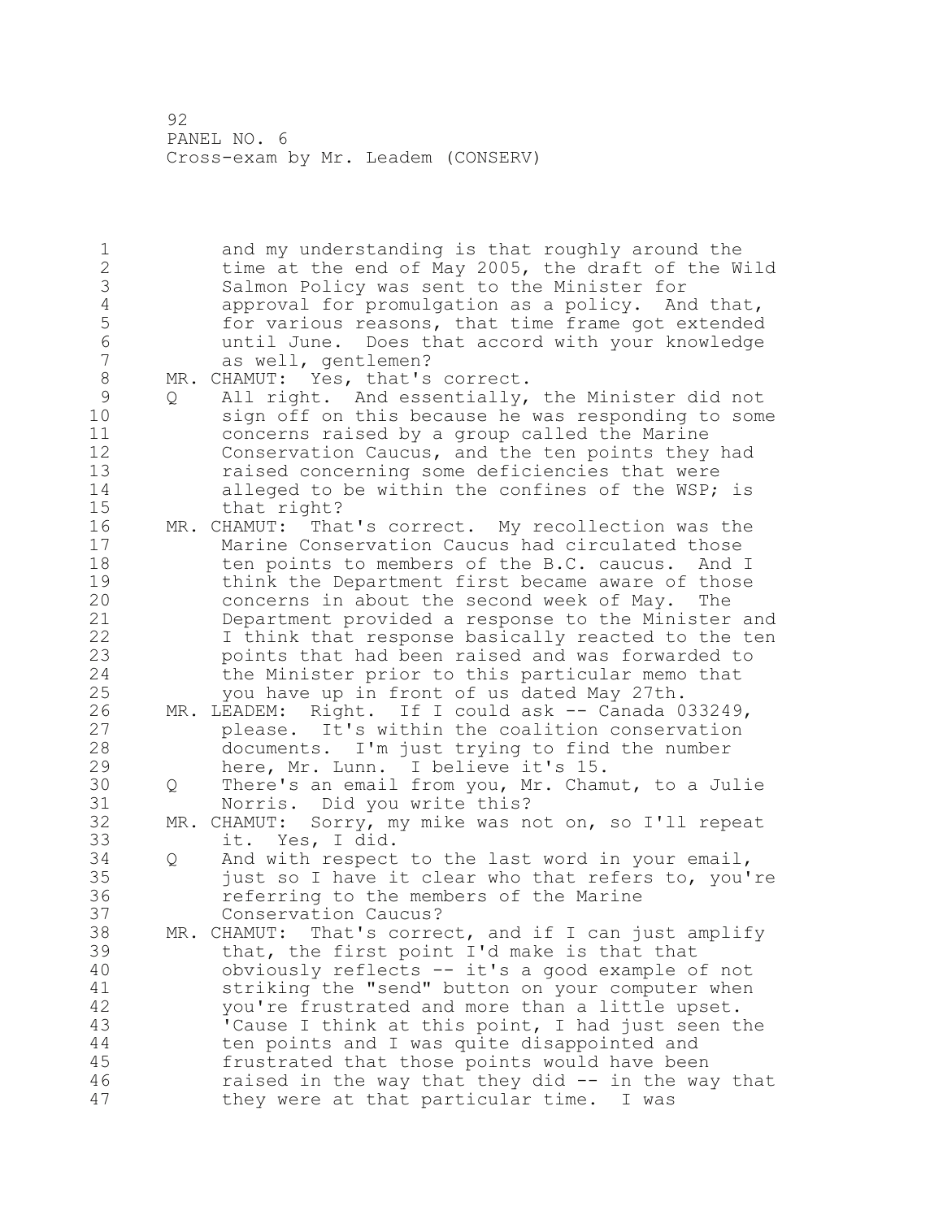and my understanding is that roughly around the time at the end of May 2005, the draft of the Wild Salmon Policy was sent to the Minister for approval for promulgation as a policy. And that, for various reasons, that time frame got extended until June. Does that accord with your knowledge as well, gentlemen?

MR. CHAMUT: Yes, that's correct.

Q All right. And essentially, the Minister did not sign off on this because he was responding to some concerns raised by a group called the Marine Conservation Caucus, and the ten points they had raised concerning some deficiencies that were alleged to be within the confines of the WSP; is that right?

MR. CHAMUT: That's correct. My recollection was the Marine Conservation Caucus had circulated those ten points to members of the B.C. caucus. And I think the Department first became aware of those concerns in about the second week of May. The Department provided a response to the Minister and I think that response basically reacted to the ten points that had been raised and was forwarded to the Minister prior to this particular memo that you have up in front of us dated May 27th.

MR. LEADEM: Right. If I could ask -- Canada 033249, please. It's within the coalition conservation documents. I'm just trying to find the number here, Mr. Lunn. I believe it's 15.

Q There's an email from you, Mr. Chamut, to a Julie Norris. Did you write this?

MR. CHAMUT: Sorry, my mike was not on, so I'll repeat it. Yes, I did.

Q And with respect to the last word in your email, just so I have it clear who that refers to, you're referring to the members of the Marine Conservation Caucus?

MR. CHAMUT: That's correct, and if I can just amplify that, the first point I'd make is that that obviously reflects -- it's a good example of not striking the "send" button on your computer when you're frustrated and more than a little upset. 'Cause I think at this point, I had just seen the ten points and I was quite disappointed and frustrated that those points would have been raised in the way that they did -- in the way that they were at that particular time. I was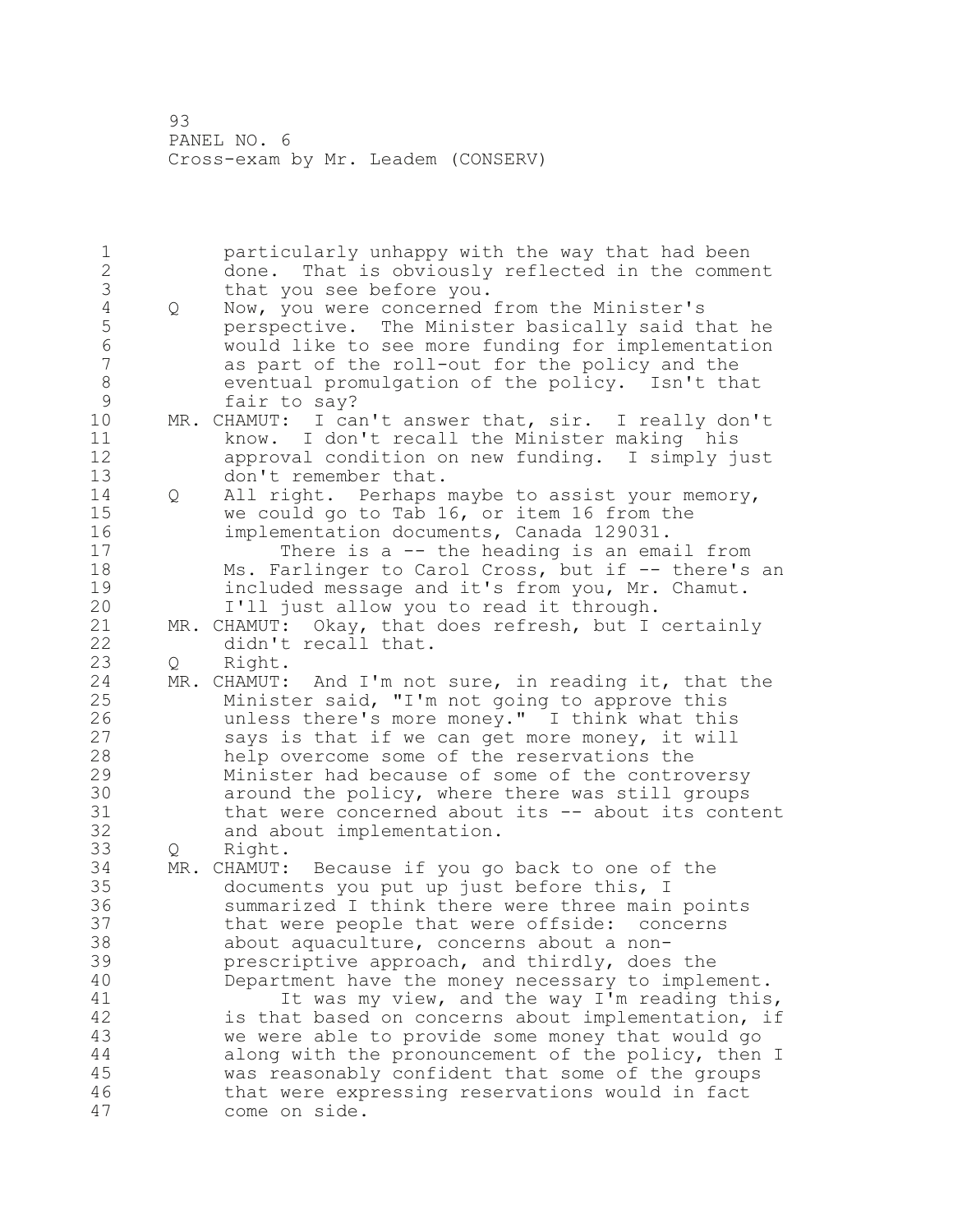particularly unhappy with the way that had been done. That is obviously reflected in the comment that you see before you.

Q Now, you were concerned from the Minister's perspective. The Minister basically said that he would like to see more funding for implementation as part of the roll-out for the policy and the eventual promulgation of the policy. Isn't that fair to say?

MR. CHAMUT: I can't answer that, sir. I really don't know. I don't recall the Minister making his approval condition on new funding. I simply just don't remember that.

Q All right. Perhaps maybe to assist your memory, we could go to Tab 16, or item 16 from the implementation documents, Canada 129031.

There is a -- the heading is an email from Ms. Farlinger to Carol Cross, but if -- there's an included message and it's from you, Mr. Chamut. I'll just allow you to read it through.

MR. CHAMUT: Okay, that does refresh, but I certainly didn't recall that.

Q Right.

MR. CHAMUT: And I'm not sure, in reading it, that the Minister said, "I'm not going to approve this unless there's more money." I think what this says is that if we can get more money, it will help overcome some of the reservations the Minister had because of some of the controversy around the policy, where there was still groups that were concerned about its -- about its content and about implementation.

Q Right.

MR. CHAMUT: Because if you go back to one of the documents you put up just before this, I summarized I think there were three main points that were people that were offside: concerns about aquaculture, concerns about a non-prescriptive approach, and thirdly, does the Department have the money necessary to implement.

It was my view, and the way I'm reading this, is that based on concerns about implementation, if we were able to provide some money that would go along with the pronouncement of the policy, then I was reasonably confident that some of the groups that were expressing reservations would in fact come on side.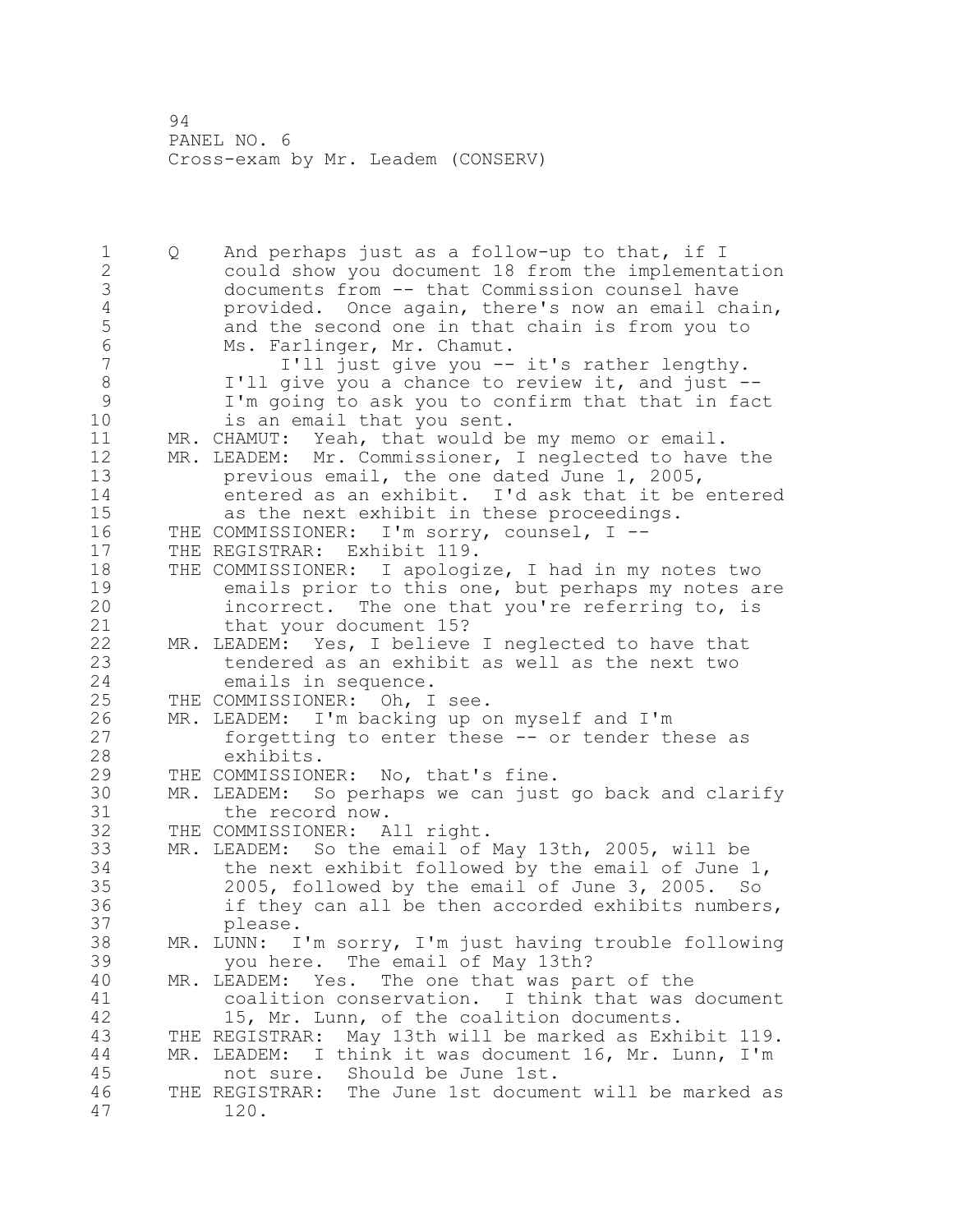Q And perhaps just as a follow-up to that, if I could show you document 18 from the implementation documents from -- that Commission counsel have provided. Once again, there's now an email chain, and the second one in that chain is from you to Ms. Farlinger, Mr. Chamut.

I'll just give you -- it's rather lengthy. I'll give you a chance to review it, and just -- I'm going to ask you to confirm that that in fact is an email that you sent.

MR. CHAMUT: Yeah, that would be my memo or email.

MR. LEADEM: Mr. Commissioner, I neglected to have the previous email, the one dated June 1, 2005, entered as an exhibit. I'd ask that it be entered as the next exhibit in these proceedings.

THE COMMISSIONER: I'm sorry, counsel, I --

THE REGISTRAR: Exhibit 119.

THE COMMISSIONER: I apologize, I had in my notes two emails prior to this one, but perhaps my notes are incorrect. The one that you're referring to, is that your document 15?

MR. LEADEM: Yes, I believe I neglected to have that tendered as an exhibit as well as the next two emails in sequence.

THE COMMISSIONER: Oh, I see.

MR. LEADEM: I'm backing up on myself and I'm forgetting to enter these -- or tender these as exhibits.

THE COMMISSIONER: No, that's fine.

MR. LEADEM: So perhaps we can just go back and clarify the record now.

THE COMMISSIONER: All right.

MR. LEADEM: So the email of May 13th, 2005, will be the next exhibit followed by the email of June 1, 2005, followed by the email of June 3, 2005. So if they can all be then accorded exhibits numbers, please.

MR. LUNN: I'm sorry, I'm just having trouble following you here. The email of May 13th?

MR. LEADEM: Yes. The one that was part of the coalition conservation. I think that was document 15, Mr. Lunn, of the coalition documents.

THE REGISTRAR: May 13th will be marked as Exhibit 119.

MR. LEADEM: I think it was document 16, Mr. Lunn, I'm not sure. Should be June 1st.

THE REGISTRAR: The June 1st document will be marked as 120.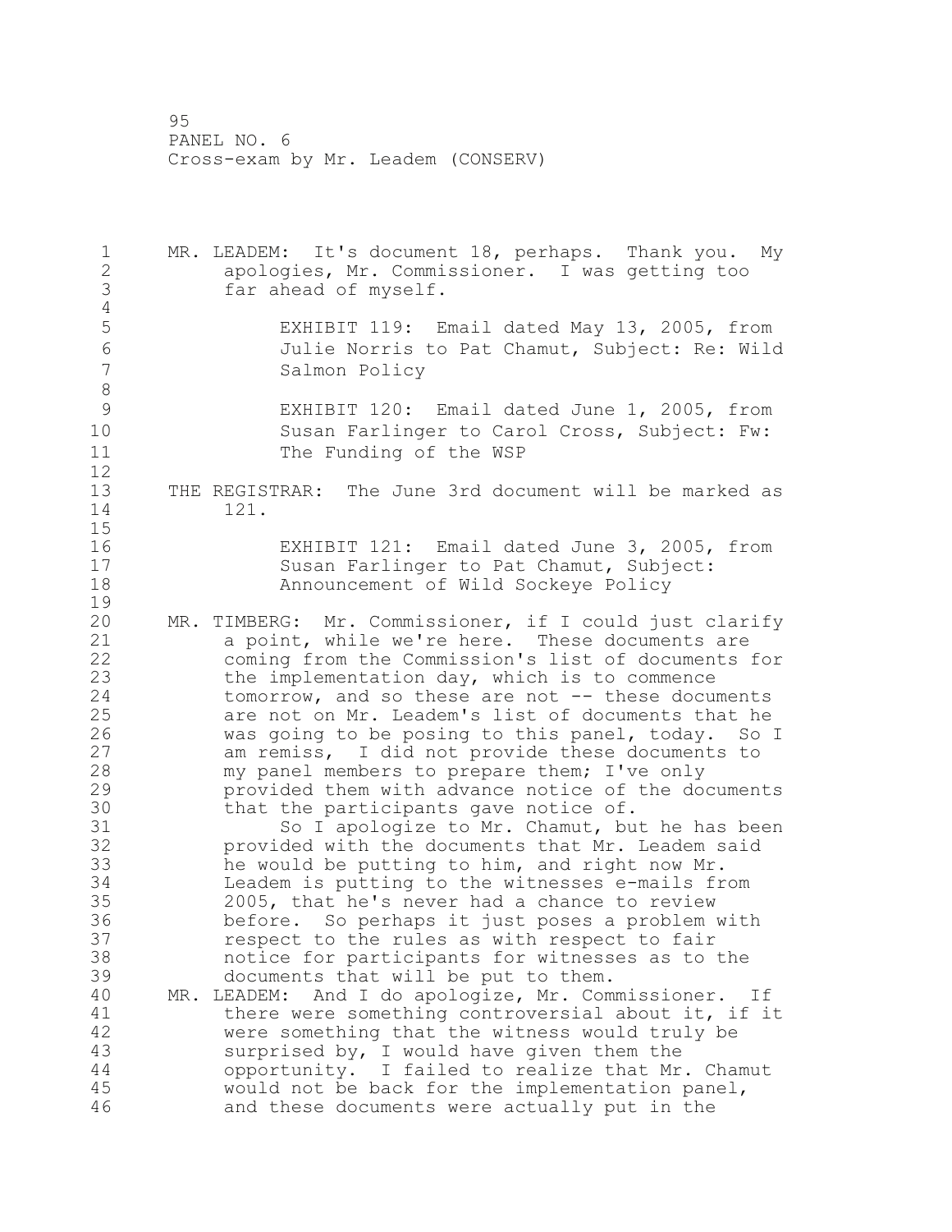MR. LEADEM: It's document 18, perhaps. Thank you. My apologies, Mr. Commissioner. I was getting too far ahead of myself.

EXHIBIT 119: Email dated May 13, 2005, from Julie Norris to Pat Chamut, Subject: Re: Wild Salmon Policy

EXHIBIT 120: Email dated June 1, 2005, from Susan Farlinger to Carol Cross, Subject: Fw: The Funding of the WSP

THE REGISTRAR: The June 3rd document will be marked as 121.

EXHIBIT 121: Email dated June 3, 2005, from Susan Farlinger to Pat Chamut, Subject: Announcement of Wild Sockeye Policy

MR. TIMBERG: Mr. Commissioner, if I could just clarify a point, while we're here. These documents are coming from the Commission's list of documents for the implementation day, which is to commence tomorrow, and so these are not -- these documents are not on Mr. Leadem's list of documents that he was going to be posing to this panel, today. So I am remiss, I did not provide these documents to my panel members to prepare them; I've only provided them with advance notice of the documents that the participants gave notice of.

So I apologize to Mr. Chamut, but he has been provided with the documents that Mr. Leadem said he would be putting to him, and right now Mr. Leadem is putting to the witnesses e-mails from 2005, that he's never had a chance to review before. So perhaps it just poses a problem with respect to the rules as with respect to fair notice for participants for witnesses as to the documents that will be put to them.

MR. LEADEM: And I do apologize, Mr. Commissioner. If there were something controversial about it, if it were something that the witness would truly be surprised by, I would have given them the opportunity. I failed to realize that Mr. Chamut would not be back for the implementation panel, and these documents were actually put in the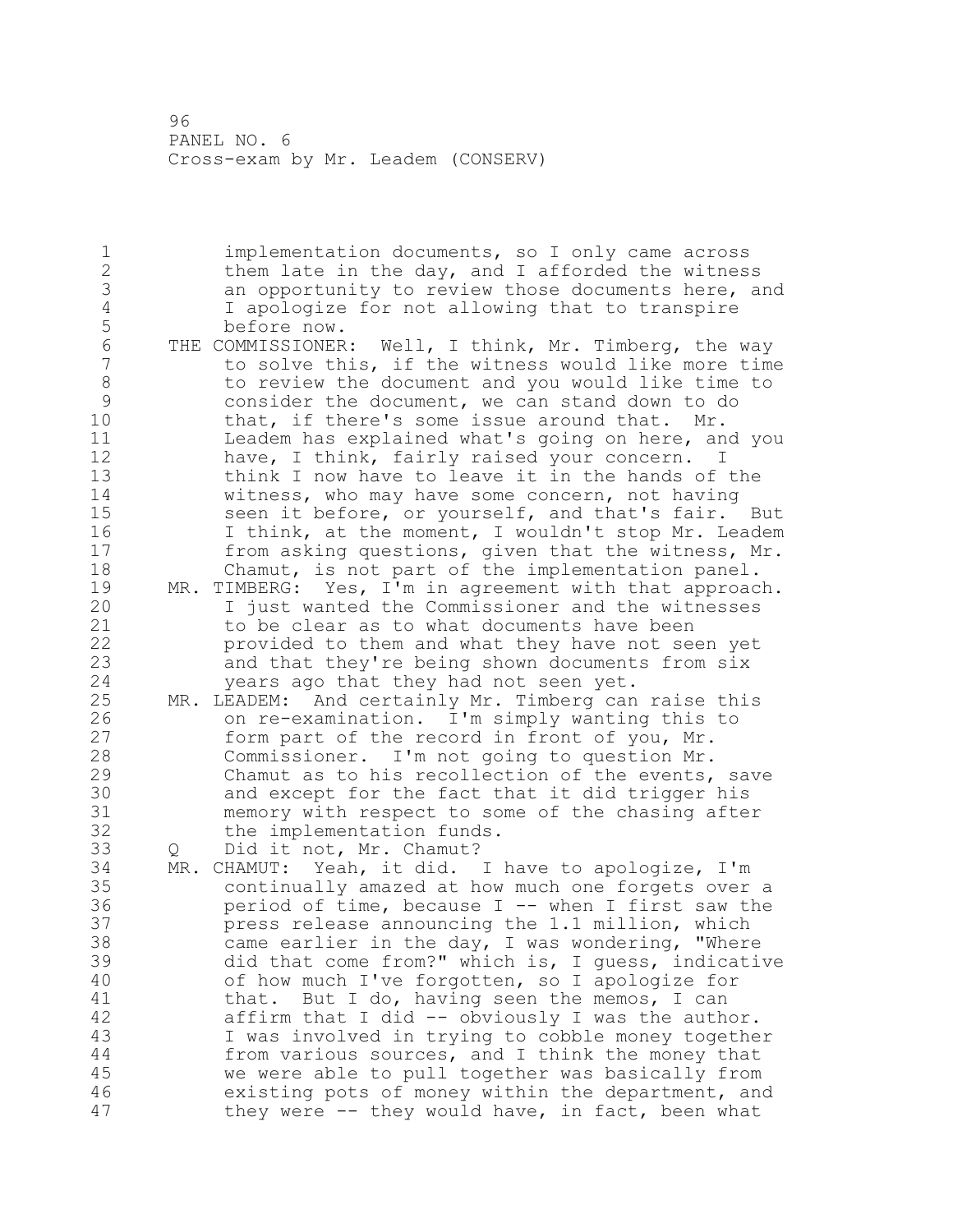implementation documents, so I only came across them late in the day, and I afforded the witness an opportunity to review those documents here, and I apologize for not allowing that to transpire before now.

THE COMMISSIONER: Well, I think, Mr. Timberg, the way to solve this, if the witness would like more time to review the document and you would like time to consider the document, we can stand down to do that, if there's some issue around that. Mr. Leadem has explained what's going on here, and you have, I think, fairly raised your concern. I think I now have to leave it in the hands of the witness, who may have some concern, not having seen it before, or yourself, and that's fair. But I think, at the moment, I wouldn't stop Mr. Leadem from asking questions, given that the witness, Mr. Chamut, is not part of the implementation panel.

MR. TIMBERG: Yes, I'm in agreement with that approach. I just wanted the Commissioner and the witnesses to be clear as to what documents have been provided to them and what they have not seen yet and that they're being shown documents from six years ago that they had not seen yet.

MR. LEADEM: And certainly Mr. Timberg can raise this on re-examination. I'm simply wanting this to form part of the record in front of you, Mr. Commissioner. I'm not going to question Mr. Chamut as to his recollection of the events, save and except for the fact that it did trigger his memory with respect to some of the chasing after the implementation funds.

Q Did it not, Mr. Chamut?

MR. CHAMUT: Yeah, it did. I have to apologize, I'm continually amazed at how much one forgets over a period of time, because I -- when I first saw the press release announcing the 1.1 million, which came earlier in the day, I was wondering, "Where did that come from?" which is, I guess, indicative of how much I've forgotten, so I apologize for that. But I do, having seen the memos, I can affirm that I did -- obviously I was the author. I was involved in trying to cobble money together from various sources, and I think the money that we were able to pull together was basically from existing pots of money within the department, and they were -- they would have, in fact, been what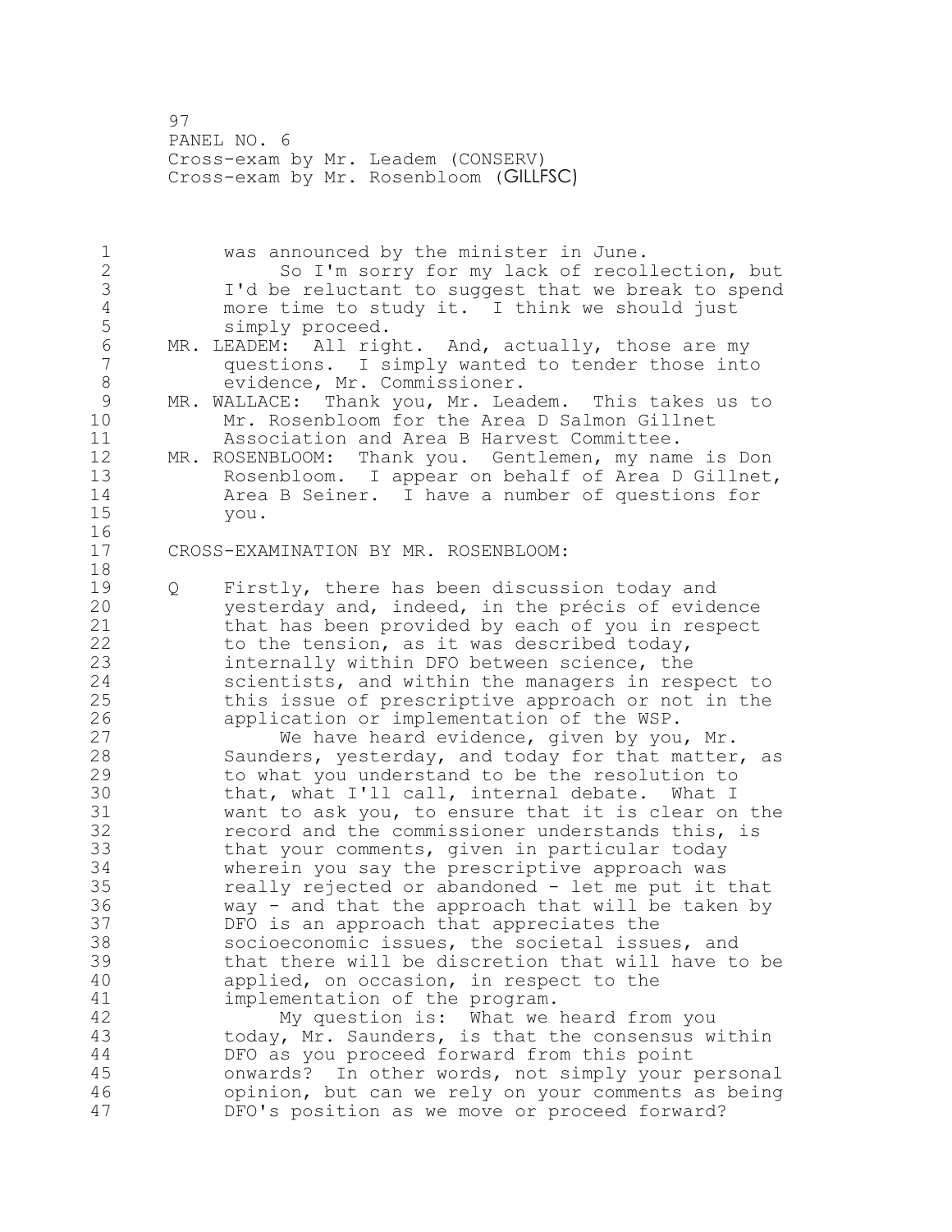was announced by the minister in June.

So I'm sorry for my lack of recollection, but I'd be reluctant to suggest that we break to spend more time to study it. I think we should just simply proceed.

MR. LEADEM: All right. And, actually, those are my questions. I simply wanted to tender those into evidence, Mr. Commissioner.

MR. WALLACE: Thank you, Mr. Leadem. This takes us to Mr. Rosenbloom for the Area D Salmon Gillnet Association and Area B Harvest Committee.

MR. ROSENBLOOM: Thank you. Gentlemen, my name is Don Rosenbloom. I appear on behalf of Area D Gillnet, Area B Seiner. I have a number of questions for you.

CROSS-EXAMINATION BY MR. ROSENBLOOM:

Q Firstly, there has been discussion today and yesterday and, indeed, in the précis of evidence that has been provided by each of you in respect to the tension, as it was described today, internally within DFO between science, the scientists, and within the managers in respect to this issue of prescriptive approach or not in the application or implementation of the WSP.

We have heard evidence, given by you, Mr. Saunders, yesterday, and today for that matter, as to what you understand to be the resolution to that, what I'll call, internal debate. What I want to ask you, to ensure that it is clear on the record and the commissioner understands this, is that your comments, given in particular today wherein you say the prescriptive approach was really rejected or abandoned - let me put it that way - and that the approach that will be taken by DFO is an approach that appreciates the socioeconomic issues, the societal issues, and that there will be discretion that will have to be applied, on occasion, in respect to the implementation of the program.

My question is: What we heard from you today, Mr. Saunders, is that the consensus within DFO as you proceed forward from this point onwards? In other words, not simply your personal opinion, but can we rely on your comments as being DFO's position as we move or proceed forward?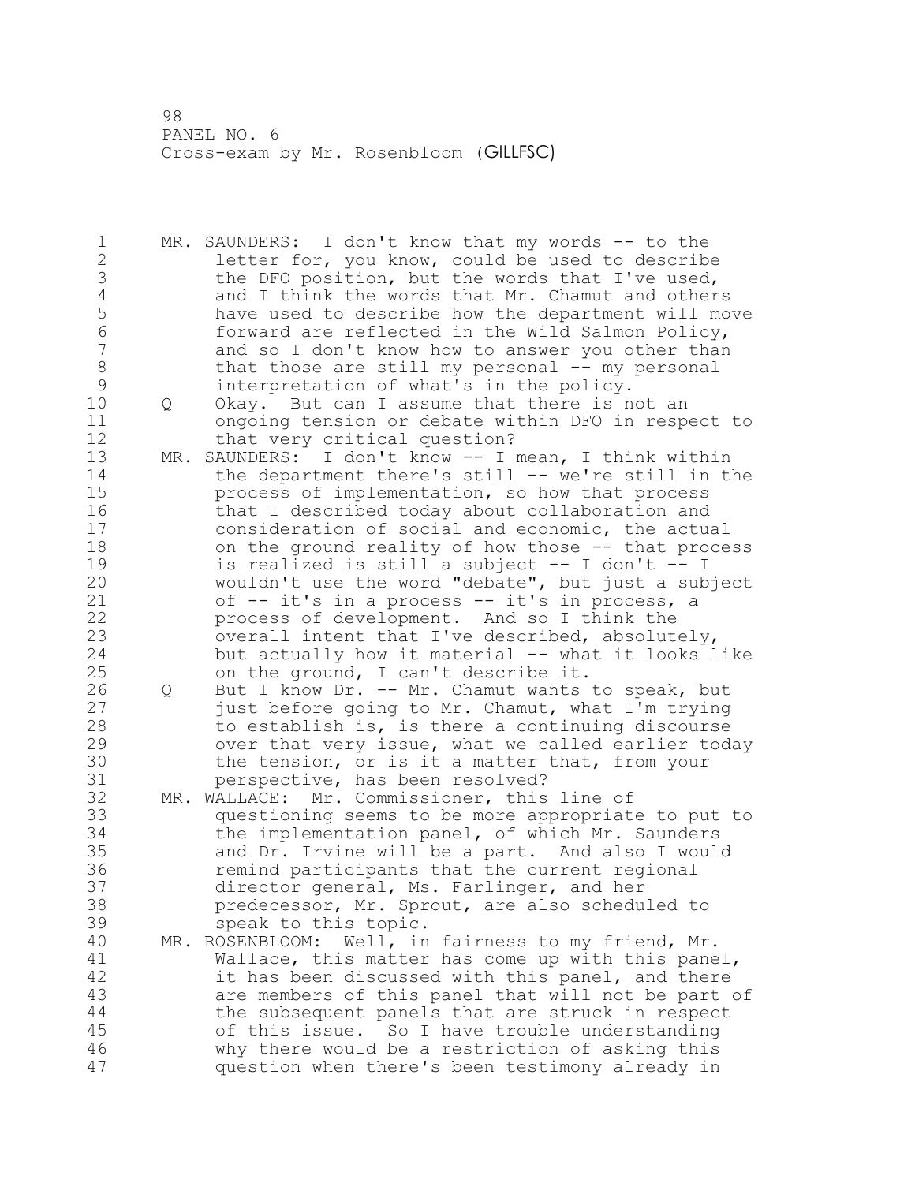MR. SAUNDERS: I don't know that my words -- to the letter for, you know, could be used to describe the DFO position, but the words that I've used, and I think the words that Mr. Chamut and others have used to describe how the department will move forward are reflected in the Wild Salmon Policy, and so I don't know how to answer you other than that those are still my personal -- my personal interpretation of what's in the policy.

Q Okay. But can I assume that there is not an ongoing tension or debate within DFO in respect to that very critical question?

MR. SAUNDERS: I don't know -- I mean, I think within the department there's still -- we're still in the process of implementation, so how that process that I described today about collaboration and consideration of social and economic, the actual on the ground reality of how those -- that process is realized is still a subject -- I don't -- I wouldn't use the word "debate", but just a subject of -- it's in a process -- it's in process, a process of development. And so I think the overall intent that I've described, absolutely, but actually how it material -- what it looks like on the ground, I can't describe it.

Q But I know Dr. -- Mr. Chamut wants to speak, but just before going to Mr. Chamut, what I'm trying to establish is, is there a continuing discourse over that very issue, what we called earlier today the tension, or is it a matter that, from your perspective, has been resolved?

MR. WALLACE: Mr. Commissioner, this line of questioning seems to be more appropriate to put to the implementation panel, of which Mr. Saunders and Dr. Irvine will be a part. And also I would remind participants that the current regional director general, Ms. Farlinger, and her predecessor, Mr. Sprout, are also scheduled to speak to this topic.

MR. ROSENBLOOM: Well, in fairness to my friend, Mr. Wallace, this matter has come up with this panel, it has been discussed with this panel, and there are members of this panel that will not be part of the subsequent panels that are struck in respect of this issue. So I have trouble understanding why there would be a restriction of asking this question when there's been testimony already in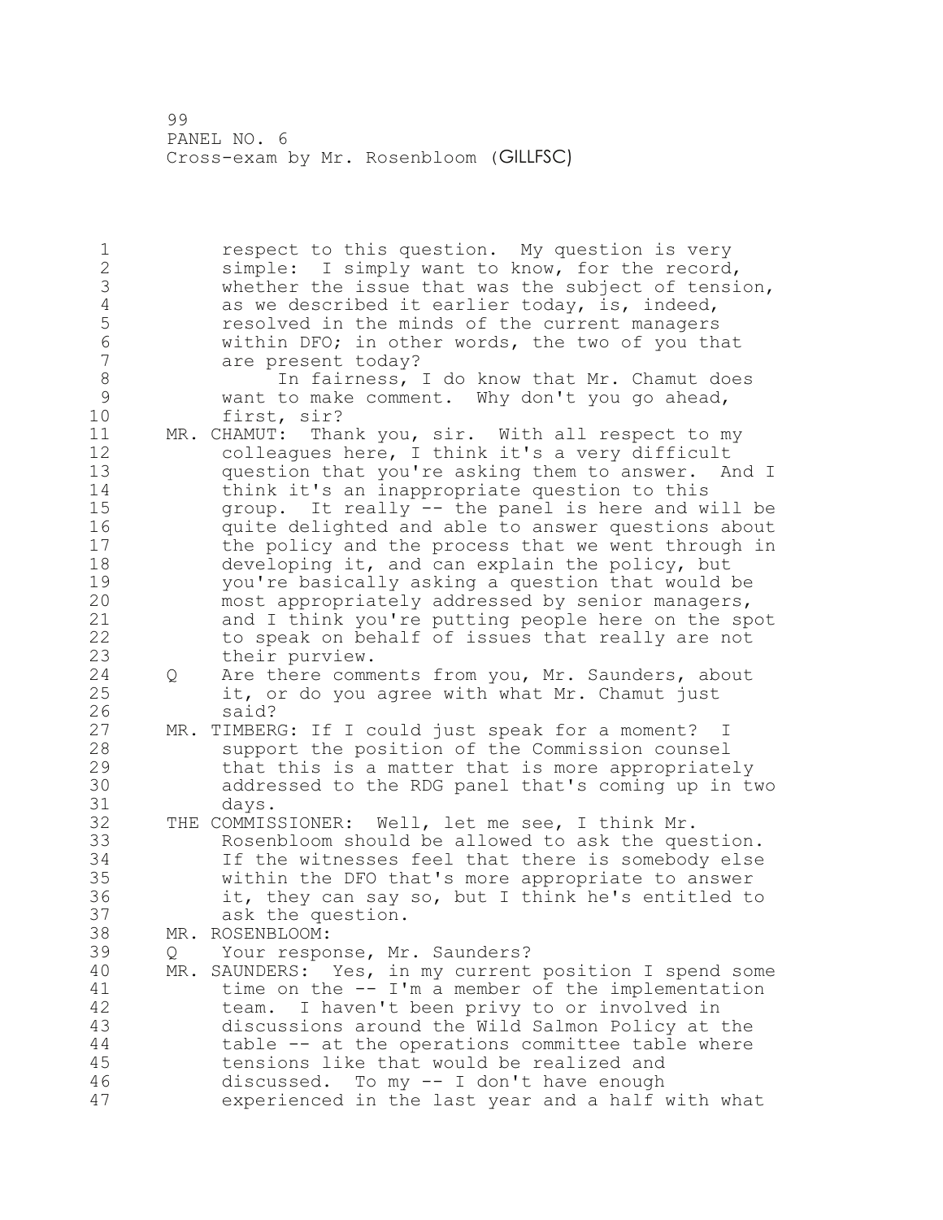respect to this question. My question is very simple: I simply want to know, for the record, whether the issue that was the subject of tension, as we described it earlier today, is, indeed, resolved in the minds of the current managers within DFO; in other words, the two of you that are present today?

In fairness, I do know that Mr. Chamut does want to make comment. Why don't you go ahead, first, sir?

MR. CHAMUT: Thank you, sir. With all respect to my colleagues here, I think it's a very difficult question that you're asking them to answer. And I think it's an inappropriate question to this group. It really -- the panel is here and will be quite delighted and able to answer questions about the policy and the process that we went through in developing it, and can explain the policy, but you're basically asking a question that would be most appropriately addressed by senior managers, and I think you're putting people here on the spot to speak on behalf of issues that really are not their purview.

Q Are there comments from you, Mr. Saunders, about it, or do you agree with what Mr. Chamut just said?

MR. TIMBERG: If I could just speak for a moment? I support the position of the Commission counsel that this is a matter that is more appropriately addressed to the RDG panel that's coming up in two days.

THE COMMISSIONER: Well, let me see, I think Mr. Rosenbloom should be allowed to ask the question. If the witnesses feel that there is somebody else within the DFO that's more appropriate to answer it, they can say so, but I think he's entitled to ask the question.

MR. ROSENBLOOM:

Q Your response, Mr. Saunders?

MR. SAUNDERS: Yes, in my current position I spend some time on the -- I'm a member of the implementation team. I haven't been privy to or involved in discussions around the Wild Salmon Policy at the table -- at the operations committee table where tensions like that would be realized and discussed. To my -- I don't have enough experienced in the last year and a half with what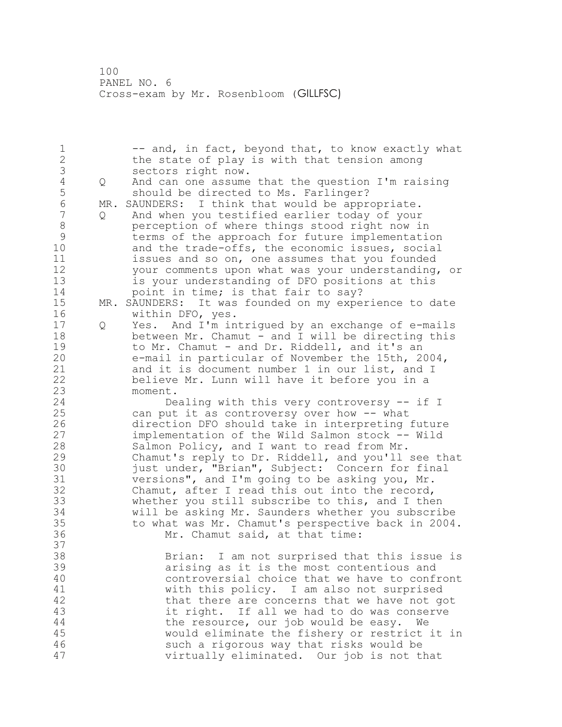-- and, in fact, beyond that, to know exactly what the state of play is with that tension among sectors right now.

Q And can one assume that the question I'm raising should be directed to Ms. Farlinger?

MR. SAUNDERS: I think that would be appropriate.

Q And when you testified earlier today of your perception of where things stood right now in terms of the approach for future implementation and the trade-offs, the economic issues, social issues and so on, one assumes that you founded your comments upon what was your understanding, or is your understanding of DFO positions at this point in time; is that fair to say?

MR. SAUNDERS: It was founded on my experience to date within DFO, yes.

Q Yes. And I'm intrigued by an exchange of e-mails between Mr. Chamut - and I will be directing this to Mr. Chamut - and Dr. Riddell, and it's an e-mail in particular of November the 15th, 2004, and it is document number 1 in our list, and I believe Mr. Lunn will have it before you in a moment.

Dealing with this very controversy -- if I can put it as controversy over how -- what direction DFO should take in interpreting future implementation of the Wild Salmon stock -- Wild Salmon Policy, and I want to read from Mr. Chamut's reply to Dr. Riddell, and you'll see that just under, "Brian", Subject: Concern for final versions", and I'm going to be asking you, Mr. Chamut, after I read this out into the record, whether you still subscribe to this, and I then will be asking Mr. Saunders whether you subscribe to what was Mr. Chamut's perspective back in 2004.

Mr. Chamut said, at that time:

> Brian: I am not surprised that this issue is arising as it is the most contentious and controversial choice that we have to confront with this policy. I am also not surprised that there are concerns that we have not got it right. If all we had to do was conserve the resource, our job would be easy. We would eliminate the fishery or restrict it in such a rigorous way that risks would be virtually eliminated. Our job is not that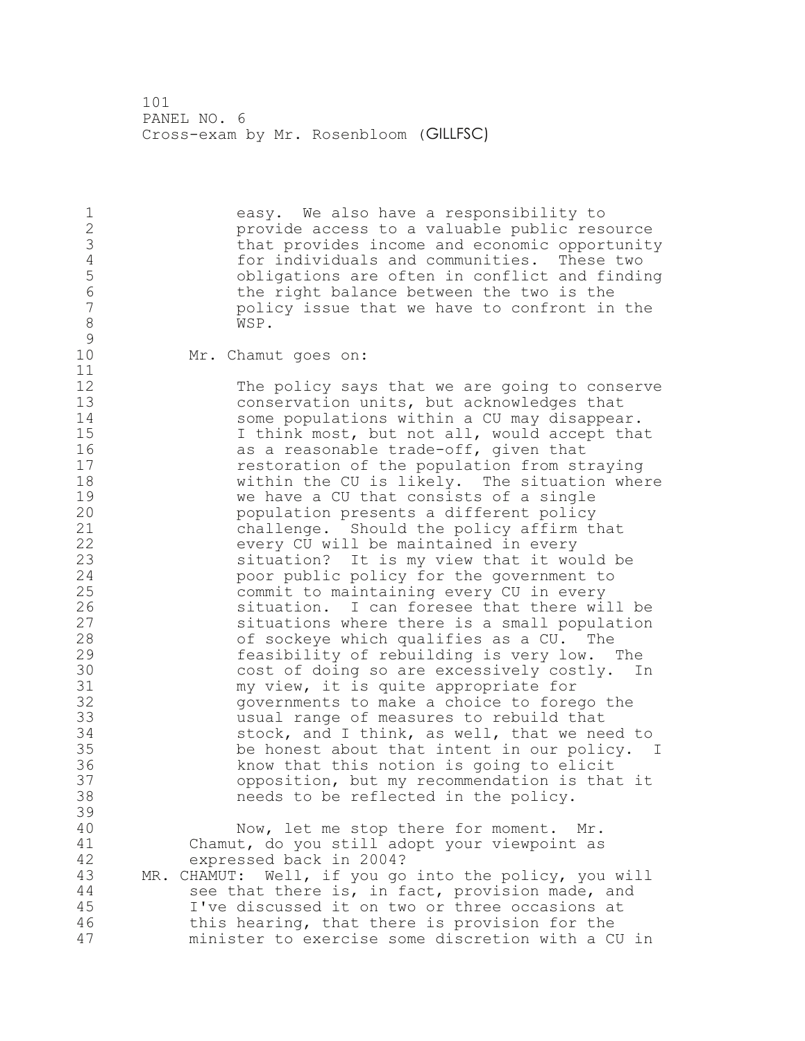easy. We also have a responsibility to provide access to a valuable public resource that provides income and economic opportunity for individuals and communities. These two obligations are often in conflict and finding the right balance between the two is the policy issue that we have to confront in the WSP.

Mr. Chamut goes on:

> The policy says that we are going to conserve conservation units, but acknowledges that some populations within a CU may disappear. I think most, but not all, would accept that as a reasonable trade-off, given that restoration of the population from straying within the CU is likely. The situation where we have a CU that consists of a single population presents a different policy challenge. Should the policy affirm that every CU will be maintained in every situation? It is my view that it would be poor public policy for the government to commit to maintaining every CU in every situation. I can foresee that there will be situations where there is a small population of sockeye which qualifies as a CU. The feasibility of rebuilding is very low. The cost of doing so are excessively costly. In my view, it is quite appropriate for governments to make a choice to forego the usual range of measures to rebuild that stock, and I think, as well, that we need to be honest about that intent in our policy. I know that this notion is going to elicit opposition, but my recommendation is that it needs to be reflected in the policy.

Now, let me stop there for moment. Mr. Chamut, do you still adopt your viewpoint as expressed back in 2004?

MR. CHAMUT: Well, if you go into the policy, you will see that there is, in fact, provision made, and I've discussed it on two or three occasions at this hearing, that there is provision for the minister to exercise some discretion with a CU in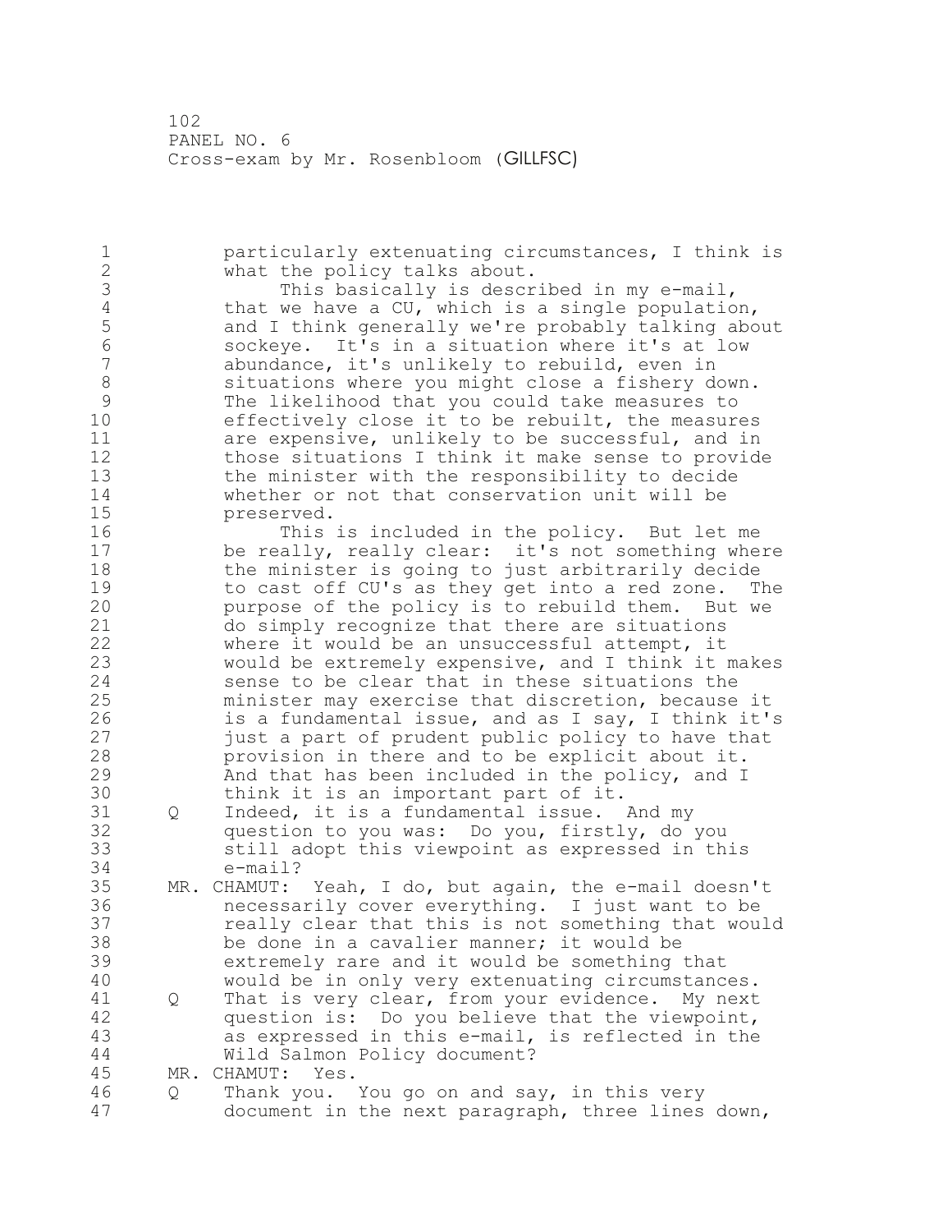particularly extenuating circumstances, I think is what the policy talks about.

This basically is described in my e-mail, that we have a CU, which is a single population, and I think generally we're probably talking about sockeye. It's in a situation where it's at low abundance, it's unlikely to rebuild, even in situations where you might close a fishery down. The likelihood that you could take measures to effectively close it to be rebuilt, the measures are expensive, unlikely to be successful, and in those situations I think it make sense to provide the minister with the responsibility to decide whether or not that conservation unit will be preserved.

This is included in the policy. But let me be really, really clear: it's not something where the minister is going to just arbitrarily decide to cast off CU's as they get into a red zone. The purpose of the policy is to rebuild them. But we do simply recognize that there are situations where it would be an unsuccessful attempt, it would be extremely expensive, and I think it makes sense to be clear that in these situations the minister may exercise that discretion, because it is a fundamental issue, and as I say, I think it's just a part of prudent public policy to have that provision in there and to be explicit about it. And that has been included in the policy, and I think it is an important part of it.

Q Indeed, it is a fundamental issue. And my question to you was: Do you, firstly, do you still adopt this viewpoint as expressed in this e-mail?

MR. CHAMUT: Yeah, I do, but again, the e-mail doesn't necessarily cover everything. I just want to be really clear that this is not something that would be done in a cavalier manner; it would be extremely rare and it would be something that would be in only very extenuating circumstances.

Q That is very clear, from your evidence. My next question is: Do you believe that the viewpoint, as expressed in this e-mail, is reflected in the Wild Salmon Policy document?

MR. CHAMUT: Yes.

Q Thank you. You go on and say, in this very document in the next paragraph, three lines down,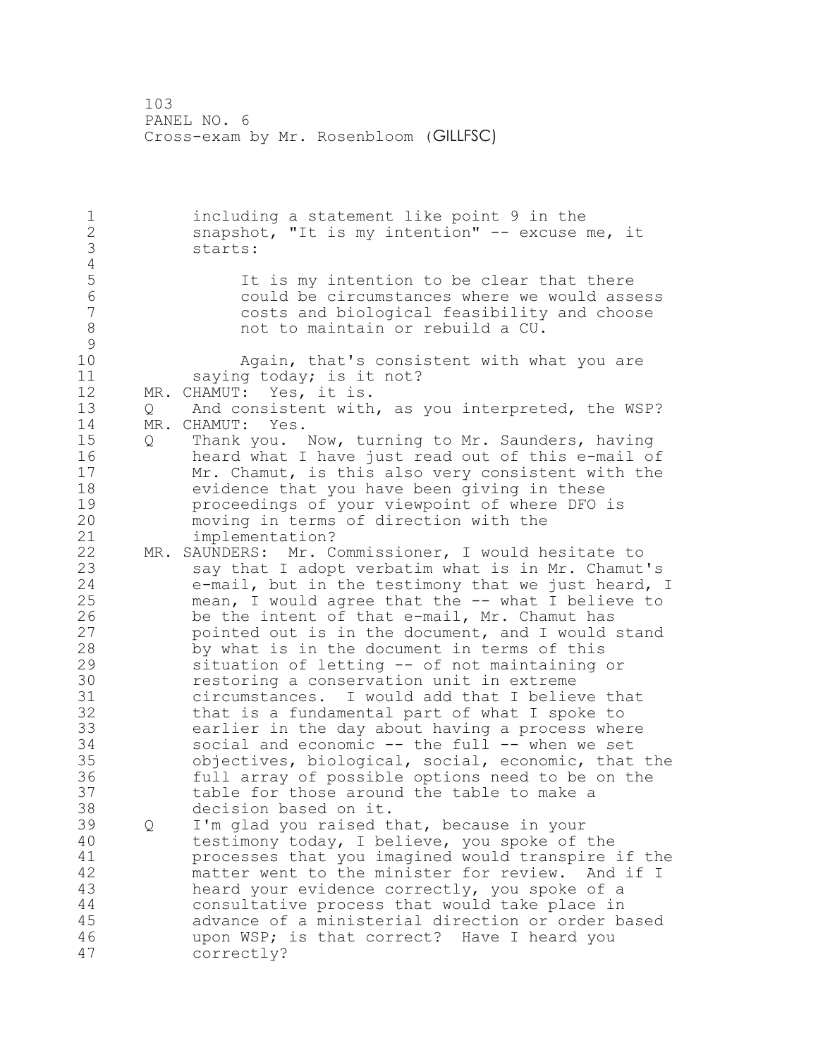including a statement like point 9 in the snapshot, "It is my intention" -- excuse me, it starts:

> It is my intention to be clear that there could be circumstances where we would assess costs and biological feasibility and choose not to maintain or rebuild a CU.
>
> Again, that's consistent with what you are saying today; is it not?

MR. CHAMUT: Yes, it is.

Q And consistent with, as you interpreted, the WSP?

MR. CHAMUT: Yes.

Q Thank you. Now, turning to Mr. Saunders, having heard what I have just read out of this e-mail of Mr. Chamut, is this also very consistent with the evidence that you have been giving in these proceedings of your viewpoint of where DFO is moving in terms of direction with the implementation?

MR. SAUNDERS: Mr. Commissioner, I would hesitate to say that I adopt verbatim what is in Mr. Chamut's e-mail, but in the testimony that we just heard, I mean, I would agree that the -- what I believe to be the intent of that e-mail, Mr. Chamut has pointed out is in the document, and I would stand by what is in the document in terms of this situation of letting -- of not maintaining or restoring a conservation unit in extreme circumstances. I would add that I believe that that is a fundamental part of what I spoke to earlier in the day about having a process where social and economic -- the full -- when we set objectives, biological, social, economic, that the full array of possible options need to be on the table for those around the table to make a decision based on it.

Q I'm glad you raised that, because in your testimony today, I believe, you spoke of the processes that you imagined would transpire if the matter went to the minister for review. And if I heard your evidence correctly, you spoke of a consultative process that would take place in advance of a ministerial direction or order based upon WSP; is that correct? Have I heard you correctly?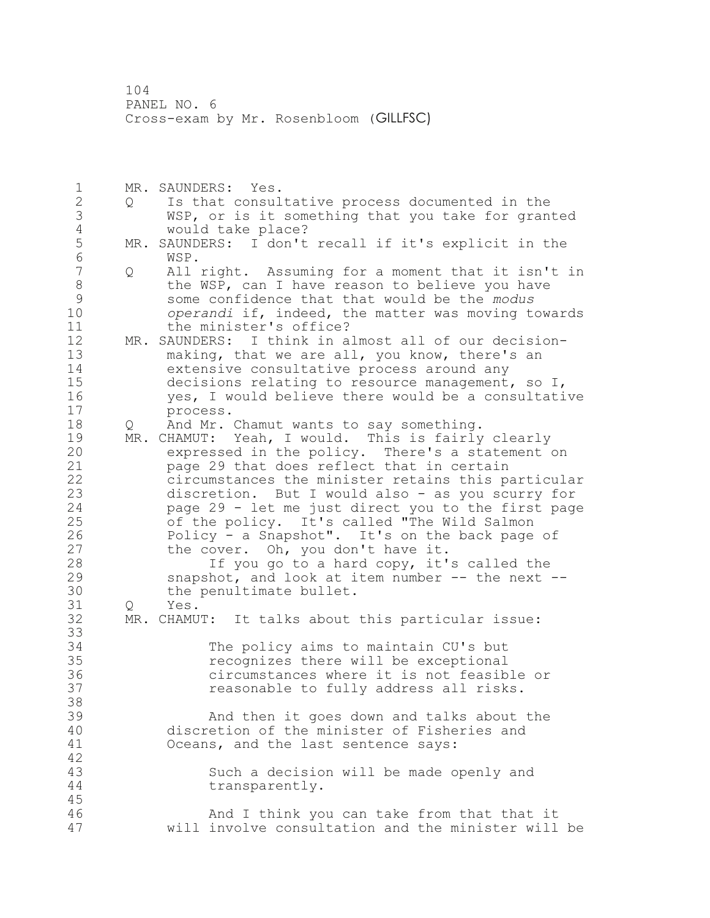MR. SAUNDERS: Yes.

Q Is that consultative process documented in the WSP, or is it something that you take for granted would take place?

MR. SAUNDERS: I don't recall if it's explicit in the WSP.

Q All right. Assuming for a moment that it isn't in the WSP, can I have reason to believe you have some confidence that that would be the *modus operandi* if, indeed, the matter was moving towards the minister's office?

MR. SAUNDERS: I think in almost all of our decision-making, that we are all, you know, there's an extensive consultative process around any decisions relating to resource management, so I, yes, I would believe there would be a consultative process.

Q And Mr. Chamut wants to say something.

MR. CHAMUT: Yeah, I would. This is fairly clearly expressed in the policy. There's a statement on page 29 that does reflect that in certain circumstances the minister retains this particular discretion. But I would also - as you scurry for page 29 - let me just direct you to the first page of the policy. It's called "The Wild Salmon Policy - a Snapshot". It's on the back page of the cover. Oh, you don't have it.

If you go to a hard copy, it's called the snapshot, and look at item number -- the next -- the penultimate bullet.

Q Yes.

MR. CHAMUT: It talks about this particular issue:

> The policy aims to maintain CU's but recognizes there will be exceptional circumstances where it is not feasible or reasonable to fully address all risks.

And then it goes down and talks about the discretion of the minister of Fisheries and Oceans, and the last sentence says:

> Such a decision will be made openly and transparently.

And I think you can take from that that it will involve consultation and the minister will be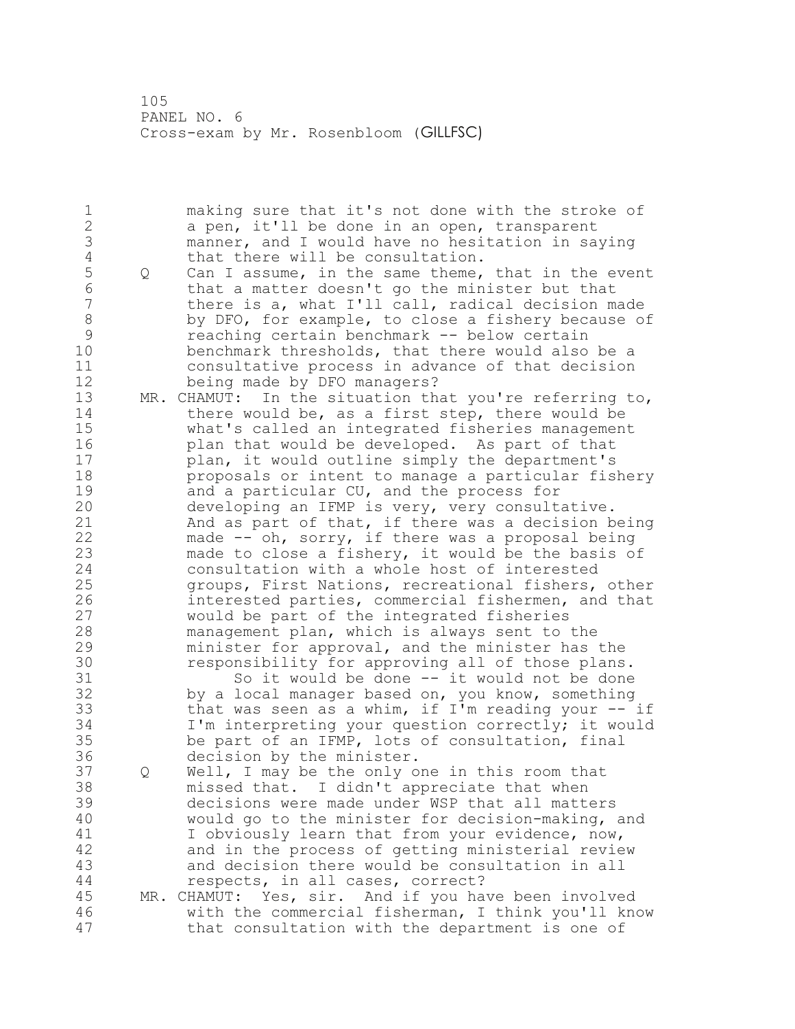making sure that it's not done with the stroke of a pen, it'll be done in an open, transparent manner, and I would have no hesitation in saying that there will be consultation.

Q Can I assume, in the same theme, that in the event that a matter doesn't go the minister but that there is a, what I'll call, radical decision made by DFO, for example, to close a fishery because of reaching certain benchmark -- below certain benchmark thresholds, that there would also be a consultative process in advance of that decision being made by DFO managers?

MR. CHAMUT: In the situation that you're referring to, there would be, as a first step, there would be what's called an integrated fisheries management plan that would be developed. As part of that plan, it would outline simply the department's proposals or intent to manage a particular fishery and a particular CU, and the process for developing an IFMP is very, very consultative. And as part of that, if there was a decision being made -- oh, sorry, if there was a proposal being made to close a fishery, it would be the basis of consultation with a whole host of interested groups, First Nations, recreational fishers, other interested parties, commercial fishermen, and that would be part of the integrated fisheries management plan, which is always sent to the minister for approval, and the minister has the responsibility for approving all of those plans.

So it would be done -- it would not be done by a local manager based on, you know, something that was seen as a whim, if I'm reading your -- if I'm interpreting your question correctly; it would be part of an IFMP, lots of consultation, final decision by the minister.

Q Well, I may be the only one in this room that missed that. I didn't appreciate that when decisions were made under WSP that all matters would go to the minister for decision-making, and I obviously learn that from your evidence, now, and in the process of getting ministerial review and decision there would be consultation in all respects, in all cases, correct?

MR. CHAMUT: Yes, sir. And if you have been involved with the commercial fisherman, I think you'll know that consultation with the department is one of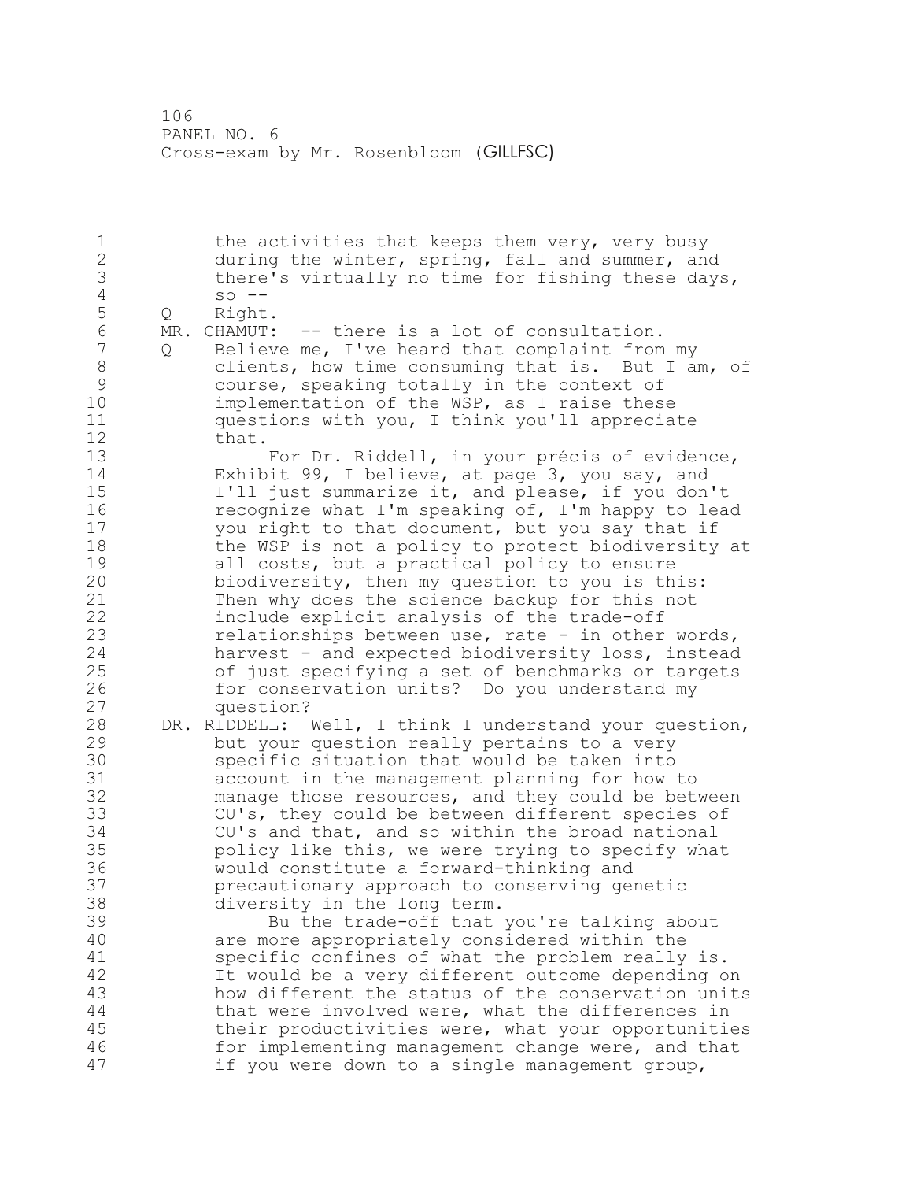the activities that keeps them very, very busy during the winter, spring, fall and summer, and there's virtually no time for fishing these days, so --

Q Right.

MR. CHAMUT: -- there is a lot of consultation.

Q Believe me, I've heard that complaint from my clients, how time consuming that is. But I am, of course, speaking totally in the context of implementation of the WSP, as I raise these questions with you, I think you'll appreciate that.

For Dr. Riddell, in your précis of evidence, Exhibit 99, I believe, at page 3, you say, and I'll just summarize it, and please, if you don't recognize what I'm speaking of, I'm happy to lead you right to that document, but you say that if the WSP is not a policy to protect biodiversity at all costs, but a practical policy to ensure biodiversity, then my question to you is this: Then why does the science backup for this not include explicit analysis of the trade-off relationships between use, rate - in other words, harvest - and expected biodiversity loss, instead of just specifying a set of benchmarks or targets for conservation units? Do you understand my question?

DR. RIDDELL: Well, I think I understand your question, but your question really pertains to a very specific situation that would be taken into account in the management planning for how to manage those resources, and they could be between CU's, they could be between different species of CU's and that, and so within the broad national policy like this, we were trying to specify what would constitute a forward-thinking and precautionary approach to conserving genetic diversity in the long term.

Bu the trade-off that you're talking about are more appropriately considered within the specific confines of what the problem really is. It would be a very different outcome depending on how different the status of the conservation units that were involved were, what the differences in their productivities were, what your opportunities for implementing management change were, and that if you were down to a single management group,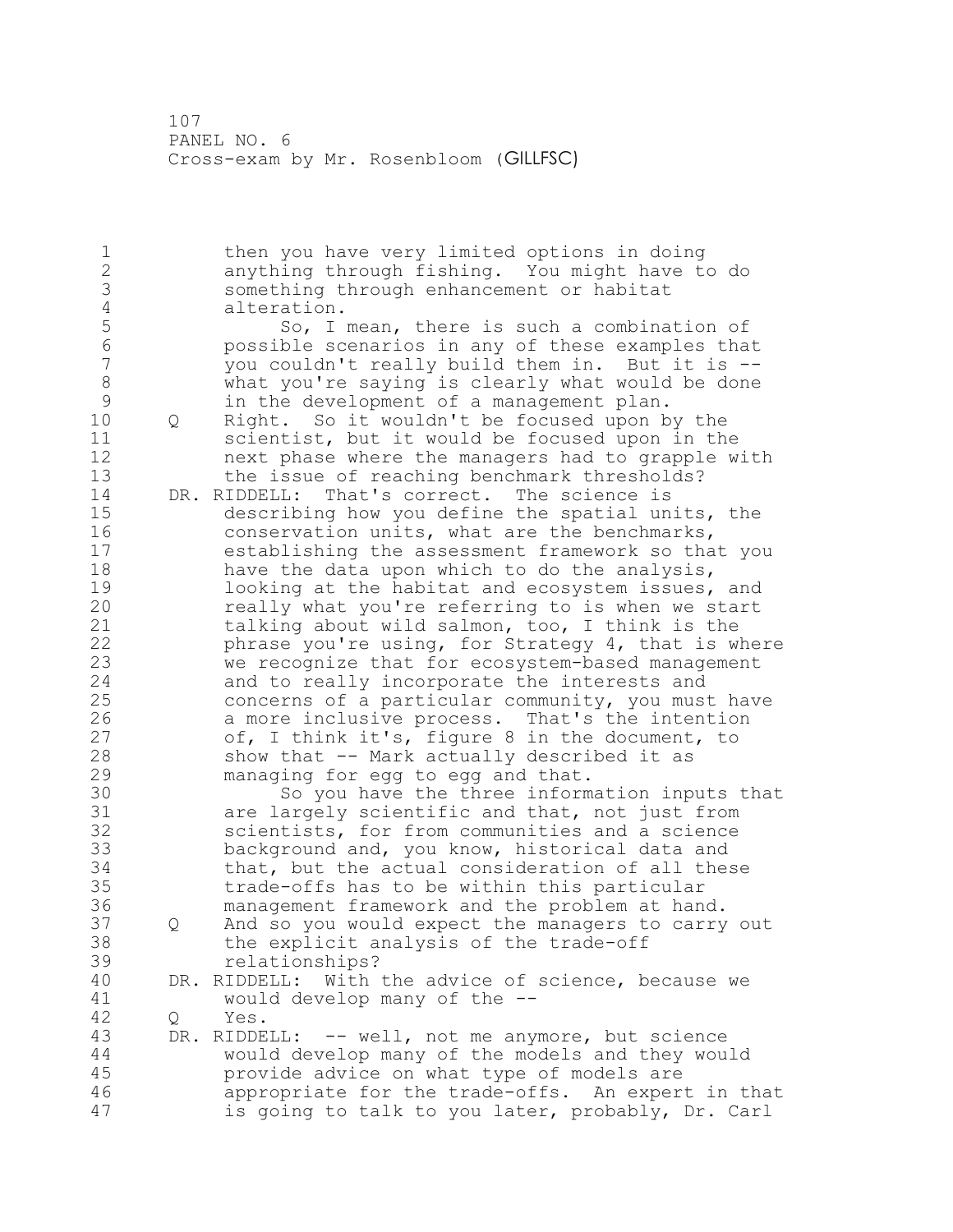then you have very limited options in doing anything through fishing. You might have to do something through enhancement or habitat alteration.

So, I mean, there is such a combination of possible scenarios in any of these examples that you couldn't really build them in. But it is -- what you're saying is clearly what would be done in the development of a management plan.

Q Right. So it wouldn't be focused upon by the scientist, but it would be focused upon in the next phase where the managers had to grapple with the issue of reaching benchmark thresholds?

DR. RIDDELL: That's correct. The science is describing how you define the spatial units, the conservation units, what are the benchmarks, establishing the assessment framework so that you have the data upon which to do the analysis, looking at the habitat and ecosystem issues, and really what you're referring to is when we start talking about wild salmon, too, I think is the phrase you're using, for Strategy 4, that is where we recognize that for ecosystem-based management and to really incorporate the interests and concerns of a particular community, you must have a more inclusive process. That's the intention of, I think it's, figure 8 in the document, to show that -- Mark actually described it as managing for egg to egg and that.

So you have the three information inputs that are largely scientific and that, not just from scientists, for from communities and a science background and, you know, historical data and that, but the actual consideration of all these trade-offs has to be within this particular management framework and the problem at hand.

Q And so you would expect the managers to carry out the explicit analysis of the trade-off relationships?

DR. RIDDELL: With the advice of science, because we would develop many of the --

Q Yes.

DR. RIDDELL: -- well, not me anymore, but science would develop many of the models and they would provide advice on what type of models are appropriate for the trade-offs. An expert in that is going to talk to you later, probably, Dr. Carl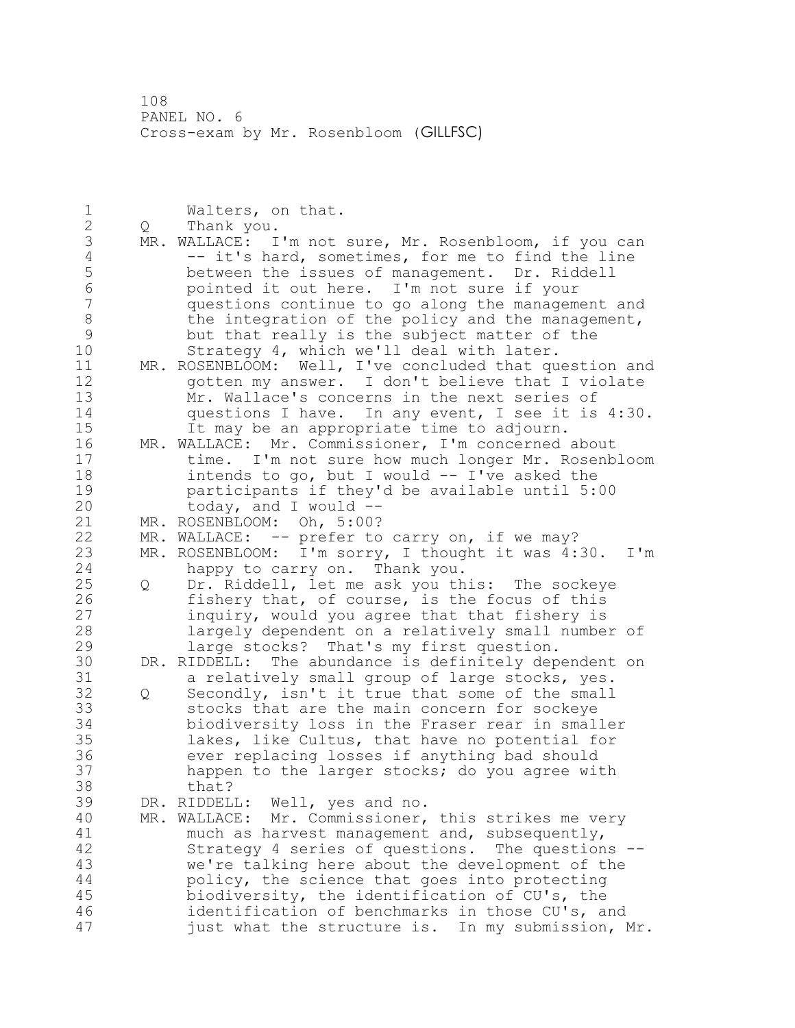Walters, on that.

Q Thank you.

MR. WALLACE: I'm not sure, Mr. Rosenbloom, if you can -- it's hard, sometimes, for me to find the line between the issues of management. Dr. Riddell pointed it out here. I'm not sure if your questions continue to go along the management and the integration of the policy and the management, but that really is the subject matter of the Strategy 4, which we'll deal with later.

MR. ROSENBLOOM: Well, I've concluded that question and gotten my answer. I don't believe that I violate Mr. Wallace's concerns in the next series of questions I have. In any event, I see it is 4:30. It may be an appropriate time to adjourn.

MR. WALLACE: Mr. Commissioner, I'm concerned about time. I'm not sure how much longer Mr. Rosenbloom intends to go, but I would -- I've asked the participants if they'd be available until 5:00 today, and I would --

MR. ROSENBLOOM: Oh, 5:00?

MR. WALLACE: -- prefer to carry on, if we may?

MR. ROSENBLOOM: I'm sorry, I thought it was 4:30. I'm happy to carry on. Thank you.

Q Dr. Riddell, let me ask you this: The sockeye fishery that, of course, is the focus of this inquiry, would you agree that that fishery is largely dependent on a relatively small number of large stocks? That's my first question.

DR. RIDDELL: The abundance is definitely dependent on a relatively small group of large stocks, yes.

Q Secondly, isn't it true that some of the small stocks that are the main concern for sockeye biodiversity loss in the Fraser rear in smaller lakes, like Cultus, that have no potential for ever replacing losses if anything bad should happen to the larger stocks; do you agree with that?

DR. RIDDELL: Well, yes and no.

MR. WALLACE: Mr. Commissioner, this strikes me very much as harvest management and, subsequently, Strategy 4 series of questions. The questions -- we're talking here about the development of the policy, the science that goes into protecting biodiversity, the identification of CU's, the identification of benchmarks in those CU's, and just what the structure is. In my submission, Mr.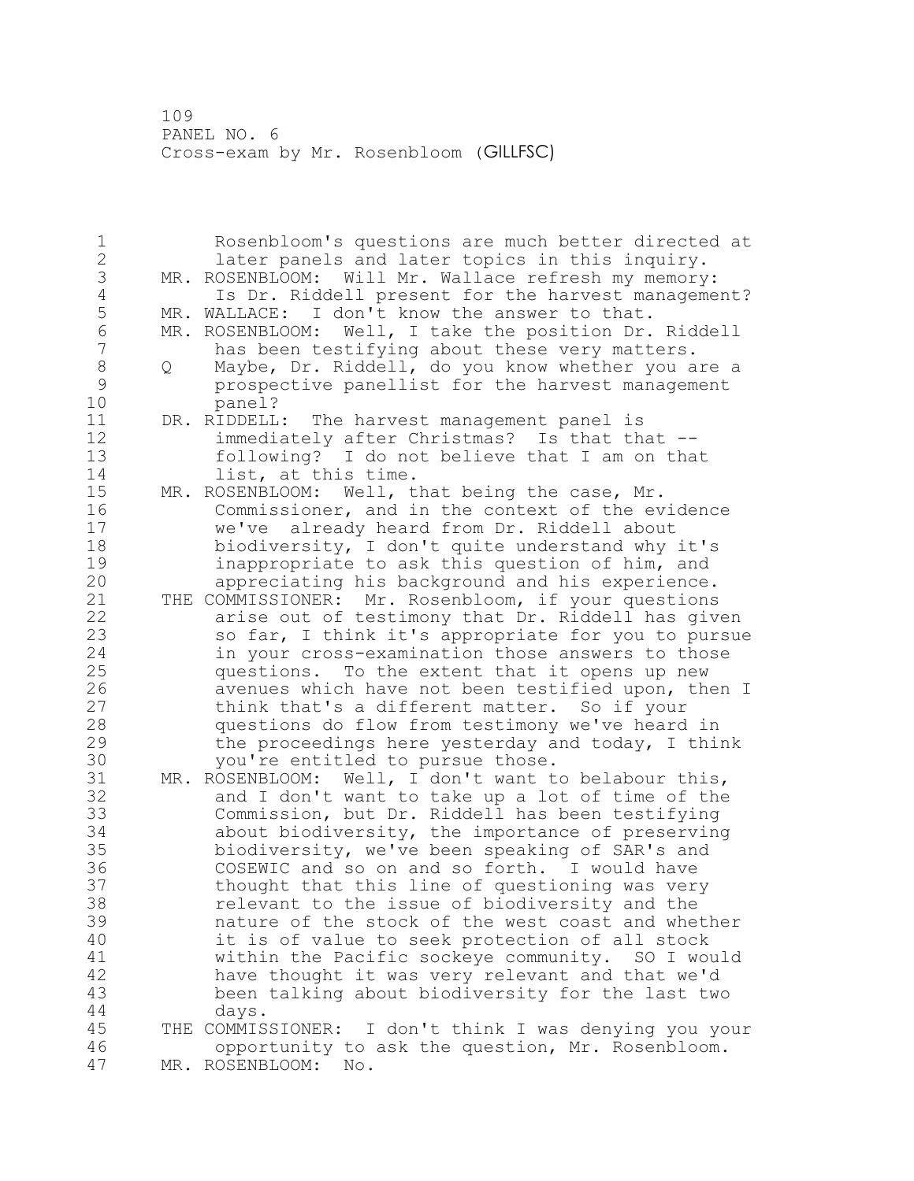Rosenbloom's questions are much better directed at later panels and later topics in this inquiry.

MR. ROSENBLOOM: Will Mr. Wallace refresh my memory: Is Dr. Riddell present for the harvest management?

MR. WALLACE: I don't know the answer to that.

MR. ROSENBLOOM: Well, I take the position Dr. Riddell has been testifying about these very matters.

Q Maybe, Dr. Riddell, do you know whether you are a prospective panellist for the harvest management panel?

DR. RIDDELL: The harvest management panel is immediately after Christmas? Is that that -- following? I do not believe that I am on that list, at this time.

MR. ROSENBLOOM: Well, that being the case, Mr. Commissioner, and in the context of the evidence we've already heard from Dr. Riddell about biodiversity, I don't quite understand why it's inappropriate to ask this question of him, and appreciating his background and his experience.

THE COMMISSIONER: Mr. Rosenbloom, if your questions arise out of testimony that Dr. Riddell has given so far, I think it's appropriate for you to pursue in your cross-examination those answers to those questions. To the extent that it opens up new avenues which have not been testified upon, then I think that's a different matter. So if your questions do flow from testimony we've heard in the proceedings here yesterday and today, I think you're entitled to pursue those.

MR. ROSENBLOOM: Well, I don't want to belabour this, and I don't want to take up a lot of time of the Commission, but Dr. Riddell has been testifying about biodiversity, the importance of preserving biodiversity, we've been speaking of SAR's and COSEWIC and so on and so forth. I would have thought that this line of questioning was very relevant to the issue of biodiversity and the nature of the stock of the west coast and whether it is of value to seek protection of all stock within the Pacific sockeye community. SO I would have thought it was very relevant and that we'd been talking about biodiversity for the last two days.

THE COMMISSIONER: I don't think I was denying you your opportunity to ask the question, Mr. Rosenbloom.

MR. ROSENBLOOM: No.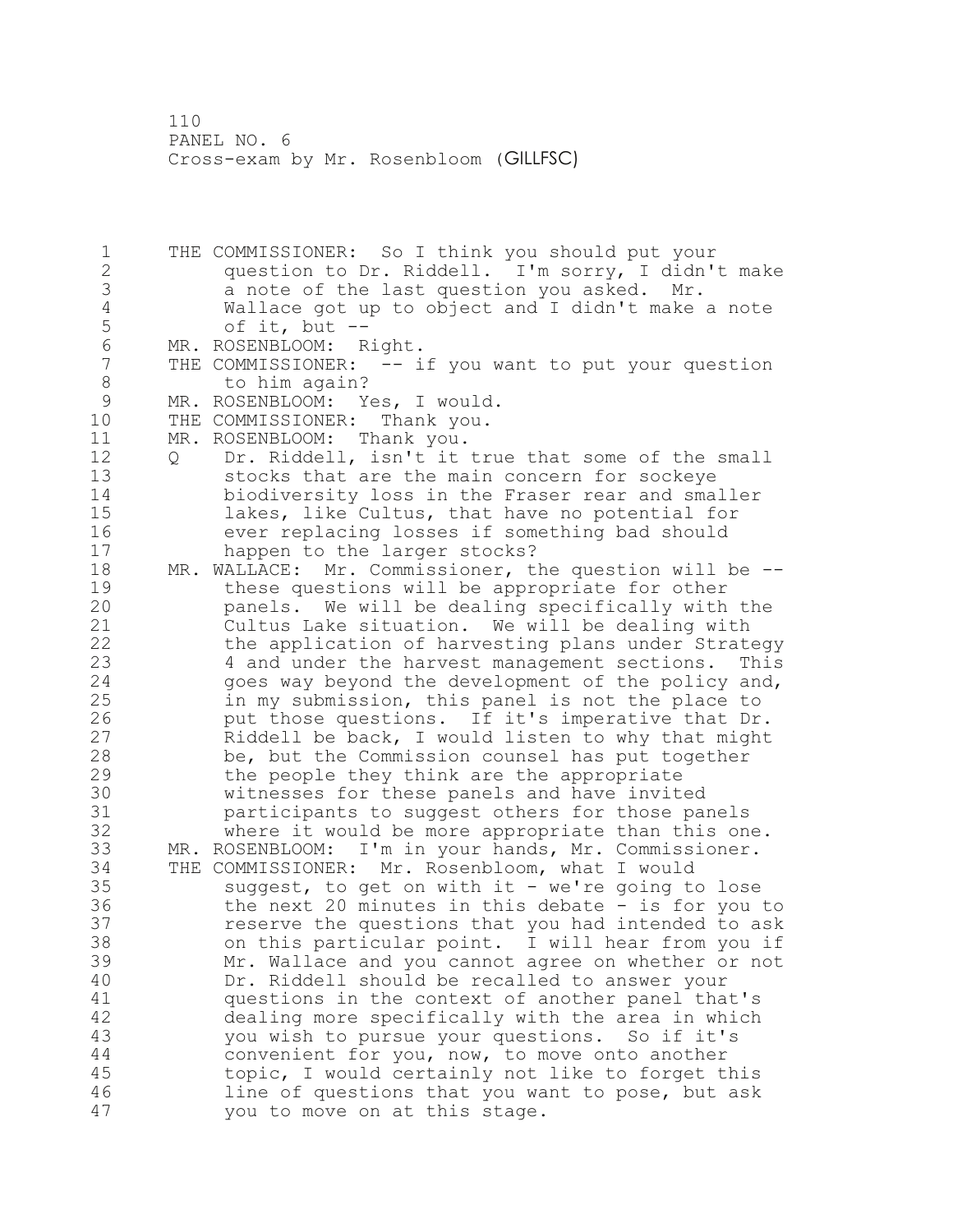THE COMMISSIONER: So I think you should put your question to Dr. Riddell. I'm sorry, I didn't make a note of the last question you asked. Mr. Wallace got up to object and I didn't make a note of it, but --

MR. ROSENBLOOM: Right.

THE COMMISSIONER: -- if you want to put your question to him again?

MR. ROSENBLOOM: Yes, I would.

THE COMMISSIONER: Thank you.

MR. ROSENBLOOM: Thank you.

Q Dr. Riddell, isn't it true that some of the small stocks that are the main concern for sockeye biodiversity loss in the Fraser rear and smaller lakes, like Cultus, that have no potential for ever replacing losses if something bad should happen to the larger stocks?

MR. WALLACE: Mr. Commissioner, the question will be -- these questions will be appropriate for other panels. We will be dealing specifically with the Cultus Lake situation. We will be dealing with the application of harvesting plans under Strategy 4 and under the harvest management sections. This goes way beyond the development of the policy and, in my submission, this panel is not the place to put those questions. If it's imperative that Dr. Riddell be back, I would listen to why that might be, but the Commission counsel has put together the people they think are the appropriate witnesses for these panels and have invited participants to suggest others for those panels where it would be more appropriate than this one.

MR. ROSENBLOOM: I'm in your hands, Mr. Commissioner.

THE COMMISSIONER: Mr. Rosenbloom, what I would suggest, to get on with it - we're going to lose the next 20 minutes in this debate - is for you to reserve the questions that you had intended to ask on this particular point. I will hear from you if Mr. Wallace and you cannot agree on whether or not Dr. Riddell should be recalled to answer your questions in the context of another panel that's dealing more specifically with the area in which you wish to pursue your questions. So if it's convenient for you, now, to move onto another topic, I would certainly not like to forget this line of questions that you want to pose, but ask you to move on at this stage.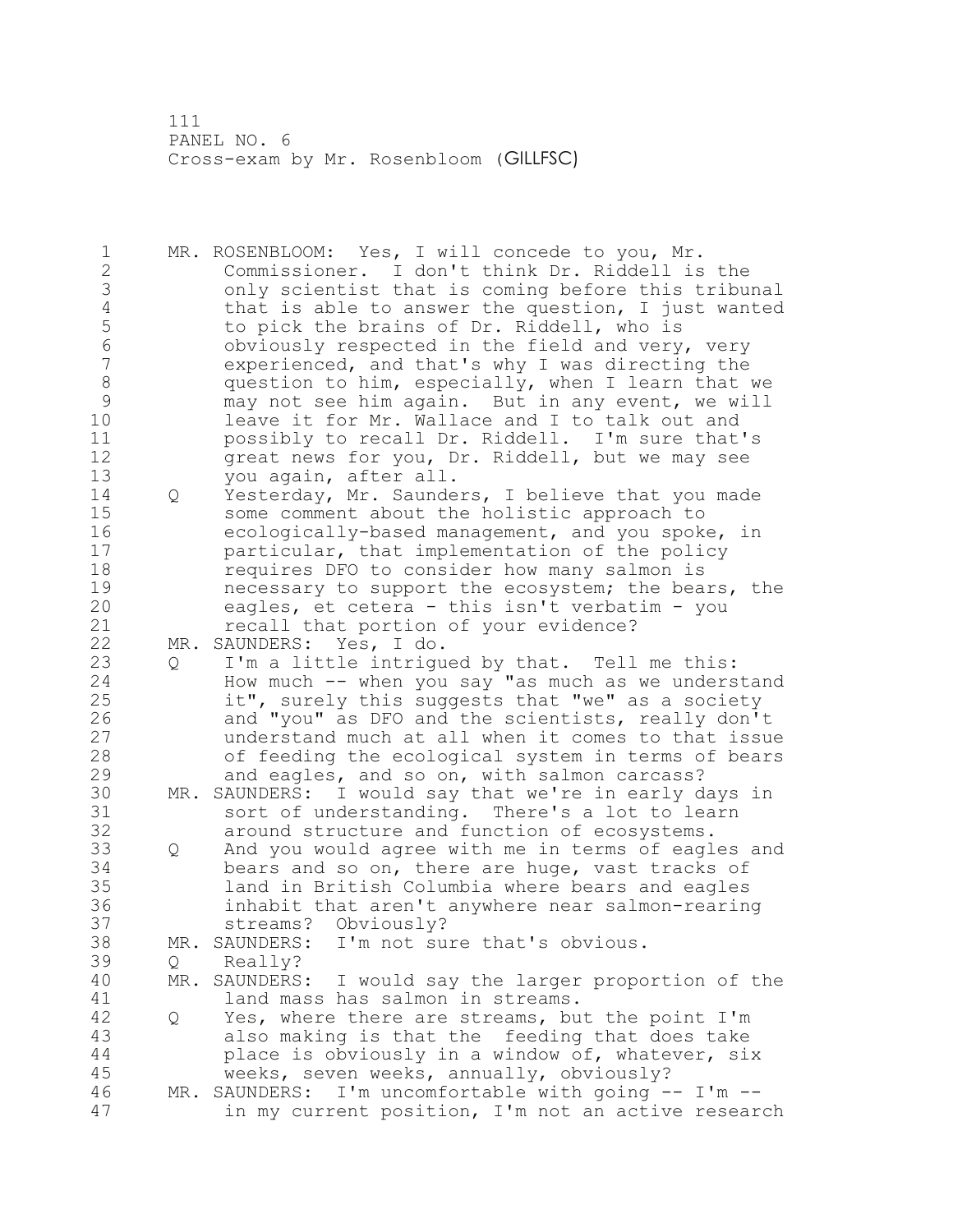MR. ROSENBLOOM: Yes, I will concede to you, Mr. Commissioner. I don't think Dr. Riddell is the only scientist that is coming before this tribunal that is able to answer the question, I just wanted to pick the brains of Dr. Riddell, who is obviously respected in the field and very, very experienced, and that's why I was directing the question to him, especially, when I learn that we may not see him again. But in any event, we will leave it for Mr. Wallace and I to talk out and possibly to recall Dr. Riddell. I'm sure that's great news for you, Dr. Riddell, but we may see you again, after all.

Q Yesterday, Mr. Saunders, I believe that you made some comment about the holistic approach to ecologically-based management, and you spoke, in particular, that implementation of the policy requires DFO to consider how many salmon is necessary to support the ecosystem; the bears, the eagles, et cetera - this isn't verbatim - you recall that portion of your evidence?

MR. SAUNDERS: Yes, I do.

Q I'm a little intrigued by that. Tell me this: How much -- when you say "as much as we understand it", surely this suggests that "we" as a society and "you" as DFO and the scientists, really don't understand much at all when it comes to that issue of feeding the ecological system in terms of bears and eagles, and so on, with salmon carcass?

MR. SAUNDERS: I would say that we're in early days in sort of understanding. There's a lot to learn around structure and function of ecosystems.

Q And you would agree with me in terms of eagles and bears and so on, there are huge, vast tracks of land in British Columbia where bears and eagles inhabit that aren't anywhere near salmon-rearing streams? Obviously?

MR. SAUNDERS: I'm not sure that's obvious.

Q Really?

MR. SAUNDERS: I would say the larger proportion of the land mass has salmon in streams.

Q Yes, where there are streams, but the point I'm also making is that the feeding that does take place is obviously in a window of, whatever, six weeks, seven weeks, annually, obviously?

MR. SAUNDERS: I'm uncomfortable with going -- I'm -- in my current position, I'm not an active research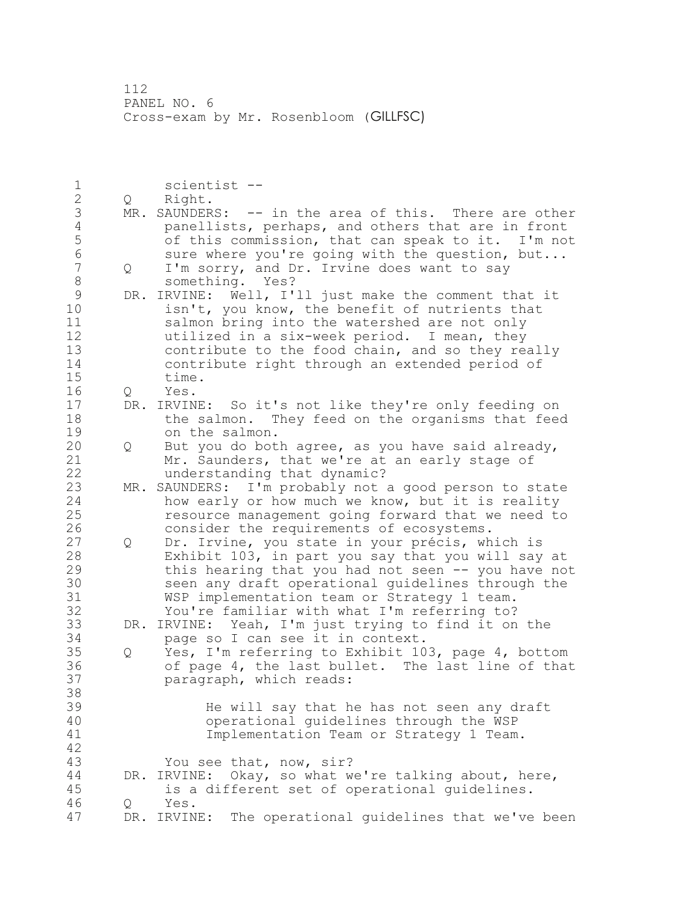scientist --

Q Right.

MR. SAUNDERS: -- in the area of this. There are other panellists, perhaps, and others that are in front of this commission, that can speak to it. I'm not sure where you're going with the question, but...

Q I'm sorry, and Dr. Irvine does want to say something. Yes?

DR. IRVINE: Well, I'll just make the comment that it isn't, you know, the benefit of nutrients that salmon bring into the watershed are not only utilized in a six-week period. I mean, they contribute to the food chain, and so they really contribute right through an extended period of time.

Q Yes.

DR. IRVINE: So it's not like they're only feeding on the salmon. They feed on the organisms that feed on the salmon.

Q But you do both agree, as you have said already, Mr. Saunders, that we're at an early stage of understanding that dynamic?

MR. SAUNDERS: I'm probably not a good person to state how early or how much we know, but it is reality resource management going forward that we need to consider the requirements of ecosystems.

Q Dr. Irvine, you state in your précis, which is Exhibit 103, in part you say that you will say at this hearing that you had not seen -- you have not seen any draft operational guidelines through the WSP implementation team or Strategy 1 team. You're familiar with what I'm referring to?

DR. IRVINE: Yeah, I'm just trying to find it on the page so I can see it in context.

Q Yes, I'm referring to Exhibit 103, page 4, bottom of page 4, the last bullet. The last line of that paragraph, which reads:

> He will say that he has not seen any draft operational guidelines through the WSP Implementation Team or Strategy 1 Team.

You see that, now, sir?

DR. IRVINE: Okay, so what we're talking about, here, is a different set of operational guidelines.

Q Yes.

DR. IRVINE: The operational guidelines that we've been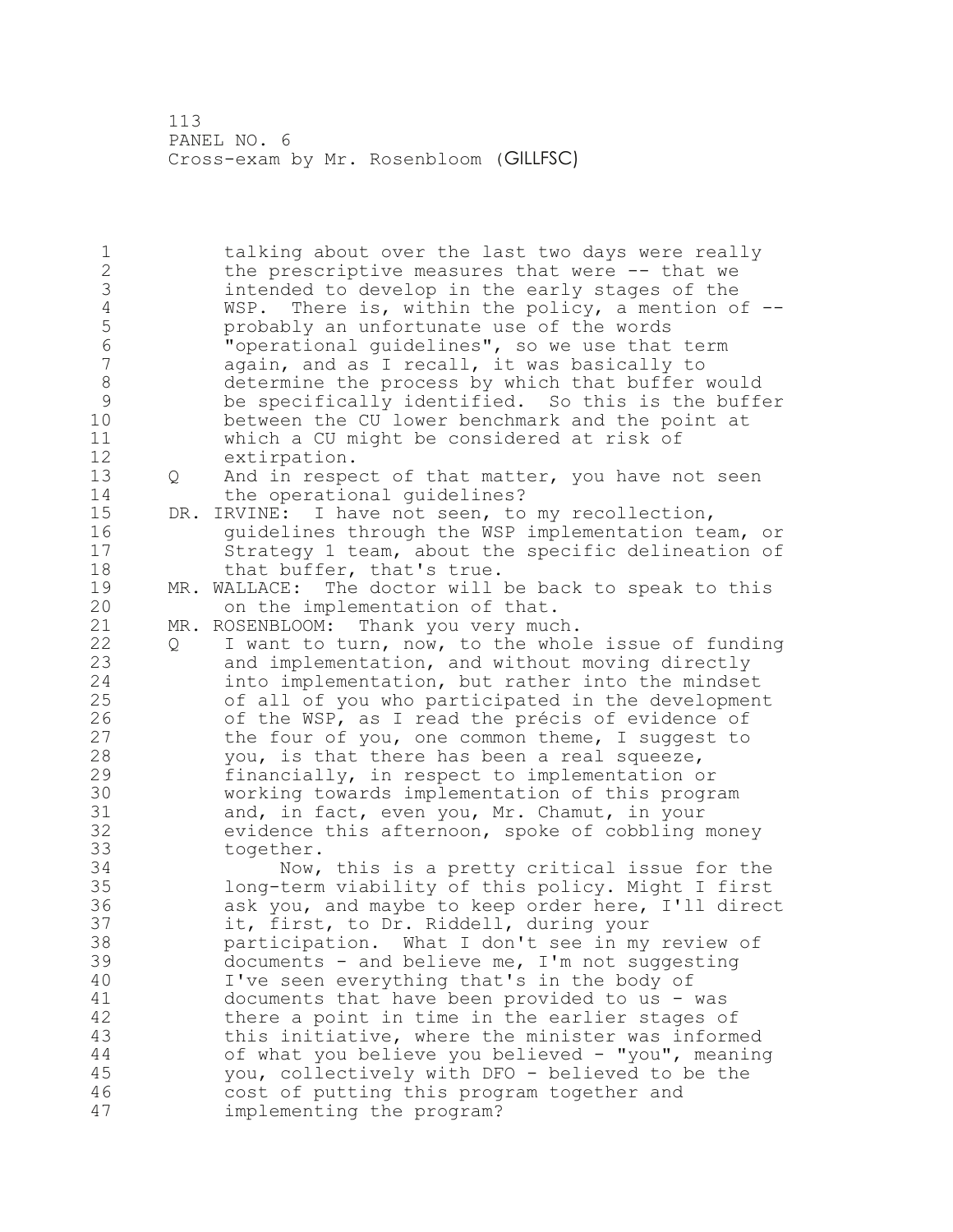talking about over the last two days were really the prescriptive measures that were -- that we intended to develop in the early stages of the WSP. There is, within the policy, a mention of -- probably an unfortunate use of the words "operational guidelines", so we use that term again, and as I recall, it was basically to determine the process by which that buffer would be specifically identified. So this is the buffer between the CU lower benchmark and the point at which a CU might be considered at risk of extirpation.

Q And in respect of that matter, you have not seen the operational guidelines?

DR. IRVINE: I have not seen, to my recollection, guidelines through the WSP implementation team, or Strategy 1 team, about the specific delineation of that buffer, that's true.

MR. WALLACE: The doctor will be back to speak to this on the implementation of that.

MR. ROSENBLOOM: Thank you very much.

Q I want to turn, now, to the whole issue of funding and implementation, and without moving directly into implementation, but rather into the mindset of all of you who participated in the development of the WSP, as I read the précis of evidence of the four of you, one common theme, I suggest to you, is that there has been a real squeeze, financially, in respect to implementation or working towards implementation of this program and, in fact, even you, Mr. Chamut, in your evidence this afternoon, spoke of cobbling money together.

Now, this is a pretty critical issue for the long-term viability of this policy. Might I first ask you, and maybe to keep order here, I'll direct it, first, to Dr. Riddell, during your participation. What I don't see in my review of documents - and believe me, I'm not suggesting I've seen everything that's in the body of documents that have been provided to us - was there a point in time in the earlier stages of this initiative, where the minister was informed of what you believe you believed - "you", meaning you, collectively with DFO - believed to be the cost of putting this program together and implementing the program?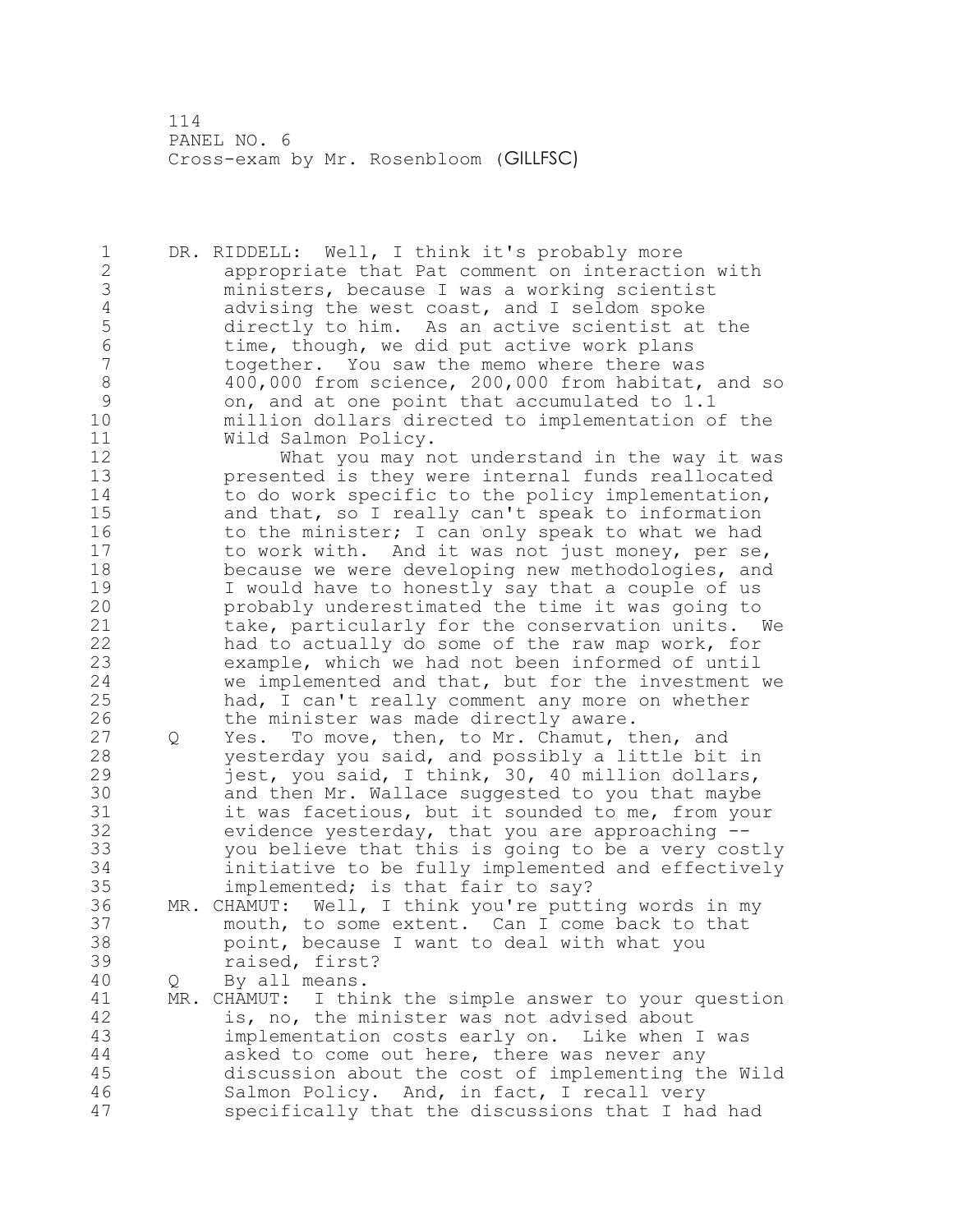DR. RIDDELL: Well, I think it's probably more appropriate that Pat comment on interaction with ministers, because I was a working scientist advising the west coast, and I seldom spoke directly to him. As an active scientist at the time, though, we did put active work plans together. You saw the memo where there was 400,000 from science, 200,000 from habitat, and so on, and at one point that accumulated to 1.1 million dollars directed to implementation of the Wild Salmon Policy.

What you may not understand in the way it was presented is they were internal funds reallocated to do work specific to the policy implementation, and that, so I really can't speak to information to the minister; I can only speak to what we had to work with. And it was not just money, per se, because we were developing new methodologies, and I would have to honestly say that a couple of us probably underestimated the time it was going to take, particularly for the conservation units. We had to actually do some of the raw map work, for example, which we had not been informed of until we implemented and that, but for the investment we had, I can't really comment any more on whether the minister was made directly aware.

Q Yes. To move, then, to Mr. Chamut, then, and yesterday you said, and possibly a little bit in jest, you said, I think, 30, 40 million dollars, and then Mr. Wallace suggested to you that maybe it was facetious, but it sounded to me, from your evidence yesterday, that you are approaching -- you believe that this is going to be a very costly initiative to be fully implemented and effectively implemented; is that fair to say?

MR. CHAMUT: Well, I think you're putting words in my mouth, to some extent. Can I come back to that point, because I want to deal with what you raised, first?

Q By all means.

MR. CHAMUT: I think the simple answer to your question is, no, the minister was not advised about implementation costs early on. Like when I was asked to come out here, there was never any discussion about the cost of implementing the Wild Salmon Policy. And, in fact, I recall very specifically that the discussions that I had had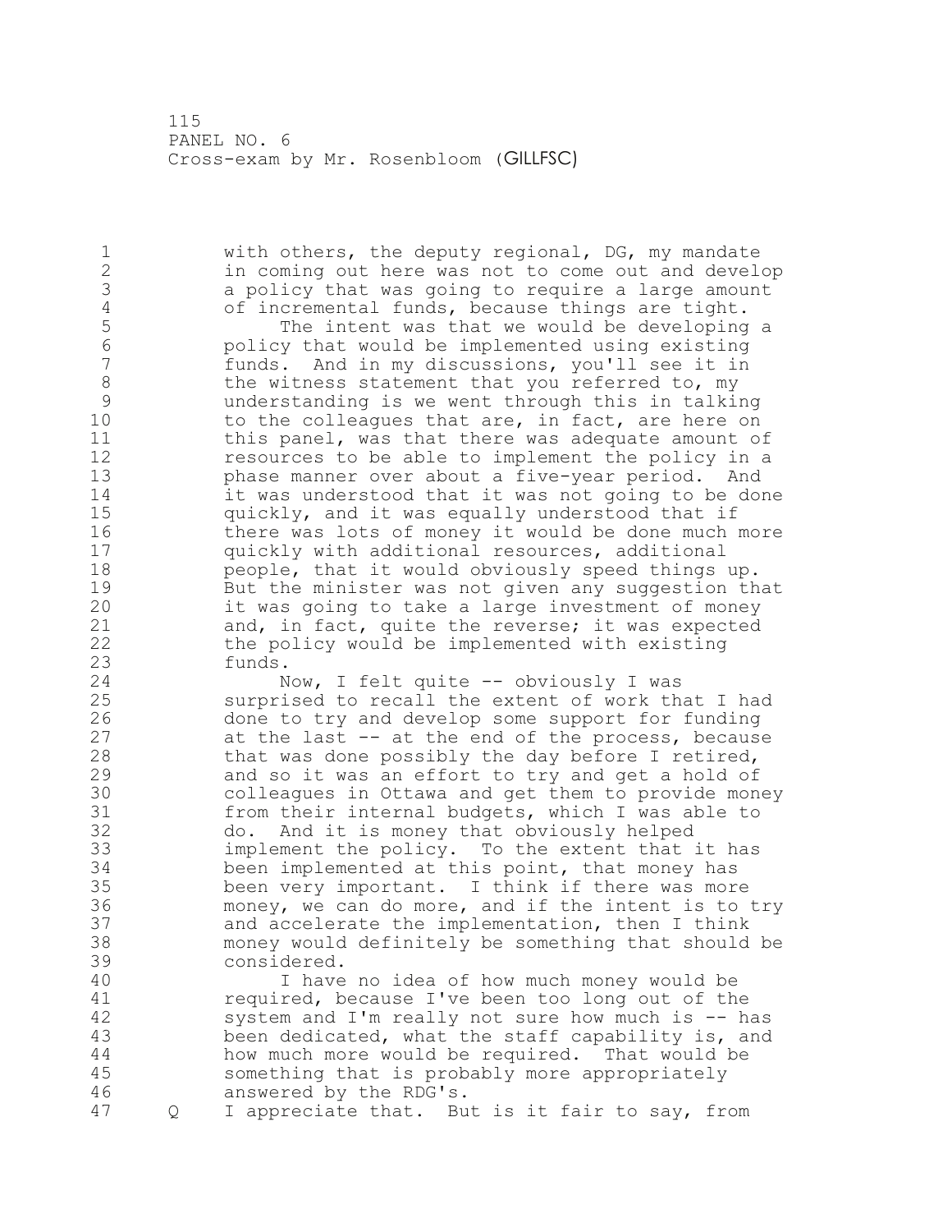with others, the deputy regional, DG, my mandate in coming out here was not to come out and develop a policy that was going to require a large amount of incremental funds, because things are tight.

The intent was that we would be developing a policy that would be implemented using existing funds. And in my discussions, you'll see it in the witness statement that you referred to, my understanding is we went through this in talking to the colleagues that are, in fact, are here on this panel, was that there was adequate amount of resources to be able to implement the policy in a phase manner over about a five-year period. And it was understood that it was not going to be done quickly, and it was equally understood that if there was lots of money it would be done much more quickly with additional resources, additional people, that it would obviously speed things up. But the minister was not given any suggestion that it was going to take a large investment of money and, in fact, quite the reverse; it was expected the policy would be implemented with existing funds.

Now, I felt quite -- obviously I was surprised to recall the extent of work that I had done to try and develop some support for funding at the last -- at the end of the process, because that was done possibly the day before I retired, and so it was an effort to try and get a hold of colleagues in Ottawa and get them to provide money from their internal budgets, which I was able to do. And it is money that obviously helped implement the policy. To the extent that it has been implemented at this point, that money has been very important. I think if there was more money, we can do more, and if the intent is to try and accelerate the implementation, then I think money would definitely be something that should be considered.

I have no idea of how much money would be required, because I've been too long out of the system and I'm really not sure how much is -- has been dedicated, what the staff capability is, and how much more would be required. That would be something that is probably more appropriately answered by the RDG's.

Q I appreciate that. But is it fair to say, from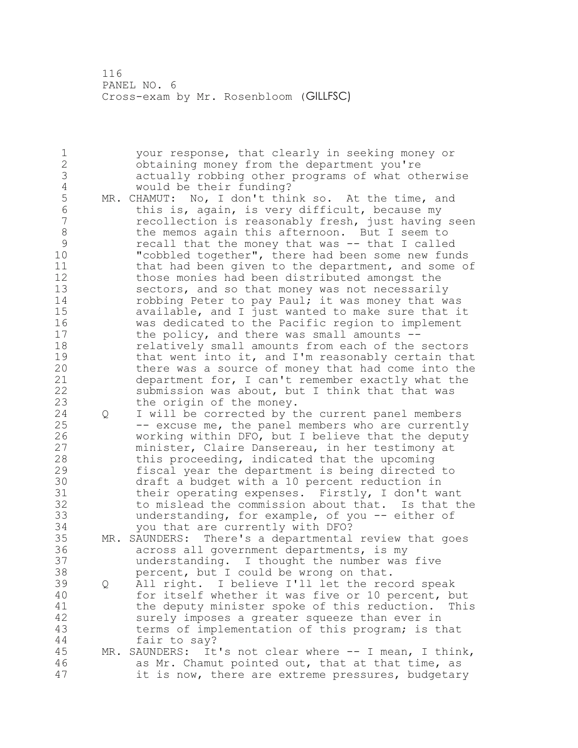your response, that clearly in seeking money or obtaining money from the department you're actually robbing other programs of what otherwise would be their funding?

MR. CHAMUT: No, I don't think so. At the time, and this is, again, is very difficult, because my recollection is reasonably fresh, just having seen the memos again this afternoon. But I seem to recall that the money that was -- that I called "cobbled together", there had been some new funds that had been given to the department, and some of those monies had been distributed amongst the sectors, and so that money was not necessarily robbing Peter to pay Paul; it was money that was available, and I just wanted to make sure that it was dedicated to the Pacific region to implement the policy, and there was small amounts -- relatively small amounts from each of the sectors that went into it, and I'm reasonably certain that there was a source of money that had come into the department for, I can't remember exactly what the submission was about, but I think that that was the origin of the money.

Q I will be corrected by the current panel members -- excuse me, the panel members who are currently working within DFO, but I believe that the deputy minister, Claire Dansereau, in her testimony at this proceeding, indicated that the upcoming fiscal year the department is being directed to draft a budget with a 10 percent reduction in their operating expenses. Firstly, I don't want to mislead the commission about that. Is that the understanding, for example, of you -- either of you that are currently with DFO?

MR. SAUNDERS: There's a departmental review that goes across all government departments, is my understanding. I thought the number was five percent, but I could be wrong on that.

Q All right. I believe I'll let the record speak for itself whether it was five or 10 percent, but the deputy minister spoke of this reduction. This surely imposes a greater squeeze than ever in terms of implementation of this program; is that fair to say?

MR. SAUNDERS: It's not clear where -- I mean, I think, as Mr. Chamut pointed out, that at that time, as it is now, there are extreme pressures, budgetary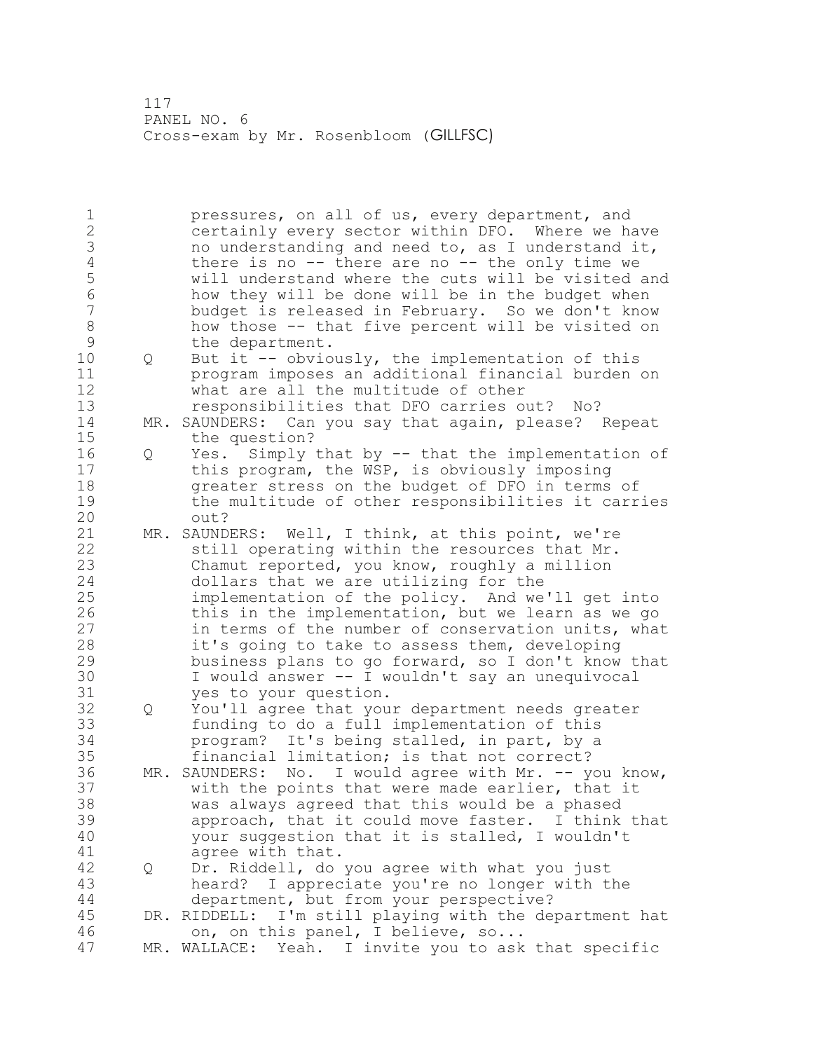pressures, on all of us, every department, and certainly every sector within DFO. Where we have no understanding and need to, as I understand it, there is no -- there are no -- the only time we will understand where the cuts will be visited and how they will be done will be in the budget when budget is released in February. So we don't know how those -- that five percent will be visited on the department.

Q But it -- obviously, the implementation of this program imposes an additional financial burden on what are all the multitude of other responsibilities that DFO carries out? No?

MR. SAUNDERS: Can you say that again, please? Repeat the question?

Q Yes. Simply that by -- that the implementation of this program, the WSP, is obviously imposing greater stress on the budget of DFO in terms of the multitude of other responsibilities it carries out?

MR. SAUNDERS: Well, I think, at this point, we're still operating within the resources that Mr. Chamut reported, you know, roughly a million dollars that we are utilizing for the implementation of the policy. And we'll get into this in the implementation, but we learn as we go in terms of the number of conservation units, what it's going to take to assess them, developing business plans to go forward, so I don't know that I would answer -- I wouldn't say an unequivocal yes to your question.

Q You'll agree that your department needs greater funding to do a full implementation of this program? It's being stalled, in part, by a financial limitation; is that not correct?

MR. SAUNDERS: No. I would agree with Mr. -- you know, with the points that were made earlier, that it was always agreed that this would be a phased approach, that it could move faster. I think that your suggestion that it is stalled, I wouldn't agree with that.

Q Dr. Riddell, do you agree with what you just heard? I appreciate you're no longer with the department, but from your perspective?

DR. RIDDELL: I'm still playing with the department hat on, on this panel, I believe, so...

MR. WALLACE: Yeah. I invite you to ask that specific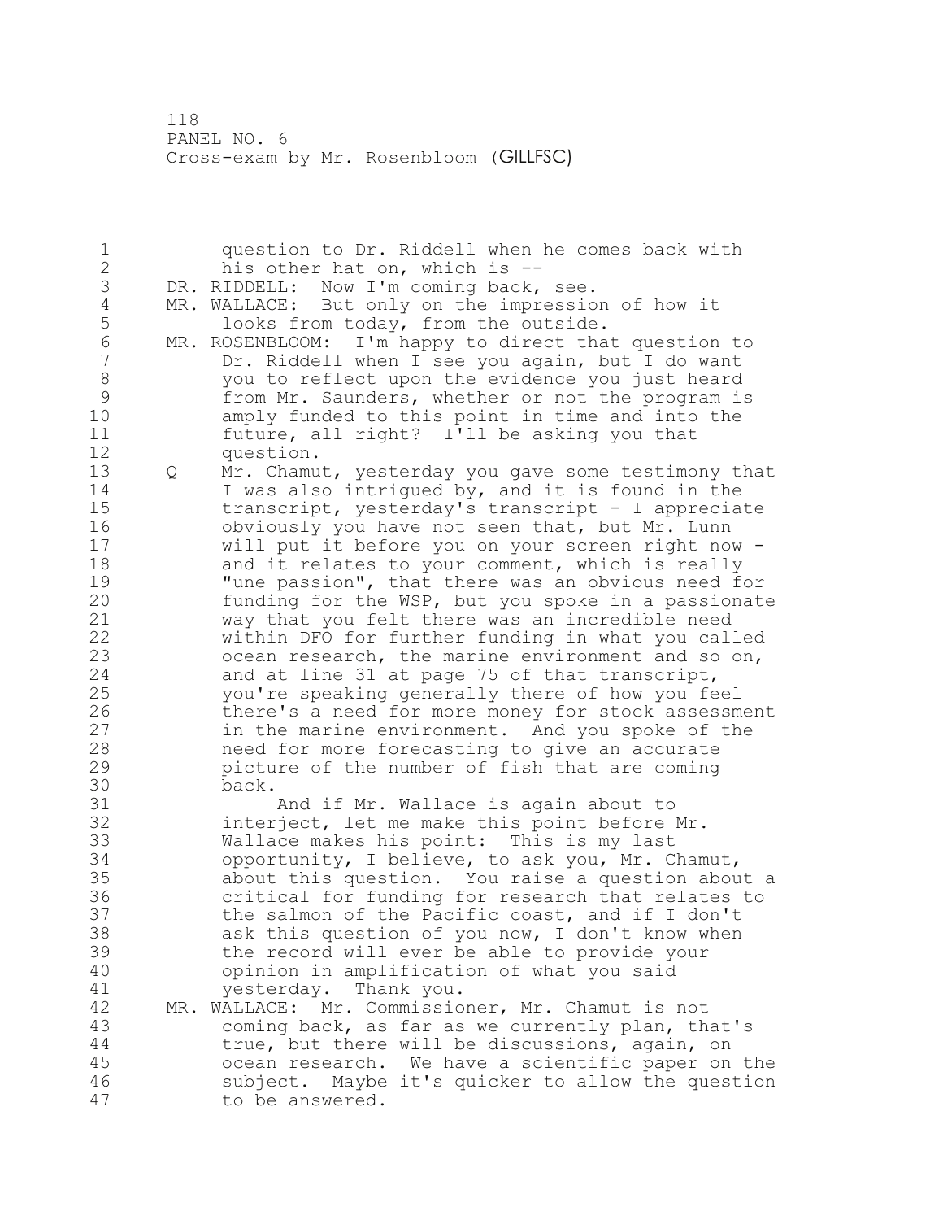question to Dr. Riddell when he comes back with his other hat on, which is --

DR. RIDDELL: Now I'm coming back, see.

MR. WALLACE: But only on the impression of how it looks from today, from the outside.

MR. ROSENBLOOM: I'm happy to direct that question to Dr. Riddell when I see you again, but I do want you to reflect upon the evidence you just heard from Mr. Saunders, whether or not the program is amply funded to this point in time and into the future, all right? I'll be asking you that question.

Q Mr. Chamut, yesterday you gave some testimony that I was also intrigued by, and it is found in the transcript, yesterday's transcript - I appreciate obviously you have not seen that, but Mr. Lunn will put it before you on your screen right now - and it relates to your comment, which is really "une passion", that there was an obvious need for funding for the WSP, but you spoke in a passionate way that you felt there was an incredible need within DFO for further funding in what you called ocean research, the marine environment and so on, and at line 31 at page 75 of that transcript, you're speaking generally there of how you feel there's a need for more money for stock assessment in the marine environment. And you spoke of the need for more forecasting to give an accurate picture of the number of fish that are coming back.

And if Mr. Wallace is again about to interject, let me make this point before Mr. Wallace makes his point: This is my last opportunity, I believe, to ask you, Mr. Chamut, about this question. You raise a question about a critical for funding for research that relates to the salmon of the Pacific coast, and if I don't ask this question of you now, I don't know when the record will ever be able to provide your opinion in amplification of what you said yesterday. Thank you.

MR. WALLACE: Mr. Commissioner, Mr. Chamut is not coming back, as far as we currently plan, that's true, but there will be discussions, again, on ocean research. We have a scientific paper on the subject. Maybe it's quicker to allow the question to be answered.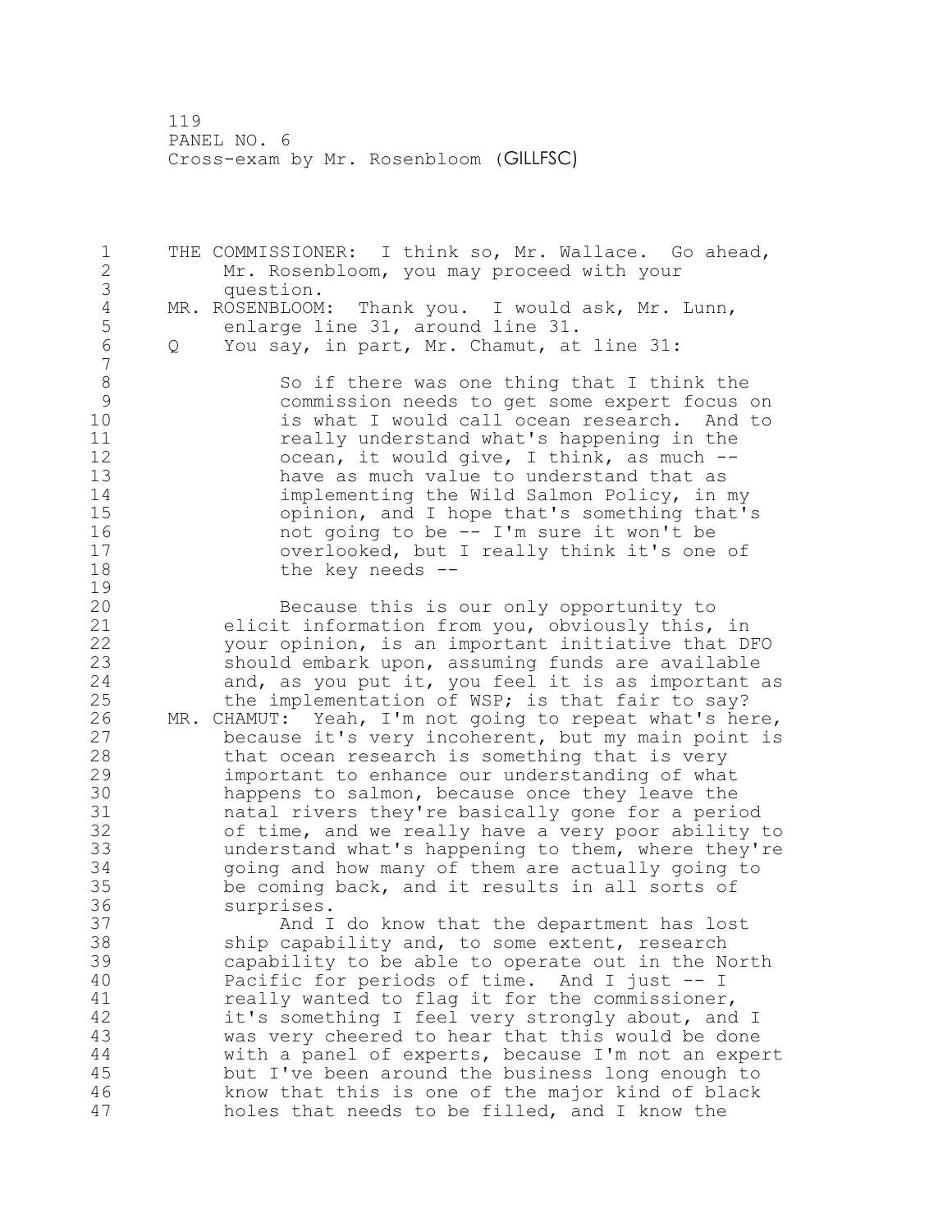THE COMMISSIONER: I think so, Mr. Wallace. Go ahead, Mr. Rosenbloom, you may proceed with your question.

MR. ROSENBLOOM: Thank you. I would ask, Mr. Lunn, enlarge line 31, around line 31.

Q You say, in part, Mr. Chamut, at line 31:

> So if there was one thing that I think the commission needs to get some expert focus on is what I would call ocean research. And to really understand what's happening in the ocean, it would give, I think, as much -- have as much value to understand that as implementing the Wild Salmon Policy, in my opinion, and I hope that's something that's not going to be -- I'm sure it won't be overlooked, but I really think it's one of the key needs --

Because this is our only opportunity to elicit information from you, obviously this, in your opinion, is an important initiative that DFO should embark upon, assuming funds are available and, as you put it, you feel it is as important as the implementation of WSP; is that fair to say?

MR. CHAMUT: Yeah, I'm not going to repeat what's here, because it's very incoherent, but my main point is that ocean research is something that is very important to enhance our understanding of what happens to salmon, because once they leave the natal rivers they're basically gone for a period of time, and we really have a very poor ability to understand what's happening to them, where they're going and how many of them are actually going to be coming back, and it results in all sorts of surprises.

And I do know that the department has lost ship capability and, to some extent, research capability to be able to operate out in the North Pacific for periods of time. And I just -- I really wanted to flag it for the commissioner, it's something I feel very strongly about, and I was very cheered to hear that this would be done with a panel of experts, because I'm not an expert but I've been around the business long enough to know that this is one of the major kind of black holes that needs to be filled, and I know the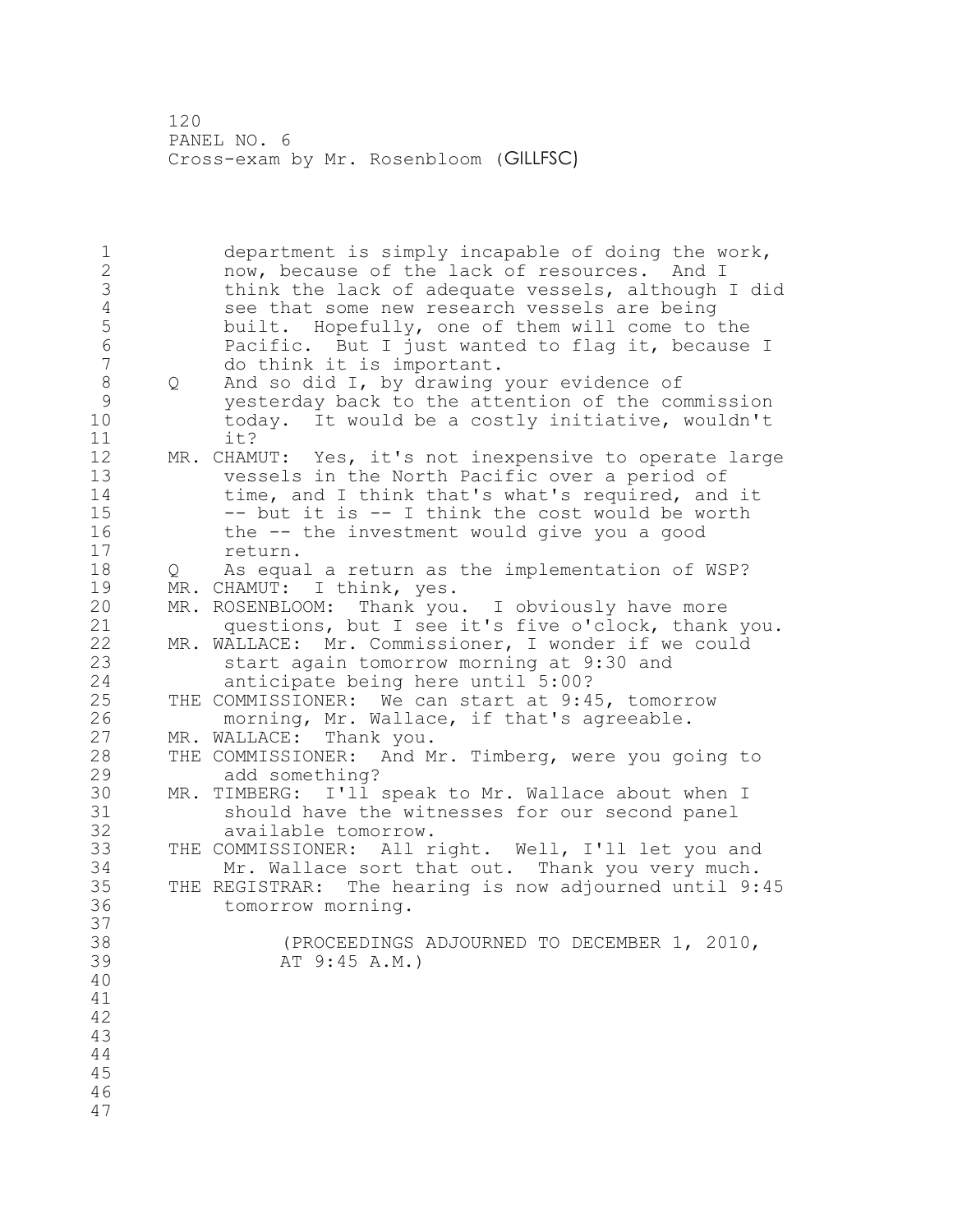department is simply incapable of doing the work, now, because of the lack of resources. And I think the lack of adequate vessels, although I did see that some new research vessels are being built. Hopefully, one of them will come to the Pacific. But I just wanted to flag it, because I do think it is important.

Q And so did I, by drawing your evidence of yesterday back to the attention of the commission today. It would be a costly initiative, wouldn't it?

MR. CHAMUT: Yes, it's not inexpensive to operate large vessels in the North Pacific over a period of time, and I think that's what's required, and it -- but it is -- I think the cost would be worth the -- the investment would give you a good return.

Q As equal a return as the implementation of WSP?

MR. CHAMUT: I think, yes.

MR. ROSENBLOOM: Thank you. I obviously have more questions, but I see it's five o'clock, thank you.

MR. WALLACE: Mr. Commissioner, I wonder if we could start again tomorrow morning at 9:30 and anticipate being here until 5:00?

THE COMMISSIONER: We can start at 9:45, tomorrow morning, Mr. Wallace, if that's agreeable.

MR. WALLACE: Thank you.

THE COMMISSIONER: And Mr. Timberg, were you going to add something?

MR. TIMBERG: I'll speak to Mr. Wallace about when I should have the witnesses for our second panel available tomorrow.

THE COMMISSIONER: All right. Well, I'll let you and Mr. Wallace sort that out. Thank you very much.

THE REGISTRAR: The hearing is now adjourned until 9:45 tomorrow morning.

(PROCEEDINGS ADJOURNED TO DECEMBER 1, 2010, AT 9:45 A.M.)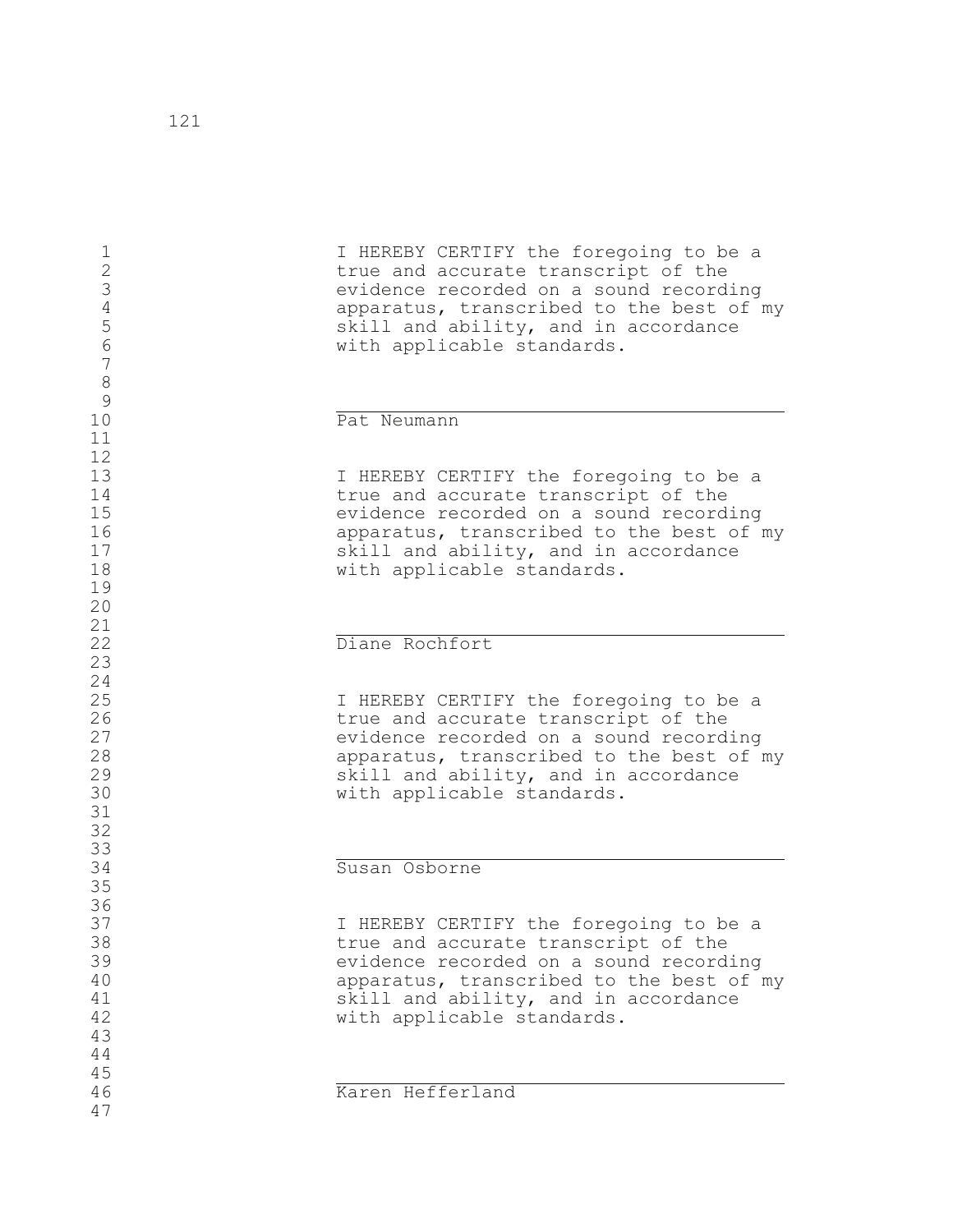I HEREBY CERTIFY the foregoing to be a true and accurate transcript of the evidence recorded on a sound recording apparatus, transcribed to the best of my skill and ability, and in accordance with applicable standards.

______________________________

Pat Neumann

I HEREBY CERTIFY the foregoing to be a true and accurate transcript of the evidence recorded on a sound recording apparatus, transcribed to the best of my skill and ability, and in accordance with applicable standards.

______________________________

Diane Rochfort

I HEREBY CERTIFY the foregoing to be a true and accurate transcript of the evidence recorded on a sound recording apparatus, transcribed to the best of my skill and ability, and in accordance with applicable standards.

______________________________

Susan Osborne

I HEREBY CERTIFY the foregoing to be a true and accurate transcript of the evidence recorded on a sound recording apparatus, transcribed to the best of my skill and ability, and in accordance with applicable standards.

______________________________

Karen Hefferland